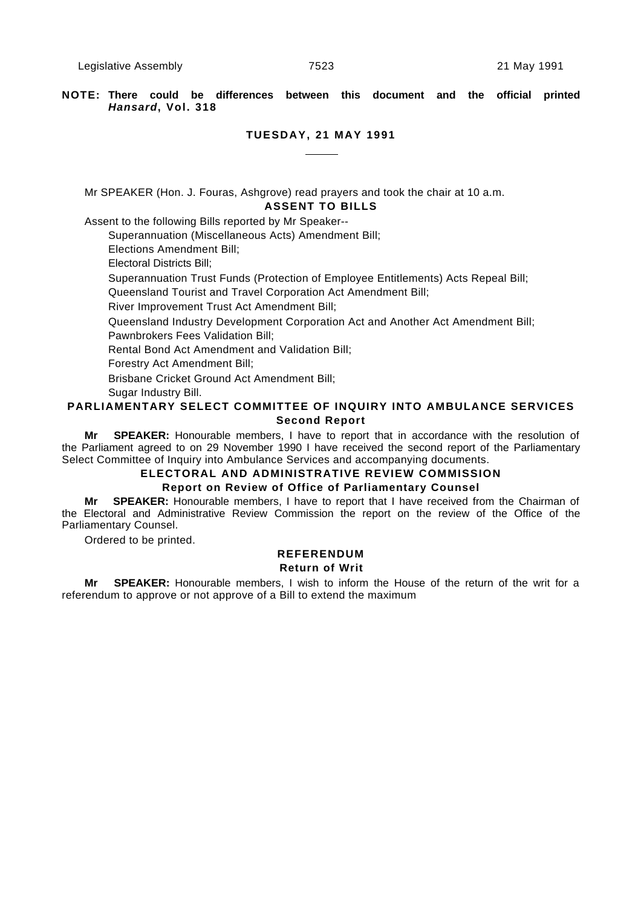**NOTE: There could be differences between this document and the official printed *Hansard*, Vol. 318**

## TUESDAY, 21 MAY 1991

Mr SPEAKER (Hon. J. Fouras, Ashgrove) read prayers and took the chair at 10 a.m.

### ASSENT TO BILLS

Assent to the following Bills reported by Mr Speaker--

Superannuation (Miscellaneous Acts) Amendment Bill;

Elections Amendment Bill;

Electoral Districts Bill;

Superannuation Trust Funds (Protection of Employee Entitlements) Acts Repeal Bill;

Queensland Tourist and Travel Corporation Act Amendment Bill;

River Improvement Trust Act Amendment Bill;

Queensland Industry Development Corporation Act and Another Act Amendment Bill;

Pawnbrokers Fees Validation Bill;

Rental Bond Act Amendment and Validation Bill;

Forestry Act Amendment Bill;

Brisbane Cricket Ground Act Amendment Bill;

Sugar Industry Bill.

### PARLIAMENTARY SELECT COMMITTEE OF INQUIRY INTO AMBULANCE SERVICES

#### Second Report

**Mr SPEAKER:** Honourable members, I have to report that in accordance with the resolution of the Parliament agreed to on 29 November 1990 I have received the second report of the Parliamentary Select Committee of Inquiry into Ambulance Services and accompanying documents.

### ELECTORAL AND ADMINISTRATIVE REVIEW COMMISSION

#### Report on Review of Office of Parliamentary Counsel

**Mr SPEAKER:** Honourable members, I have to report that I have received from the Chairman of the Electoral and Administrative Review Commission the report on the review of the Office of the Parliamentary Counsel.

Ordered to be printed.

### REFERENDUM

#### Return of Writ

**Mr SPEAKER:** Honourable members, I wish to inform the House of the return of the writ for a referendum to approve or not approve of a Bill to extend the maximum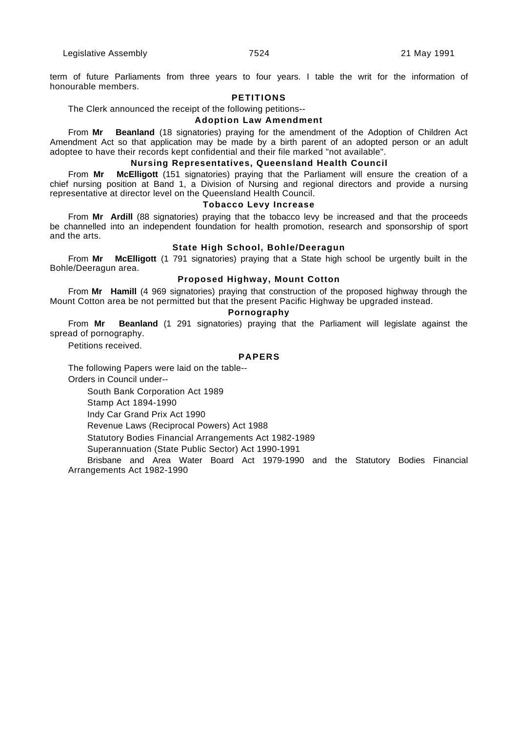term of future Parliaments from three years to four years. I table the writ for the information of honourable members.

## PETITIONS

The Clerk announced the receipt of the following petitions--

### Adoption Law Amendment

From **Mr Beanland** (18 signatories) praying for the amendment of the Adoption of Children Act Amendment Act so that application may be made by a birth parent of an adopted person or an adult adoptee to have their records kept confidential and their file marked "not available".

### Nursing Representatives, Queensland Health Council

From **Mr McElligott** (151 signatories) praying that the Parliament will ensure the creation of a chief nursing position at Band 1, a Division of Nursing and regional directors and provide a nursing representative at director level on the Queensland Health Council.

### Tobacco Levy Increase

From **Mr Ardill** (88 signatories) praying that the tobacco levy be increased and that the proceeds be channelled into an independent foundation for health promotion, research and sponsorship of sport and the arts.

### State High School, Bohle/Deeragun

From **Mr McElligott** (1 791 signatories) praying that a State high school be urgently built in the Bohle/Deeragun area.

### Proposed Highway, Mount Cotton

From **Mr Hamill** (4 969 signatories) praying that construction of the proposed highway through the Mount Cotton area be not permitted but that the present Pacific Highway be upgraded instead.

### Pornography

From **Mr Beanland** (1 291 signatories) praying that the Parliament will legislate against the spread of pornography.

Petitions received.

## PAPERS

The following Papers were laid on the table--

Orders in Council under--

South Bank Corporation Act 1989

Stamp Act 1894-1990

Indy Car Grand Prix Act 1990

Revenue Laws (Reciprocal Powers) Act 1988

Statutory Bodies Financial Arrangements Act 1982-1989

Superannuation (State Public Sector) Act 1990-1991

Brisbane and Area Water Board Act 1979-1990 and the Statutory Bodies Financial Arrangements Act 1982-1990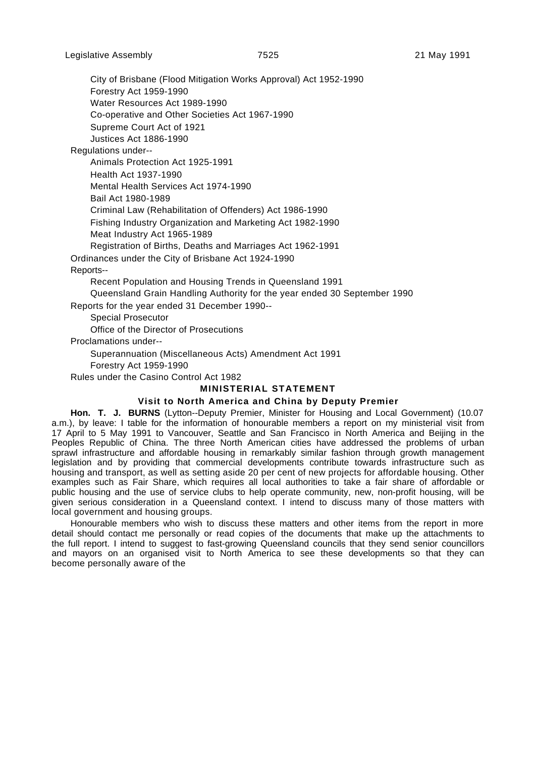City of Brisbane (Flood Mitigation Works Approval) Act 1952-1990

Forestry Act 1959-1990

Water Resources Act 1989-1990

Co-operative and Other Societies Act 1967-1990

Supreme Court Act of 1921

Justices Act 1886-1990

Regulations under--

Animals Protection Act 1925-1991

Health Act 1937-1990

Mental Health Services Act 1974-1990

Bail Act 1980-1989

Criminal Law (Rehabilitation of Offenders) Act 1986-1990

Fishing Industry Organization and Marketing Act 1982-1990

Meat Industry Act 1965-1989

Registration of Births, Deaths and Marriages Act 1962-1991

Ordinances under the City of Brisbane Act 1924-1990

Reports--

Recent Population and Housing Trends in Queensland 1991

Queensland Grain Handling Authority for the year ended 30 September 1990

Reports for the year ended 31 December 1990--

Special Prosecutor

Office of the Director of Prosecutions

Proclamations under--

Superannuation (Miscellaneous Acts) Amendment Act 1991

Forestry Act 1959-1990

Rules under the Casino Control Act 1982

## MINISTERIAL STATEMENT

### Visit to North America and China by Deputy Premier

**Hon. T. J. BURNS** (Lytton--Deputy Premier, Minister for Housing and Local Government) (10.07 a.m.), by leave: I table for the information of honourable members a report on my ministerial visit from 17 April to 5 May 1991 to Vancouver, Seattle and San Francisco in North America and Beijing in the Peoples Republic of China. The three North American cities have addressed the problems of urban sprawl infrastructure and affordable housing in remarkably similar fashion through growth management legislation and by providing that commercial developments contribute towards infrastructure such as housing and transport, as well as setting aside 20 per cent of new projects for affordable housing. Other examples such as Fair Share, which requires all local authorities to take a fair share of affordable or public housing and the use of service clubs to help operate community, new, non-profit housing, will be given serious consideration in a Queensland context. I intend to discuss many of those matters with local government and housing groups.

Honourable members who wish to discuss these matters and other items from the report in more detail should contact me personally or read copies of the documents that make up the attachments to the full report. I intend to suggest to fast-growing Queensland councils that they send senior councillors and mayors on an organised visit to North America to see these developments so that they can become personally aware of the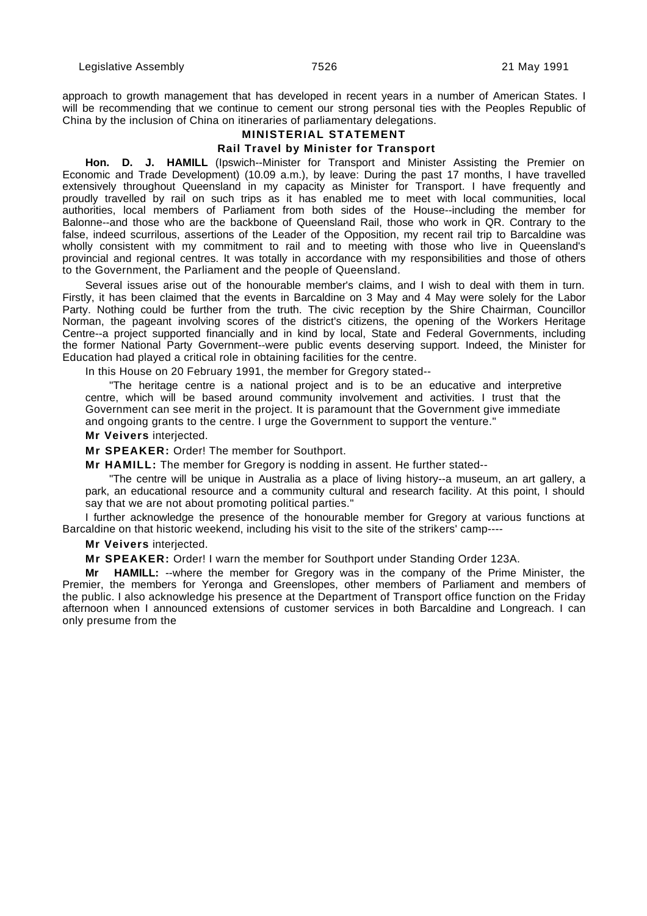approach to growth management that has developed in recent years in a number of American States. I will be recommending that we continue to cement our strong personal ties with the Peoples Republic of China by the inclusion of China on itineraries of parliamentary delegations.

## MINISTERIAL STATEMENT

### Rail Travel by Minister for Transport

**Hon. D. J. HAMILL** (Ipswich--Minister for Transport and Minister Assisting the Premier on Economic and Trade Development) (10.09 a.m.), by leave: During the past 17 months, I have travelled extensively throughout Queensland in my capacity as Minister for Transport. I have frequently and proudly travelled by rail on such trips as it has enabled me to meet with local communities, local authorities, local members of Parliament from both sides of the House--including the member for Balonne--and those who are the backbone of Queensland Rail, those who work in QR. Contrary to the false, indeed scurrilous, assertions of the Leader of the Opposition, my recent rail trip to Barcaldine was wholly consistent with my commitment to rail and to meeting with those who live in Queensland's provincial and regional centres. It was totally in accordance with my responsibilities and those of others to the Government, the Parliament and the people of Queensland.

Several issues arise out of the honourable member's claims, and I wish to deal with them in turn. Firstly, it has been claimed that the events in Barcaldine on 3 May and 4 May were solely for the Labor Party. Nothing could be further from the truth. The civic reception by the Shire Chairman, Councillor Norman, the pageant involving scores of the district's citizens, the opening of the Workers Heritage Centre--a project supported financially and in kind by local, State and Federal Governments, including the former National Party Government--were public events deserving support. Indeed, the Minister for Education had played a critical role in obtaining facilities for the centre.

In this House on 20 February 1991, the member for Gregory stated--

> "The heritage centre is a national project and is to be an educative and interpretive centre, which will be based around community involvement and activities. I trust that the Government can see merit in the project. It is paramount that the Government give immediate and ongoing grants to the centre. I urge the Government to support the venture."

**Mr Veivers** interjected.

**Mr SPEAKER:** Order! The member for Southport.

**Mr HAMILL:** The member for Gregory is nodding in assent. He further stated--

> "The centre will be unique in Australia as a place of living history--a museum, an art gallery, a park, an educational resource and a community cultural and research facility. At this point, I should say that we are not about promoting political parties."

I further acknowledge the presence of the honourable member for Gregory at various functions at Barcaldine on that historic weekend, including his visit to the site of the strikers' camp----

**Mr Veivers** interjected.

**Mr SPEAKER:** Order! I warn the member for Southport under Standing Order 123A.

**Mr HAMILL:** --where the member for Gregory was in the company of the Prime Minister, the Premier, the members for Yeronga and Greenslopes, other members of Parliament and members of the public. I also acknowledge his presence at the Department of Transport office function on the Friday afternoon when I announced extensions of customer services in both Barcaldine and Longreach. I can only presume from the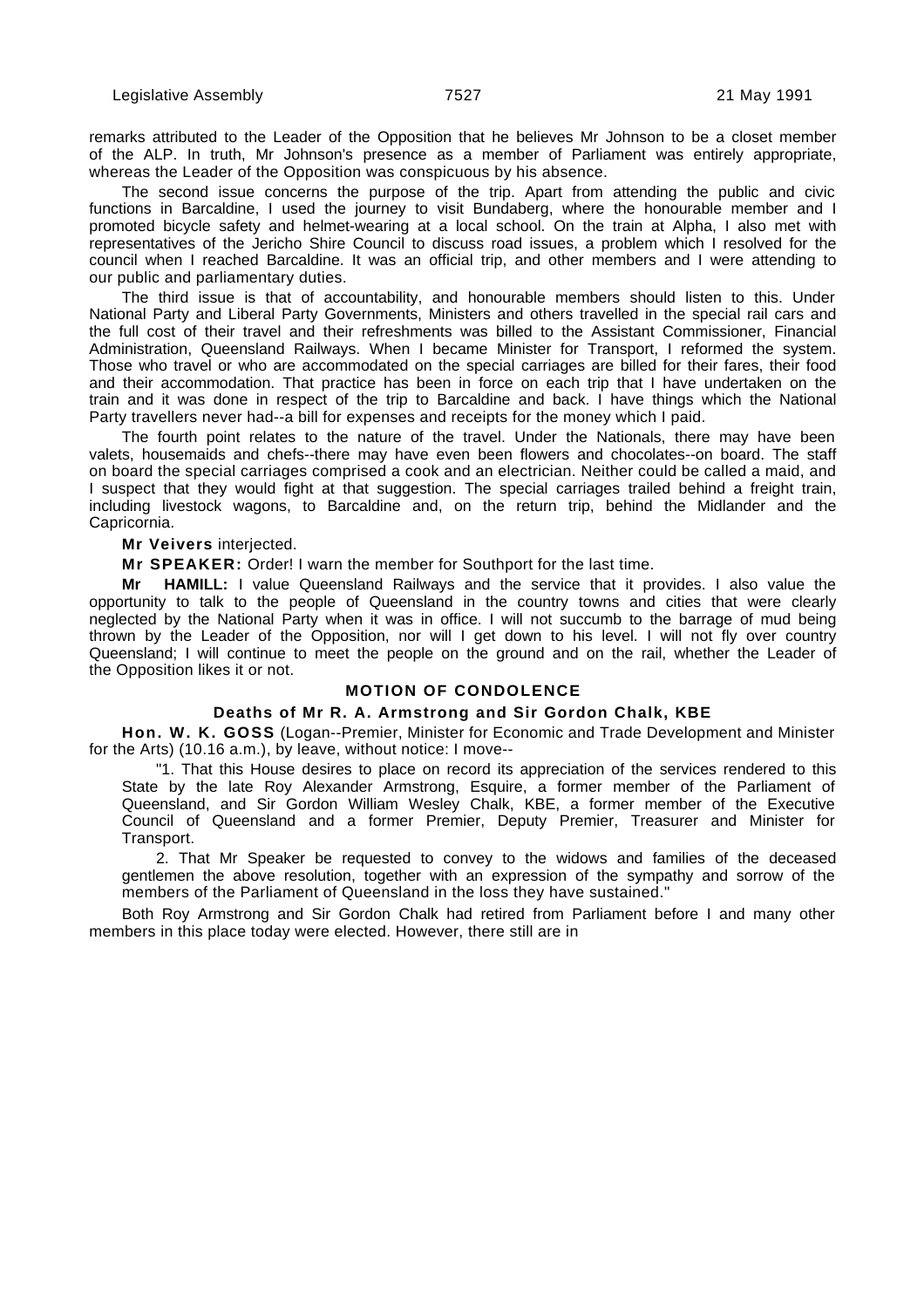remarks attributed to the Leader of the Opposition that he believes Mr Johnson to be a closet member of the ALP. In truth, Mr Johnson's presence as a member of Parliament was entirely appropriate, whereas the Leader of the Opposition was conspicuous by his absence.

The second issue concerns the purpose of the trip. Apart from attending the public and civic functions in Barcaldine, I used the journey to visit Bundaberg, where the honourable member and I promoted bicycle safety and helmet-wearing at a local school. On the train at Alpha, I also met with representatives of the Jericho Shire Council to discuss road issues, a problem which I resolved for the council when I reached Barcaldine. It was an official trip, and other members and I were attending to our public and parliamentary duties.

The third issue is that of accountability, and honourable members should listen to this. Under National Party and Liberal Party Governments, Ministers and others travelled in the special rail cars and the full cost of their travel and their refreshments was billed to the Assistant Commissioner, Financial Administration, Queensland Railways. When I became Minister for Transport, I reformed the system. Those who travel or who are accommodated on the special carriages are billed for their fares, their food and their accommodation. That practice has been in force on each trip that I have undertaken on the train and it was done in respect of the trip to Barcaldine and back. I have things which the National Party travellers never had--a bill for expenses and receipts for the money which I paid.

The fourth point relates to the nature of the travel. Under the Nationals, there may have been valets, housemaids and chefs--there may have even been flowers and chocolates--on board. The staff on board the special carriages comprised a cook and an electrician. Neither could be called a maid, and I suspect that they would fight at that suggestion. The special carriages trailed behind a freight train, including livestock wagons, to Barcaldine and, on the return trip, behind the Midlander and the Capricornia.

**Mr Veivers** interjected.

**Mr SPEAKER:** Order! I warn the member for Southport for the last time.

**Mr HAMILL:** I value Queensland Railways and the service that it provides. I also value the opportunity to talk to the people of Queensland in the country towns and cities that were clearly neglected by the National Party when it was in office. I will not succumb to the barrage of mud being thrown by the Leader of the Opposition, nor will I get down to his level. I will not fly over country Queensland; I will continue to meet the people on the ground and on the rail, whether the Leader of the Opposition likes it or not.

## MOTION OF CONDOLENCE

### Deaths of Mr R. A. Armstrong and Sir Gordon Chalk, KBE

**Hon. W. K. GOSS** (Logan--Premier, Minister for Economic and Trade Development and Minister for the Arts) (10.16 a.m.), by leave, without notice: I move--

> "1. That this House desires to place on record its appreciation of the services rendered to this State by the late Roy Alexander Armstrong, Esquire, a former member of the Parliament of Queensland, and Sir Gordon William Wesley Chalk, KBE, a former member of the Executive Council of Queensland and a former Premier, Deputy Premier, Treasurer and Minister for Transport.
>
> 2. That Mr Speaker be requested to convey to the widows and families of the deceased gentlemen the above resolution, together with an expression of the sympathy and sorrow of the members of the Parliament of Queensland in the loss they have sustained."

Both Roy Armstrong and Sir Gordon Chalk had retired from Parliament before I and many other members in this place today were elected. However, there still are in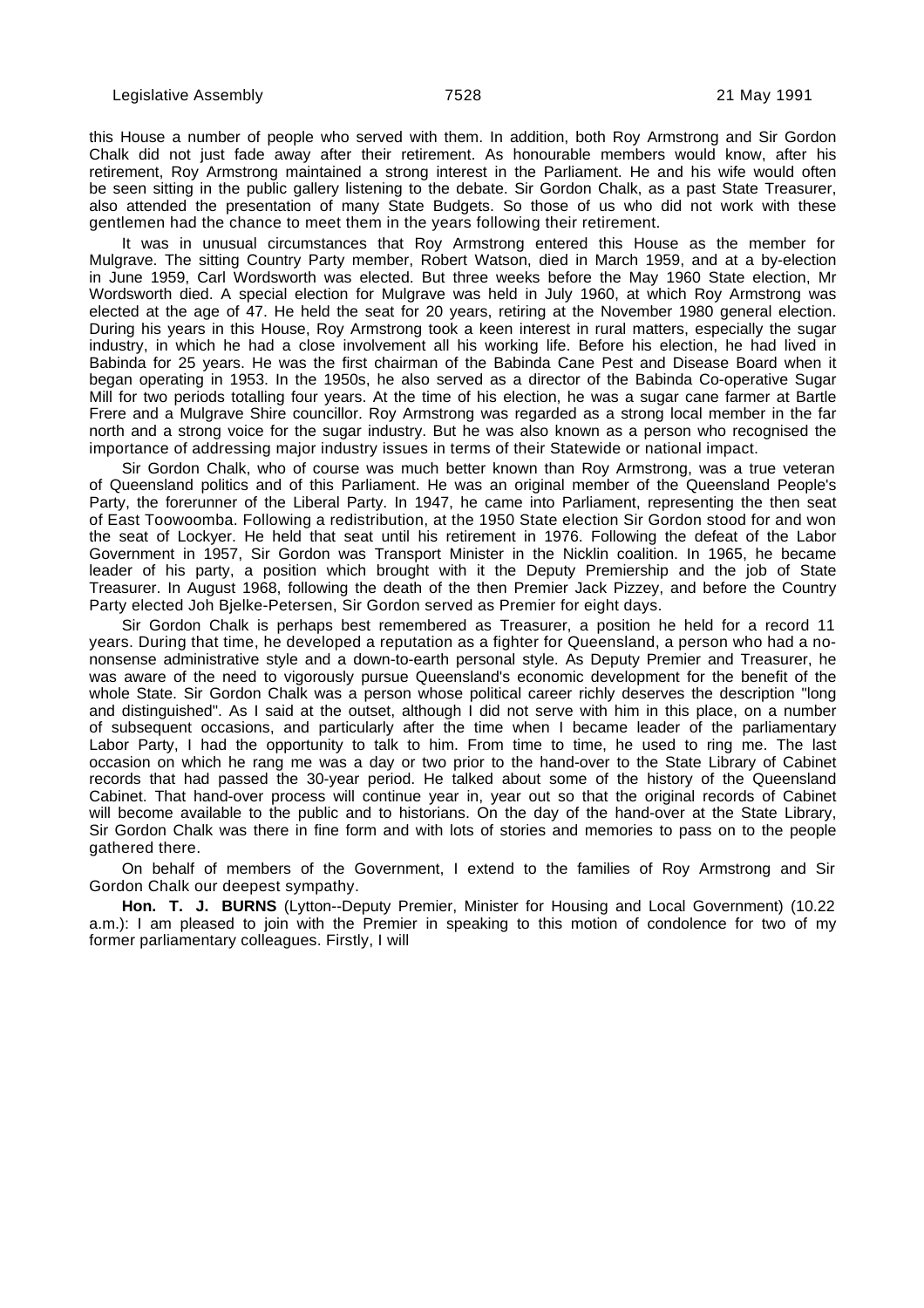this House a number of people who served with them. In addition, both Roy Armstrong and Sir Gordon Chalk did not just fade away after their retirement. As honourable members would know, after his retirement, Roy Armstrong maintained a strong interest in the Parliament. He and his wife would often be seen sitting in the public gallery listening to the debate. Sir Gordon Chalk, as a past State Treasurer, also attended the presentation of many State Budgets. So those of us who did not work with these gentlemen had the chance to meet them in the years following their retirement.

It was in unusual circumstances that Roy Armstrong entered this House as the member for Mulgrave. The sitting Country Party member, Robert Watson, died in March 1959, and at a by-election in June 1959, Carl Wordsworth was elected. But three weeks before the May 1960 State election, Mr Wordsworth died. A special election for Mulgrave was held in July 1960, at which Roy Armstrong was elected at the age of 47. He held the seat for 20 years, retiring at the November 1980 general election. During his years in this House, Roy Armstrong took a keen interest in rural matters, especially the sugar industry, in which he had a close involvement all his working life. Before his election, he had lived in Babinda for 25 years. He was the first chairman of the Babinda Cane Pest and Disease Board when it began operating in 1953. In the 1950s, he also served as a director of the Babinda Co-operative Sugar Mill for two periods totalling four years. At the time of his election, he was a sugar cane farmer at Bartle Frere and a Mulgrave Shire councillor. Roy Armstrong was regarded as a strong local member in the far north and a strong voice for the sugar industry. But he was also known as a person who recognised the importance of addressing major industry issues in terms of their Statewide or national impact.

Sir Gordon Chalk, who of course was much better known than Roy Armstrong, was a true veteran of Queensland politics and of this Parliament. He was an original member of the Queensland People's Party, the forerunner of the Liberal Party. In 1947, he came into Parliament, representing the then seat of East Toowoomba. Following a redistribution, at the 1950 State election Sir Gordon stood for and won the seat of Lockyer. He held that seat until his retirement in 1976. Following the defeat of the Labor Government in 1957, Sir Gordon was Transport Minister in the Nicklin coalition. In 1965, he became leader of his party, a position which brought with it the Deputy Premiership and the job of State Treasurer. In August 1968, following the death of the then Premier Jack Pizzey, and before the Country Party elected Joh Bjelke-Petersen, Sir Gordon served as Premier for eight days.

Sir Gordon Chalk is perhaps best remembered as Treasurer, a position he held for a record 11 years. During that time, he developed a reputation as a fighter for Queensland, a person who had a no-nonsense administrative style and a down-to-earth personal style. As Deputy Premier and Treasurer, he was aware of the need to vigorously pursue Queensland's economic development for the benefit of the whole State. Sir Gordon Chalk was a person whose political career richly deserves the description "long and distinguished". As I said at the outset, although I did not serve with him in this place, on a number of subsequent occasions, and particularly after the time when I became leader of the parliamentary Labor Party, I had the opportunity to talk to him. From time to time, he used to ring me. The last occasion on which he rang me was a day or two prior to the hand-over to the State Library of Cabinet records that had passed the 30-year period. He talked about some of the history of the Queensland Cabinet. That hand-over process will continue year in, year out so that the original records of Cabinet will become available to the public and to historians. On the day of the hand-over at the State Library, Sir Gordon Chalk was there in fine form and with lots of stories and memories to pass on to the people gathered there.

On behalf of members of the Government, I extend to the families of Roy Armstrong and Sir Gordon Chalk our deepest sympathy.

**Hon. T. J. BURNS** (Lytton--Deputy Premier, Minister for Housing and Local Government) (10.22 a.m.): I am pleased to join with the Premier in speaking to this motion of condolence for two of my former parliamentary colleagues. Firstly, I will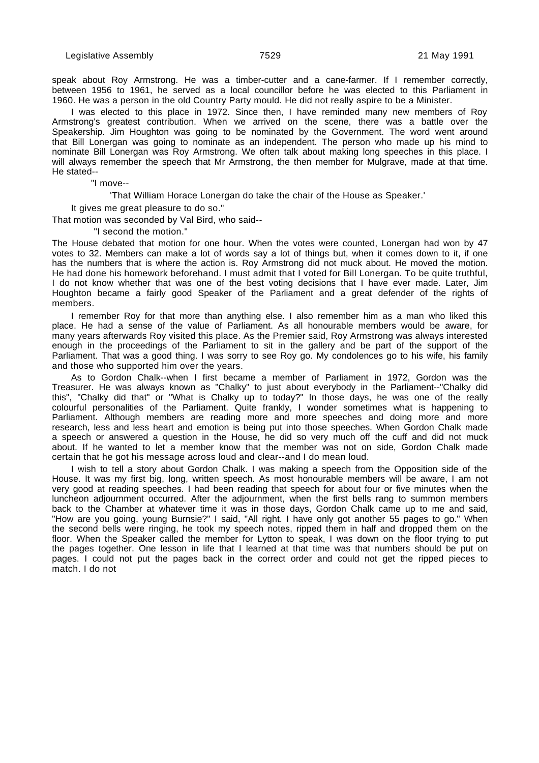speak about Roy Armstrong. He was a timber-cutter and a cane-farmer. If I remember correctly, between 1956 to 1961, he served as a local councillor before he was elected to this Parliament in 1960. He was a person in the old Country Party mould. He did not really aspire to be a Minister.

I was elected to this place in 1972. Since then, I have reminded many new members of Roy Armstrong's greatest contribution. When we arrived on the scene, there was a battle over the Speakership. Jim Houghton was going to be nominated by the Government. The word went around that Bill Lonergan was going to nominate as an independent. The person who made up his mind to nominate Bill Lonergan was Roy Armstrong. We often talk about making long speeches in this place. I will always remember the speech that Mr Armstrong, the then member for Mulgrave, made at that time. He stated--

"I move--

'That William Horace Lonergan do take the chair of the House as Speaker.'

It gives me great pleasure to do so."

That motion was seconded by Val Bird, who said--

"I second the motion."

The House debated that motion for one hour. When the votes were counted, Lonergan had won by 47 votes to 32. Members can make a lot of words say a lot of things but, when it comes down to it, if one has the numbers that is where the action is. Roy Armstrong did not muck about. He moved the motion. He had done his homework beforehand. I must admit that I voted for Bill Lonergan. To be quite truthful, I do not know whether that was one of the best voting decisions that I have ever made. Later, Jim Houghton became a fairly good Speaker of the Parliament and a great defender of the rights of members.

I remember Roy for that more than anything else. I also remember him as a man who liked this place. He had a sense of the value of Parliament. As all honourable members would be aware, for many years afterwards Roy visited this place. As the Premier said, Roy Armstrong was always interested enough in the proceedings of the Parliament to sit in the gallery and be part of the support of the Parliament. That was a good thing. I was sorry to see Roy go. My condolences go to his wife, his family and those who supported him over the years.

As to Gordon Chalk--when I first became a member of Parliament in 1972, Gordon was the Treasurer. He was always known as "Chalky" to just about everybody in the Parliament--"Chalky did this", "Chalky did that" or "What is Chalky up to today?" In those days, he was one of the really colourful personalities of the Parliament. Quite frankly, I wonder sometimes what is happening to Parliament. Although members are reading more and more speeches and doing more and more research, less and less heart and emotion is being put into those speeches. When Gordon Chalk made a speech or answered a question in the House, he did so very much off the cuff and did not muck about. If he wanted to let a member know that the member was not on side, Gordon Chalk made certain that he got his message across loud and clear--and I do mean loud.

I wish to tell a story about Gordon Chalk. I was making a speech from the Opposition side of the House. It was my first big, long, written speech. As most honourable members will be aware, I am not very good at reading speeches. I had been reading that speech for about four or five minutes when the luncheon adjournment occurred. After the adjournment, when the first bells rang to summon members back to the Chamber at whatever time it was in those days, Gordon Chalk came up to me and said, "How are you going, young Burnsie?" I said, "All right. I have only got another 55 pages to go." When the second bells were ringing, he took my speech notes, ripped them in half and dropped them on the floor. When the Speaker called the member for Lytton to speak, I was down on the floor trying to put the pages together. One lesson in life that I learned at that time was that numbers should be put on pages. I could not put the pages back in the correct order and could not get the ripped pieces to match. I do not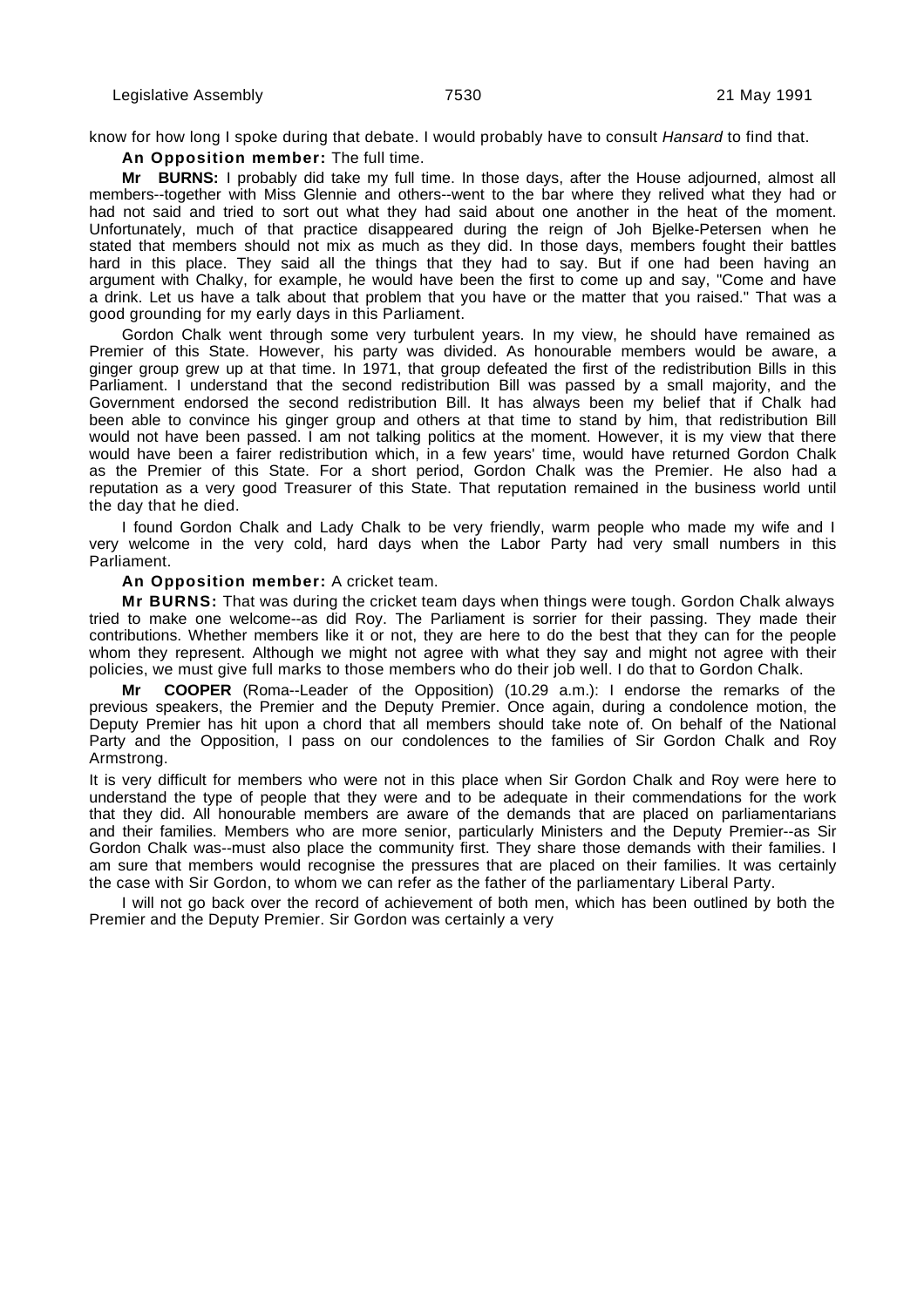know for how long I spoke during that debate. I would probably have to consult *Hansard* to find that.

**An Opposition member:** The full time.

**Mr BURNS:** I probably did take my full time. In those days, after the House adjourned, almost all members--together with Miss Glennie and others--went to the bar where they relived what they had or had not said and tried to sort out what they had said about one another in the heat of the moment. Unfortunately, much of that practice disappeared during the reign of Joh Bjelke-Petersen when he stated that members should not mix as much as they did. In those days, members fought their battles hard in this place. They said all the things that they had to say. But if one had been having an argument with Chalky, for example, he would have been the first to come up and say, "Come and have a drink. Let us have a talk about that problem that you have or the matter that you raised." That was a good grounding for my early days in this Parliament.

Gordon Chalk went through some very turbulent years. In my view, he should have remained as Premier of this State. However, his party was divided. As honourable members would be aware, a ginger group grew up at that time. In 1971, that group defeated the first of the redistribution Bills in this Parliament. I understand that the second redistribution Bill was passed by a small majority, and the Government endorsed the second redistribution Bill. It has always been my belief that if Chalk had been able to convince his ginger group and others at that time to stand by him, that redistribution Bill would not have been passed. I am not talking politics at the moment. However, it is my view that there would have been a fairer redistribution which, in a few years' time, would have returned Gordon Chalk as the Premier of this State. For a short period, Gordon Chalk was the Premier. He also had a reputation as a very good Treasurer of this State. That reputation remained in the business world until the day that he died.

I found Gordon Chalk and Lady Chalk to be very friendly, warm people who made my wife and I very welcome in the very cold, hard days when the Labor Party had very small numbers in this Parliament.

**An Opposition member:** A cricket team.

**Mr BURNS:** That was during the cricket team days when things were tough. Gordon Chalk always tried to make one welcome--as did Roy. The Parliament is sorrier for their passing. They made their contributions. Whether members like it or not, they are here to do the best that they can for the people whom they represent. Although we might not agree with what they say and might not agree with their policies, we must give full marks to those members who do their job well. I do that to Gordon Chalk.

**Mr COOPER** (Roma--Leader of the Opposition) (10.29 a.m.): I endorse the remarks of the previous speakers, the Premier and the Deputy Premier. Once again, during a condolence motion, the Deputy Premier has hit upon a chord that all members should take note of. On behalf of the National Party and the Opposition, I pass on our condolences to the families of Sir Gordon Chalk and Roy Armstrong.

It is very difficult for members who were not in this place when Sir Gordon Chalk and Roy were here to understand the type of people that they were and to be adequate in their commendations for the work that they did. All honourable members are aware of the demands that are placed on parliamentarians and their families. Members who are more senior, particularly Ministers and the Deputy Premier--as Sir Gordon Chalk was--must also place the community first. They share those demands with their families. I am sure that members would recognise the pressures that are placed on their families. It was certainly the case with Sir Gordon, to whom we can refer as the father of the parliamentary Liberal Party.

I will not go back over the record of achievement of both men, which has been outlined by both the Premier and the Deputy Premier. Sir Gordon was certainly a very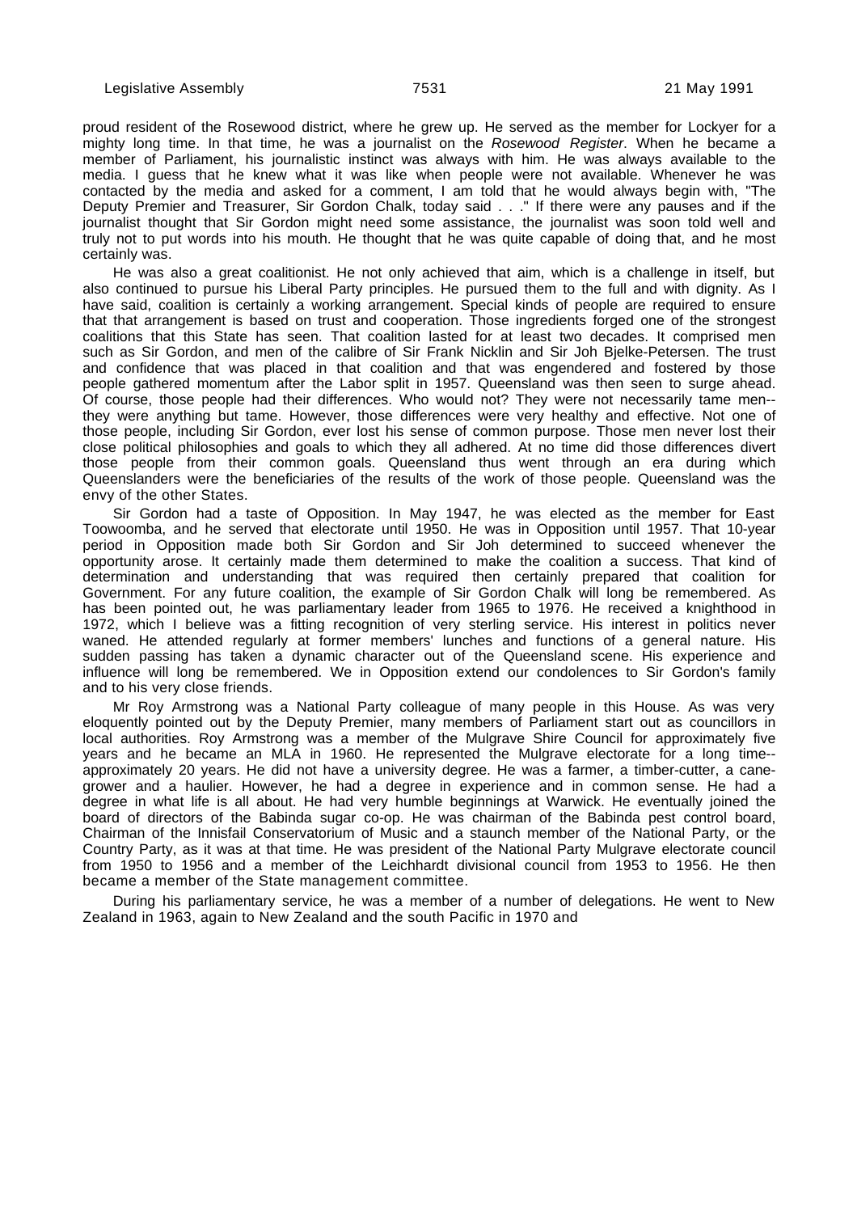proud resident of the Rosewood district, where he grew up. He served as the member for Lockyer for a mighty long time. In that time, he was a journalist on the *Rosewood Register*. When he became a member of Parliament, his journalistic instinct was always with him. He was always available to the media. I guess that he knew what it was like when people were not available. Whenever he was contacted by the media and asked for a comment, I am told that he would always begin with, "The Deputy Premier and Treasurer, Sir Gordon Chalk, today said . . ." If there were any pauses and if the journalist thought that Sir Gordon might need some assistance, the journalist was soon told well and truly not to put words into his mouth. He thought that he was quite capable of doing that, and he most certainly was.

He was also a great coalitionist. He not only achieved that aim, which is a challenge in itself, but also continued to pursue his Liberal Party principles. He pursued them to the full and with dignity. As I have said, coalition is certainly a working arrangement. Special kinds of people are required to ensure that that arrangement is based on trust and cooperation. Those ingredients forged one of the strongest coalitions that this State has seen. That coalition lasted for at least two decades. It comprised men such as Sir Gordon, and men of the calibre of Sir Frank Nicklin and Sir Joh Bjelke-Petersen. The trust and confidence that was placed in that coalition and that was engendered and fostered by those people gathered momentum after the Labor split in 1957. Queensland was then seen to surge ahead. Of course, those people had their differences. Who would not? They were not necessarily tame men--they were anything but tame. However, those differences were very healthy and effective. Not one of those people, including Sir Gordon, ever lost his sense of common purpose. Those men never lost their close political philosophies and goals to which they all adhered. At no time did those differences divert those people from their common goals. Queensland thus went through an era during which Queenslanders were the beneficiaries of the results of the work of those people. Queensland was the envy of the other States.

Sir Gordon had a taste of Opposition. In May 1947, he was elected as the member for East Toowoomba, and he served that electorate until 1950. He was in Opposition until 1957. That 10-year period in Opposition made both Sir Gordon and Sir Joh determined to succeed whenever the opportunity arose. It certainly made them determined to make the coalition a success. That kind of determination and understanding that was required then certainly prepared that coalition for Government. For any future coalition, the example of Sir Gordon Chalk will long be remembered. As has been pointed out, he was parliamentary leader from 1965 to 1976. He received a knighthood in 1972, which I believe was a fitting recognition of very sterling service. His interest in politics never waned. He attended regularly at former members' lunches and functions of a general nature. His sudden passing has taken a dynamic character out of the Queensland scene. His experience and influence will long be remembered. We in Opposition extend our condolences to Sir Gordon's family and to his very close friends.

Mr Roy Armstrong was a National Party colleague of many people in this House. As was very eloquently pointed out by the Deputy Premier, many members of Parliament start out as councillors in local authorities. Roy Armstrong was a member of the Mulgrave Shire Council for approximately five years and he became an MLA in 1960. He represented the Mulgrave electorate for a long time--approximately 20 years. He did not have a university degree. He was a farmer, a timber-cutter, a cane-grower and a haulier. However, he had a degree in experience and in common sense. He had a degree in what life is all about. He had very humble beginnings at Warwick. He eventually joined the board of directors of the Babinda sugar co-op. He was chairman of the Babinda pest control board, Chairman of the Innisfail Conservatorium of Music and a staunch member of the National Party, or the Country Party, as it was at that time. He was president of the National Party Mulgrave electorate council from 1950 to 1956 and a member of the Leichhardt divisional council from 1953 to 1956. He then became a member of the State management committee.

During his parliamentary service, he was a member of a number of delegations. He went to New Zealand in 1963, again to New Zealand and the south Pacific in 1970 and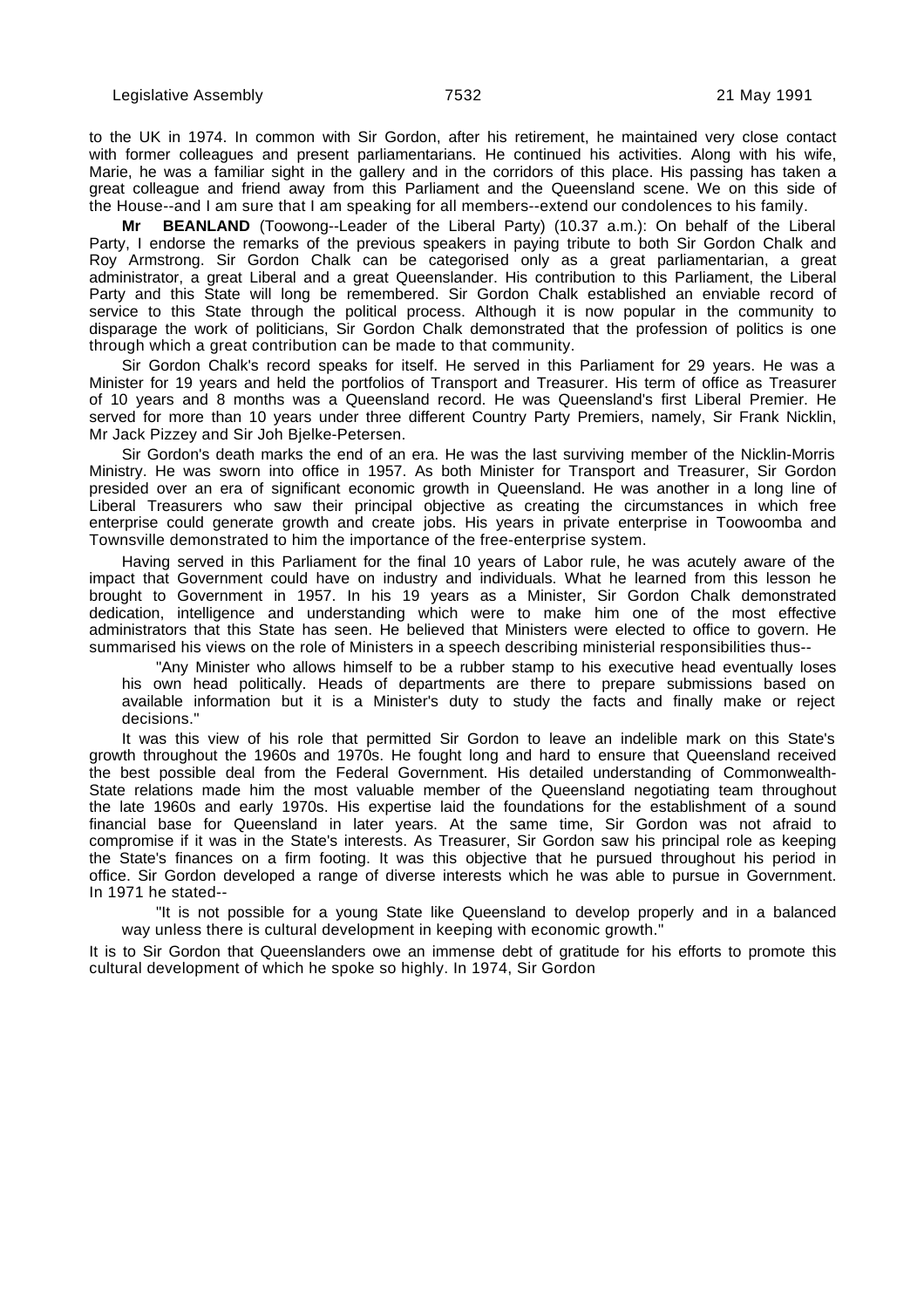to the UK in 1974. In common with Sir Gordon, after his retirement, he maintained very close contact with former colleagues and present parliamentarians. He continued his activities. Along with his wife, Marie, he was a familiar sight in the gallery and in the corridors of this place. His passing has taken a great colleague and friend away from this Parliament and the Queensland scene. We on this side of the House--and I am sure that I am speaking for all members--extend our condolences to his family.

**Mr BEANLAND** (Toowong--Leader of the Liberal Party) (10.37 a.m.): On behalf of the Liberal Party, I endorse the remarks of the previous speakers in paying tribute to both Sir Gordon Chalk and Roy Armstrong. Sir Gordon Chalk can be categorised only as a great parliamentarian, a great administrator, a great Liberal and a great Queenslander. His contribution to this Parliament, the Liberal Party and this State will long be remembered. Sir Gordon Chalk established an enviable record of service to this State through the political process. Although it is now popular in the community to disparage the work of politicians, Sir Gordon Chalk demonstrated that the profession of politics is one through which a great contribution can be made to that community.

Sir Gordon Chalk's record speaks for itself. He served in this Parliament for 29 years. He was a Minister for 19 years and held the portfolios of Transport and Treasurer. His term of office as Treasurer of 10 years and 8 months was a Queensland record. He was Queensland's first Liberal Premier. He served for more than 10 years under three different Country Party Premiers, namely, Sir Frank Nicklin, Mr Jack Pizzey and Sir Joh Bjelke-Petersen.

Sir Gordon's death marks the end of an era. He was the last surviving member of the Nicklin-Morris Ministry. He was sworn into office in 1957. As both Minister for Transport and Treasurer, Sir Gordon presided over an era of significant economic growth in Queensland. He was another in a long line of Liberal Treasurers who saw their principal objective as creating the circumstances in which free enterprise could generate growth and create jobs. His years in private enterprise in Toowoomba and Townsville demonstrated to him the importance of the free-enterprise system.

Having served in this Parliament for the final 10 years of Labor rule, he was acutely aware of the impact that Government could have on industry and individuals. What he learned from this lesson he brought to Government in 1957. In his 19 years as a Minister, Sir Gordon Chalk demonstrated dedication, intelligence and understanding which were to make him one of the most effective administrators that this State has seen. He believed that Ministers were elected to office to govern. He summarised his views on the role of Ministers in a speech describing ministerial responsibilities thus--

> "Any Minister who allows himself to be a rubber stamp to his executive head eventually loses his own head politically. Heads of departments are there to prepare submissions based on available information but it is a Minister's duty to study the facts and finally make or reject decisions."

It was this view of his role that permitted Sir Gordon to leave an indelible mark on this State's growth throughout the 1960s and 1970s. He fought long and hard to ensure that Queensland received the best possible deal from the Federal Government. His detailed understanding of Commonwealth-State relations made him the most valuable member of the Queensland negotiating team throughout the late 1960s and early 1970s. His expertise laid the foundations for the establishment of a sound financial base for Queensland in later years. At the same time, Sir Gordon was not afraid to compromise if it was in the State's interests. As Treasurer, Sir Gordon saw his principal role as keeping the State's finances on a firm footing. It was this objective that he pursued throughout his period in office. Sir Gordon developed a range of diverse interests which he was able to pursue in Government. In 1971 he stated--

> "It is not possible for a young State like Queensland to develop properly and in a balanced way unless there is cultural development in keeping with economic growth."

It is to Sir Gordon that Queenslanders owe an immense debt of gratitude for his efforts to promote this cultural development of which he spoke so highly. In 1974, Sir Gordon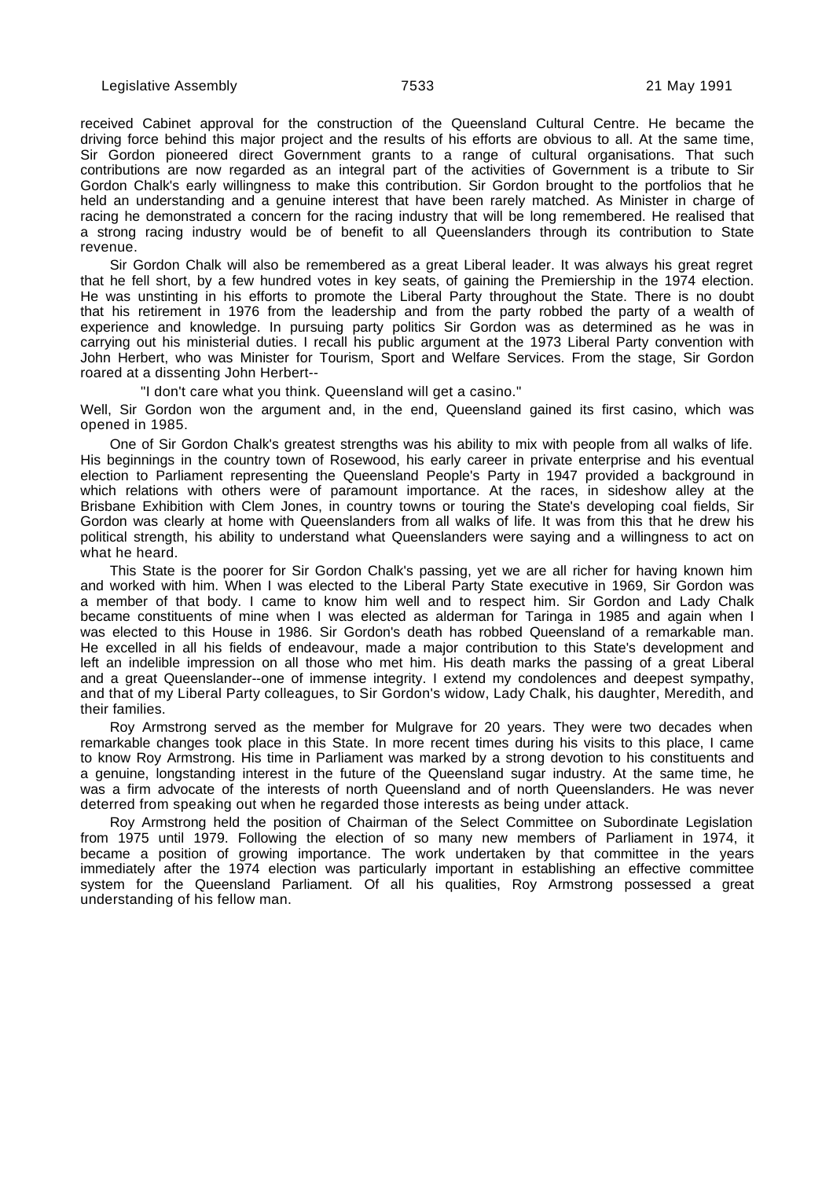received Cabinet approval for the construction of the Queensland Cultural Centre. He became the driving force behind this major project and the results of his efforts are obvious to all. At the same time, Sir Gordon pioneered direct Government grants to a range of cultural organisations. That such contributions are now regarded as an integral part of the activities of Government is a tribute to Sir Gordon Chalk's early willingness to make this contribution. Sir Gordon brought to the portfolios that he held an understanding and a genuine interest that have been rarely matched. As Minister in charge of racing he demonstrated a concern for the racing industry that will be long remembered. He realised that a strong racing industry would be of benefit to all Queenslanders through its contribution to State revenue.

Sir Gordon Chalk will also be remembered as a great Liberal leader. It was always his great regret that he fell short, by a few hundred votes in key seats, of gaining the Premiership in the 1974 election. He was unstinting in his efforts to promote the Liberal Party throughout the State. There is no doubt that his retirement in 1976 from the leadership and from the party robbed the party of a wealth of experience and knowledge. In pursuing party politics Sir Gordon was as determined as he was in carrying out his ministerial duties. I recall his public argument at the 1973 Liberal Party convention with John Herbert, who was Minister for Tourism, Sport and Welfare Services. From the stage, Sir Gordon roared at a dissenting John Herbert--

"I don't care what you think. Queensland will get a casino."

Well, Sir Gordon won the argument and, in the end, Queensland gained its first casino, which was opened in 1985.

One of Sir Gordon Chalk's greatest strengths was his ability to mix with people from all walks of life. His beginnings in the country town of Rosewood, his early career in private enterprise and his eventual election to Parliament representing the Queensland People's Party in 1947 provided a background in which relations with others were of paramount importance. At the races, in sideshow alley at the Brisbane Exhibition with Clem Jones, in country towns or touring the State's developing coal fields, Sir Gordon was clearly at home with Queenslanders from all walks of life. It was from this that he drew his political strength, his ability to understand what Queenslanders were saying and a willingness to act on what he heard.

This State is the poorer for Sir Gordon Chalk's passing, yet we are all richer for having known him and worked with him. When I was elected to the Liberal Party State executive in 1969, Sir Gordon was a member of that body. I came to know him well and to respect him. Sir Gordon and Lady Chalk became constituents of mine when I was elected as alderman for Taringa in 1985 and again when I was elected to this House in 1986. Sir Gordon's death has robbed Queensland of a remarkable man. He excelled in all his fields of endeavour, made a major contribution to this State's development and left an indelible impression on all those who met him. His death marks the passing of a great Liberal and a great Queenslander--one of immense integrity. I extend my condolences and deepest sympathy, and that of my Liberal Party colleagues, to Sir Gordon's widow, Lady Chalk, his daughter, Meredith, and their families.

Roy Armstrong served as the member for Mulgrave for 20 years. They were two decades when remarkable changes took place in this State. In more recent times during his visits to this place, I came to know Roy Armstrong. His time in Parliament was marked by a strong devotion to his constituents and a genuine, longstanding interest in the future of the Queensland sugar industry. At the same time, he was a firm advocate of the interests of north Queensland and of north Queenslanders. He was never deterred from speaking out when he regarded those interests as being under attack.

Roy Armstrong held the position of Chairman of the Select Committee on Subordinate Legislation from 1975 until 1979. Following the election of so many new members of Parliament in 1974, it became a position of growing importance. The work undertaken by that committee in the years immediately after the 1974 election was particularly important in establishing an effective committee system for the Queensland Parliament. Of all his qualities, Roy Armstrong possessed a great understanding of his fellow man.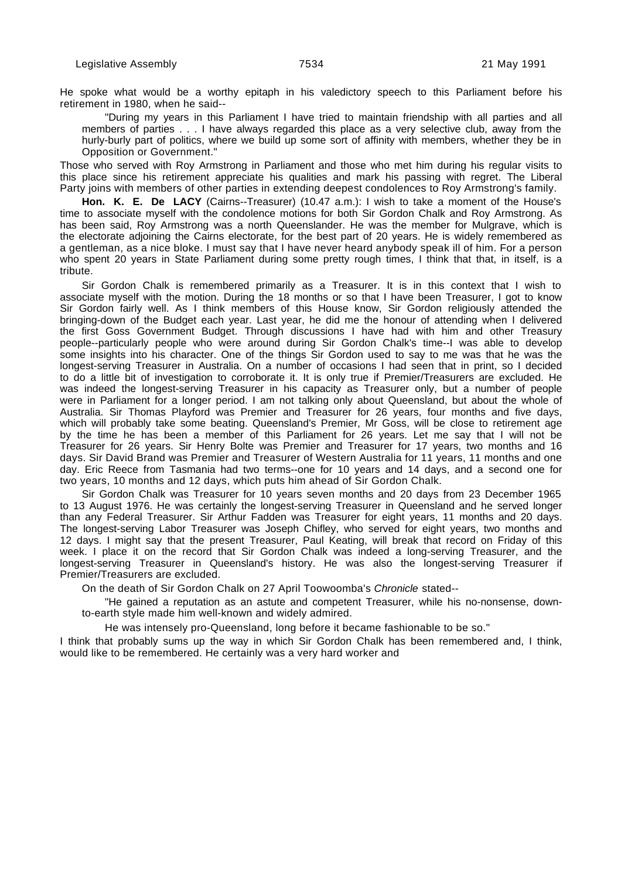He spoke what would be a worthy epitaph in his valedictory speech to this Parliament before his retirement in 1980, when he said--

> "During my years in this Parliament I have tried to maintain friendship with all parties and all members of parties . . . I have always regarded this place as a very selective club, away from the hurly-burly part of politics, where we build up some sort of affinity with members, whether they be in Opposition or Government."

Those who served with Roy Armstrong in Parliament and those who met him during his regular visits to this place since his retirement appreciate his qualities and mark his passing with regret. The Liberal Party joins with members of other parties in extending deepest condolences to Roy Armstrong's family.

**Hon. K. E. De LACY** (Cairns--Treasurer) (10.47 a.m.): I wish to take a moment of the House's time to associate myself with the condolence motions for both Sir Gordon Chalk and Roy Armstrong. As has been said, Roy Armstrong was a north Queenslander. He was the member for Mulgrave, which is the electorate adjoining the Cairns electorate, for the best part of 20 years. He is widely remembered as a gentleman, as a nice bloke. I must say that I have never heard anybody speak ill of him. For a person who spent 20 years in State Parliament during some pretty rough times, I think that that, in itself, is a tribute.

Sir Gordon Chalk is remembered primarily as a Treasurer. It is in this context that I wish to associate myself with the motion. During the 18 months or so that I have been Treasurer, I got to know Sir Gordon fairly well. As I think members of this House know, Sir Gordon religiously attended the bringing-down of the Budget each year. Last year, he did me the honour of attending when I delivered the first Goss Government Budget. Through discussions I have had with him and other Treasury people--particularly people who were around during Sir Gordon Chalk's time--I was able to develop some insights into his character. One of the things Sir Gordon used to say to me was that he was the longest-serving Treasurer in Australia. On a number of occasions I had seen that in print, so I decided to do a little bit of investigation to corroborate it. It is only true if Premier/Treasurers are excluded. He was indeed the longest-serving Treasurer in his capacity as Treasurer only, but a number of people were in Parliament for a longer period. I am not talking only about Queensland, but about the whole of Australia. Sir Thomas Playford was Premier and Treasurer for 26 years, four months and five days, which will probably take some beating. Queensland's Premier, Mr Goss, will be close to retirement age by the time he has been a member of this Parliament for 26 years. Let me say that I will not be Treasurer for 26 years. Sir Henry Bolte was Premier and Treasurer for 17 years, two months and 16 days. Sir David Brand was Premier and Treasurer of Western Australia for 11 years, 11 months and one day. Eric Reece from Tasmania had two terms--one for 10 years and 14 days, and a second one for two years, 10 months and 12 days, which puts him ahead of Sir Gordon Chalk.

Sir Gordon Chalk was Treasurer for 10 years seven months and 20 days from 23 December 1965 to 13 August 1976. He was certainly the longest-serving Treasurer in Queensland and he served longer than any Federal Treasurer. Sir Arthur Fadden was Treasurer for eight years, 11 months and 20 days. The longest-serving Labor Treasurer was Joseph Chifley, who served for eight years, two months and 12 days. I might say that the present Treasurer, Paul Keating, will break that record on Friday of this week. I place it on the record that Sir Gordon Chalk was indeed a long-serving Treasurer, and the longest-serving Treasurer in Queensland's history. He was also the longest-serving Treasurer if Premier/Treasurers are excluded.

On the death of Sir Gordon Chalk on 27 April Toowoomba's *Chronicle* stated--

> "He gained a reputation as an astute and competent Treasurer, while his no-nonsense, down-to-earth style made him well-known and widely admired.
>
> He was intensely pro-Queensland, long before it became fashionable to be so."

I think that probably sums up the way in which Sir Gordon Chalk has been remembered and, I think, would like to be remembered. He certainly was a very hard worker and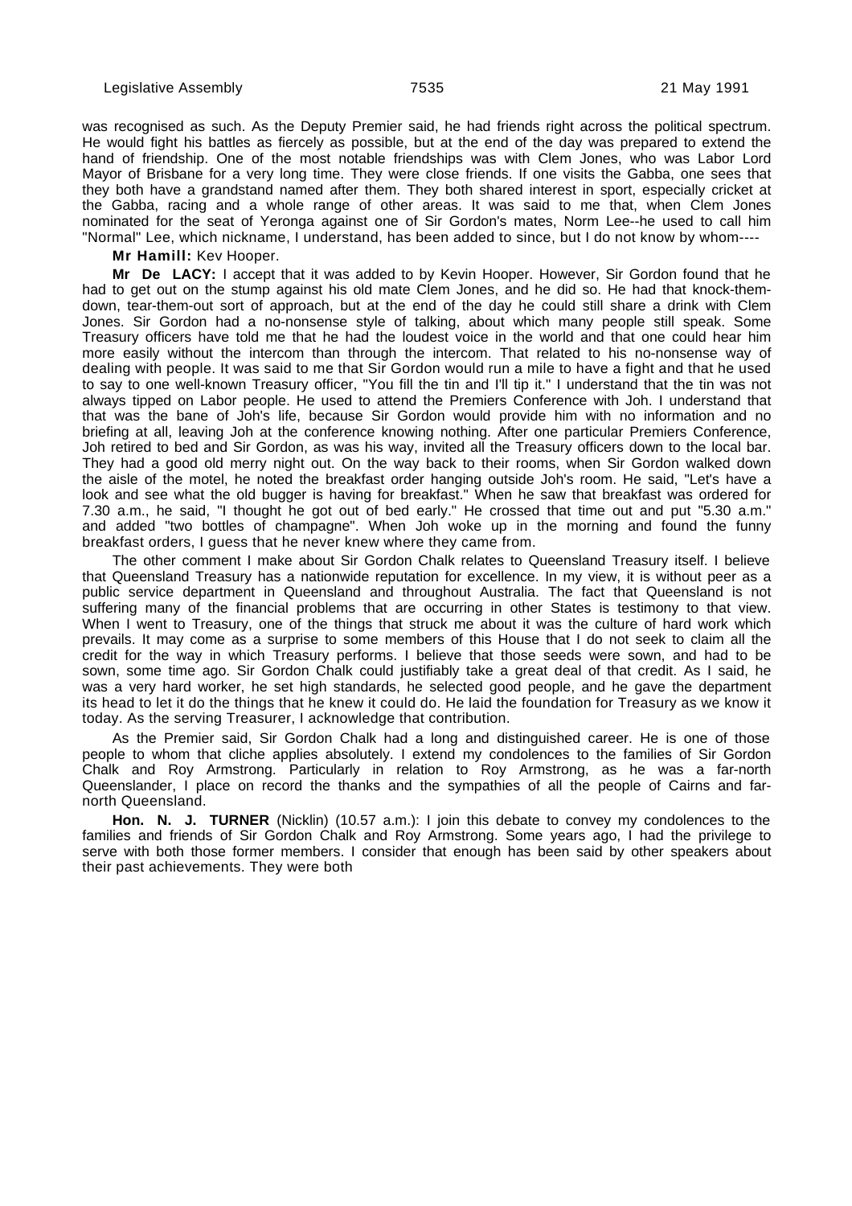was recognised as such. As the Deputy Premier said, he had friends right across the political spectrum. He would fight his battles as fiercely as possible, but at the end of the day was prepared to extend the hand of friendship. One of the most notable friendships was with Clem Jones, who was Labor Lord Mayor of Brisbane for a very long time. They were close friends. If one visits the Gabba, one sees that they both have a grandstand named after them. They both shared interest in sport, especially cricket at the Gabba, racing and a whole range of other areas. It was said to me that, when Clem Jones nominated for the seat of Yeronga against one of Sir Gordon's mates, Norm Lee--he used to call him "Normal" Lee, which nickname, I understand, has been added to since, but I do not know by whom----

**Mr Hamill:** Kev Hooper.

**Mr De LACY:** I accept that it was added to by Kevin Hooper. However, Sir Gordon found that he had to get out on the stump against his old mate Clem Jones, and he did so. He had that knock-them-down, tear-them-out sort of approach, but at the end of the day he could still share a drink with Clem Jones. Sir Gordon had a no-nonsense style of talking, about which many people still speak. Some Treasury officers have told me that he had the loudest voice in the world and that one could hear him more easily without the intercom than through the intercom. That related to his no-nonsense way of dealing with people. It was said to me that Sir Gordon would run a mile to have a fight and that he used to say to one well-known Treasury officer, "You fill the tin and I'll tip it." I understand that the tin was not always tipped on Labor people. He used to attend the Premiers Conference with Joh. I understand that that was the bane of Joh's life, because Sir Gordon would provide him with no information and no briefing at all, leaving Joh at the conference knowing nothing. After one particular Premiers Conference, Joh retired to bed and Sir Gordon, as was his way, invited all the Treasury officers down to the local bar. They had a good old merry night out. On the way back to their rooms, when Sir Gordon walked down the aisle of the motel, he noted the breakfast order hanging outside Joh's room. He said, "Let's have a look and see what the old bugger is having for breakfast." When he saw that breakfast was ordered for 7.30 a.m., he said, "I thought he got out of bed early." He crossed that time out and put "5.30 a.m." and added "two bottles of champagne". When Joh woke up in the morning and found the funny breakfast orders, I guess that he never knew where they came from.

The other comment I make about Sir Gordon Chalk relates to Queensland Treasury itself. I believe that Queensland Treasury has a nationwide reputation for excellence. In my view, it is without peer as a public service department in Queensland and throughout Australia. The fact that Queensland is not suffering many of the financial problems that are occurring in other States is testimony to that view. When I went to Treasury, one of the things that struck me about it was the culture of hard work which prevails. It may come as a surprise to some members of this House that I do not seek to claim all the credit for the way in which Treasury performs. I believe that those seeds were sown, and had to be sown, some time ago. Sir Gordon Chalk could justifiably take a great deal of that credit. As I said, he was a very hard worker, he set high standards, he selected good people, and he gave the department its head to let it do the things that he knew it could do. He laid the foundation for Treasury as we know it today. As the serving Treasurer, I acknowledge that contribution.

As the Premier said, Sir Gordon Chalk had a long and distinguished career. He is one of those people to whom that cliche applies absolutely. I extend my condolences to the families of Sir Gordon Chalk and Roy Armstrong. Particularly in relation to Roy Armstrong, as he was a far-north Queenslander, I place on record the thanks and the sympathies of all the people of Cairns and far-north Queensland.

**Hon. N. J. TURNER** (Nicklin) (10.57 a.m.): I join this debate to convey my condolences to the families and friends of Sir Gordon Chalk and Roy Armstrong. Some years ago, I had the privilege to serve with both those former members. I consider that enough has been said by other speakers about their past achievements. They were both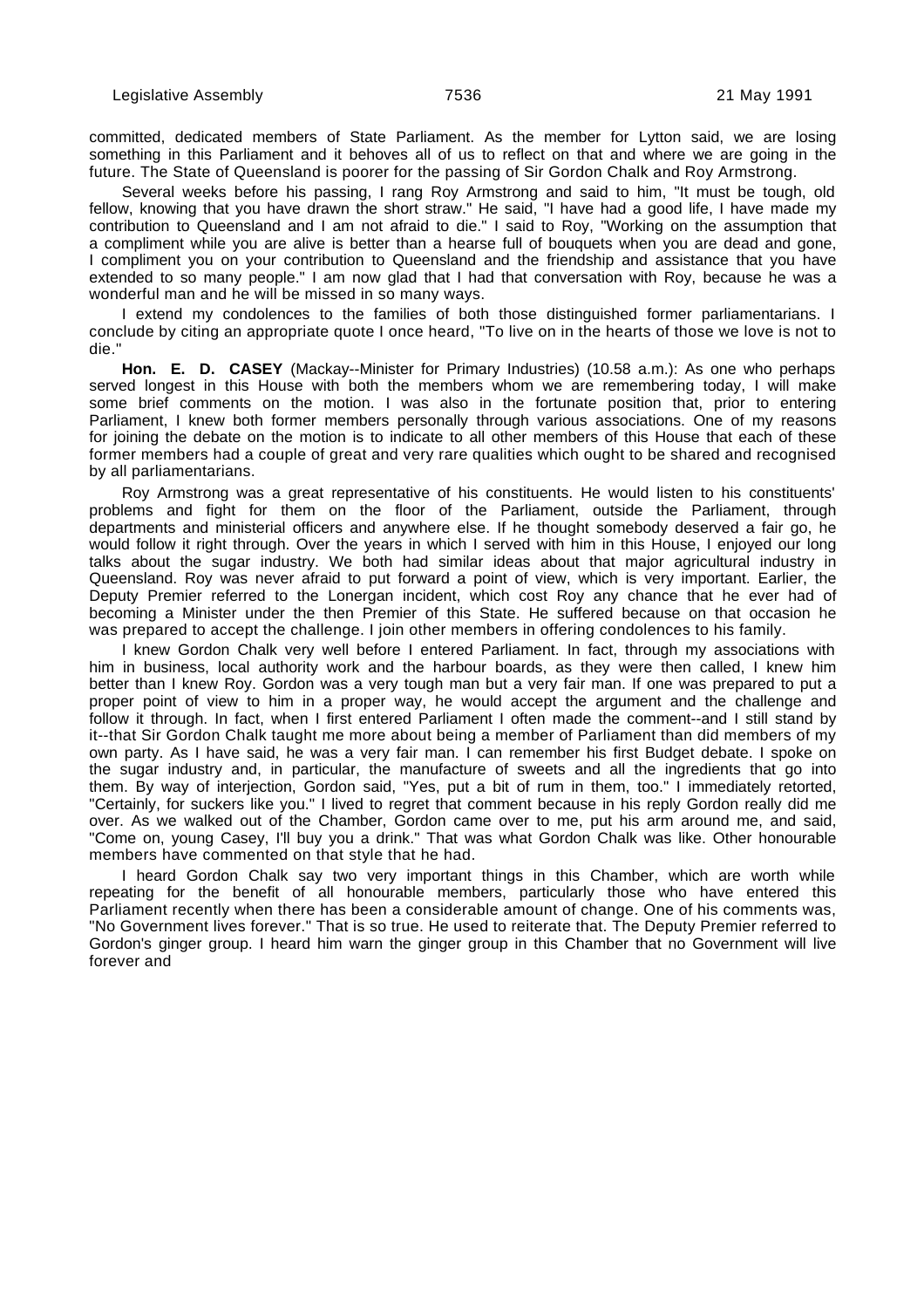committed, dedicated members of State Parliament. As the member for Lytton said, we are losing something in this Parliament and it behoves all of us to reflect on that and where we are going in the future. The State of Queensland is poorer for the passing of Sir Gordon Chalk and Roy Armstrong.

Several weeks before his passing, I rang Roy Armstrong and said to him, "It must be tough, old fellow, knowing that you have drawn the short straw." He said, "I have had a good life, I have made my contribution to Queensland and I am not afraid to die." I said to Roy, "Working on the assumption that a compliment while you are alive is better than a hearse full of bouquets when you are dead and gone, I compliment you on your contribution to Queensland and the friendship and assistance that you have extended to so many people." I am now glad that I had that conversation with Roy, because he was a wonderful man and he will be missed in so many ways.

I extend my condolences to the families of both those distinguished former parliamentarians. I conclude by citing an appropriate quote I once heard, "To live on in the hearts of those we love is not to die."

**Hon. E. D. CASEY** (Mackay--Minister for Primary Industries) (10.58 a.m.): As one who perhaps served longest in this House with both the members whom we are remembering today, I will make some brief comments on the motion. I was also in the fortunate position that, prior to entering Parliament, I knew both former members personally through various associations. One of my reasons for joining the debate on the motion is to indicate to all other members of this House that each of these former members had a couple of great and very rare qualities which ought to be shared and recognised by all parliamentarians.

Roy Armstrong was a great representative of his constituents. He would listen to his constituents' problems and fight for them on the floor of the Parliament, outside the Parliament, through departments and ministerial officers and anywhere else. If he thought somebody deserved a fair go, he would follow it right through. Over the years in which I served with him in this House, I enjoyed our long talks about the sugar industry. We both had similar ideas about that major agricultural industry in Queensland. Roy was never afraid to put forward a point of view, which is very important. Earlier, the Deputy Premier referred to the Lonergan incident, which cost Roy any chance that he ever had of becoming a Minister under the then Premier of this State. He suffered because on that occasion he was prepared to accept the challenge. I join other members in offering condolences to his family.

I knew Gordon Chalk very well before I entered Parliament. In fact, through my associations with him in business, local authority work and the harbour boards, as they were then called, I knew him better than I knew Roy. Gordon was a very tough man but a very fair man. If one was prepared to put a proper point of view to him in a proper way, he would accept the argument and the challenge and follow it through. In fact, when I first entered Parliament I often made the comment--and I still stand by it--that Sir Gordon Chalk taught me more about being a member of Parliament than did members of my own party. As I have said, he was a very fair man. I can remember his first Budget debate. I spoke on the sugar industry and, in particular, the manufacture of sweets and all the ingredients that go into them. By way of interjection, Gordon said, "Yes, put a bit of rum in them, too." I immediately retorted, "Certainly, for suckers like you." I lived to regret that comment because in his reply Gordon really did me over. As we walked out of the Chamber, Gordon came over to me, put his arm around me, and said, "Come on, young Casey, I'll buy you a drink." That was what Gordon Chalk was like. Other honourable members have commented on that style that he had.

I heard Gordon Chalk say two very important things in this Chamber, which are worth while repeating for the benefit of all honourable members, particularly those who have entered this Parliament recently when there has been a considerable amount of change. One of his comments was, "No Government lives forever." That is so true. He used to reiterate that. The Deputy Premier referred to Gordon's ginger group. I heard him warn the ginger group in this Chamber that no Government will live forever and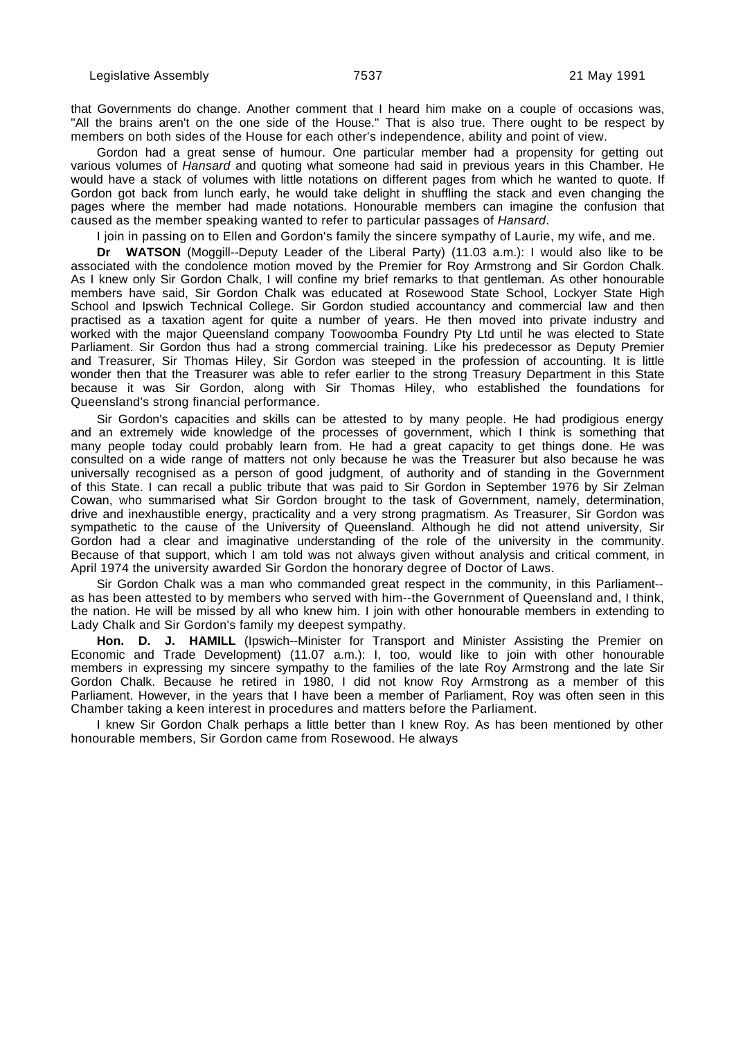that Governments do change. Another comment that I heard him make on a couple of occasions was, "All the brains aren't on the one side of the House." That is also true. There ought to be respect by members on both sides of the House for each other's independence, ability and point of view.

Gordon had a great sense of humour. One particular member had a propensity for getting out various volumes of *Hansard* and quoting what someone had said in previous years in this Chamber. He would have a stack of volumes with little notations on different pages from which he wanted to quote. If Gordon got back from lunch early, he would take delight in shuffling the stack and even changing the pages where the member had made notations. Honourable members can imagine the confusion that caused as the member speaking wanted to refer to particular passages of *Hansard*.

I join in passing on to Ellen and Gordon's family the sincere sympathy of Laurie, my wife, and me.

**Dr WATSON** (Moggill--Deputy Leader of the Liberal Party) (11.03 a.m.): I would also like to be associated with the condolence motion moved by the Premier for Roy Armstrong and Sir Gordon Chalk. As I knew only Sir Gordon Chalk, I will confine my brief remarks to that gentleman. As other honourable members have said, Sir Gordon Chalk was educated at Rosewood State School, Lockyer State High School and Ipswich Technical College. Sir Gordon studied accountancy and commercial law and then practised as a taxation agent for quite a number of years. He then moved into private industry and worked with the major Queensland company Toowoomba Foundry Pty Ltd until he was elected to State Parliament. Sir Gordon thus had a strong commercial training. Like his predecessor as Deputy Premier and Treasurer, Sir Thomas Hiley, Sir Gordon was steeped in the profession of accounting. It is little wonder then that the Treasurer was able to refer earlier to the strong Treasury Department in this State because it was Sir Gordon, along with Sir Thomas Hiley, who established the foundations for Queensland's strong financial performance.

Sir Gordon's capacities and skills can be attested to by many people. He had prodigious energy and an extremely wide knowledge of the processes of government, which I think is something that many people today could probably learn from. He had a great capacity to get things done. He was consulted on a wide range of matters not only because he was the Treasurer but also because he was universally recognised as a person of good judgment, of authority and of standing in the Government of this State. I can recall a public tribute that was paid to Sir Gordon in September 1976 by Sir Zelman Cowan, who summarised what Sir Gordon brought to the task of Government, namely, determination, drive and inexhaustible energy, practicality and a very strong pragmatism. As Treasurer, Sir Gordon was sympathetic to the cause of the University of Queensland. Although he did not attend university, Sir Gordon had a clear and imaginative understanding of the role of the university in the community. Because of that support, which I am told was not always given without analysis and critical comment, in April 1974 the university awarded Sir Gordon the honorary degree of Doctor of Laws.

Sir Gordon Chalk was a man who commanded great respect in the community, in this Parliament--as has been attested to by members who served with him--the Government of Queensland and, I think, the nation. He will be missed by all who knew him. I join with other honourable members in extending to Lady Chalk and Sir Gordon's family my deepest sympathy.

**Hon. D. J. HAMILL** (Ipswich--Minister for Transport and Minister Assisting the Premier on Economic and Trade Development) (11.07 a.m.): I, too, would like to join with other honourable members in expressing my sincere sympathy to the families of the late Roy Armstrong and the late Sir Gordon Chalk. Because he retired in 1980, I did not know Roy Armstrong as a member of this Parliament. However, in the years that I have been a member of Parliament, Roy was often seen in this Chamber taking a keen interest in procedures and matters before the Parliament.

I knew Sir Gordon Chalk perhaps a little better than I knew Roy. As has been mentioned by other honourable members, Sir Gordon came from Rosewood. He always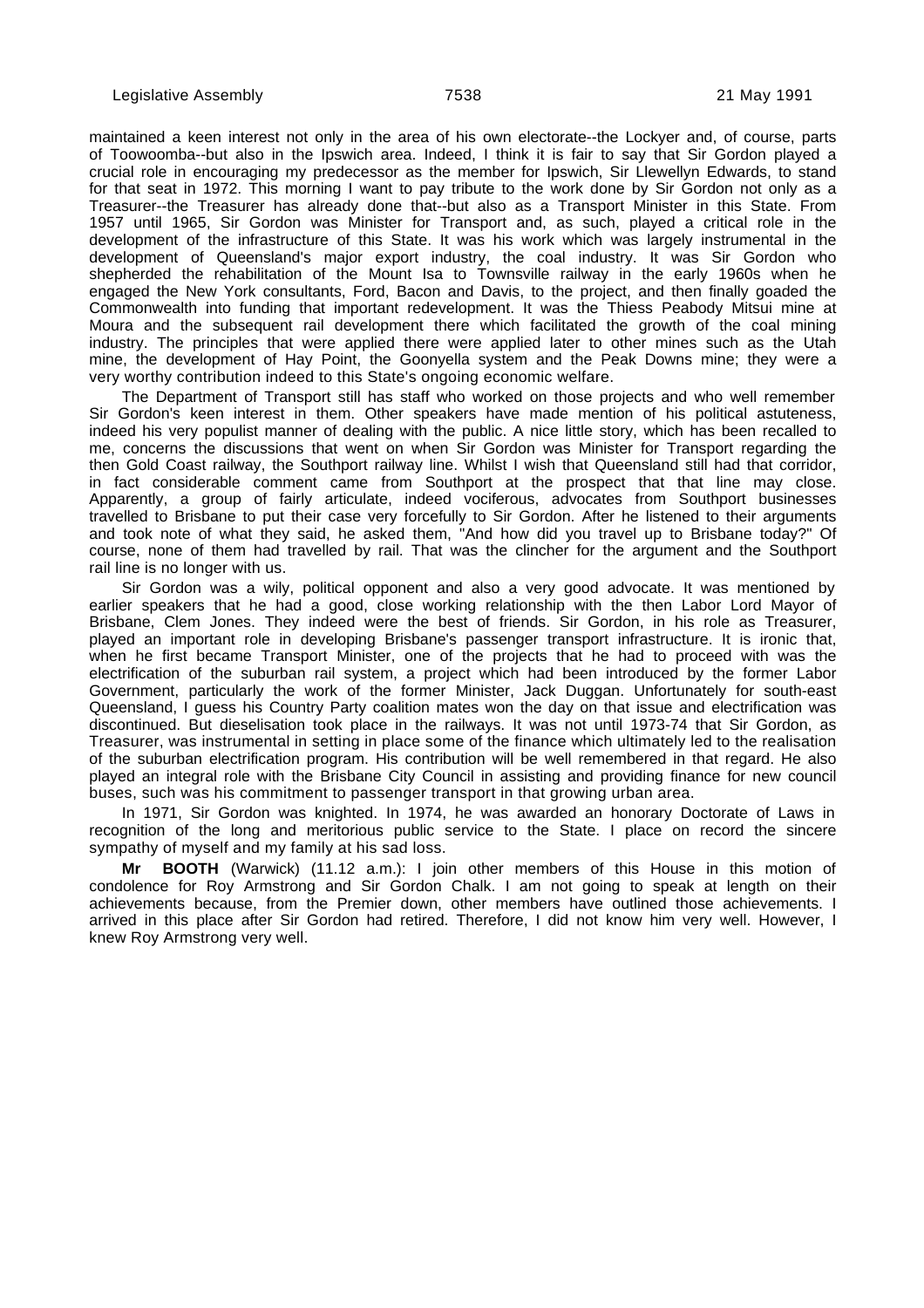maintained a keen interest not only in the area of his own electorate--the Lockyer and, of course, parts of Toowoomba--but also in the Ipswich area. Indeed, I think it is fair to say that Sir Gordon played a crucial role in encouraging my predecessor as the member for Ipswich, Sir Llewellyn Edwards, to stand for that seat in 1972. This morning I want to pay tribute to the work done by Sir Gordon not only as a Treasurer--the Treasurer has already done that--but also as a Transport Minister in this State. From 1957 until 1965, Sir Gordon was Minister for Transport and, as such, played a critical role in the development of the infrastructure of this State. It was his work which was largely instrumental in the development of Queensland's major export industry, the coal industry. It was Sir Gordon who shepherded the rehabilitation of the Mount Isa to Townsville railway in the early 1960s when he engaged the New York consultants, Ford, Bacon and Davis, to the project, and then finally goaded the Commonwealth into funding that important redevelopment. It was the Thiess Peabody Mitsui mine at Moura and the subsequent rail development there which facilitated the growth of the coal mining industry. The principles that were applied there were applied later to other mines such as the Utah mine, the development of Hay Point, the Goonyella system and the Peak Downs mine; they were a very worthy contribution indeed to this State's ongoing economic welfare.

The Department of Transport still has staff who worked on those projects and who well remember Sir Gordon's keen interest in them. Other speakers have made mention of his political astuteness, indeed his very populist manner of dealing with the public. A nice little story, which has been recalled to me, concerns the discussions that went on when Sir Gordon was Minister for Transport regarding the then Gold Coast railway, the Southport railway line. Whilst I wish that Queensland still had that corridor, in fact considerable comment came from Southport at the prospect that that line may close. Apparently, a group of fairly articulate, indeed vociferous, advocates from Southport businesses travelled to Brisbane to put their case very forcefully to Sir Gordon. After he listened to their arguments and took note of what they said, he asked them, "And how did you travel up to Brisbane today?" Of course, none of them had travelled by rail. That was the clincher for the argument and the Southport rail line is no longer with us.

Sir Gordon was a wily, political opponent and also a very good advocate. It was mentioned by earlier speakers that he had a good, close working relationship with the then Labor Lord Mayor of Brisbane, Clem Jones. They indeed were the best of friends. Sir Gordon, in his role as Treasurer, played an important role in developing Brisbane's passenger transport infrastructure. It is ironic that, when he first became Transport Minister, one of the projects that he had to proceed with was the electrification of the suburban rail system, a project which had been introduced by the former Labor Government, particularly the work of the former Minister, Jack Duggan. Unfortunately for south-east Queensland, I guess his Country Party coalition mates won the day on that issue and electrification was discontinued. But dieselisation took place in the railways. It was not until 1973-74 that Sir Gordon, as Treasurer, was instrumental in setting in place some of the finance which ultimately led to the realisation of the suburban electrification program. His contribution will be well remembered in that regard. He also played an integral role with the Brisbane City Council in assisting and providing finance for new council buses, such was his commitment to passenger transport in that growing urban area.

In 1971, Sir Gordon was knighted. In 1974, he was awarded an honorary Doctorate of Laws in recognition of the long and meritorious public service to the State. I place on record the sincere sympathy of myself and my family at his sad loss.

**Mr BOOTH** (Warwick) (11.12 a.m.): I join other members of this House in this motion of condolence for Roy Armstrong and Sir Gordon Chalk. I am not going to speak at length on their achievements because, from the Premier down, other members have outlined those achievements. I arrived in this place after Sir Gordon had retired. Therefore, I did not know him very well. However, I knew Roy Armstrong very well.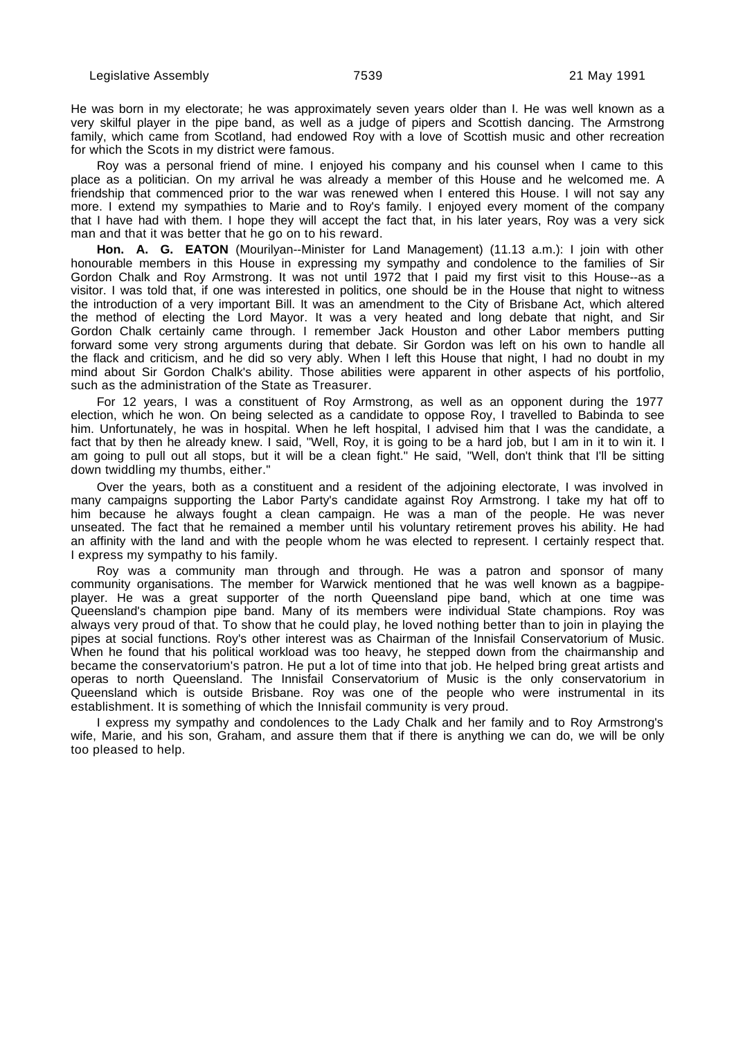He was born in my electorate; he was approximately seven years older than I. He was well known as a very skilful player in the pipe band, as well as a judge of pipers and Scottish dancing. The Armstrong family, which came from Scotland, had endowed Roy with a love of Scottish music and other recreation for which the Scots in my district were famous.

Roy was a personal friend of mine. I enjoyed his company and his counsel when I came to this place as a politician. On my arrival he was already a member of this House and he welcomed me. A friendship that commenced prior to the war was renewed when I entered this House. I will not say any more. I extend my sympathies to Marie and to Roy's family. I enjoyed every moment of the company that I have had with them. I hope they will accept the fact that, in his later years, Roy was a very sick man and that it was better that he go on to his reward.

**Hon. A. G. EATON** (Mourilyan--Minister for Land Management) (11.13 a.m.): I join with other honourable members in this House in expressing my sympathy and condolence to the families of Sir Gordon Chalk and Roy Armstrong. It was not until 1972 that I paid my first visit to this House--as a visitor. I was told that, if one was interested in politics, one should be in the House that night to witness the introduction of a very important Bill. It was an amendment to the City of Brisbane Act, which altered the method of electing the Lord Mayor. It was a very heated and long debate that night, and Sir Gordon Chalk certainly came through. I remember Jack Houston and other Labor members putting forward some very strong arguments during that debate. Sir Gordon was left on his own to handle all the flack and criticism, and he did so very ably. When I left this House that night, I had no doubt in my mind about Sir Gordon Chalk's ability. Those abilities were apparent in other aspects of his portfolio, such as the administration of the State as Treasurer.

For 12 years, I was a constituent of Roy Armstrong, as well as an opponent during the 1977 election, which he won. On being selected as a candidate to oppose Roy, I travelled to Babinda to see him. Unfortunately, he was in hospital. When he left hospital, I advised him that I was the candidate, a fact that by then he already knew. I said, "Well, Roy, it is going to be a hard job, but I am in it to win it. I am going to pull out all stops, but it will be a clean fight." He said, "Well, don't think that I'll be sitting down twiddling my thumbs, either."

Over the years, both as a constituent and a resident of the adjoining electorate, I was involved in many campaigns supporting the Labor Party's candidate against Roy Armstrong. I take my hat off to him because he always fought a clean campaign. He was a man of the people. He was never unseated. The fact that he remained a member until his voluntary retirement proves his ability. He had an affinity with the land and with the people whom he was elected to represent. I certainly respect that. I express my sympathy to his family.

Roy was a community man through and through. He was a patron and sponsor of many community organisations. The member for Warwick mentioned that he was well known as a bagpipe-player. He was a great supporter of the north Queensland pipe band, which at one time was Queensland's champion pipe band. Many of its members were individual State champions. Roy was always very proud of that. To show that he could play, he loved nothing better than to join in playing the pipes at social functions. Roy's other interest was as Chairman of the Innisfail Conservatorium of Music. When he found that his political workload was too heavy, he stepped down from the chairmanship and became the conservatorium's patron. He put a lot of time into that job. He helped bring great artists and operas to north Queensland. The Innisfail Conservatorium of Music is the only conservatorium in Queensland which is outside Brisbane. Roy was one of the people who were instrumental in its establishment. It is something of which the Innisfail community is very proud.

I express my sympathy and condolences to the Lady Chalk and her family and to Roy Armstrong's wife, Marie, and his son, Graham, and assure them that if there is anything we can do, we will be only too pleased to help.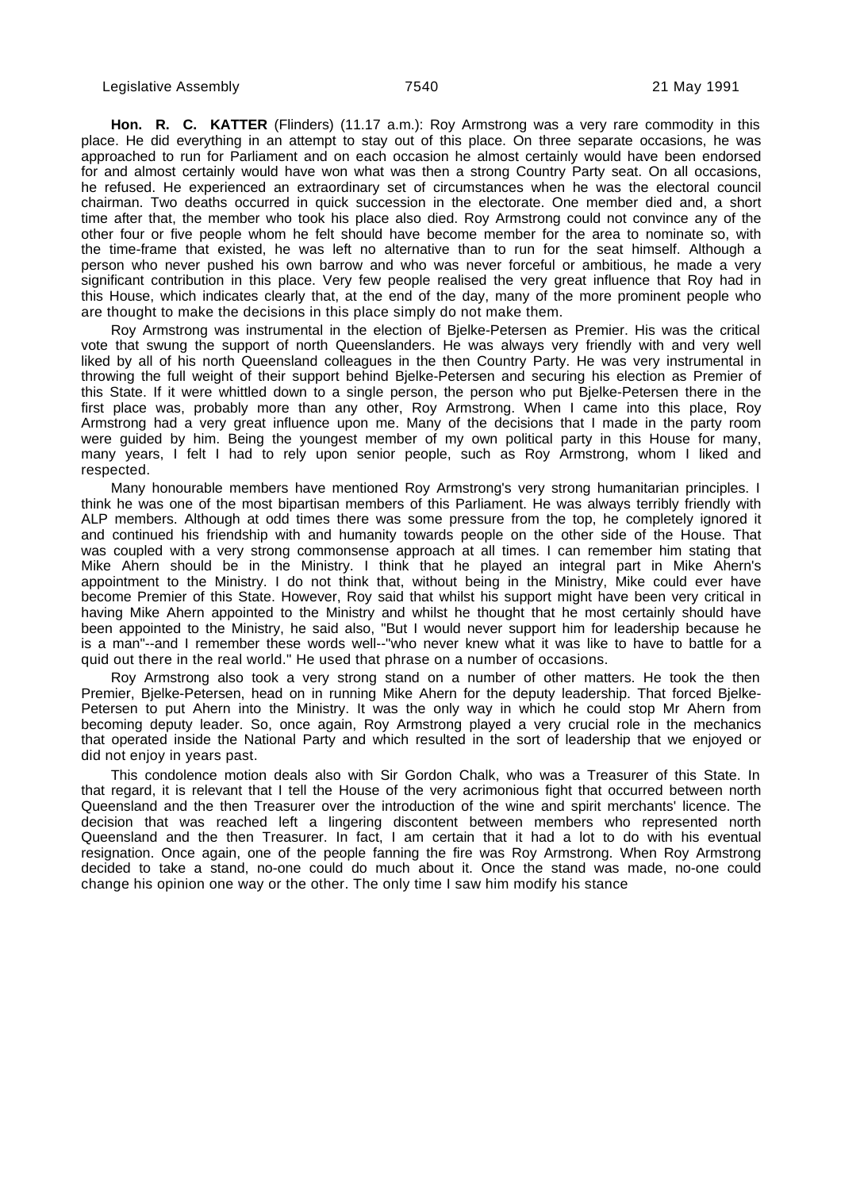**Hon. R. C. KATTER** (Flinders) (11.17 a.m.): Roy Armstrong was a very rare commodity in this place. He did everything in an attempt to stay out of this place. On three separate occasions, he was approached to run for Parliament and on each occasion he almost certainly would have been endorsed for and almost certainly would have won what was then a strong Country Party seat. On all occasions, he refused. He experienced an extraordinary set of circumstances when he was the electoral council chairman. Two deaths occurred in quick succession in the electorate. One member died and, a short time after that, the member who took his place also died. Roy Armstrong could not convince any of the other four or five people whom he felt should have become member for the area to nominate so, with the time-frame that existed, he was left no alternative than to run for the seat himself. Although a person who never pushed his own barrow and who was never forceful or ambitious, he made a very significant contribution in this place. Very few people realised the very great influence that Roy had in this House, which indicates clearly that, at the end of the day, many of the more prominent people who are thought to make the decisions in this place simply do not make them.

Roy Armstrong was instrumental in the election of Bjelke-Petersen as Premier. His was the critical vote that swung the support of north Queenslanders. He was always very friendly with and very well liked by all of his north Queensland colleagues in the then Country Party. He was very instrumental in throwing the full weight of their support behind Bjelke-Petersen and securing his election as Premier of this State. If it were whittled down to a single person, the person who put Bjelke-Petersen there in the first place was, probably more than any other, Roy Armstrong. When I came into this place, Roy Armstrong had a very great influence upon me. Many of the decisions that I made in the party room were guided by him. Being the youngest member of my own political party in this House for many, many years, I felt I had to rely upon senior people, such as Roy Armstrong, whom I liked and respected.

Many honourable members have mentioned Roy Armstrong's very strong humanitarian principles. I think he was one of the most bipartisan members of this Parliament. He was always terribly friendly with ALP members. Although at odd times there was some pressure from the top, he completely ignored it and continued his friendship with and humanity towards people on the other side of the House. That was coupled with a very strong commonsense approach at all times. I can remember him stating that Mike Ahern should be in the Ministry. I think that he played an integral part in Mike Ahern's appointment to the Ministry. I do not think that, without being in the Ministry, Mike could ever have become Premier of this State. However, Roy said that whilst his support might have been very critical in having Mike Ahern appointed to the Ministry and whilst he thought that he most certainly should have been appointed to the Ministry, he said also, "But I would never support him for leadership because he is a man"--and I remember these words well--"who never knew what it was like to have to battle for a quid out there in the real world." He used that phrase on a number of occasions.

Roy Armstrong also took a very strong stand on a number of other matters. He took the then Premier, Bjelke-Petersen, head on in running Mike Ahern for the deputy leadership. That forced Bjelke-Petersen to put Ahern into the Ministry. It was the only way in which he could stop Mr Ahern from becoming deputy leader. So, once again, Roy Armstrong played a very crucial role in the mechanics that operated inside the National Party and which resulted in the sort of leadership that we enjoyed or did not enjoy in years past.

This condolence motion deals also with Sir Gordon Chalk, who was a Treasurer of this State. In that regard, it is relevant that I tell the House of the very acrimonious fight that occurred between north Queensland and the then Treasurer over the introduction of the wine and spirit merchants' licence. The decision that was reached left a lingering discontent between members who represented north Queensland and the then Treasurer. In fact, I am certain that it had a lot to do with his eventual resignation. Once again, one of the people fanning the fire was Roy Armstrong. When Roy Armstrong decided to take a stand, no-one could do much about it. Once the stand was made, no-one could change his opinion one way or the other. The only time I saw him modify his stance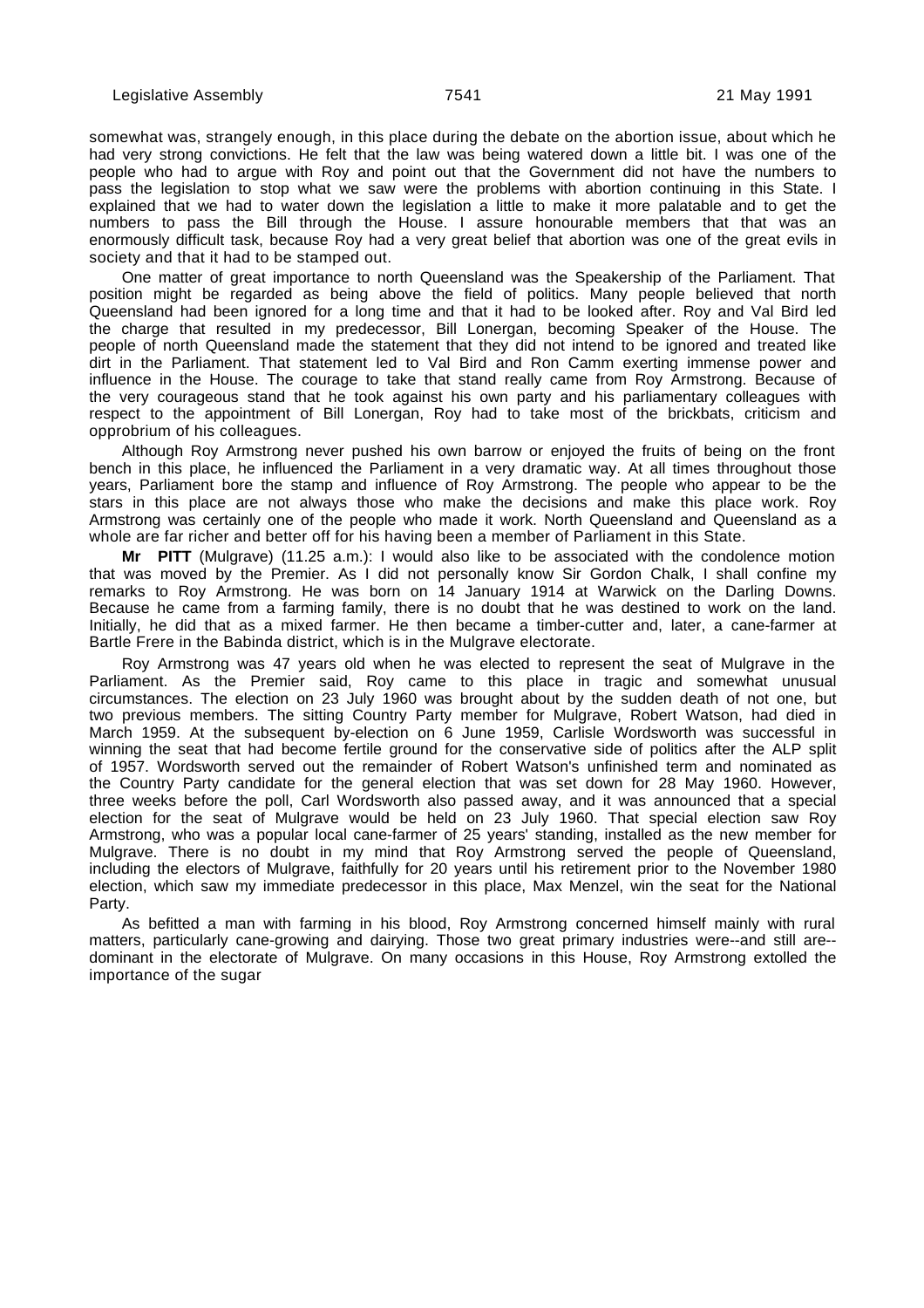somewhat was, strangely enough, in this place during the debate on the abortion issue, about which he had very strong convictions. He felt that the law was being watered down a little bit. I was one of the people who had to argue with Roy and point out that the Government did not have the numbers to pass the legislation to stop what we saw were the problems with abortion continuing in this State. I explained that we had to water down the legislation a little to make it more palatable and to get the numbers to pass the Bill through the House. I assure honourable members that that was an enormously difficult task, because Roy had a very great belief that abortion was one of the great evils in society and that it had to be stamped out.

One matter of great importance to north Queensland was the Speakership of the Parliament. That position might be regarded as being above the field of politics. Many people believed that north Queensland had been ignored for a long time and that it had to be looked after. Roy and Val Bird led the charge that resulted in my predecessor, Bill Lonergan, becoming Speaker of the House. The people of north Queensland made the statement that they did not intend to be ignored and treated like dirt in the Parliament. That statement led to Val Bird and Ron Camm exerting immense power and influence in the House. The courage to take that stand really came from Roy Armstrong. Because of the very courageous stand that he took against his own party and his parliamentary colleagues with respect to the appointment of Bill Lonergan, Roy had to take most of the brickbats, criticism and opprobrium of his colleagues.

Although Roy Armstrong never pushed his own barrow or enjoyed the fruits of being on the front bench in this place, he influenced the Parliament in a very dramatic way. At all times throughout those years, Parliament bore the stamp and influence of Roy Armstrong. The people who appear to be the stars in this place are not always those who make the decisions and make this place work. Roy Armstrong was certainly one of the people who made it work. North Queensland and Queensland as a whole are far richer and better off for his having been a member of Parliament in this State.

**Mr PITT** (Mulgrave) (11.25 a.m.): I would also like to be associated with the condolence motion that was moved by the Premier. As I did not personally know Sir Gordon Chalk, I shall confine my remarks to Roy Armstrong. He was born on 14 January 1914 at Warwick on the Darling Downs. Because he came from a farming family, there is no doubt that he was destined to work on the land. Initially, he did that as a mixed farmer. He then became a timber-cutter and, later, a cane-farmer at Bartle Frere in the Babinda district, which is in the Mulgrave electorate.

Roy Armstrong was 47 years old when he was elected to represent the seat of Mulgrave in the Parliament. As the Premier said, Roy came to this place in tragic and somewhat unusual circumstances. The election on 23 July 1960 was brought about by the sudden death of not one, but two previous members. The sitting Country Party member for Mulgrave, Robert Watson, had died in March 1959. At the subsequent by-election on 6 June 1959, Carlisle Wordsworth was successful in winning the seat that had become fertile ground for the conservative side of politics after the ALP split of 1957. Wordsworth served out the remainder of Robert Watson's unfinished term and nominated as the Country Party candidate for the general election that was set down for 28 May 1960. However, three weeks before the poll, Carl Wordsworth also passed away, and it was announced that a special election for the seat of Mulgrave would be held on 23 July 1960. That special election saw Roy Armstrong, who was a popular local cane-farmer of 25 years' standing, installed as the new member for Mulgrave. There is no doubt in my mind that Roy Armstrong served the people of Queensland, including the electors of Mulgrave, faithfully for 20 years until his retirement prior to the November 1980 election, which saw my immediate predecessor in this place, Max Menzel, win the seat for the National Party.

As befitted a man with farming in his blood, Roy Armstrong concerned himself mainly with rural matters, particularly cane-growing and dairying. Those two great primary industries were--and still are--dominant in the electorate of Mulgrave. On many occasions in this House, Roy Armstrong extolled the importance of the sugar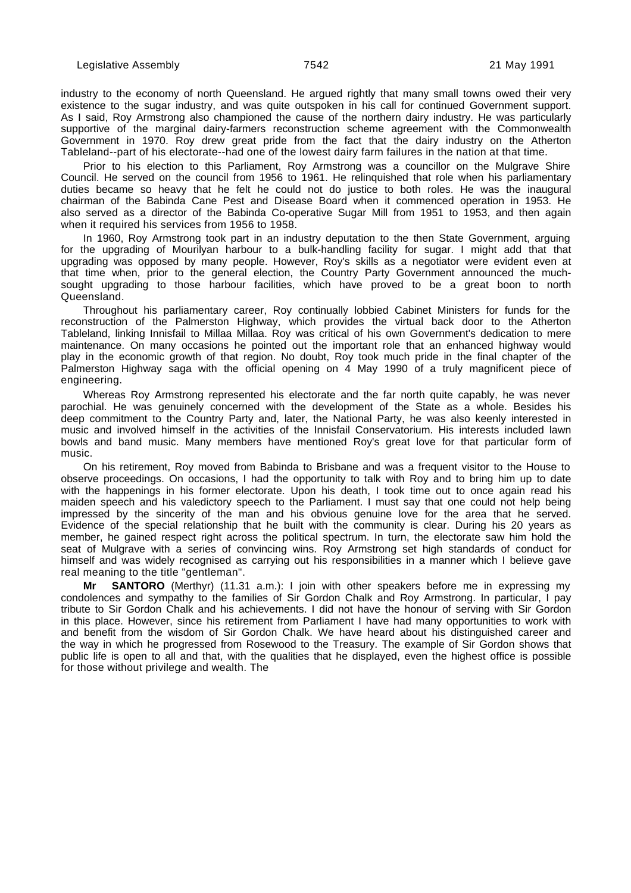industry to the economy of north Queensland. He argued rightly that many small towns owed their very existence to the sugar industry, and was quite outspoken in his call for continued Government support. As I said, Roy Armstrong also championed the cause of the northern dairy industry. He was particularly supportive of the marginal dairy-farmers reconstruction scheme agreement with the Commonwealth Government in 1970. Roy drew great pride from the fact that the dairy industry on the Atherton Tableland--part of his electorate--had one of the lowest dairy farm failures in the nation at that time.

Prior to his election to this Parliament, Roy Armstrong was a councillor on the Mulgrave Shire Council. He served on the council from 1956 to 1961. He relinquished that role when his parliamentary duties became so heavy that he felt he could not do justice to both roles. He was the inaugural chairman of the Babinda Cane Pest and Disease Board when it commenced operation in 1953. He also served as a director of the Babinda Co-operative Sugar Mill from 1951 to 1953, and then again when it required his services from 1956 to 1958.

In 1960, Roy Armstrong took part in an industry deputation to the then State Government, arguing for the upgrading of Mourilyan harbour to a bulk-handling facility for sugar. I might add that that upgrading was opposed by many people. However, Roy's skills as a negotiator were evident even at that time when, prior to the general election, the Country Party Government announced the much-sought upgrading to those harbour facilities, which have proved to be a great boon to north Queensland.

Throughout his parliamentary career, Roy continually lobbied Cabinet Ministers for funds for the reconstruction of the Palmerston Highway, which provides the virtual back door to the Atherton Tableland, linking Innisfail to Millaa Millaa. Roy was critical of his own Government's dedication to mere maintenance. On many occasions he pointed out the important role that an enhanced highway would play in the economic growth of that region. No doubt, Roy took much pride in the final chapter of the Palmerston Highway saga with the official opening on 4 May 1990 of a truly magnificent piece of engineering.

Whereas Roy Armstrong represented his electorate and the far north quite capably, he was never parochial. He was genuinely concerned with the development of the State as a whole. Besides his deep commitment to the Country Party and, later, the National Party, he was also keenly interested in music and involved himself in the activities of the Innisfail Conservatorium. His interests included lawn bowls and band music. Many members have mentioned Roy's great love for that particular form of music.

On his retirement, Roy moved from Babinda to Brisbane and was a frequent visitor to the House to observe proceedings. On occasions, I had the opportunity to talk with Roy and to bring him up to date with the happenings in his former electorate. Upon his death, I took time out to once again read his maiden speech and his valedictory speech to the Parliament. I must say that one could not help being impressed by the sincerity of the man and his obvious genuine love for the area that he served. Evidence of the special relationship that he built with the community is clear. During his 20 years as member, he gained respect right across the political spectrum. In turn, the electorate saw him hold the seat of Mulgrave with a series of convincing wins. Roy Armstrong set high standards of conduct for himself and was widely recognised as carrying out his responsibilities in a manner which I believe gave real meaning to the title "gentleman".

**Mr SANTORO** (Merthyr) (11.31 a.m.): I join with other speakers before me in expressing my condolences and sympathy to the families of Sir Gordon Chalk and Roy Armstrong. In particular, I pay tribute to Sir Gordon Chalk and his achievements. I did not have the honour of serving with Sir Gordon in this place. However, since his retirement from Parliament I have had many opportunities to work with and benefit from the wisdom of Sir Gordon Chalk. We have heard about his distinguished career and the way in which he progressed from Rosewood to the Treasury. The example of Sir Gordon shows that public life is open to all and that, with the qualities that he displayed, even the highest office is possible for those without privilege and wealth. The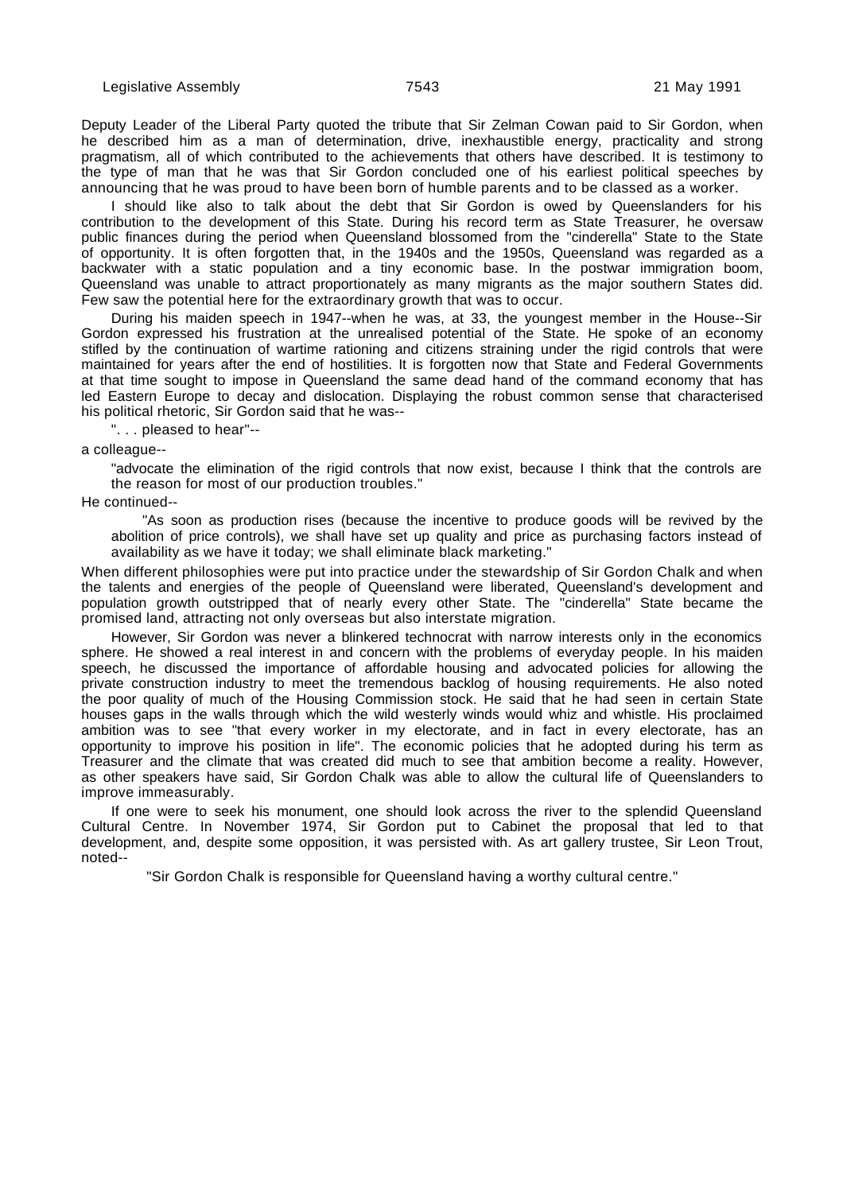Deputy Leader of the Liberal Party quoted the tribute that Sir Zelman Cowan paid to Sir Gordon, when he described him as a man of determination, drive, inexhaustible energy, practicality and strong pragmatism, all of which contributed to the achievements that others have described. It is testimony to the type of man that he was that Sir Gordon concluded one of his earliest political speeches by announcing that he was proud to have been born of humble parents and to be classed as a worker.

I should like also to talk about the debt that Sir Gordon is owed by Queenslanders for his contribution to the development of this State. During his record term as State Treasurer, he oversaw public finances during the period when Queensland blossomed from the "cinderella" State to the State of opportunity. It is often forgotten that, in the 1940s and the 1950s, Queensland was regarded as a backwater with a static population and a tiny economic base. In the postwar immigration boom, Queensland was unable to attract proportionately as many migrants as the major southern States did. Few saw the potential here for the extraordinary growth that was to occur.

During his maiden speech in 1947--when he was, at 33, the youngest member in the House--Sir Gordon expressed his frustration at the unrealised potential of the State. He spoke of an economy stifled by the continuation of wartime rationing and citizens straining under the rigid controls that were maintained for years after the end of hostilities. It is forgotten now that State and Federal Governments at that time sought to impose in Queensland the same dead hand of the command economy that has led Eastern Europe to decay and dislocation. Displaying the robust common sense that characterised his political rhetoric, Sir Gordon said that he was--

> ". . . pleased to hear"--

a colleague--

> "advocate the elimination of the rigid controls that now exist, because I think that the controls are the reason for most of our production troubles."

He continued--

> "As soon as production rises (because the incentive to produce goods will be revived by the abolition of price controls), we shall have set up quality and price as purchasing factors instead of availability as we have it today; we shall eliminate black marketing."

When different philosophies were put into practice under the stewardship of Sir Gordon Chalk and when the talents and energies of the people of Queensland were liberated, Queensland's development and population growth outstripped that of nearly every other State. The "cinderella" State became the promised land, attracting not only overseas but also interstate migration.

However, Sir Gordon was never a blinkered technocrat with narrow interests only in the economics sphere. He showed a real interest in and concern with the problems of everyday people. In his maiden speech, he discussed the importance of affordable housing and advocated policies for allowing the private construction industry to meet the tremendous backlog of housing requirements. He also noted the poor quality of much of the Housing Commission stock. He said that he had seen in certain State houses gaps in the walls through which the wild westerly winds would whiz and whistle. His proclaimed ambition was to see "that every worker in my electorate, and in fact in every electorate, has an opportunity to improve his position in life". The economic policies that he adopted during his term as Treasurer and the climate that was created did much to see that ambition become a reality. However, as other speakers have said, Sir Gordon Chalk was able to allow the cultural life of Queenslanders to improve immeasurably.

If one were to seek his monument, one should look across the river to the splendid Queensland Cultural Centre. In November 1974, Sir Gordon put to Cabinet the proposal that led to that development, and, despite some opposition, it was persisted with. As art gallery trustee, Sir Leon Trout, noted--

> "Sir Gordon Chalk is responsible for Queensland having a worthy cultural centre."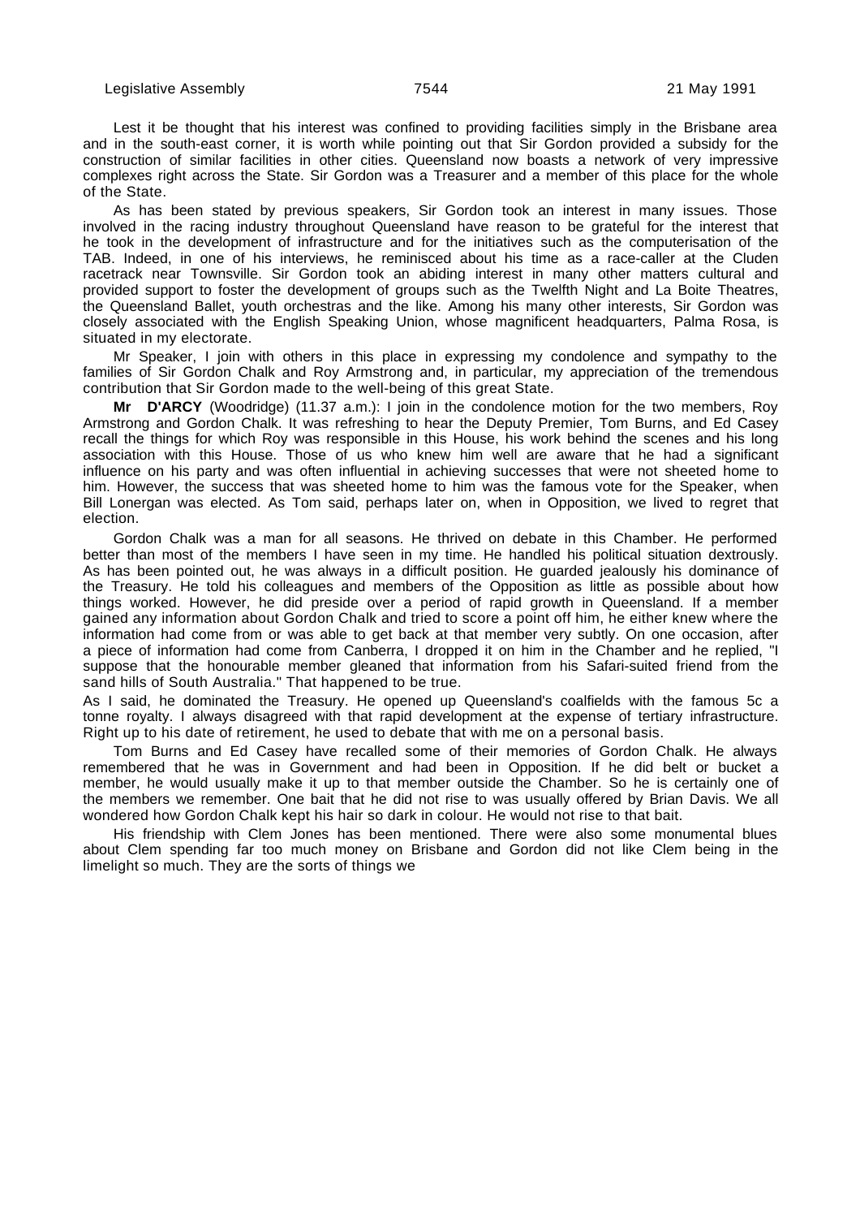Lest it be thought that his interest was confined to providing facilities simply in the Brisbane area and in the south-east corner, it is worth while pointing out that Sir Gordon provided a subsidy for the construction of similar facilities in other cities. Queensland now boasts a network of very impressive complexes right across the State. Sir Gordon was a Treasurer and a member of this place for the whole of the State.

As has been stated by previous speakers, Sir Gordon took an interest in many issues. Those involved in the racing industry throughout Queensland have reason to be grateful for the interest that he took in the development of infrastructure and for the initiatives such as the computerisation of the TAB. Indeed, in one of his interviews, he reminisced about his time as a race-caller at the Cluden racetrack near Townsville. Sir Gordon took an abiding interest in many other matters cultural and provided support to foster the development of groups such as the Twelfth Night and La Boite Theatres, the Queensland Ballet, youth orchestras and the like. Among his many other interests, Sir Gordon was closely associated with the English Speaking Union, whose magnificent headquarters, Palma Rosa, is situated in my electorate.

Mr Speaker, I join with others in this place in expressing my condolence and sympathy to the families of Sir Gordon Chalk and Roy Armstrong and, in particular, my appreciation of the tremendous contribution that Sir Gordon made to the well-being of this great State.

**Mr D'ARCY** (Woodridge) (11.37 a.m.): I join in the condolence motion for the two members, Roy Armstrong and Gordon Chalk. It was refreshing to hear the Deputy Premier, Tom Burns, and Ed Casey recall the things for which Roy was responsible in this House, his work behind the scenes and his long association with this House. Those of us who knew him well are aware that he had a significant influence on his party and was often influential in achieving successes that were not sheeted home to him. However, the success that was sheeted home to him was the famous vote for the Speaker, when Bill Lonergan was elected. As Tom said, perhaps later on, when in Opposition, we lived to regret that election.

Gordon Chalk was a man for all seasons. He thrived on debate in this Chamber. He performed better than most of the members I have seen in my time. He handled his political situation dextrously. As has been pointed out, he was always in a difficult position. He guarded jealously his dominance of the Treasury. He told his colleagues and members of the Opposition as little as possible about how things worked. However, he did preside over a period of rapid growth in Queensland. If a member gained any information about Gordon Chalk and tried to score a point off him, he either knew where the information had come from or was able to get back at that member very subtly. On one occasion, after a piece of information had come from Canberra, I dropped it on him in the Chamber and he replied, "I suppose that the honourable member gleaned that information from his Safari-suited friend from the sand hills of South Australia." That happened to be true.

As I said, he dominated the Treasury. He opened up Queensland's coalfields with the famous 5c a tonne royalty. I always disagreed with that rapid development at the expense of tertiary infrastructure. Right up to his date of retirement, he used to debate that with me on a personal basis.

Tom Burns and Ed Casey have recalled some of their memories of Gordon Chalk. He always remembered that he was in Government and had been in Opposition. If he did belt or bucket a member, he would usually make it up to that member outside the Chamber. So he is certainly one of the members we remember. One bait that he did not rise to was usually offered by Brian Davis. We all wondered how Gordon Chalk kept his hair so dark in colour. He would not rise to that bait.

His friendship with Clem Jones has been mentioned. There were also some monumental blues about Clem spending far too much money on Brisbane and Gordon did not like Clem being in the limelight so much. They are the sorts of things we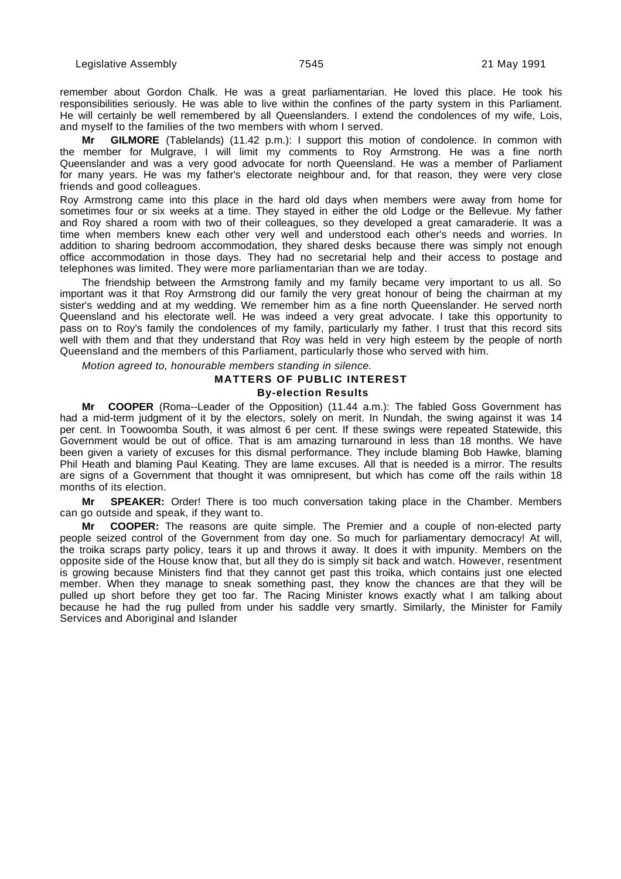remember about Gordon Chalk. He was a great parliamentarian. He loved this place. He took his responsibilities seriously. He was able to live within the confines of the party system in this Parliament. He will certainly be well remembered by all Queenslanders. I extend the condolences of my wife, Lois, and myself to the families of the two members with whom I served.

**Mr GILMORE** (Tablelands) (11.42 p.m.): I support this motion of condolence. In common with the member for Mulgrave, I will limit my comments to Roy Armstrong. He was a fine north Queenslander and was a very good advocate for north Queensland. He was a member of Parliament for many years. He was my father's electorate neighbour and, for that reason, they were very close friends and good colleagues.

Roy Armstrong came into this place in the hard old days when members were away from home for sometimes four or six weeks at a time. They stayed in either the old Lodge or the Bellevue. My father and Roy shared a room with two of their colleagues, so they developed a great camaraderie. It was a time when members knew each other very well and understood each other's needs and worries. In addition to sharing bedroom accommodation, they shared desks because there was simply not enough office accommodation in those days. They had no secretarial help and their access to postage and telephones was limited. They were more parliamentarian than we are today.

The friendship between the Armstrong family and my family became very important to us all. So important was it that Roy Armstrong did our family the very great honour of being the chairman at my sister's wedding and at my wedding. We remember him as a fine north Queenslander. He served north Queensland and his electorate well. He was indeed a very great advocate. I take this opportunity to pass on to Roy's family the condolences of my family, particularly my father. I trust that this record sits well with them and that they understand that Roy was held in very high esteem by the people of north Queensland and the members of this Parliament, particularly those who served with him.

*Motion agreed to, honourable members standing in silence.*

## MATTERS OF PUBLIC INTEREST

### By-election Results

**Mr COOPER** (Roma--Leader of the Opposition) (11.44 a.m.): The fabled Goss Government has had a mid-term judgment of it by the electors, solely on merit. In Nundah, the swing against it was 14 per cent. In Toowoomba South, it was almost 6 per cent. If these swings were repeated Statewide, this Government would be out of office. That is am amazing turnaround in less than 18 months. We have been given a variety of excuses for this dismal performance. They include blaming Bob Hawke, blaming Phil Heath and blaming Paul Keating. They are lame excuses. All that is needed is a mirror. The results are signs of a Government that thought it was omnipresent, but which has come off the rails within 18 months of its election.

**Mr SPEAKER:** Order! There is too much conversation taking place in the Chamber. Members can go outside and speak, if they want to.

**Mr COOPER:** The reasons are quite simple. The Premier and a couple of non-elected party people seized control of the Government from day one. So much for parliamentary democracy! At will, the troika scraps party policy, tears it up and throws it away. It does it with impunity. Members on the opposite side of the House know that, but all they do is simply sit back and watch. However, resentment is growing because Ministers find that they cannot get past this troika, which contains just one elected member. When they manage to sneak something past, they know the chances are that they will be pulled up short before they get too far. The Racing Minister knows exactly what I am talking about because he had the rug pulled from under his saddle very smartly. Similarly, the Minister for Family Services and Aboriginal and Islander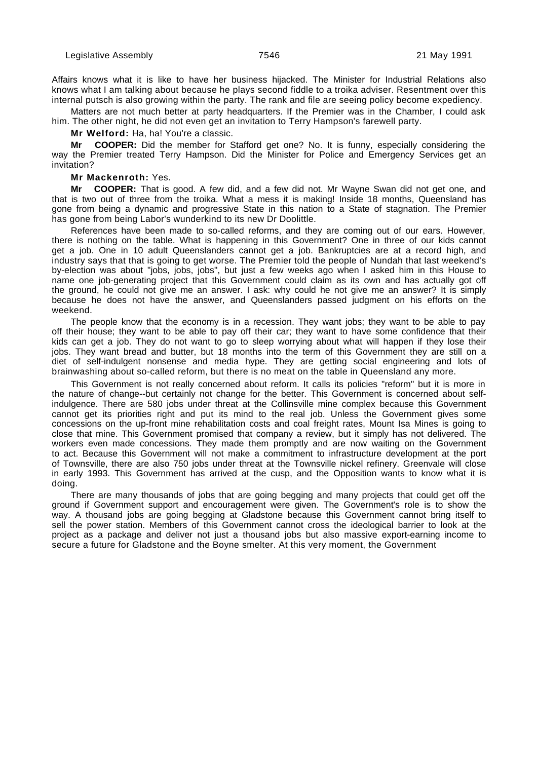Affairs knows what it is like to have her business hijacked. The Minister for Industrial Relations also knows what I am talking about because he plays second fiddle to a troika adviser. Resentment over this internal putsch is also growing within the party. The rank and file are seeing policy become expediency.

Matters are not much better at party headquarters. If the Premier was in the Chamber, I could ask him. The other night, he did not even get an invitation to Terry Hampson's farewell party.

**Mr Welford:** Ha, ha! You're a classic.

**Mr COOPER:** Did the member for Stafford get one? No. It is funny, especially considering the way the Premier treated Terry Hampson. Did the Minister for Police and Emergency Services get an invitation?

**Mr Mackenroth:** Yes.

**Mr COOPER:** That is good. A few did, and a few did not. Mr Wayne Swan did not get one, and that is two out of three from the troika. What a mess it is making! Inside 18 months, Queensland has gone from being a dynamic and progressive State in this nation to a State of stagnation. The Premier has gone from being Labor's wunderkind to its new Dr Doolittle.

References have been made to so-called reforms, and they are coming out of our ears. However, there is nothing on the table. What is happening in this Government? One in three of our kids cannot get a job. One in 10 adult Queenslanders cannot get a job. Bankruptcies are at a record high, and industry says that that is going to get worse. The Premier told the people of Nundah that last weekend's by-election was about "jobs, jobs, jobs", but just a few weeks ago when I asked him in this House to name one job-generating project that this Government could claim as its own and has actually got off the ground, he could not give me an answer. I ask: why could he not give me an answer? It is simply because he does not have the answer, and Queenslanders passed judgment on his efforts on the weekend.

The people know that the economy is in a recession. They want jobs; they want to be able to pay off their house; they want to be able to pay off their car; they want to have some confidence that their kids can get a job. They do not want to go to sleep worrying about what will happen if they lose their jobs. They want bread and butter, but 18 months into the term of this Government they are still on a diet of self-indulgent nonsense and media hype. They are getting social engineering and lots of brainwashing about so-called reform, but there is no meat on the table in Queensland any more.

This Government is not really concerned about reform. It calls its policies "reform" but it is more in the nature of change--but certainly not change for the better. This Government is concerned about self-indulgence. There are 580 jobs under threat at the Collinsville mine complex because this Government cannot get its priorities right and put its mind to the real job. Unless the Government gives some concessions on the up-front mine rehabilitation costs and coal freight rates, Mount Isa Mines is going to close that mine. This Government promised that company a review, but it simply has not delivered. The workers even made concessions. They made them promptly and are now waiting on the Government to act. Because this Government will not make a commitment to infrastructure development at the port of Townsville, there are also 750 jobs under threat at the Townsville nickel refinery. Greenvale will close in early 1993. This Government has arrived at the cusp, and the Opposition wants to know what it is doing.

There are many thousands of jobs that are going begging and many projects that could get off the ground if Government support and encouragement were given. The Government's role is to show the way. A thousand jobs are going begging at Gladstone because this Government cannot bring itself to sell the power station. Members of this Government cannot cross the ideological barrier to look at the project as a package and deliver not just a thousand jobs but also massive export-earning income to secure a future for Gladstone and the Boyne smelter. At this very moment, the Government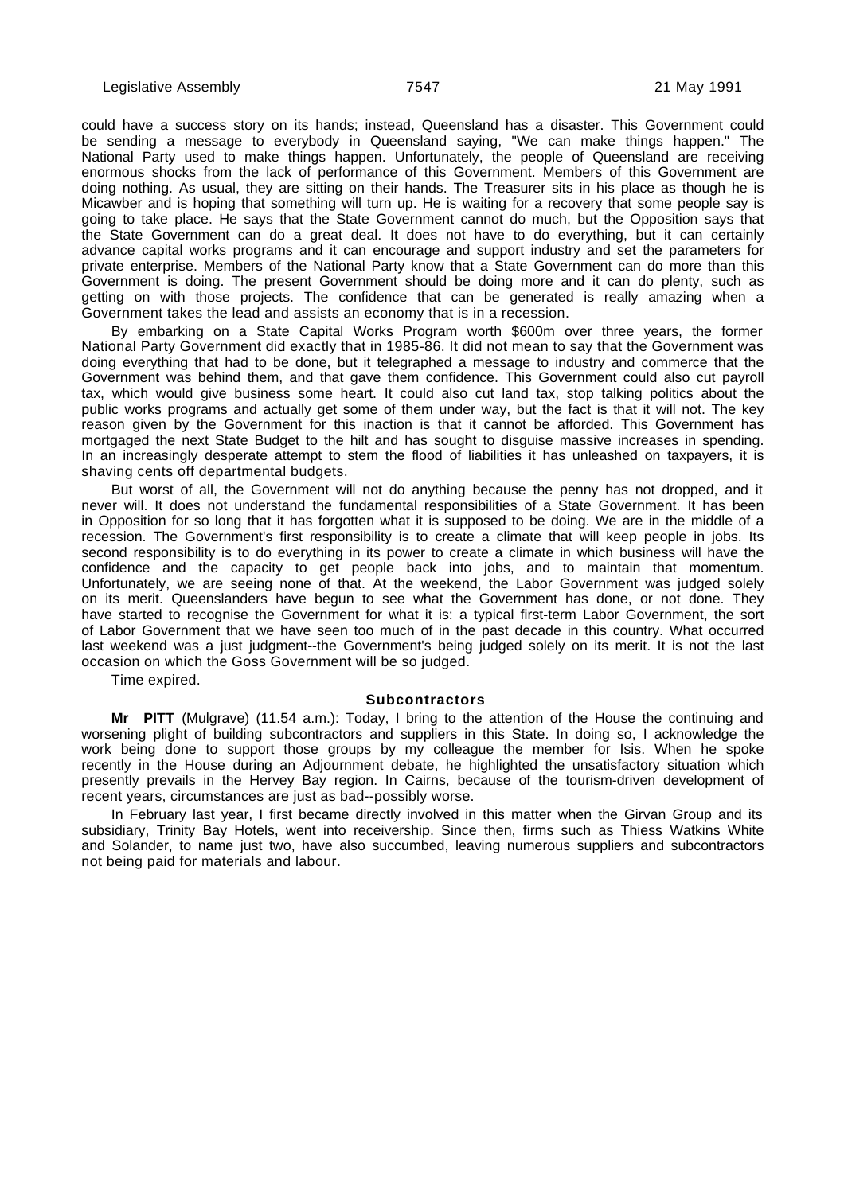could have a success story on its hands; instead, Queensland has a disaster. This Government could be sending a message to everybody in Queensland saying, "We can make things happen." The National Party used to make things happen. Unfortunately, the people of Queensland are receiving enormous shocks from the lack of performance of this Government. Members of this Government are doing nothing. As usual, they are sitting on their hands. The Treasurer sits in his place as though he is Micawber and is hoping that something will turn up. He is waiting for a recovery that some people say is going to take place. He says that the State Government cannot do much, but the Opposition says that the State Government can do a great deal. It does not have to do everything, but it can certainly advance capital works programs and it can encourage and support industry and set the parameters for private enterprise. Members of the National Party know that a State Government can do more than this Government is doing. The present Government should be doing more and it can do plenty, such as getting on with those projects. The confidence that can be generated is really amazing when a Government takes the lead and assists an economy that is in a recession.

By embarking on a State Capital Works Program worth $600m over three years, the former National Party Government did exactly that in 1985-86. It did not mean to say that the Government was doing everything that had to be done, but it telegraphed a message to industry and commerce that the Government was behind them, and that gave them confidence. This Government could also cut payroll tax, which would give business some heart. It could also cut land tax, stop talking politics about the public works programs and actually get some of them under way, but the fact is that it will not. The key reason given by the Government for this inaction is that it cannot be afforded. This Government has mortgaged the next State Budget to the hilt and has sought to disguise massive increases in spending. In an increasingly desperate attempt to stem the flood of liabilities it has unleashed on taxpayers, it is shaving cents off departmental budgets.

But worst of all, the Government will not do anything because the penny has not dropped, and it never will. It does not understand the fundamental responsibilities of a State Government. It has been in Opposition for so long that it has forgotten what it is supposed to be doing. We are in the middle of a recession. The Government's first responsibility is to create a climate that will keep people in jobs. Its second responsibility is to do everything in its power to create a climate in which business will have the confidence and the capacity to get people back into jobs, and to maintain that momentum. Unfortunately, we are seeing none of that. At the weekend, the Labor Government was judged solely on its merit. Queenslanders have begun to see what the Government has done, or not done. They have started to recognise the Government for what it is: a typical first-term Labor Government, the sort of Labor Government that we have seen too much of in the past decade in this country. What occurred last weekend was a just judgment--the Government's being judged solely on its merit. It is not the last occasion on which the Goss Government will be so judged.

Time expired.

### Subcontractors

**Mr PITT** (Mulgrave) (11.54 a.m.): Today, I bring to the attention of the House the continuing and worsening plight of building subcontractors and suppliers in this State. In doing so, I acknowledge the work being done to support those groups by my colleague the member for Isis. When he spoke recently in the House during an Adjournment debate, he highlighted the unsatisfactory situation which presently prevails in the Hervey Bay region. In Cairns, because of the tourism-driven development of recent years, circumstances are just as bad--possibly worse.

In February last year, I first became directly involved in this matter when the Girvan Group and its subsidiary, Trinity Bay Hotels, went into receivership. Since then, firms such as Thiess Watkins White and Solander, to name just two, have also succumbed, leaving numerous suppliers and subcontractors not being paid for materials and labour.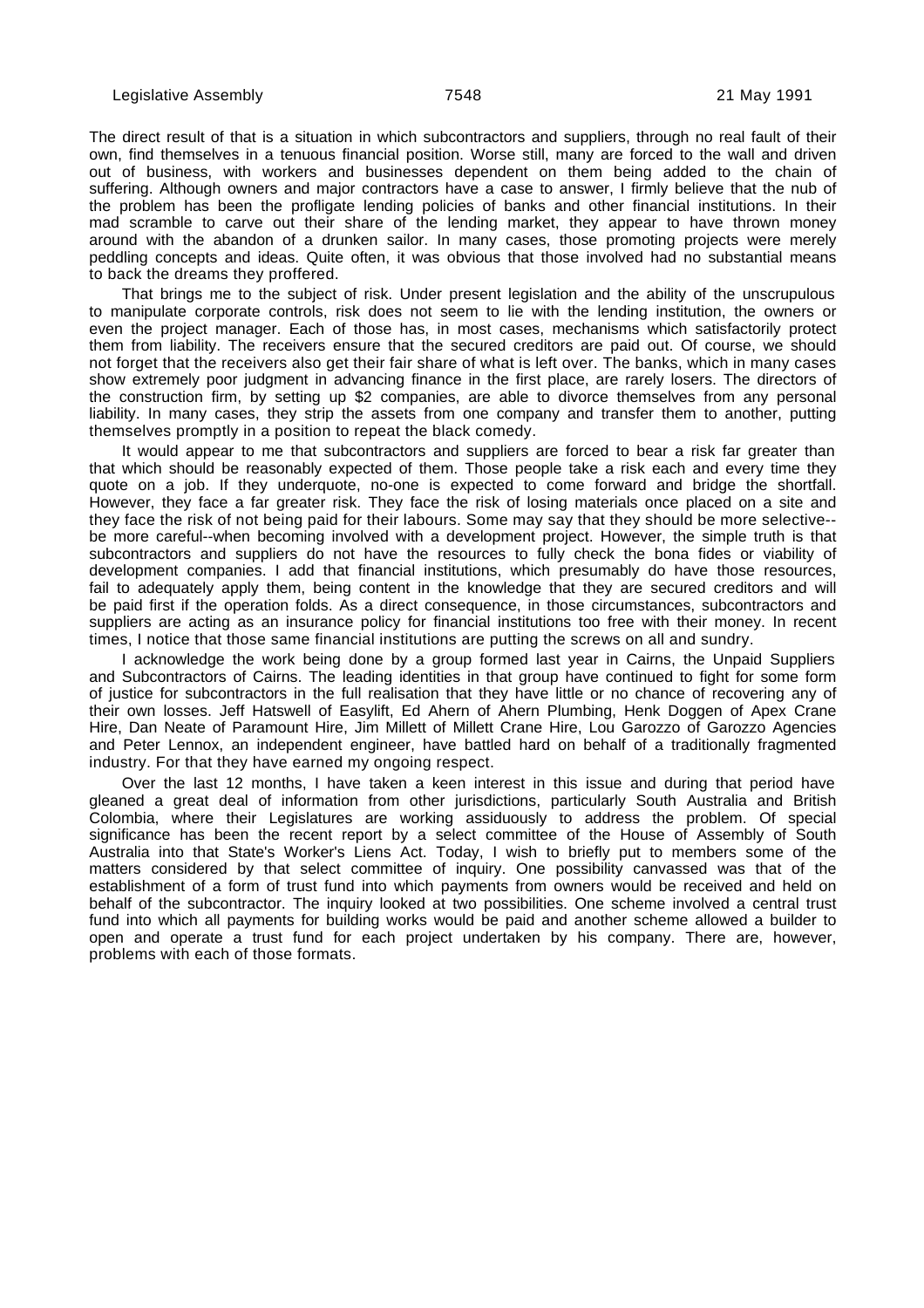The direct result of that is a situation in which subcontractors and suppliers, through no real fault of their own, find themselves in a tenuous financial position. Worse still, many are forced to the wall and driven out of business, with workers and businesses dependent on them being added to the chain of suffering. Although owners and major contractors have a case to answer, I firmly believe that the nub of the problem has been the profligate lending policies of banks and other financial institutions. In their mad scramble to carve out their share of the lending market, they appear to have thrown money around with the abandon of a drunken sailor. In many cases, those promoting projects were merely peddling concepts and ideas. Quite often, it was obvious that those involved had no substantial means to back the dreams they proffered.

That brings me to the subject of risk. Under present legislation and the ability of the unscrupulous to manipulate corporate controls, risk does not seem to lie with the lending institution, the owners or even the project manager. Each of those has, in most cases, mechanisms which satisfactorily protect them from liability. The receivers ensure that the secured creditors are paid out. Of course, we should not forget that the receivers also get their fair share of what is left over. The banks, which in many cases show extremely poor judgment in advancing finance in the first place, are rarely losers. The directors of the construction firm, by setting up $2 companies, are able to divorce themselves from any personal liability. In many cases, they strip the assets from one company and transfer them to another, putting themselves promptly in a position to repeat the black comedy.

It would appear to me that subcontractors and suppliers are forced to bear a risk far greater than that which should be reasonably expected of them. Those people take a risk each and every time they quote on a job. If they underquote, no-one is expected to come forward and bridge the shortfall. However, they face a far greater risk. They face the risk of losing materials once placed on a site and they face the risk of not being paid for their labours. Some may say that they should be more selective--be more careful--when becoming involved with a development project. However, the simple truth is that subcontractors and suppliers do not have the resources to fully check the bona fides or viability of development companies. I add that financial institutions, which presumably do have those resources, fail to adequately apply them, being content in the knowledge that they are secured creditors and will be paid first if the operation folds. As a direct consequence, in those circumstances, subcontractors and suppliers are acting as an insurance policy for financial institutions too free with their money. In recent times, I notice that those same financial institutions are putting the screws on all and sundry.

I acknowledge the work being done by a group formed last year in Cairns, the Unpaid Suppliers and Subcontractors of Cairns. The leading identities in that group have continued to fight for some form of justice for subcontractors in the full realisation that they have little or no chance of recovering any of their own losses. Jeff Hatswell of Easylift, Ed Ahern of Ahern Plumbing, Henk Doggen of Apex Crane Hire, Dan Neate of Paramount Hire, Jim Millett of Millett Crane Hire, Lou Garozzo of Garozzo Agencies and Peter Lennox, an independent engineer, have battled hard on behalf of a traditionally fragmented industry. For that they have earned my ongoing respect.

Over the last 12 months, I have taken a keen interest in this issue and during that period have gleaned a great deal of information from other jurisdictions, particularly South Australia and British Colombia, where their Legislatures are working assiduously to address the problem. Of special significance has been the recent report by a select committee of the House of Assembly of South Australia into that State's Worker's Liens Act. Today, I wish to briefly put to members some of the matters considered by that select committee of inquiry. One possibility canvassed was that of the establishment of a form of trust fund into which payments from owners would be received and held on behalf of the subcontractor. The inquiry looked at two possibilities. One scheme involved a central trust fund into which all payments for building works would be paid and another scheme allowed a builder to open and operate a trust fund for each project undertaken by his company. There are, however, problems with each of those formats.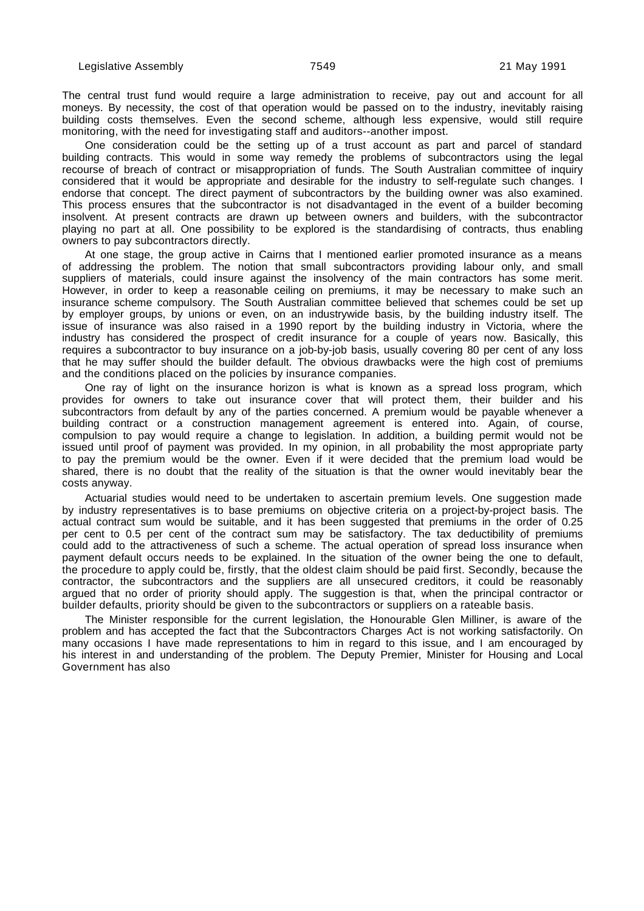The central trust fund would require a large administration to receive, pay out and account for all moneys. By necessity, the cost of that operation would be passed on to the industry, inevitably raising building costs themselves. Even the second scheme, although less expensive, would still require monitoring, with the need for investigating staff and auditors--another impost.

One consideration could be the setting up of a trust account as part and parcel of standard building contracts. This would in some way remedy the problems of subcontractors using the legal recourse of breach of contract or misappropriation of funds. The South Australian committee of inquiry considered that it would be appropriate and desirable for the industry to self-regulate such changes. I endorse that concept. The direct payment of subcontractors by the building owner was also examined. This process ensures that the subcontractor is not disadvantaged in the event of a builder becoming insolvent. At present contracts are drawn up between owners and builders, with the subcontractor playing no part at all. One possibility to be explored is the standardising of contracts, thus enabling owners to pay subcontractors directly.

At one stage, the group active in Cairns that I mentioned earlier promoted insurance as a means of addressing the problem. The notion that small subcontractors providing labour only, and small suppliers of materials, could insure against the insolvency of the main contractors has some merit. However, in order to keep a reasonable ceiling on premiums, it may be necessary to make such an insurance scheme compulsory. The South Australian committee believed that schemes could be set up by employer groups, by unions or even, on an industrywide basis, by the building industry itself. The issue of insurance was also raised in a 1990 report by the building industry in Victoria, where the industry has considered the prospect of credit insurance for a couple of years now. Basically, this requires a subcontractor to buy insurance on a job-by-job basis, usually covering 80 per cent of any loss that he may suffer should the builder default. The obvious drawbacks were the high cost of premiums and the conditions placed on the policies by insurance companies.

One ray of light on the insurance horizon is what is known as a spread loss program, which provides for owners to take out insurance cover that will protect them, their builder and his subcontractors from default by any of the parties concerned. A premium would be payable whenever a building contract or a construction management agreement is entered into. Again, of course, compulsion to pay would require a change to legislation. In addition, a building permit would not be issued until proof of payment was provided. In my opinion, in all probability the most appropriate party to pay the premium would be the owner. Even if it were decided that the premium load would be shared, there is no doubt that the reality of the situation is that the owner would inevitably bear the costs anyway.

Actuarial studies would need to be undertaken to ascertain premium levels. One suggestion made by industry representatives is to base premiums on objective criteria on a project-by-project basis. The actual contract sum would be suitable, and it has been suggested that premiums in the order of 0.25 per cent to 0.5 per cent of the contract sum may be satisfactory. The tax deductibility of premiums could add to the attractiveness of such a scheme. The actual operation of spread loss insurance when payment default occurs needs to be explained. In the situation of the owner being the one to default, the procedure to apply could be, firstly, that the oldest claim should be paid first. Secondly, because the contractor, the subcontractors and the suppliers are all unsecured creditors, it could be reasonably argued that no order of priority should apply. The suggestion is that, when the principal contractor or builder defaults, priority should be given to the subcontractors or suppliers on a rateable basis.

The Minister responsible for the current legislation, the Honourable Glen Milliner, is aware of the problem and has accepted the fact that the Subcontractors Charges Act is not working satisfactorily. On many occasions I have made representations to him in regard to this issue, and I am encouraged by his interest in and understanding of the problem. The Deputy Premier, Minister for Housing and Local Government has also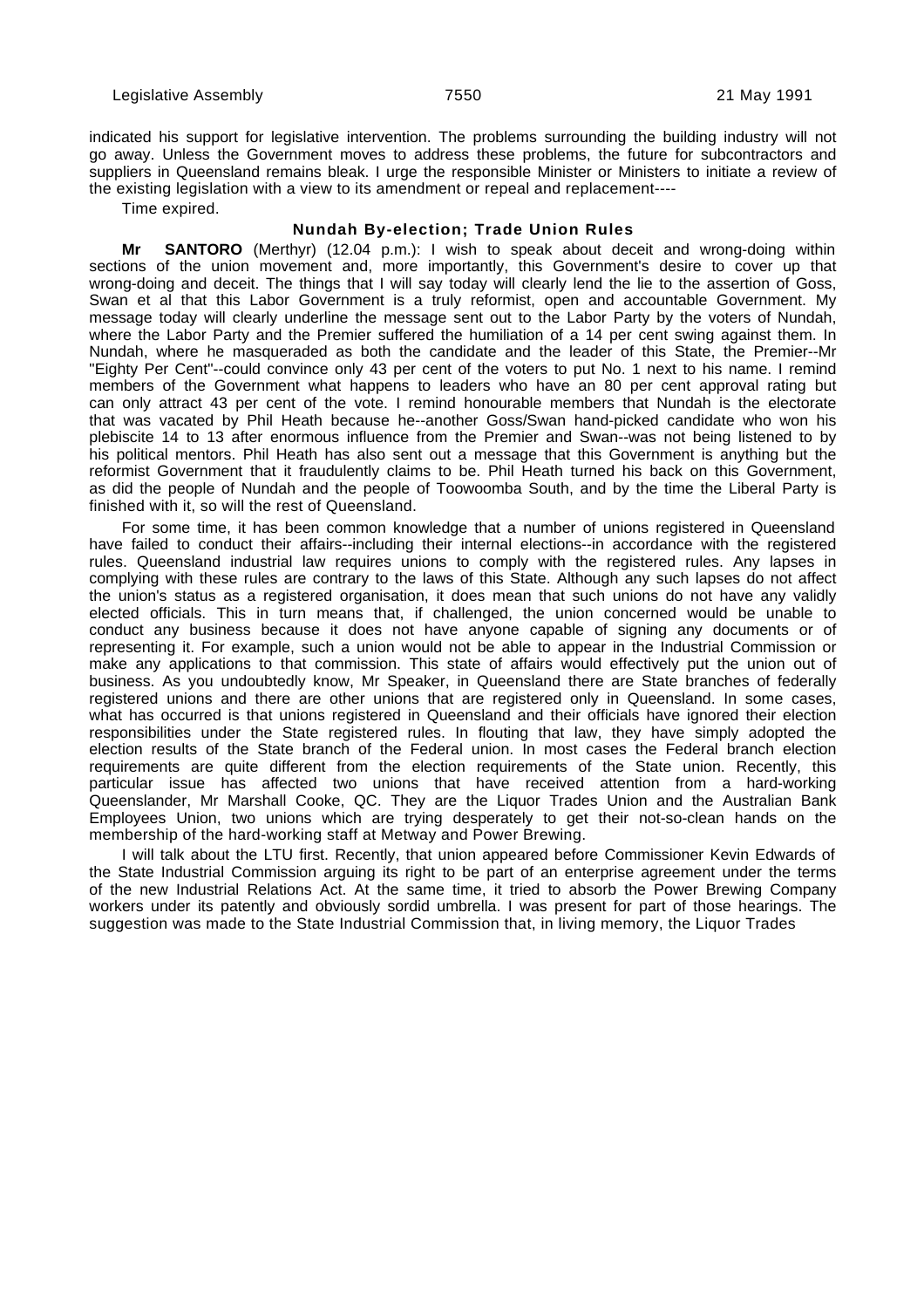indicated his support for legislative intervention. The problems surrounding the building industry will not go away. Unless the Government moves to address these problems, the future for subcontractors and suppliers in Queensland remains bleak. I urge the responsible Minister or Ministers to initiate a review of the existing legislation with a view to its amendment or repeal and replacement----

Time expired.

### Nundah By-election; Trade Union Rules

**Mr SANTORO** (Merthyr) (12.04 p.m.): I wish to speak about deceit and wrong-doing within sections of the union movement and, more importantly, this Government's desire to cover up that wrong-doing and deceit. The things that I will say today will clearly lend the lie to the assertion of Goss, Swan et al that this Labor Government is a truly reformist, open and accountable Government. My message today will clearly underline the message sent out to the Labor Party by the voters of Nundah, where the Labor Party and the Premier suffered the humiliation of a 14 per cent swing against them. In Nundah, where he masqueraded as both the candidate and the leader of this State, the Premier--Mr "Eighty Per Cent"--could convince only 43 per cent of the voters to put No. 1 next to his name. I remind members of the Government what happens to leaders who have an 80 per cent approval rating but can only attract 43 per cent of the vote. I remind honourable members that Nundah is the electorate that was vacated by Phil Heath because he--another Goss/Swan hand-picked candidate who won his plebiscite 14 to 13 after enormous influence from the Premier and Swan--was not being listened to by his political mentors. Phil Heath has also sent out a message that this Government is anything but the reformist Government that it fraudulently claims to be. Phil Heath turned his back on this Government, as did the people of Nundah and the people of Toowoomba South, and by the time the Liberal Party is finished with it, so will the rest of Queensland.

For some time, it has been common knowledge that a number of unions registered in Queensland have failed to conduct their affairs--including their internal elections--in accordance with the registered rules. Queensland industrial law requires unions to comply with the registered rules. Any lapses in complying with these rules are contrary to the laws of this State. Although any such lapses do not affect the union's status as a registered organisation, it does mean that such unions do not have any validly elected officials. This in turn means that, if challenged, the union concerned would be unable to conduct any business because it does not have anyone capable of signing any documents or of representing it. For example, such a union would not be able to appear in the Industrial Commission or make any applications to that commission. This state of affairs would effectively put the union out of business. As you undoubtedly know, Mr Speaker, in Queensland there are State branches of federally registered unions and there are other unions that are registered only in Queensland. In some cases, what has occurred is that unions registered in Queensland and their officials have ignored their election responsibilities under the State registered rules. In flouting that law, they have simply adopted the election results of the State branch of the Federal union. In most cases the Federal branch election requirements are quite different from the election requirements of the State union. Recently, this particular issue has affected two unions that have received attention from a hard-working Queenslander, Mr Marshall Cooke, QC. They are the Liquor Trades Union and the Australian Bank Employees Union, two unions which are trying desperately to get their not-so-clean hands on the membership of the hard-working staff at Metway and Power Brewing.

I will talk about the LTU first. Recently, that union appeared before Commissioner Kevin Edwards of the State Industrial Commission arguing its right to be part of an enterprise agreement under the terms of the new Industrial Relations Act. At the same time, it tried to absorb the Power Brewing Company workers under its patently and obviously sordid umbrella. I was present for part of those hearings. The suggestion was made to the State Industrial Commission that, in living memory, the Liquor Trades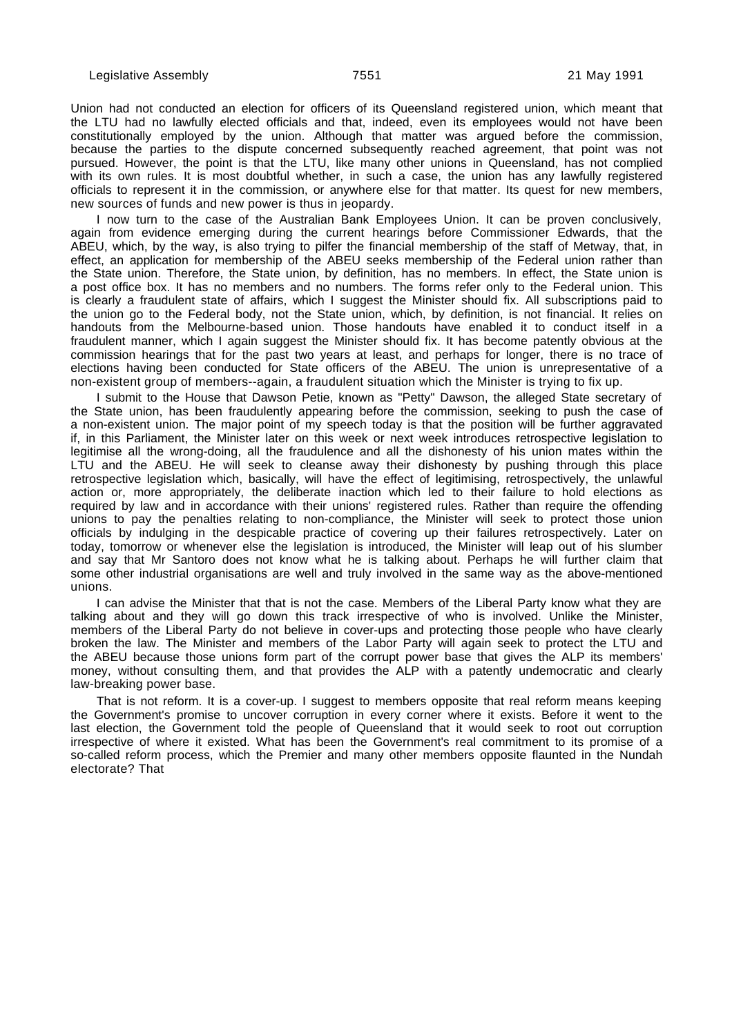Union had not conducted an election for officers of its Queensland registered union, which meant that the LTU had no lawfully elected officials and that, indeed, even its employees would not have been constitutionally employed by the union. Although that matter was argued before the commission, because the parties to the dispute concerned subsequently reached agreement, that point was not pursued. However, the point is that the LTU, like many other unions in Queensland, has not complied with its own rules. It is most doubtful whether, in such a case, the union has any lawfully registered officials to represent it in the commission, or anywhere else for that matter. Its quest for new members, new sources of funds and new power is thus in jeopardy.

I now turn to the case of the Australian Bank Employees Union. It can be proven conclusively, again from evidence emerging during the current hearings before Commissioner Edwards, that the ABEU, which, by the way, is also trying to pilfer the financial membership of the staff of Metway, that, in effect, an application for membership of the ABEU seeks membership of the Federal union rather than the State union. Therefore, the State union, by definition, has no members. In effect, the State union is a post office box. It has no members and no numbers. The forms refer only to the Federal union. This is clearly a fraudulent state of affairs, which I suggest the Minister should fix. All subscriptions paid to the union go to the Federal body, not the State union, which, by definition, is not financial. It relies on handouts from the Melbourne-based union. Those handouts have enabled it to conduct itself in a fraudulent manner, which I again suggest the Minister should fix. It has become patently obvious at the commission hearings that for the past two years at least, and perhaps for longer, there is no trace of elections having been conducted for State officers of the ABEU. The union is unrepresentative of a non-existent group of members--again, a fraudulent situation which the Minister is trying to fix up.

I submit to the House that Dawson Petie, known as "Petty" Dawson, the alleged State secretary of the State union, has been fraudulently appearing before the commission, seeking to push the case of a non-existent union. The major point of my speech today is that the position will be further aggravated if, in this Parliament, the Minister later on this week or next week introduces retrospective legislation to legitimise all the wrong-doing, all the fraudulence and all the dishonesty of his union mates within the LTU and the ABEU. He will seek to cleanse away their dishonesty by pushing through this place retrospective legislation which, basically, will have the effect of legitimising, retrospectively, the unlawful action or, more appropriately, the deliberate inaction which led to their failure to hold elections as required by law and in accordance with their unions' registered rules. Rather than require the offending unions to pay the penalties relating to non-compliance, the Minister will seek to protect those union officials by indulging in the despicable practice of covering up their failures retrospectively. Later on today, tomorrow or whenever else the legislation is introduced, the Minister will leap out of his slumber and say that Mr Santoro does not know what he is talking about. Perhaps he will further claim that some other industrial organisations are well and truly involved in the same way as the above-mentioned unions.

I can advise the Minister that that is not the case. Members of the Liberal Party know what they are talking about and they will go down this track irrespective of who is involved. Unlike the Minister, members of the Liberal Party do not believe in cover-ups and protecting those people who have clearly broken the law. The Minister and members of the Labor Party will again seek to protect the LTU and the ABEU because those unions form part of the corrupt power base that gives the ALP its members' money, without consulting them, and that provides the ALP with a patently undemocratic and clearly law-breaking power base.

That is not reform. It is a cover-up. I suggest to members opposite that real reform means keeping the Government's promise to uncover corruption in every corner where it exists. Before it went to the last election, the Government told the people of Queensland that it would seek to root out corruption irrespective of where it existed. What has been the Government's real commitment to its promise of a so-called reform process, which the Premier and many other members opposite flaunted in the Nundah electorate? That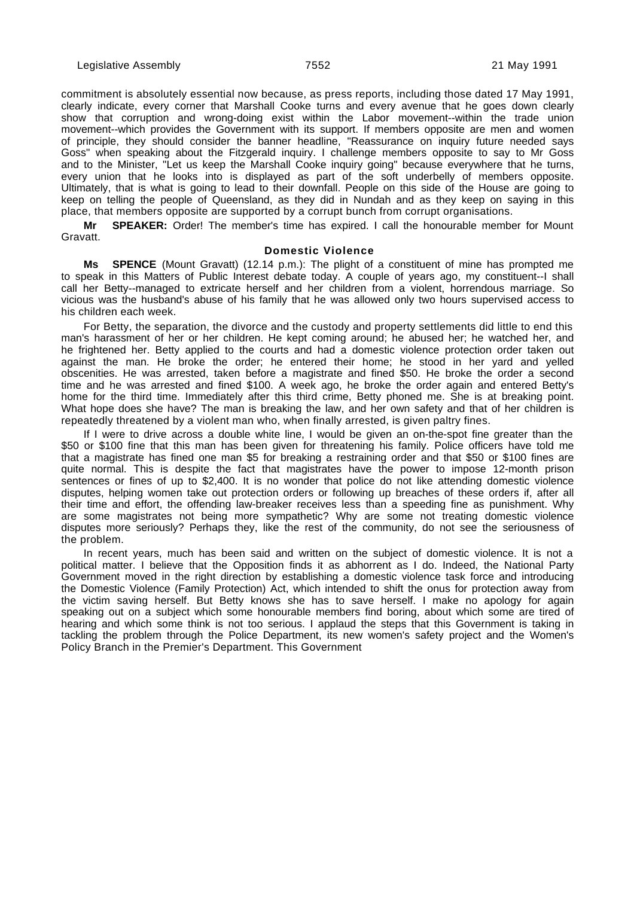commitment is absolutely essential now because, as press reports, including those dated 17 May 1991, clearly indicate, every corner that Marshall Cooke turns and every avenue that he goes down clearly show that corruption and wrong-doing exist within the Labor movement--within the trade union movement--which provides the Government with its support. If members opposite are men and women of principle, they should consider the banner headline, "Reassurance on inquiry future needed says Goss" when speaking about the Fitzgerald inquiry. I challenge members opposite to say to Mr Goss and to the Minister, "Let us keep the Marshall Cooke inquiry going" because everywhere that he turns, every union that he looks into is displayed as part of the soft underbelly of members opposite. Ultimately, that is what is going to lead to their downfall. People on this side of the House are going to keep on telling the people of Queensland, as they did in Nundah and as they keep on saying in this place, that members opposite are supported by a corrupt bunch from corrupt organisations.

**Mr SPEAKER:** Order! The member's time has expired. I call the honourable member for Mount Gravatt.

### Domestic Violence

**Ms SPENCE** (Mount Gravatt) (12.14 p.m.): The plight of a constituent of mine has prompted me to speak in this Matters of Public Interest debate today. A couple of years ago, my constituent--I shall call her Betty--managed to extricate herself and her children from a violent, horrendous marriage. So vicious was the husband's abuse of his family that he was allowed only two hours supervised access to his children each week.

For Betty, the separation, the divorce and the custody and property settlements did little to end this man's harassment of her or her children. He kept coming around; he abused her; he watched her, and he frightened her. Betty applied to the courts and had a domestic violence protection order taken out against the man. He broke the order; he entered their home; he stood in her yard and yelled obscenities. He was arrested, taken before a magistrate and fined $50. He broke the order a second time and he was arrested and fined $100. A week ago, he broke the order again and entered Betty's home for the third time. Immediately after this third crime, Betty phoned me. She is at breaking point. What hope does she have? The man is breaking the law, and her own safety and that of her children is repeatedly threatened by a violent man who, when finally arrested, is given paltry fines.

If I were to drive across a double white line, I would be given an on-the-spot fine greater than the $50 or $100 fine that this man has been given for threatening his family. Police officers have told me that a magistrate has fined one man $5 for breaking a restraining order and that $50 or $100 fines are quite normal. This is despite the fact that magistrates have the power to impose 12-month prison sentences or fines of up to $2,400. It is no wonder that police do not like attending domestic violence disputes, helping women take out protection orders or following up breaches of these orders if, after all their time and effort, the offending law-breaker receives less than a speeding fine as punishment. Why are some magistrates not being more sympathetic? Why are some not treating domestic violence disputes more seriously? Perhaps they, like the rest of the community, do not see the seriousness of the problem.

In recent years, much has been said and written on the subject of domestic violence. It is not a political matter. I believe that the Opposition finds it as abhorrent as I do. Indeed, the National Party Government moved in the right direction by establishing a domestic violence task force and introducing the Domestic Violence (Family Protection) Act, which intended to shift the onus for protection away from the victim saving herself. But Betty knows she has to save herself. I make no apology for again speaking out on a subject which some honourable members find boring, about which some are tired of hearing and which some think is not too serious. I applaud the steps that this Government is taking in tackling the problem through the Police Department, its new women's safety project and the Women's Policy Branch in the Premier's Department. This Government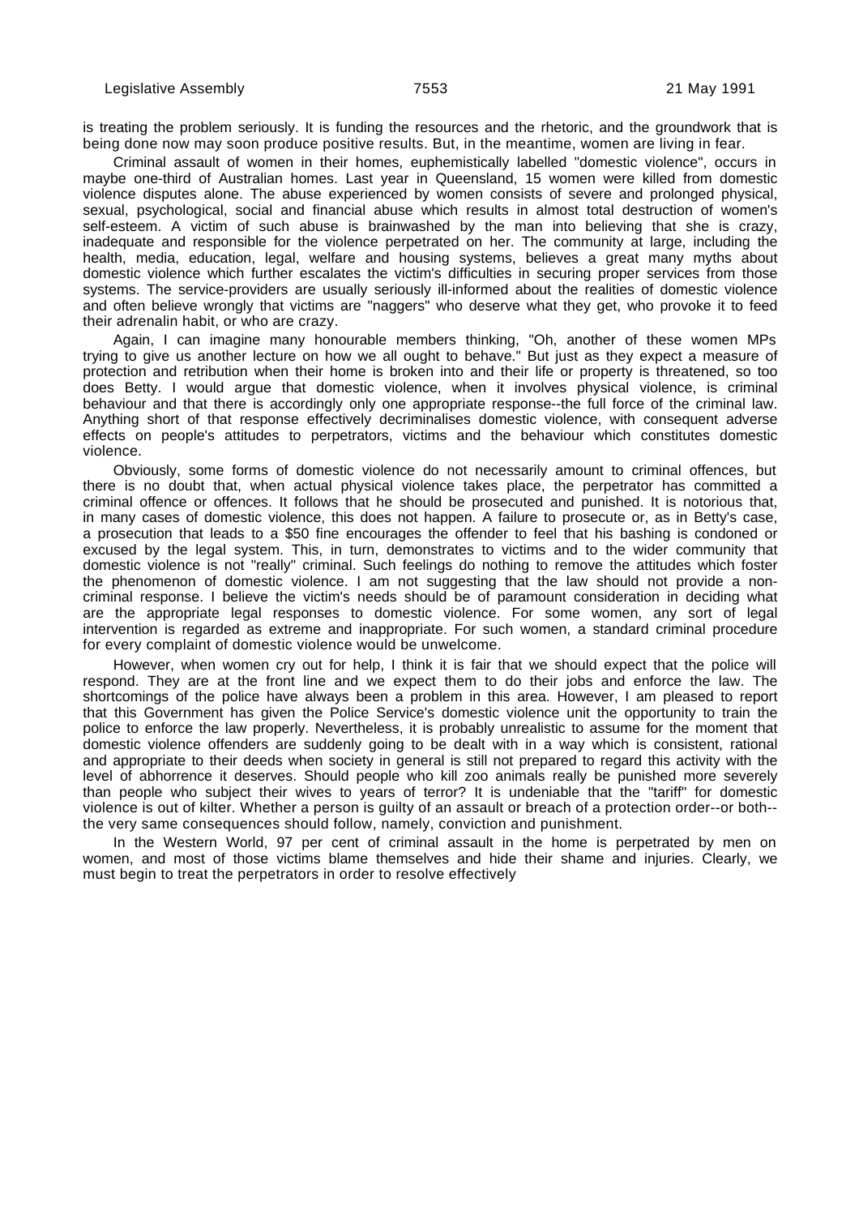is treating the problem seriously. It is funding the resources and the rhetoric, and the groundwork that is being done now may soon produce positive results. But, in the meantime, women are living in fear.

Criminal assault of women in their homes, euphemistically labelled "domestic violence", occurs in maybe one-third of Australian homes. Last year in Queensland, 15 women were killed from domestic violence disputes alone. The abuse experienced by women consists of severe and prolonged physical, sexual, psychological, social and financial abuse which results in almost total destruction of women's self-esteem. A victim of such abuse is brainwashed by the man into believing that she is crazy, inadequate and responsible for the violence perpetrated on her. The community at large, including the health, media, education, legal, welfare and housing systems, believes a great many myths about domestic violence which further escalates the victim's difficulties in securing proper services from those systems. The service-providers are usually seriously ill-informed about the realities of domestic violence and often believe wrongly that victims are "naggers" who deserve what they get, who provoke it to feed their adrenalin habit, or who are crazy.

Again, I can imagine many honourable members thinking, "Oh, another of these women MPs trying to give us another lecture on how we all ought to behave." But just as they expect a measure of protection and retribution when their home is broken into and their life or property is threatened, so too does Betty. I would argue that domestic violence, when it involves physical violence, is criminal behaviour and that there is accordingly only one appropriate response--the full force of the criminal law. Anything short of that response effectively decriminalises domestic violence, with consequent adverse effects on people's attitudes to perpetrators, victims and the behaviour which constitutes domestic violence.

Obviously, some forms of domestic violence do not necessarily amount to criminal offences, but there is no doubt that, when actual physical violence takes place, the perpetrator has committed a criminal offence or offences. It follows that he should be prosecuted and punished. It is notorious that, in many cases of domestic violence, this does not happen. A failure to prosecute or, as in Betty's case, a prosecution that leads to a $50 fine encourages the offender to feel that his bashing is condoned or excused by the legal system. This, in turn, demonstrates to victims and to the wider community that domestic violence is not "really" criminal. Such feelings do nothing to remove the attitudes which foster the phenomenon of domestic violence. I am not suggesting that the law should not provide a non-criminal response. I believe the victim's needs should be of paramount consideration in deciding what are the appropriate legal responses to domestic violence. For some women, any sort of legal intervention is regarded as extreme and inappropriate. For such women, a standard criminal procedure for every complaint of domestic violence would be unwelcome.

However, when women cry out for help, I think it is fair that we should expect that the police will respond. They are at the front line and we expect them to do their jobs and enforce the law. The shortcomings of the police have always been a problem in this area. However, I am pleased to report that this Government has given the Police Service's domestic violence unit the opportunity to train the police to enforce the law properly. Nevertheless, it is probably unrealistic to assume for the moment that domestic violence offenders are suddenly going to be dealt with in a way which is consistent, rational and appropriate to their deeds when society in general is still not prepared to regard this activity with the level of abhorrence it deserves. Should people who kill zoo animals really be punished more severely than people who subject their wives to years of terror? It is undeniable that the "tariff" for domestic violence is out of kilter. Whether a person is guilty of an assault or breach of a protection order--or both--the very same consequences should follow, namely, conviction and punishment.

In the Western World, 97 per cent of criminal assault in the home is perpetrated by men on women, and most of those victims blame themselves and hide their shame and injuries. Clearly, we must begin to treat the perpetrators in order to resolve effectively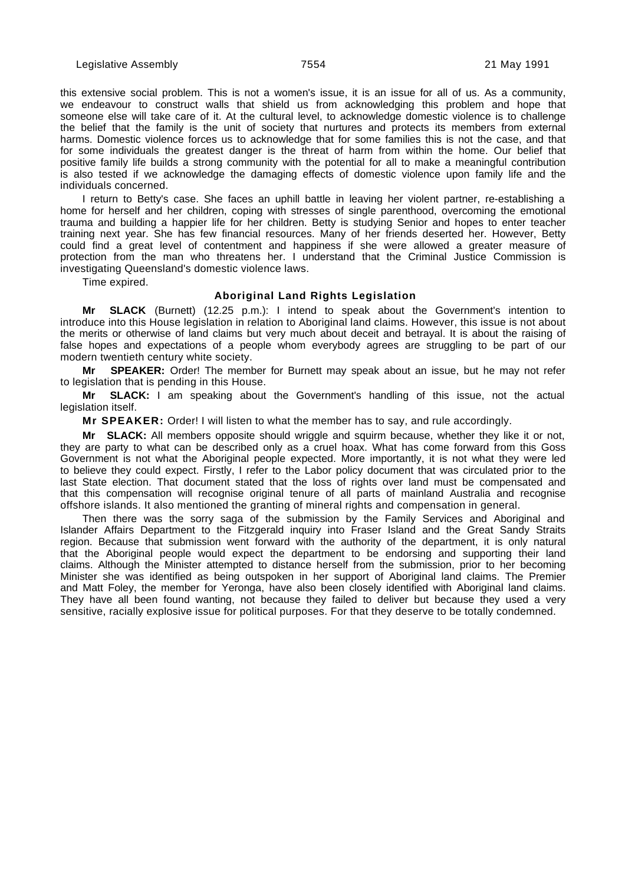this extensive social problem. This is not a women's issue, it is an issue for all of us. As a community, we endeavour to construct walls that shield us from acknowledging this problem and hope that someone else will take care of it. At the cultural level, to acknowledge domestic violence is to challenge the belief that the family is the unit of society that nurtures and protects its members from external harms. Domestic violence forces us to acknowledge that for some families this is not the case, and that for some individuals the greatest danger is the threat of harm from within the home. Our belief that positive family life builds a strong community with the potential for all to make a meaningful contribution is also tested if we acknowledge the damaging effects of domestic violence upon family life and the individuals concerned.

I return to Betty's case. She faces an uphill battle in leaving her violent partner, re-establishing a home for herself and her children, coping with stresses of single parenthood, overcoming the emotional trauma and building a happier life for her children. Betty is studying Senior and hopes to enter teacher training next year. She has few financial resources. Many of her friends deserted her. However, Betty could find a great level of contentment and happiness if she were allowed a greater measure of protection from the man who threatens her. I understand that the Criminal Justice Commission is investigating Queensland's domestic violence laws.

Time expired.

### Aboriginal Land Rights Legislation

**Mr SLACK** (Burnett) (12.25 p.m.): I intend to speak about the Government's intention to introduce into this House legislation in relation to Aboriginal land claims. However, this issue is not about the merits or otherwise of land claims but very much about deceit and betrayal. It is about the raising of false hopes and expectations of a people whom everybody agrees are struggling to be part of our modern twentieth century white society.

**Mr SPEAKER:** Order! The member for Burnett may speak about an issue, but he may not refer to legislation that is pending in this House.

**Mr SLACK:** I am speaking about the Government's handling of this issue, not the actual legislation itself.

**Mr SPEAKER:** Order! I will listen to what the member has to say, and rule accordingly.

**Mr SLACK:** All members opposite should wriggle and squirm because, whether they like it or not, they are party to what can be described only as a cruel hoax. What has come forward from this Goss Government is not what the Aboriginal people expected. More importantly, it is not what they were led to believe they could expect. Firstly, I refer to the Labor policy document that was circulated prior to the last State election. That document stated that the loss of rights over land must be compensated and that this compensation will recognise original tenure of all parts of mainland Australia and recognise offshore islands. It also mentioned the granting of mineral rights and compensation in general.

Then there was the sorry saga of the submission by the Family Services and Aboriginal and Islander Affairs Department to the Fitzgerald inquiry into Fraser Island and the Great Sandy Straits region. Because that submission went forward with the authority of the department, it is only natural that the Aboriginal people would expect the department to be endorsing and supporting their land claims. Although the Minister attempted to distance herself from the submission, prior to her becoming Minister she was identified as being outspoken in her support of Aboriginal land claims. The Premier and Matt Foley, the member for Yeronga, have also been closely identified with Aboriginal land claims. They have all been found wanting, not because they failed to deliver but because they used a very sensitive, racially explosive issue for political purposes. For that they deserve to be totally condemned.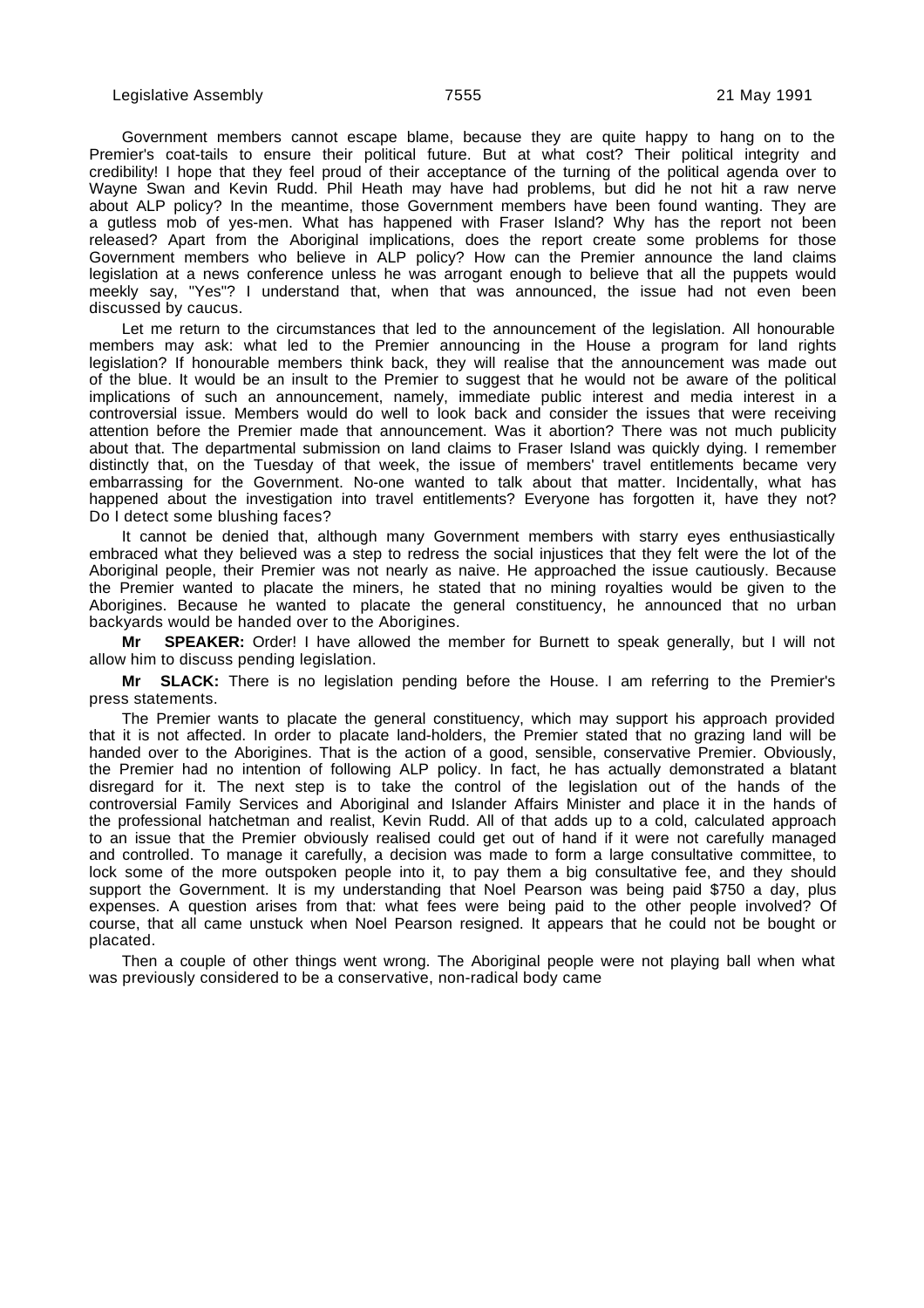Government members cannot escape blame, because they are quite happy to hang on to the Premier's coat-tails to ensure their political future. But at what cost? Their political integrity and credibility! I hope that they feel proud of their acceptance of the turning of the political agenda over to Wayne Swan and Kevin Rudd. Phil Heath may have had problems, but did he not hit a raw nerve about ALP policy? In the meantime, those Government members have been found wanting. They are a gutless mob of yes-men. What has happened with Fraser Island? Why has the report not been released? Apart from the Aboriginal implications, does the report create some problems for those Government members who believe in ALP policy? How can the Premier announce the land claims legislation at a news conference unless he was arrogant enough to believe that all the puppets would meekly say, "Yes"? I understand that, when that was announced, the issue had not even been discussed by caucus.

Let me return to the circumstances that led to the announcement of the legislation. All honourable members may ask: what led to the Premier announcing in the House a program for land rights legislation? If honourable members think back, they will realise that the announcement was made out of the blue. It would be an insult to the Premier to suggest that he would not be aware of the political implications of such an announcement, namely, immediate public interest and media interest in a controversial issue. Members would do well to look back and consider the issues that were receiving attention before the Premier made that announcement. Was it abortion? There was not much publicity about that. The departmental submission on land claims to Fraser Island was quickly dying. I remember distinctly that, on the Tuesday of that week, the issue of members' travel entitlements became very embarrassing for the Government. No-one wanted to talk about that matter. Incidentally, what has happened about the investigation into travel entitlements? Everyone has forgotten it, have they not? Do I detect some blushing faces?

It cannot be denied that, although many Government members with starry eyes enthusiastically embraced what they believed was a step to redress the social injustices that they felt were the lot of the Aboriginal people, their Premier was not nearly as naive. He approached the issue cautiously. Because the Premier wanted to placate the miners, he stated that no mining royalties would be given to the Aborigines. Because he wanted to placate the general constituency, he announced that no urban backyards would be handed over to the Aborigines.

**Mr SPEAKER:** Order! I have allowed the member for Burnett to speak generally, but I will not allow him to discuss pending legislation.

**Mr SLACK:** There is no legislation pending before the House. I am referring to the Premier's press statements.

The Premier wants to placate the general constituency, which may support his approach provided that it is not affected. In order to placate land-holders, the Premier stated that no grazing land will be handed over to the Aborigines. That is the action of a good, sensible, conservative Premier. Obviously, the Premier had no intention of following ALP policy. In fact, he has actually demonstrated a blatant disregard for it. The next step is to take the control of the legislation out of the hands of the controversial Family Services and Aboriginal and Islander Affairs Minister and place it in the hands of the professional hatchetman and realist, Kevin Rudd. All of that adds up to a cold, calculated approach to an issue that the Premier obviously realised could get out of hand if it were not carefully managed and controlled. To manage it carefully, a decision was made to form a large consultative committee, to lock some of the more outspoken people into it, to pay them a big consultative fee, and they should support the Government. It is my understanding that Noel Pearson was being paid $750 a day, plus expenses. A question arises from that: what fees were being paid to the other people involved? Of course, that all came unstuck when Noel Pearson resigned. It appears that he could not be bought or placated.

Then a couple of other things went wrong. The Aboriginal people were not playing ball when what was previously considered to be a conservative, non-radical body came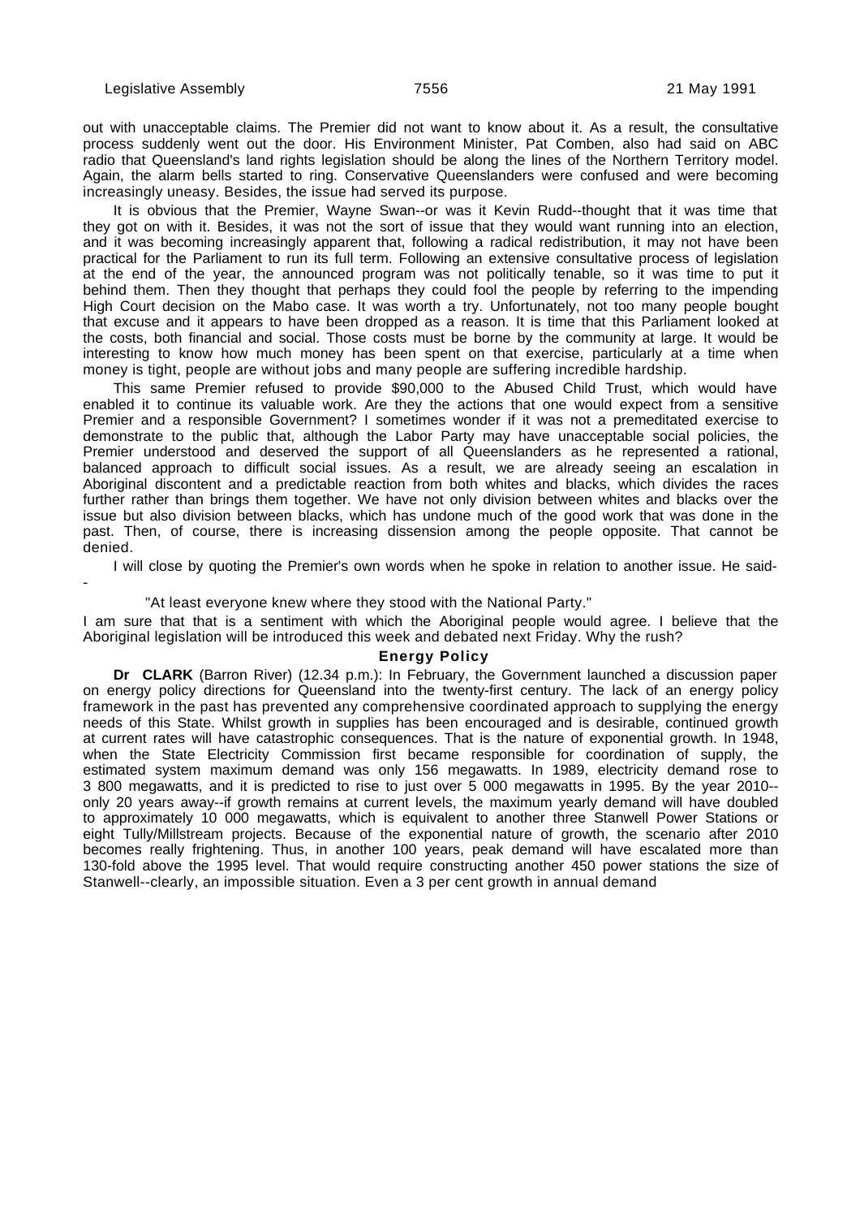out with unacceptable claims. The Premier did not want to know about it. As a result, the consultative process suddenly went out the door. His Environment Minister, Pat Comben, also had said on ABC radio that Queensland's land rights legislation should be along the lines of the Northern Territory model. Again, the alarm bells started to ring. Conservative Queenslanders were confused and were becoming increasingly uneasy. Besides, the issue had served its purpose.

It is obvious that the Premier, Wayne Swan--or was it Kevin Rudd--thought that it was time that they got on with it. Besides, it was not the sort of issue that they would want running into an election, and it was becoming increasingly apparent that, following a radical redistribution, it may not have been practical for the Parliament to run its full term. Following an extensive consultative process of legislation at the end of the year, the announced program was not politically tenable, so it was time to put it behind them. Then they thought that perhaps they could fool the people by referring to the impending High Court decision on the Mabo case. It was worth a try. Unfortunately, not too many people bought that excuse and it appears to have been dropped as a reason. It is time that this Parliament looked at the costs, both financial and social. Those costs must be borne by the community at large. It would be interesting to know how much money has been spent on that exercise, particularly at a time when money is tight, people are without jobs and many people are suffering incredible hardship.

This same Premier refused to provide $90,000 to the Abused Child Trust, which would have enabled it to continue its valuable work. Are they the actions that one would expect from a sensitive Premier and a responsible Government? I sometimes wonder if it was not a premeditated exercise to demonstrate to the public that, although the Labor Party may have unacceptable social policies, the Premier understood and deserved the support of all Queenslanders as he represented a rational, balanced approach to difficult social issues. As a result, we are already seeing an escalation in Aboriginal discontent and a predictable reaction from both whites and blacks, which divides the races further rather than brings them together. We have not only division between whites and blacks over the issue but also division between blacks, which has undone much of the good work that was done in the past. Then, of course, there is increasing dissension among the people opposite. That cannot be denied.

I will close by quoting the Premier's own words when he spoke in relation to another issue. He said--

"At least everyone knew where they stood with the National Party."

I am sure that that is a sentiment with which the Aboriginal people would agree. I believe that the Aboriginal legislation will be introduced this week and debated next Friday. Why the rush?

### Energy Policy

**Dr CLARK** (Barron River) (12.34 p.m.): In February, the Government launched a discussion paper on energy policy directions for Queensland into the twenty-first century. The lack of an energy policy framework in the past has prevented any comprehensive coordinated approach to supplying the energy needs of this State. Whilst growth in supplies has been encouraged and is desirable, continued growth at current rates will have catastrophic consequences. That is the nature of exponential growth. In 1948, when the State Electricity Commission first became responsible for coordination of supply, the estimated system maximum demand was only 156 megawatts. In 1989, electricity demand rose to 3 800 megawatts, and it is predicted to rise to just over 5 000 megawatts in 1995. By the year 2010--only 20 years away--if growth remains at current levels, the maximum yearly demand will have doubled to approximately 10 000 megawatts, which is equivalent to another three Stanwell Power Stations or eight Tully/Millstream projects. Because of the exponential nature of growth, the scenario after 2010 becomes really frightening. Thus, in another 100 years, peak demand will have escalated more than 130-fold above the 1995 level. That would require constructing another 450 power stations the size of Stanwell--clearly, an impossible situation. Even a 3 per cent growth in annual demand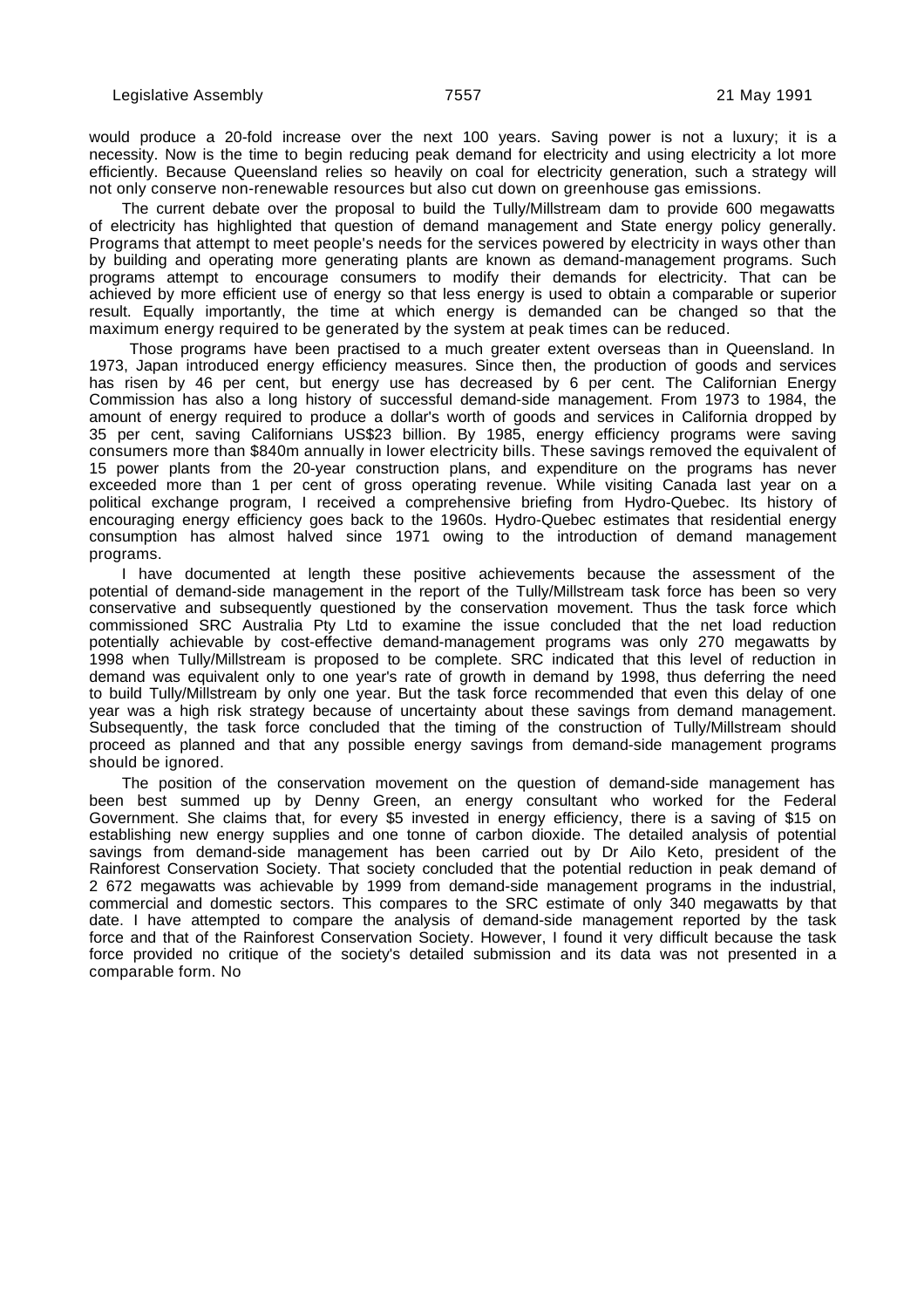would produce a 20-fold increase over the next 100 years. Saving power is not a luxury; it is a necessity. Now is the time to begin reducing peak demand for electricity and using electricity a lot more efficiently. Because Queensland relies so heavily on coal for electricity generation, such a strategy will not only conserve non-renewable resources but also cut down on greenhouse gas emissions.

The current debate over the proposal to build the Tully/Millstream dam to provide 600 megawatts of electricity has highlighted that question of demand management and State energy policy generally. Programs that attempt to meet people's needs for the services powered by electricity in ways other than by building and operating more generating plants are known as demand-management programs. Such programs attempt to encourage consumers to modify their demands for electricity. That can be achieved by more efficient use of energy so that less energy is used to obtain a comparable or superior result. Equally importantly, the time at which energy is demanded can be changed so that the maximum energy required to be generated by the system at peak times can be reduced.

Those programs have been practised to a much greater extent overseas than in Queensland. In 1973, Japan introduced energy efficiency measures. Since then, the production of goods and services has risen by 46 per cent, but energy use has decreased by 6 per cent. The Californian Energy Commission has also a long history of successful demand-side management. From 1973 to 1984, the amount of energy required to produce a dollar's worth of goods and services in California dropped by 35 per cent, saving Californians US$23 billion. By 1985, energy efficiency programs were saving consumers more than $840m annually in lower electricity bills. These savings removed the equivalent of 15 power plants from the 20-year construction plans, and expenditure on the programs has never exceeded more than 1 per cent of gross operating revenue. While visiting Canada last year on a political exchange program, I received a comprehensive briefing from Hydro-Quebec. Its history of encouraging energy efficiency goes back to the 1960s. Hydro-Quebec estimates that residential energy consumption has almost halved since 1971 owing to the introduction of demand management programs.

I have documented at length these positive achievements because the assessment of the potential of demand-side management in the report of the Tully/Millstream task force has been so very conservative and subsequently questioned by the conservation movement. Thus the task force which commissioned SRC Australia Pty Ltd to examine the issue concluded that the net load reduction potentially achievable by cost-effective demand-management programs was only 270 megawatts by 1998 when Tully/Millstream is proposed to be complete. SRC indicated that this level of reduction in demand was equivalent only to one year's rate of growth in demand by 1998, thus deferring the need to build Tully/Millstream by only one year. But the task force recommended that even this delay of one year was a high risk strategy because of uncertainty about these savings from demand management. Subsequently, the task force concluded that the timing of the construction of Tully/Millstream should proceed as planned and that any possible energy savings from demand-side management programs should be ignored.

The position of the conservation movement on the question of demand-side management has been best summed up by Denny Green, an energy consultant who worked for the Federal Government. She claims that, for every $5 invested in energy efficiency, there is a saving of $15 on establishing new energy supplies and one tonne of carbon dioxide. The detailed analysis of potential savings from demand-side management has been carried out by Dr Ailo Keto, president of the Rainforest Conservation Society. That society concluded that the potential reduction in peak demand of 2 672 megawatts was achievable by 1999 from demand-side management programs in the industrial, commercial and domestic sectors. This compares to the SRC estimate of only 340 megawatts by that date. I have attempted to compare the analysis of demand-side management reported by the task force and that of the Rainforest Conservation Society. However, I found it very difficult because the task force provided no critique of the society's detailed submission and its data was not presented in a comparable form. No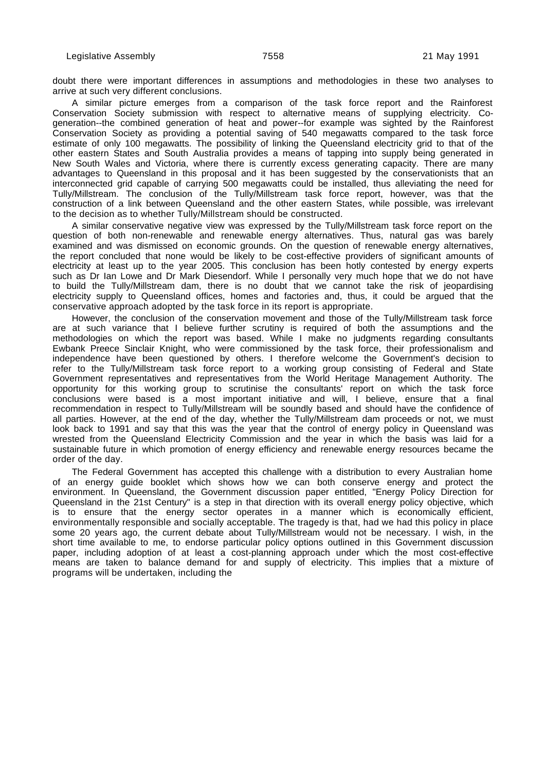doubt there were important differences in assumptions and methodologies in these two analyses to arrive at such very different conclusions.

A similar picture emerges from a comparison of the task force report and the Rainforest Conservation Society submission with respect to alternative means of supplying electricity. Co-generation--the combined generation of heat and power--for example was sighted by the Rainforest Conservation Society as providing a potential saving of 540 megawatts compared to the task force estimate of only 100 megawatts. The possibility of linking the Queensland electricity grid to that of the other eastern States and South Australia provides a means of tapping into supply being generated in New South Wales and Victoria, where there is currently excess generating capacity. There are many advantages to Queensland in this proposal and it has been suggested by the conservationists that an interconnected grid capable of carrying 500 megawatts could be installed, thus alleviating the need for Tully/Millstream. The conclusion of the Tully/Millstream task force report, however, was that the construction of a link between Queensland and the other eastern States, while possible, was irrelevant to the decision as to whether Tully/Millstream should be constructed.

A similar conservative negative view was expressed by the Tully/Millstream task force report on the question of both non-renewable and renewable energy alternatives. Thus, natural gas was barely examined and was dismissed on economic grounds. On the question of renewable energy alternatives, the report concluded that none would be likely to be cost-effective providers of significant amounts of electricity at least up to the year 2005. This conclusion has been hotly contested by energy experts such as Dr Ian Lowe and Dr Mark Diesendorf. While I personally very much hope that we do not have to build the Tully/Millstream dam, there is no doubt that we cannot take the risk of jeopardising electricity supply to Queensland offices, homes and factories and, thus, it could be argued that the conservative approach adopted by the task force in its report is appropriate.

However, the conclusion of the conservation movement and those of the Tully/Millstream task force are at such variance that I believe further scrutiny is required of both the assumptions and the methodologies on which the report was based. While I make no judgments regarding consultants Ewbank Preece Sinclair Knight, who were commissioned by the task force, their professionalism and independence have been questioned by others. I therefore welcome the Government's decision to refer to the Tully/Millstream task force report to a working group consisting of Federal and State Government representatives and representatives from the World Heritage Management Authority. The opportunity for this working group to scrutinise the consultants' report on which the task force conclusions were based is a most important initiative and will, I believe, ensure that a final recommendation in respect to Tully/Millstream will be soundly based and should have the confidence of all parties. However, at the end of the day, whether the Tully/Millstream dam proceeds or not, we must look back to 1991 and say that this was the year that the control of energy policy in Queensland was wrested from the Queensland Electricity Commission and the year in which the basis was laid for a sustainable future in which promotion of energy efficiency and renewable energy resources became the order of the day.

The Federal Government has accepted this challenge with a distribution to every Australian home of an energy guide booklet which shows how we can both conserve energy and protect the environment. In Queensland, the Government discussion paper entitled, "Energy Policy Direction for Queensland in the 21st Century" is a step in that direction with its overall energy policy objective, which is to ensure that the energy sector operates in a manner which is economically efficient, environmentally responsible and socially acceptable. The tragedy is that, had we had this policy in place some 20 years ago, the current debate about Tully/Millstream would not be necessary. I wish, in the short time available to me, to endorse particular policy options outlined in this Government discussion paper, including adoption of at least a cost-planning approach under which the most cost-effective means are taken to balance demand for and supply of electricity. This implies that a mixture of programs will be undertaken, including the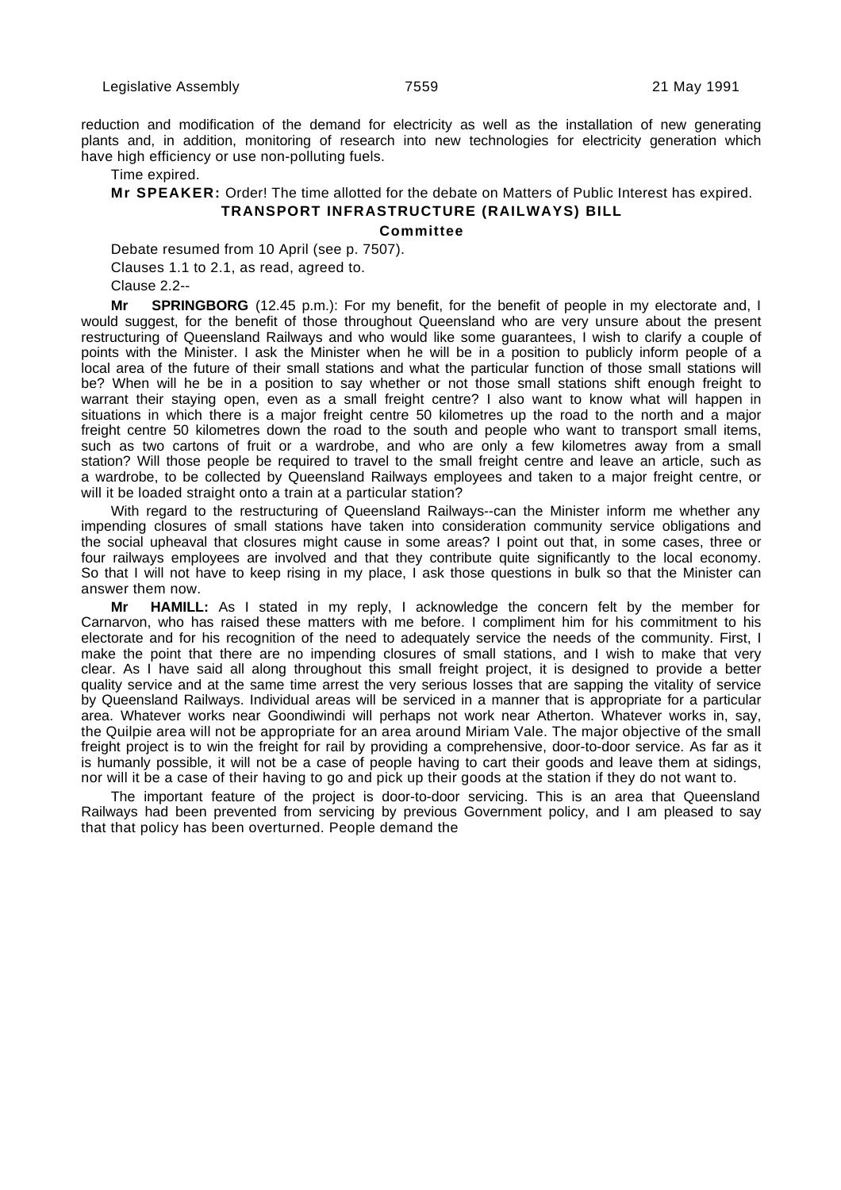reduction and modification of the demand for electricity as well as the installation of new generating plants and, in addition, monitoring of research into new technologies for electricity generation which have high efficiency or use non-polluting fuels.

Time expired.

**Mr SPEAKER:** Order! The time allotted for the debate on Matters of Public Interest has expired.

## TRANSPORT INFRASTRUCTURE (RAILWAYS) BILL

### Committee

Debate resumed from 10 April (see p. 7507).

Clauses 1.1 to 2.1, as read, agreed to.

Clause 2.2--

**Mr SPRINGBORG** (12.45 p.m.): For my benefit, for the benefit of people in my electorate and, I would suggest, for the benefit of those throughout Queensland who are very unsure about the present restructuring of Queensland Railways and who would like some guarantees, I wish to clarify a couple of points with the Minister. I ask the Minister when he will be in a position to publicly inform people of a local area of the future of their small stations and what the particular function of those small stations will be? When will he be in a position to say whether or not those small stations shift enough freight to warrant their staying open, even as a small freight centre? I also want to know what will happen in situations in which there is a major freight centre 50 kilometres up the road to the north and a major freight centre 50 kilometres down the road to the south and people who want to transport small items, such as two cartons of fruit or a wardrobe, and who are only a few kilometres away from a small station? Will those people be required to travel to the small freight centre and leave an article, such as a wardrobe, to be collected by Queensland Railways employees and taken to a major freight centre, or will it be loaded straight onto a train at a particular station?

With regard to the restructuring of Queensland Railways--can the Minister inform me whether any impending closures of small stations have taken into consideration community service obligations and the social upheaval that closures might cause in some areas? I point out that, in some cases, three or four railways employees are involved and that they contribute quite significantly to the local economy. So that I will not have to keep rising in my place, I ask those questions in bulk so that the Minister can answer them now.

**Mr HAMILL:** As I stated in my reply, I acknowledge the concern felt by the member for Carnarvon, who has raised these matters with me before. I compliment him for his commitment to his electorate and for his recognition of the need to adequately service the needs of the community. First, I make the point that there are no impending closures of small stations, and I wish to make that very clear. As I have said all along throughout this small freight project, it is designed to provide a better quality service and at the same time arrest the very serious losses that are sapping the vitality of service by Queensland Railways. Individual areas will be serviced in a manner that is appropriate for a particular area. Whatever works near Goondiwindi will perhaps not work near Atherton. Whatever works in, say, the Quilpie area will not be appropriate for an area around Miriam Vale. The major objective of the small freight project is to win the freight for rail by providing a comprehensive, door-to-door service. As far as it is humanly possible, it will not be a case of people having to cart their goods and leave them at sidings, nor will it be a case of their having to go and pick up their goods at the station if they do not want to.

The important feature of the project is door-to-door servicing. This is an area that Queensland Railways had been prevented from servicing by previous Government policy, and I am pleased to say that that policy has been overturned. People demand the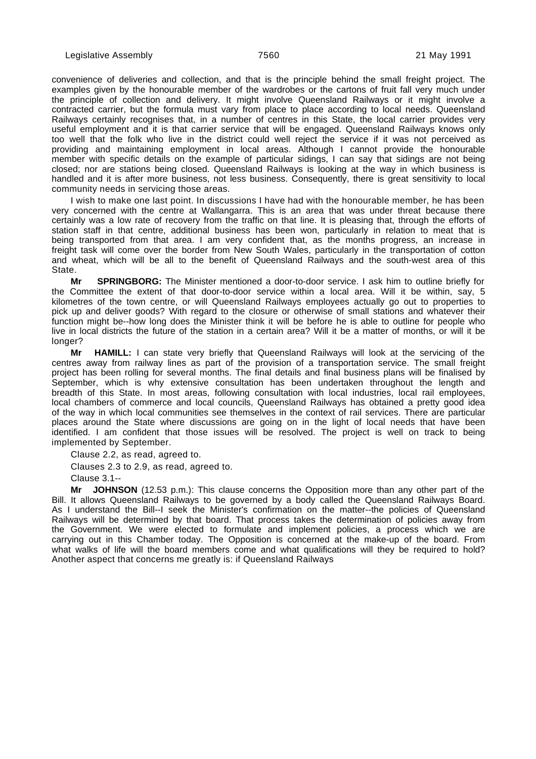convenience of deliveries and collection, and that is the principle behind the small freight project. The examples given by the honourable member of the wardrobes or the cartons of fruit fall very much under the principle of collection and delivery. It might involve Queensland Railways or it might involve a contracted carrier, but the formula must vary from place to place according to local needs. Queensland Railways certainly recognises that, in a number of centres in this State, the local carrier provides very useful employment and it is that carrier service that will be engaged. Queensland Railways knows only too well that the folk who live in the district could well reject the service if it was not perceived as providing and maintaining employment in local areas. Although I cannot provide the honourable member with specific details on the example of particular sidings, I can say that sidings are not being closed; nor are stations being closed. Queensland Railways is looking at the way in which business is handled and it is after more business, not less business. Consequently, there is great sensitivity to local community needs in servicing those areas.

I wish to make one last point. In discussions I have had with the honourable member, he has been very concerned with the centre at Wallangarra. This is an area that was under threat because there certainly was a low rate of recovery from the traffic on that line. It is pleasing that, through the efforts of station staff in that centre, additional business has been won, particularly in relation to meat that is being transported from that area. I am very confident that, as the months progress, an increase in freight task will come over the border from New South Wales, particularly in the transportation of cotton and wheat, which will be all to the benefit of Queensland Railways and the south-west area of this State.

**Mr SPRINGBORG:** The Minister mentioned a door-to-door service. I ask him to outline briefly for the Committee the extent of that door-to-door service within a local area. Will it be within, say, 5 kilometres of the town centre, or will Queensland Railways employees actually go out to properties to pick up and deliver goods? With regard to the closure or otherwise of small stations and whatever their function might be--how long does the Minister think it will be before he is able to outline for people who live in local districts the future of the station in a certain area? Will it be a matter of months, or will it be longer?

**Mr HAMILL:** I can state very briefly that Queensland Railways will look at the servicing of the centres away from railway lines as part of the provision of a transportation service. The small freight project has been rolling for several months. The final details and final business plans will be finalised by September, which is why extensive consultation has been undertaken throughout the length and breadth of this State. In most areas, following consultation with local industries, local rail employees, local chambers of commerce and local councils, Queensland Railways has obtained a pretty good idea of the way in which local communities see themselves in the context of rail services. There are particular places around the State where discussions are going on in the light of local needs that have been identified. I am confident that those issues will be resolved. The project is well on track to being implemented by September.

Clause 2.2, as read, agreed to.

Clauses 2.3 to 2.9, as read, agreed to.

Clause 3.1--

**Mr JOHNSON** (12.53 p.m.): This clause concerns the Opposition more than any other part of the Bill. It allows Queensland Railways to be governed by a body called the Queensland Railways Board. As I understand the Bill--I seek the Minister's confirmation on the matter--the policies of Queensland Railways will be determined by that board. That process takes the determination of policies away from the Government. We were elected to formulate and implement policies, a process which we are carrying out in this Chamber today. The Opposition is concerned at the make-up of the board. From what walks of life will the board members come and what qualifications will they be required to hold? Another aspect that concerns me greatly is: if Queensland Railways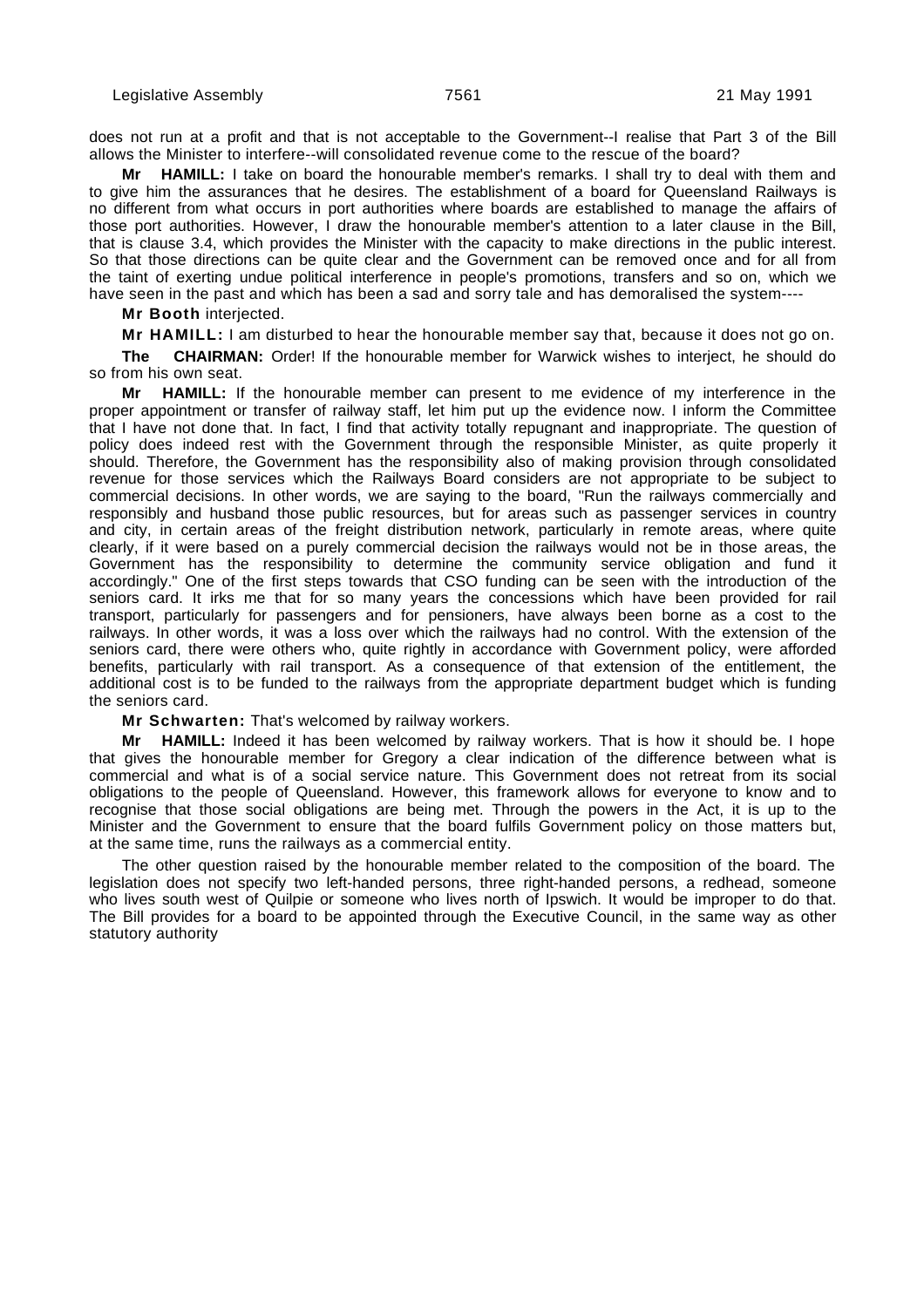does not run at a profit and that is not acceptable to the Government--I realise that Part 3 of the Bill allows the Minister to interfere--will consolidated revenue come to the rescue of the board?

**Mr HAMILL:** I take on board the honourable member's remarks. I shall try to deal with them and to give him the assurances that he desires. The establishment of a board for Queensland Railways is no different from what occurs in port authorities where boards are established to manage the affairs of those port authorities. However, I draw the honourable member's attention to a later clause in the Bill, that is clause 3.4, which provides the Minister with the capacity to make directions in the public interest. So that those directions can be quite clear and the Government can be removed once and for all from the taint of exerting undue political interference in people's promotions, transfers and so on, which we have seen in the past and which has been a sad and sorry tale and has demoralised the system----

**Mr Booth** interjected.

**Mr HAMILL:** I am disturbed to hear the honourable member say that, because it does not go on.

**The CHAIRMAN:** Order! If the honourable member for Warwick wishes to interject, he should do so from his own seat.

**Mr HAMILL:** If the honourable member can present to me evidence of my interference in the proper appointment or transfer of railway staff, let him put up the evidence now. I inform the Committee that I have not done that. In fact, I find that activity totally repugnant and inappropriate. The question of policy does indeed rest with the Government through the responsible Minister, as quite properly it should. Therefore, the Government has the responsibility also of making provision through consolidated revenue for those services which the Railways Board considers are not appropriate to be subject to commercial decisions. In other words, we are saying to the board, "Run the railways commercially and responsibly and husband those public resources, but for areas such as passenger services in country and city, in certain areas of the freight distribution network, particularly in remote areas, where quite clearly, if it were based on a purely commercial decision the railways would not be in those areas, the Government has the responsibility to determine the community service obligation and fund it accordingly." One of the first steps towards that CSO funding can be seen with the introduction of the seniors card. It irks me that for so many years the concessions which have been provided for rail transport, particularly for passengers and for pensioners, have always been borne as a cost to the railways. In other words, it was a loss over which the railways had no control. With the extension of the seniors card, there were others who, quite rightly in accordance with Government policy, were afforded benefits, particularly with rail transport. As a consequence of that extension of the entitlement, the additional cost is to be funded to the railways from the appropriate department budget which is funding the seniors card.

**Mr Schwarten:** That's welcomed by railway workers.

**Mr HAMILL:** Indeed it has been welcomed by railway workers. That is how it should be. I hope that gives the honourable member for Gregory a clear indication of the difference between what is commercial and what is of a social service nature. This Government does not retreat from its social obligations to the people of Queensland. However, this framework allows for everyone to know and to recognise that those social obligations are being met. Through the powers in the Act, it is up to the Minister and the Government to ensure that the board fulfils Government policy on those matters but, at the same time, runs the railways as a commercial entity.

The other question raised by the honourable member related to the composition of the board. The legislation does not specify two left-handed persons, three right-handed persons, a redhead, someone who lives south west of Quilpie or someone who lives north of Ipswich. It would be improper to do that. The Bill provides for a board to be appointed through the Executive Council, in the same way as other statutory authority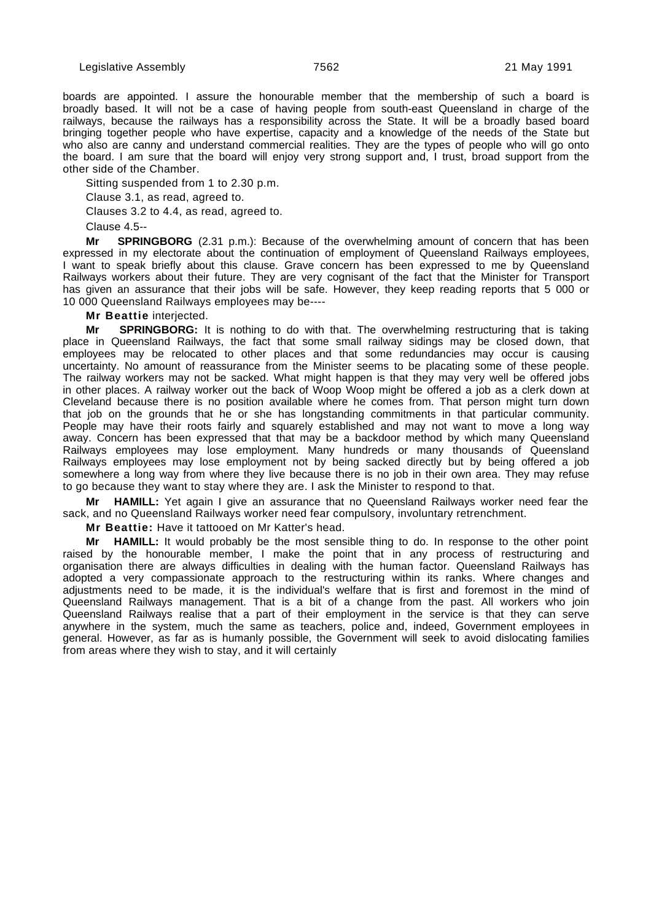boards are appointed. I assure the honourable member that the membership of such a board is broadly based. It will not be a case of having people from south-east Queensland in charge of the railways, because the railways has a responsibility across the State. It will be a broadly based board bringing together people who have expertise, capacity and a knowledge of the needs of the State but who also are canny and understand commercial realities. They are the types of people who will go onto the board. I am sure that the board will enjoy very strong support and, I trust, broad support from the other side of the Chamber.

Sitting suspended from 1 to 2.30 p.m.

Clause 3.1, as read, agreed to.

Clauses 3.2 to 4.4, as read, agreed to.

Clause 4.5--

**Mr SPRINGBORG** (2.31 p.m.): Because of the overwhelming amount of concern that has been expressed in my electorate about the continuation of employment of Queensland Railways employees, I want to speak briefly about this clause. Grave concern has been expressed to me by Queensland Railways workers about their future. They are very cognisant of the fact that the Minister for Transport has given an assurance that their jobs will be safe. However, they keep reading reports that 5 000 or 10 000 Queensland Railways employees may be----

**Mr Beattie** interjected.

**Mr SPRINGBORG:** It is nothing to do with that. The overwhelming restructuring that is taking place in Queensland Railways, the fact that some small railway sidings may be closed down, that employees may be relocated to other places and that some redundancies may occur is causing uncertainty. No amount of reassurance from the Minister seems to be placating some of these people. The railway workers may not be sacked. What might happen is that they may very well be offered jobs in other places. A railway worker out the back of Woop Woop might be offered a job as a clerk down at Cleveland because there is no position available where he comes from. That person might turn down that job on the grounds that he or she has longstanding commitments in that particular community. People may have their roots fairly and squarely established and may not want to move a long way away. Concern has been expressed that that may be a backdoor method by which many Queensland Railways employees may lose employment. Many hundreds or many thousands of Queensland Railways employees may lose employment not by being sacked directly but by being offered a job somewhere a long way from where they live because there is no job in their own area. They may refuse to go because they want to stay where they are. I ask the Minister to respond to that.

**Mr HAMILL:** Yet again I give an assurance that no Queensland Railways worker need fear the sack, and no Queensland Railways worker need fear compulsory, involuntary retrenchment.

**Mr Beattie:** Have it tattooed on Mr Katter's head.

**Mr HAMILL:** It would probably be the most sensible thing to do. In response to the other point raised by the honourable member, I make the point that in any process of restructuring and organisation there are always difficulties in dealing with the human factor. Queensland Railways has adopted a very compassionate approach to the restructuring within its ranks. Where changes and adjustments need to be made, it is the individual's welfare that is first and foremost in the mind of Queensland Railways management. That is a bit of a change from the past. All workers who join Queensland Railways realise that a part of their employment in the service is that they can serve anywhere in the system, much the same as teachers, police and, indeed, Government employees in general. However, as far as is humanly possible, the Government will seek to avoid dislocating families from areas where they wish to stay, and it will certainly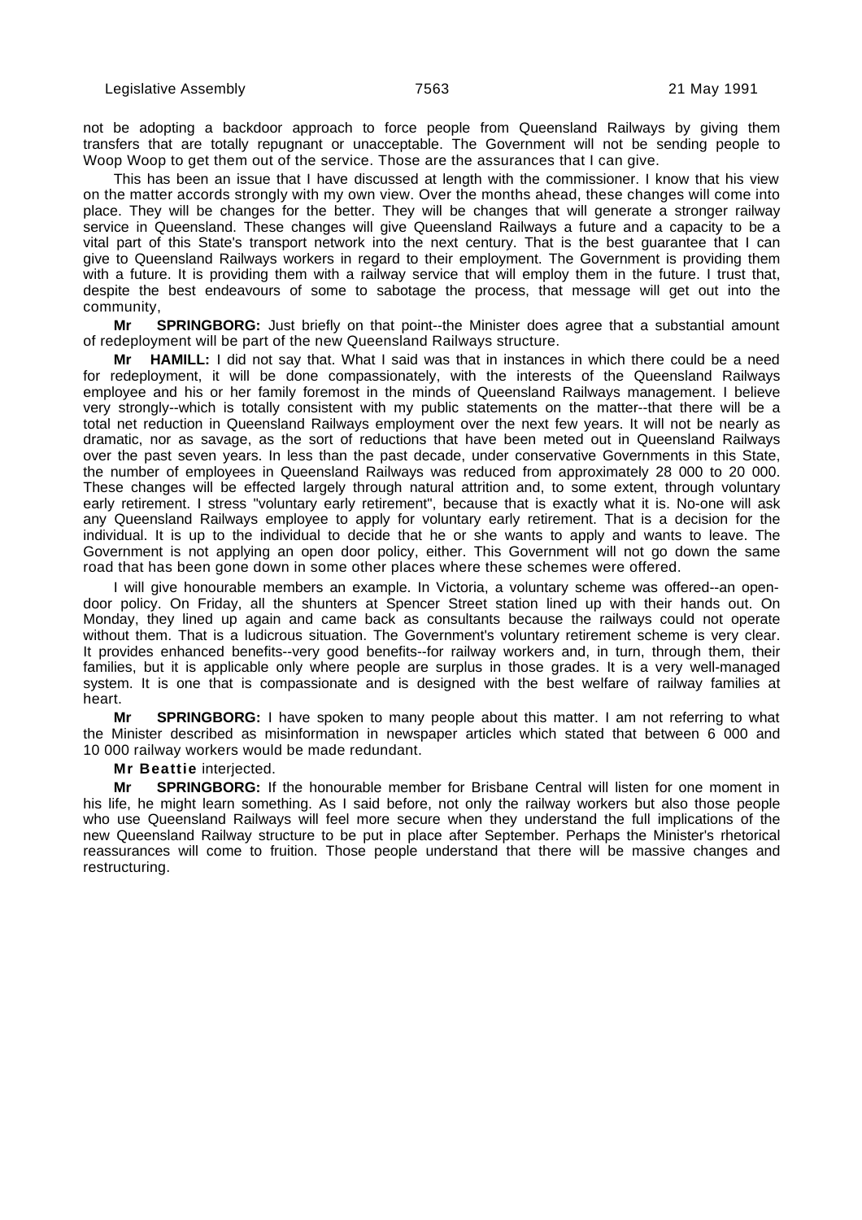not be adopting a backdoor approach to force people from Queensland Railways by giving them transfers that are totally repugnant or unacceptable. The Government will not be sending people to Woop Woop to get them out of the service. Those are the assurances that I can give.

This has been an issue that I have discussed at length with the commissioner. I know that his view on the matter accords strongly with my own view. Over the months ahead, these changes will come into place. They will be changes for the better. They will be changes that will generate a stronger railway service in Queensland. These changes will give Queensland Railways a future and a capacity to be a vital part of this State's transport network into the next century. That is the best guarantee that I can give to Queensland Railways workers in regard to their employment. The Government is providing them with a future. It is providing them with a railway service that will employ them in the future. I trust that, despite the best endeavours of some to sabotage the process, that message will get out into the community,

**Mr SPRINGBORG:** Just briefly on that point--the Minister does agree that a substantial amount of redeployment will be part of the new Queensland Railways structure.

**Mr HAMILL:** I did not say that. What I said was that in instances in which there could be a need for redeployment, it will be done compassionately, with the interests of the Queensland Railways employee and his or her family foremost in the minds of Queensland Railways management. I believe very strongly--which is totally consistent with my public statements on the matter--that there will be a total net reduction in Queensland Railways employment over the next few years. It will not be nearly as dramatic, nor as savage, as the sort of reductions that have been meted out in Queensland Railways over the past seven years. In less than the past decade, under conservative Governments in this State, the number of employees in Queensland Railways was reduced from approximately 28 000 to 20 000. These changes will be effected largely through natural attrition and, to some extent, through voluntary early retirement. I stress "voluntary early retirement", because that is exactly what it is. No-one will ask any Queensland Railways employee to apply for voluntary early retirement. That is a decision for the individual. It is up to the individual to decide that he or she wants to apply and wants to leave. The Government is not applying an open door policy, either. This Government will not go down the same road that has been gone down in some other places where these schemes were offered.

I will give honourable members an example. In Victoria, a voluntary scheme was offered--an open-door policy. On Friday, all the shunters at Spencer Street station lined up with their hands out. On Monday, they lined up again and came back as consultants because the railways could not operate without them. That is a ludicrous situation. The Government's voluntary retirement scheme is very clear. It provides enhanced benefits--very good benefits--for railway workers and, in turn, through them, their families, but it is applicable only where people are surplus in those grades. It is a very well-managed system. It is one that is compassionate and is designed with the best welfare of railway families at heart.

**Mr SPRINGBORG:** I have spoken to many people about this matter. I am not referring to what the Minister described as misinformation in newspaper articles which stated that between 6 000 and 10 000 railway workers would be made redundant.

**Mr Beattie** interjected.

**Mr SPRINGBORG:** If the honourable member for Brisbane Central will listen for one moment in his life, he might learn something. As I said before, not only the railway workers but also those people who use Queensland Railways will feel more secure when they understand the full implications of the new Queensland Railway structure to be put in place after September. Perhaps the Minister's rhetorical reassurances will come to fruition. Those people understand that there will be massive changes and restructuring.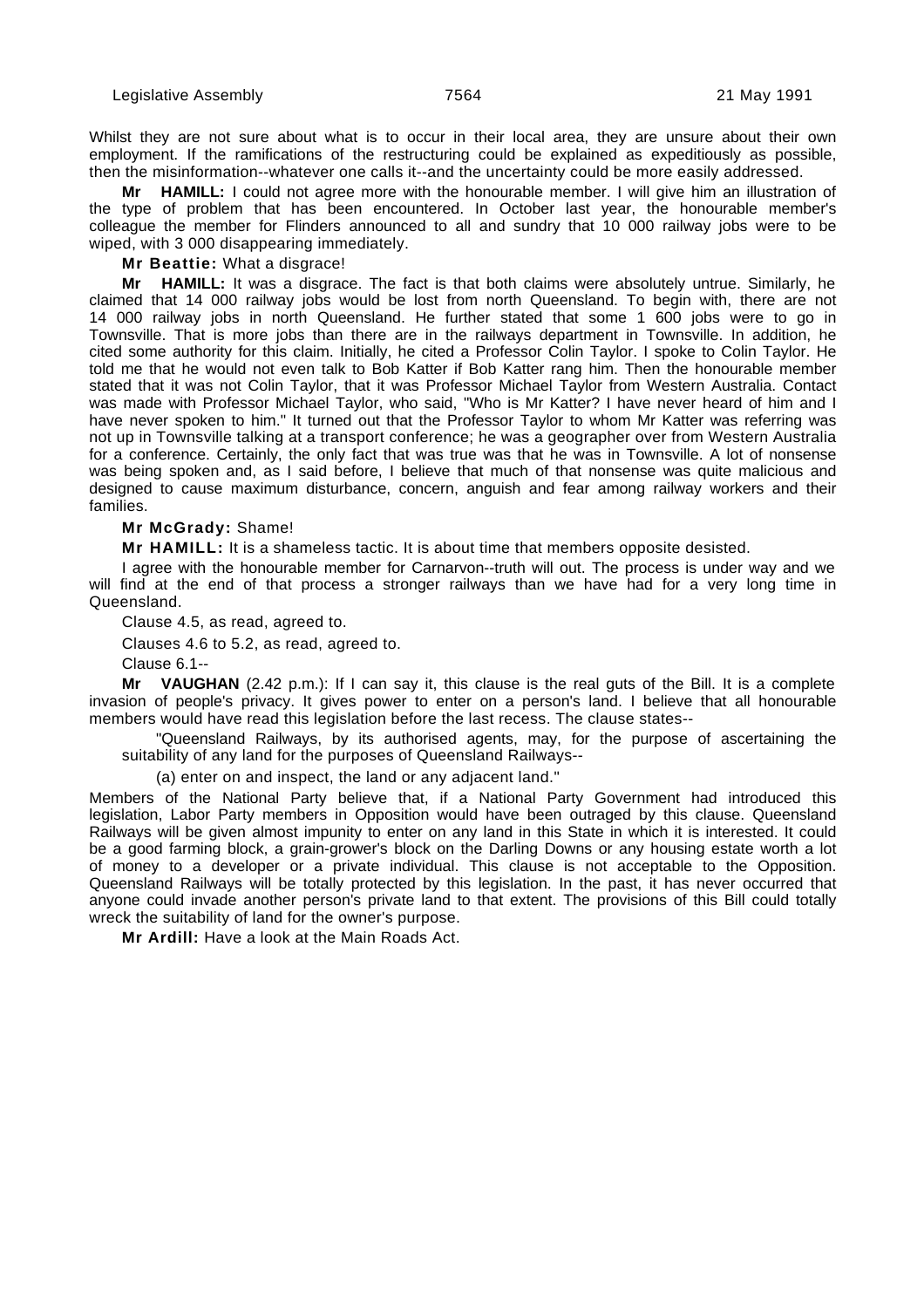Whilst they are not sure about what is to occur in their local area, they are unsure about their own employment. If the ramifications of the restructuring could be explained as expeditiously as possible, then the misinformation--whatever one calls it--and the uncertainty could be more easily addressed.

**Mr HAMILL:** I could not agree more with the honourable member. I will give him an illustration of the type of problem that has been encountered. In October last year, the honourable member's colleague the member for Flinders announced to all and sundry that 10 000 railway jobs were to be wiped, with 3 000 disappearing immediately.

**Mr Beattie:** What a disgrace!

**Mr HAMILL:** It was a disgrace. The fact is that both claims were absolutely untrue. Similarly, he claimed that 14 000 railway jobs would be lost from north Queensland. To begin with, there are not 14 000 railway jobs in north Queensland. He further stated that some 1 600 jobs were to go in Townsville. That is more jobs than there are in the railways department in Townsville. In addition, he cited some authority for this claim. Initially, he cited a Professor Colin Taylor. I spoke to Colin Taylor. He told me that he would not even talk to Bob Katter if Bob Katter rang him. Then the honourable member stated that it was not Colin Taylor, that it was Professor Michael Taylor from Western Australia. Contact was made with Professor Michael Taylor, who said, "Who is Mr Katter? I have never heard of him and I have never spoken to him." It turned out that the Professor Taylor to whom Mr Katter was referring was not up in Townsville talking at a transport conference; he was a geographer over from Western Australia for a conference. Certainly, the only fact that was true was that he was in Townsville. A lot of nonsense was being spoken and, as I said before, I believe that much of that nonsense was quite malicious and designed to cause maximum disturbance, concern, anguish and fear among railway workers and their families.

**Mr McGrady:** Shame!

**Mr HAMILL:** It is a shameless tactic. It is about time that members opposite desisted.

I agree with the honourable member for Carnarvon--truth will out. The process is under way and we will find at the end of that process a stronger railways than we have had for a very long time in Queensland.

Clause 4.5, as read, agreed to.

Clauses 4.6 to 5.2, as read, agreed to.

Clause 6.1--

**Mr VAUGHAN** (2.42 p.m.): If I can say it, this clause is the real guts of the Bill. It is a complete invasion of people's privacy. It gives power to enter on a person's land. I believe that all honourable members would have read this legislation before the last recess. The clause states--

> "Queensland Railways, by its authorised agents, may, for the purpose of ascertaining the suitability of any land for the purposes of Queensland Railways--
>
> (a) enter on and inspect, the land or any adjacent land."

Members of the National Party believe that, if a National Party Government had introduced this legislation, Labor Party members in Opposition would have been outraged by this clause. Queensland Railways will be given almost impunity to enter on any land in this State in which it is interested. It could be a good farming block, a grain-grower's block on the Darling Downs or any housing estate worth a lot of money to a developer or a private individual. This clause is not acceptable to the Opposition. Queensland Railways will be totally protected by this legislation. In the past, it has never occurred that anyone could invade another person's private land to that extent. The provisions of this Bill could totally wreck the suitability of land for the owner's purpose.

**Mr Ardill:** Have a look at the Main Roads Act.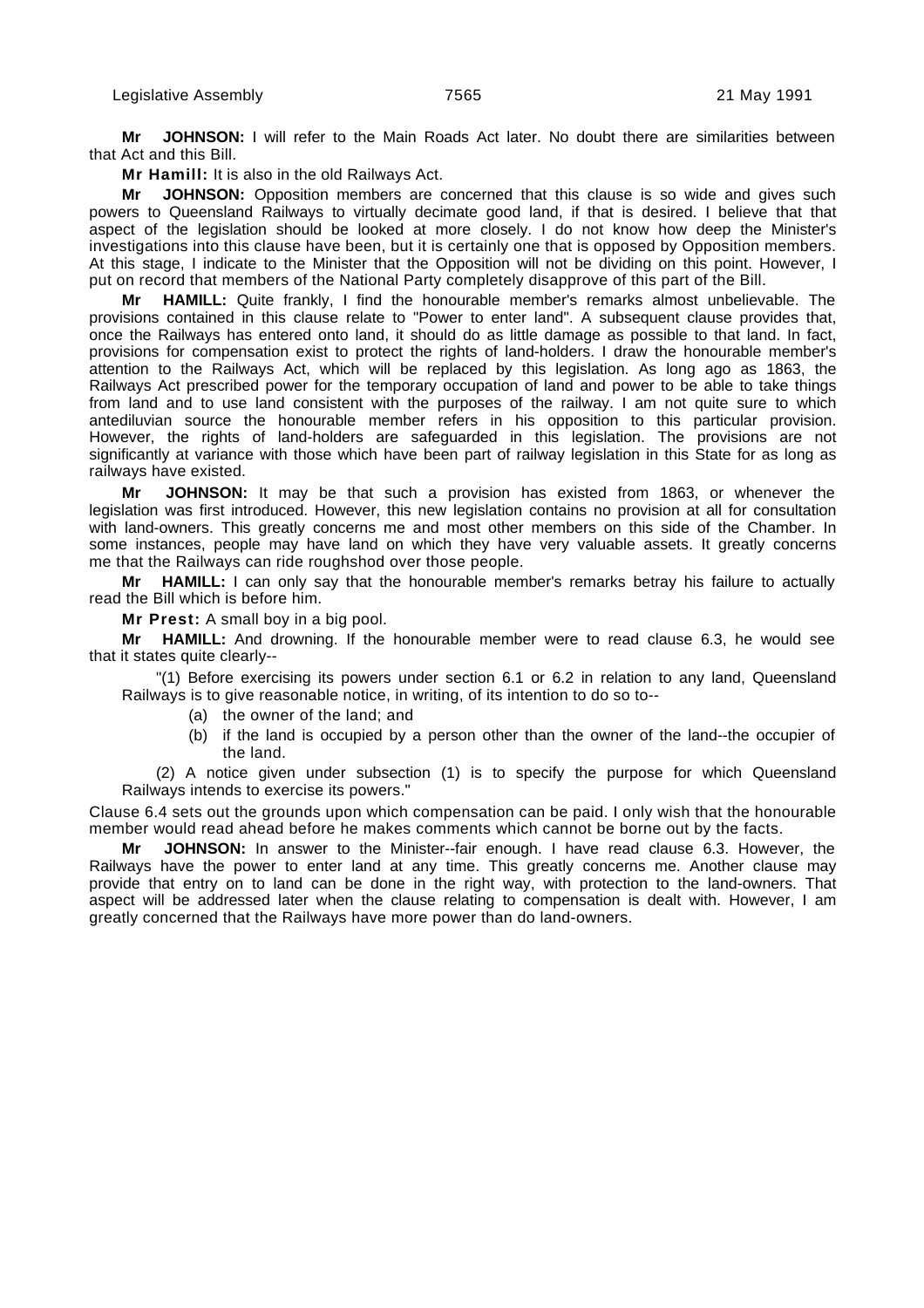**Mr JOHNSON:** I will refer to the Main Roads Act later. No doubt there are similarities between that Act and this Bill.

**Mr Hamill:** It is also in the old Railways Act.

**Mr JOHNSON:** Opposition members are concerned that this clause is so wide and gives such powers to Queensland Railways to virtually decimate good land, if that is desired. I believe that that aspect of the legislation should be looked at more closely. I do not know how deep the Minister's investigations into this clause have been, but it is certainly one that is opposed by Opposition members. At this stage, I indicate to the Minister that the Opposition will not be dividing on this point. However, I put on record that members of the National Party completely disapprove of this part of the Bill.

**Mr HAMILL:** Quite frankly, I find the honourable member's remarks almost unbelievable. The provisions contained in this clause relate to "Power to enter land". A subsequent clause provides that, once the Railways has entered onto land, it should do as little damage as possible to that land. In fact, provisions for compensation exist to protect the rights of land-holders. I draw the honourable member's attention to the Railways Act, which will be replaced by this legislation. As long ago as 1863, the Railways Act prescribed power for the temporary occupation of land and power to be able to take things from land and to use land consistent with the purposes of the railway. I am not quite sure to which antediluvian source the honourable member refers in his opposition to this particular provision. However, the rights of land-holders are safeguarded in this legislation. The provisions are not significantly at variance with those which have been part of railway legislation in this State for as long as railways have existed.

**Mr JOHNSON:** It may be that such a provision has existed from 1863, or whenever the legislation was first introduced. However, this new legislation contains no provision at all for consultation with land-owners. This greatly concerns me and most other members on this side of the Chamber. In some instances, people may have land on which they have very valuable assets. It greatly concerns me that the Railways can ride roughshod over those people.

**Mr HAMILL:** I can only say that the honourable member's remarks betray his failure to actually read the Bill which is before him.

**Mr Prest:** A small boy in a big pool.

**Mr HAMILL:** And drowning. If the honourable member were to read clause 6.3, he would see that it states quite clearly--

"(1) Before exercising its powers under section 6.1 or 6.2 in relation to any land, Queensland Railways is to give reasonable notice, in writing, of its intention to do so to--

(a) the owner of the land; and

(b) if the land is occupied by a person other than the owner of the land--the occupier of the land.

(2) A notice given under subsection (1) is to specify the purpose for which Queensland Railways intends to exercise its powers."

Clause 6.4 sets out the grounds upon which compensation can be paid. I only wish that the honourable member would read ahead before he makes comments which cannot be borne out by the facts.

**Mr JOHNSON:** In answer to the Minister--fair enough. I have read clause 6.3. However, the Railways have the power to enter land at any time. This greatly concerns me. Another clause may provide that entry on to land can be done in the right way, with protection to the land-owners. That aspect will be addressed later when the clause relating to compensation is dealt with. However, I am greatly concerned that the Railways have more power than do land-owners.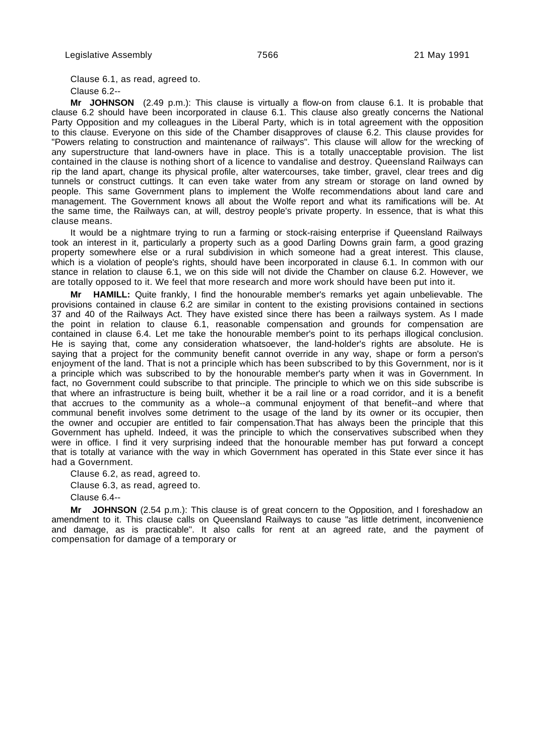Clause 6.1, as read, agreed to.

Clause 6.2--

**Mr JOHNSON** (2.49 p.m.): This clause is virtually a flow-on from clause 6.1. It is probable that clause 6.2 should have been incorporated in clause 6.1. This clause also greatly concerns the National Party Opposition and my colleagues in the Liberal Party, which is in total agreement with the opposition to this clause. Everyone on this side of the Chamber disapproves of clause 6.2. This clause provides for "Powers relating to construction and maintenance of railways". This clause will allow for the wrecking of any superstructure that land-owners have in place. This is a totally unacceptable provision. The list contained in the clause is nothing short of a licence to vandalise and destroy. Queensland Railways can rip the land apart, change its physical profile, alter watercourses, take timber, gravel, clear trees and dig tunnels or construct cuttings. It can even take water from any stream or storage on land owned by people. This same Government plans to implement the Wolfe recommendations about land care and management. The Government knows all about the Wolfe report and what its ramifications will be. At the same time, the Railways can, at will, destroy people's private property. In essence, that is what this clause means.

It would be a nightmare trying to run a farming or stock-raising enterprise if Queensland Railways took an interest in it, particularly a property such as a good Darling Downs grain farm, a good grazing property somewhere else or a rural subdivision in which someone had a great interest. This clause, which is a violation of people's rights, should have been incorporated in clause 6.1. In common with our stance in relation to clause 6.1, we on this side will not divide the Chamber on clause 6.2. However, we are totally opposed to it. We feel that more research and more work should have been put into it.

**Mr HAMILL:** Quite frankly, I find the honourable member's remarks yet again unbelievable. The provisions contained in clause 6.2 are similar in content to the existing provisions contained in sections 37 and 40 of the Railways Act. They have existed since there has been a railways system. As I made the point in relation to clause 6.1, reasonable compensation and grounds for compensation are contained in clause 6.4. Let me take the honourable member's point to its perhaps illogical conclusion. He is saying that, come any consideration whatsoever, the land-holder's rights are absolute. He is saying that a project for the community benefit cannot override in any way, shape or form a person's enjoyment of the land. That is not a principle which has been subscribed to by this Government, nor is it a principle which was subscribed to by the honourable member's party when it was in Government. In fact, no Government could subscribe to that principle. The principle to which we on this side subscribe is that where an infrastructure is being built, whether it be a rail line or a road corridor, and it is a benefit that accrues to the community as a whole--a communal enjoyment of that benefit--and where that communal benefit involves some detriment to the usage of the land by its owner or its occupier, then the owner and occupier are entitled to fair compensation.That has always been the principle that this Government has upheld. Indeed, it was the principle to which the conservatives subscribed when they were in office. I find it very surprising indeed that the honourable member has put forward a concept that is totally at variance with the way in which Government has operated in this State ever since it has had a Government.

Clause 6.2, as read, agreed to.

Clause 6.3, as read, agreed to.

Clause 6.4--

**Mr JOHNSON** (2.54 p.m.): This clause is of great concern to the Opposition, and I foreshadow an amendment to it. This clause calls on Queensland Railways to cause "as little detriment, inconvenience and damage, as is practicable". It also calls for rent at an agreed rate, and the payment of compensation for damage of a temporary or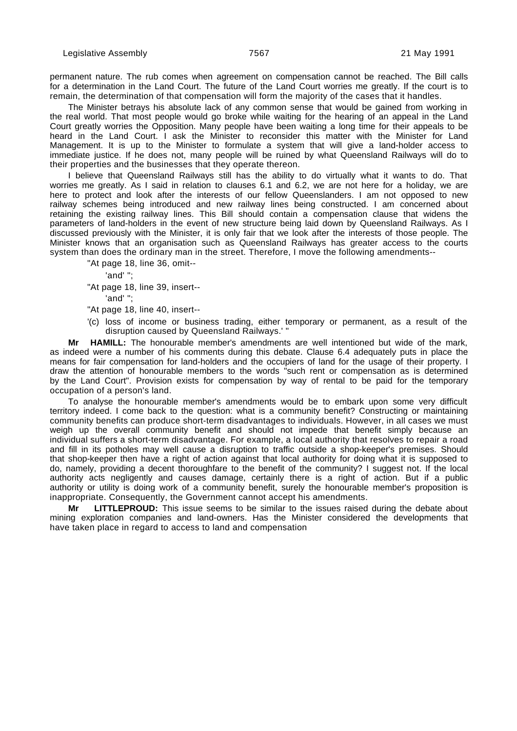permanent nature. The rub comes when agreement on compensation cannot be reached. The Bill calls for a determination in the Land Court. The future of the Land Court worries me greatly. If the court is to remain, the determination of that compensation will form the majority of the cases that it handles.

The Minister betrays his absolute lack of any common sense that would be gained from working in the real world. That most people would go broke while waiting for the hearing of an appeal in the Land Court greatly worries the Opposition. Many people have been waiting a long time for their appeals to be heard in the Land Court. I ask the Minister to reconsider this matter with the Minister for Land Management. It is up to the Minister to formulate a system that will give a land-holder access to immediate justice. If he does not, many people will be ruined by what Queensland Railways will do to their properties and the businesses that they operate thereon.

I believe that Queensland Railways still has the ability to do virtually what it wants to do. That worries me greatly. As I said in relation to clauses 6.1 and 6.2, we are not here for a holiday, we are here to protect and look after the interests of our fellow Queenslanders. I am not opposed to new railway schemes being introduced and new railway lines being constructed. I am concerned about retaining the existing railway lines. This Bill should contain a compensation clause that widens the parameters of land-holders in the event of new structure being laid down by Queensland Railways. As I discussed previously with the Minister, it is only fair that we look after the interests of those people. The Minister knows that an organisation such as Queensland Railways has greater access to the courts system than does the ordinary man in the street. Therefore, I move the following amendments--

> "At page 18, line 36, omit--
>
> 'and' ";
>
> "At page 18, line 39, insert--
>
> 'and' ";
>
> "At page 18, line 40, insert--
>
> '(c) loss of income or business trading, either temporary or permanent, as a result of the disruption caused by Queensland Railways.' "

**Mr HAMILL:** The honourable member's amendments are well intentioned but wide of the mark, as indeed were a number of his comments during this debate. Clause 6.4 adequately puts in place the means for fair compensation for land-holders and the occupiers of land for the usage of their property. I draw the attention of honourable members to the words "such rent or compensation as is determined by the Land Court". Provision exists for compensation by way of rental to be paid for the temporary occupation of a person's land.

To analyse the honourable member's amendments would be to embark upon some very difficult territory indeed. I come back to the question: what is a community benefit? Constructing or maintaining community benefits can produce short-term disadvantages to individuals. However, in all cases we must weigh up the overall community benefit and should not impede that benefit simply because an individual suffers a short-term disadvantage. For example, a local authority that resolves to repair a road and fill in its potholes may well cause a disruption to traffic outside a shop-keeper's premises. Should that shop-keeper then have a right of action against that local authority for doing what it is supposed to do, namely, providing a decent thoroughfare to the benefit of the community? I suggest not. If the local authority acts negligently and causes damage, certainly there is a right of action. But if a public authority or utility is doing work of a community benefit, surely the honourable member's proposition is inappropriate. Consequently, the Government cannot accept his amendments.

**Mr LITTLEPROUD:** This issue seems to be similar to the issues raised during the debate about mining exploration companies and land-owners. Has the Minister considered the developments that have taken place in regard to access to land and compensation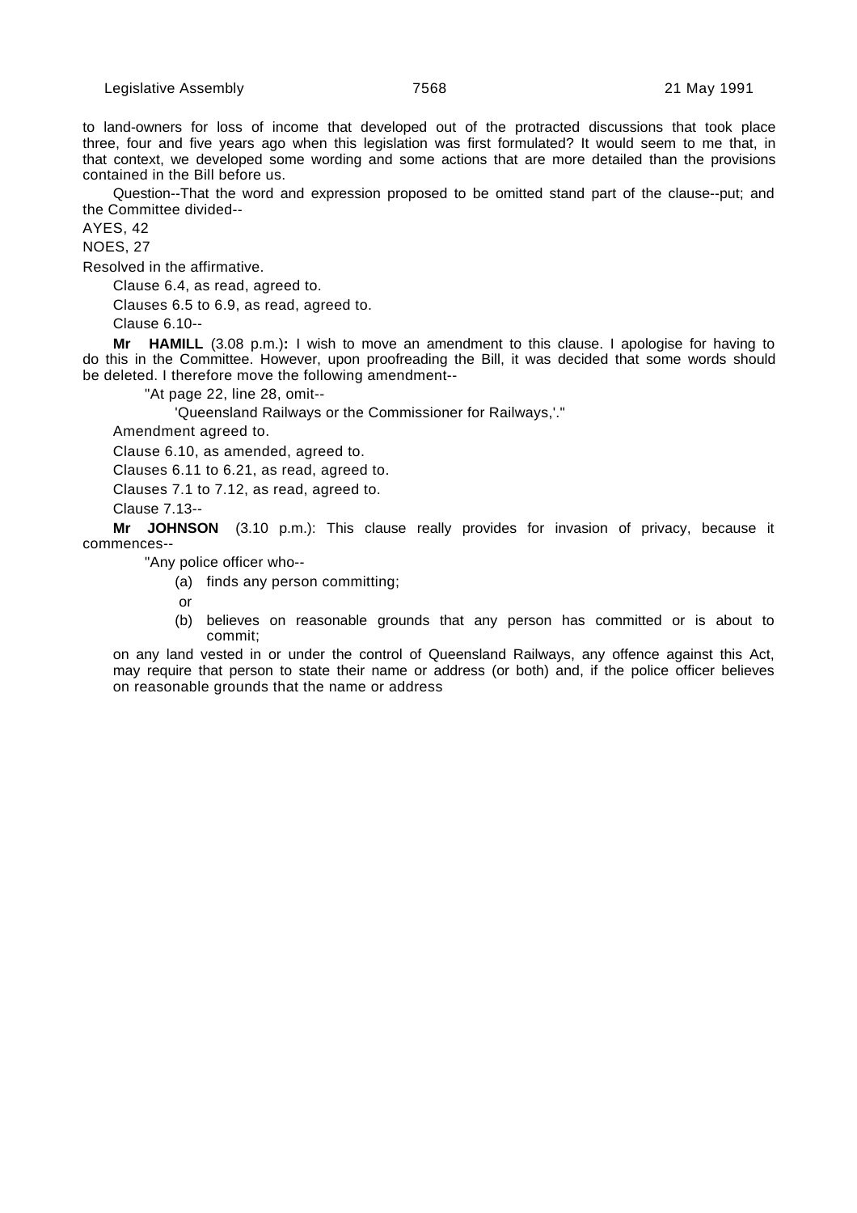to land-owners for loss of income that developed out of the protracted discussions that took place three, four and five years ago when this legislation was first formulated? It would seem to me that, in that context, we developed some wording and some actions that are more detailed than the provisions contained in the Bill before us.

Question--That the word and expression proposed to be omitted stand part of the clause--put; and the Committee divided--

AYES, 42

NOES, 27

Resolved in the affirmative.

Clause 6.4, as read, agreed to.

Clauses 6.5 to 6.9, as read, agreed to.

Clause 6.10--

**Mr HAMILL** (3.08 p.m.)**:** I wish to move an amendment to this clause. I apologise for having to do this in the Committee. However, upon proofreading the Bill, it was decided that some words should be deleted. I therefore move the following amendment--

> "At page 22, line 28, omit--
>
> 'Queensland Railways or the Commissioner for Railways,'."

Amendment agreed to.

Clause 6.10, as amended, agreed to.

Clauses 6.11 to 6.21, as read, agreed to.

Clauses 7.1 to 7.12, as read, agreed to.

Clause 7.13--

**Mr JOHNSON** (3.10 p.m.): This clause really provides for invasion of privacy, because it commences--

> "Any police officer who--
>
> (a) finds any person committing;
>
> or
>
> (b) believes on reasonable grounds that any person has committed or is about to commit;
>
> on any land vested in or under the control of Queensland Railways, any offence against this Act, may require that person to state their name or address (or both) and, if the police officer believes on reasonable grounds that the name or address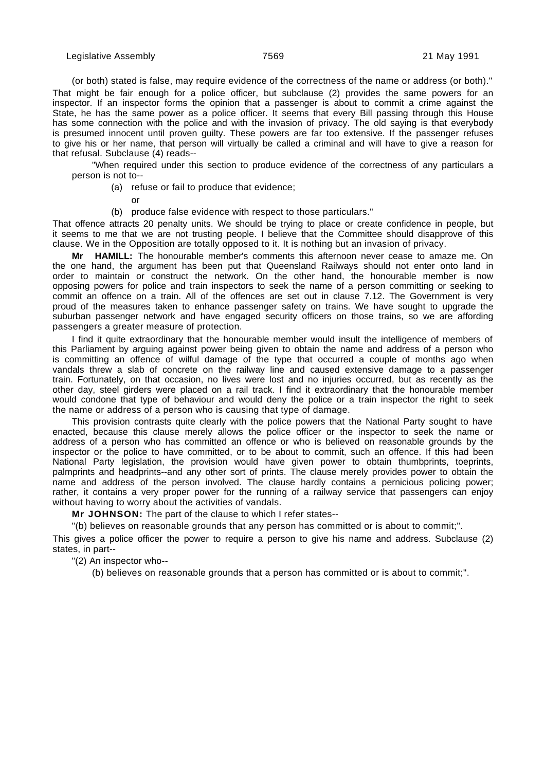(or both) stated is false, may require evidence of the correctness of the name or address (or both)."

That might be fair enough for a police officer, but subclause (2) provides the same powers for an inspector. If an inspector forms the opinion that a passenger is about to commit a crime against the State, he has the same power as a police officer. It seems that every Bill passing through this House has some connection with the police and with the invasion of privacy. The old saying is that everybody is presumed innocent until proven guilty. These powers are far too extensive. If the passenger refuses to give his or her name, that person will virtually be called a criminal and will have to give a reason for that refusal. Subclause (4) reads--

"When required under this section to produce evidence of the correctness of any particulars a person is not to--

(a) refuse or fail to produce that evidence;

or

(b) produce false evidence with respect to those particulars."

That offence attracts 20 penalty units. We should be trying to place or create confidence in people, but it seems to me that we are not trusting people. I believe that the Committee should disapprove of this clause. We in the Opposition are totally opposed to it. It is nothing but an invasion of privacy.

**Mr HAMILL:** The honourable member's comments this afternoon never cease to amaze me. On the one hand, the argument has been put that Queensland Railways should not enter onto land in order to maintain or construct the network. On the other hand, the honourable member is now opposing powers for police and train inspectors to seek the name of a person committing or seeking to commit an offence on a train. All of the offences are set out in clause 7.12. The Government is very proud of the measures taken to enhance passenger safety on trains. We have sought to upgrade the suburban passenger network and have engaged security officers on those trains, so we are affording passengers a greater measure of protection.

I find it quite extraordinary that the honourable member would insult the intelligence of members of this Parliament by arguing against power being given to obtain the name and address of a person who is committing an offence of wilful damage of the type that occurred a couple of months ago when vandals threw a slab of concrete on the railway line and caused extensive damage to a passenger train. Fortunately, on that occasion, no lives were lost and no injuries occurred, but as recently as the other day, steel girders were placed on a rail track. I find it extraordinary that the honourable member would condone that type of behaviour and would deny the police or a train inspector the right to seek the name or address of a person who is causing that type of damage.

This provision contrasts quite clearly with the police powers that the National Party sought to have enacted, because this clause merely allows the police officer or the inspector to seek the name or address of a person who has committed an offence or who is believed on reasonable grounds by the inspector or the police to have committed, or to be about to commit, such an offence. If this had been National Party legislation, the provision would have given power to obtain thumbprints, toeprints, palmprints and headprints--and any other sort of prints. The clause merely provides power to obtain the name and address of the person involved. The clause hardly contains a pernicious policing power; rather, it contains a very proper power for the running of a railway service that passengers can enjoy without having to worry about the activities of vandals.

**Mr JOHNSON:** The part of the clause to which I refer states--

"(b) believes on reasonable grounds that any person has committed or is about to commit;".

This gives a police officer the power to require a person to give his name and address. Subclause (2) states, in part--

"(2) An inspector who--

(b) believes on reasonable grounds that a person has committed or is about to commit;".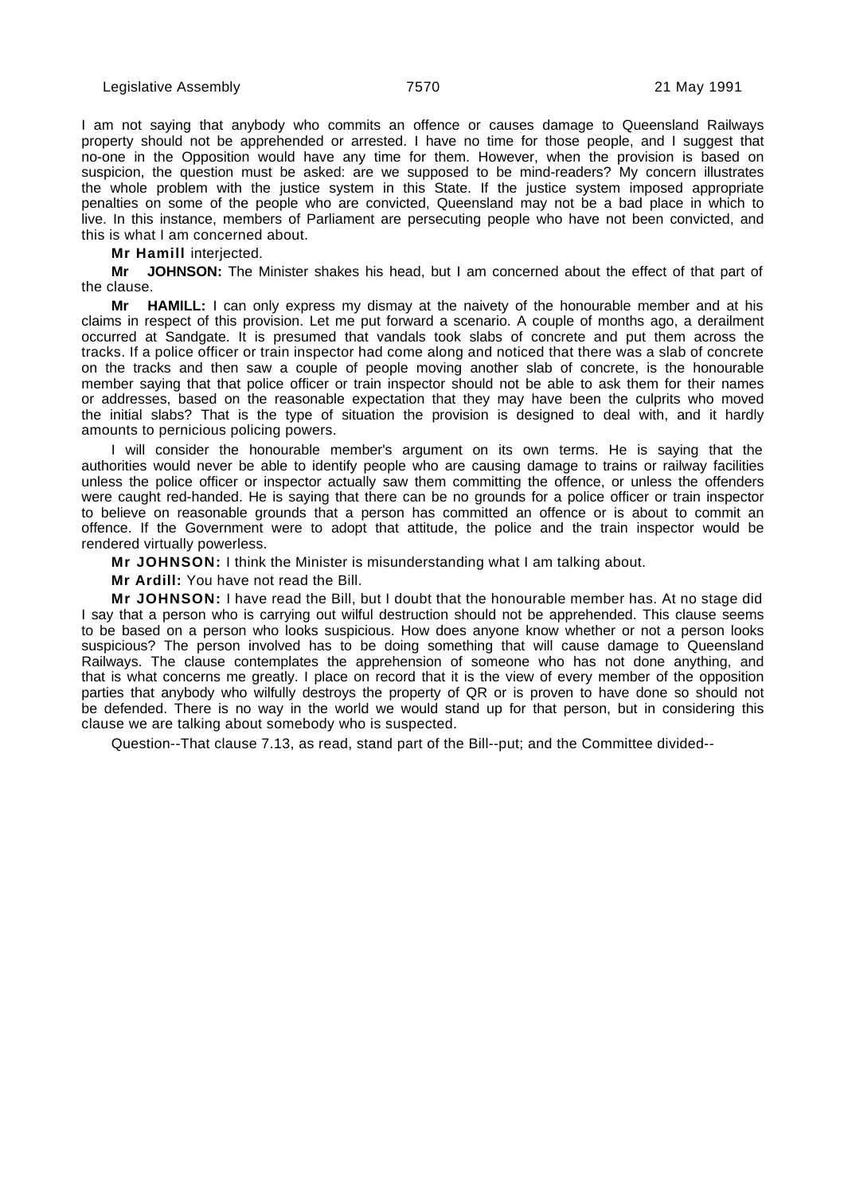I am not saying that anybody who commits an offence or causes damage to Queensland Railways property should not be apprehended or arrested. I have no time for those people, and I suggest that no-one in the Opposition would have any time for them. However, when the provision is based on suspicion, the question must be asked: are we supposed to be mind-readers? My concern illustrates the whole problem with the justice system in this State. If the justice system imposed appropriate penalties on some of the people who are convicted, Queensland may not be a bad place in which to live. In this instance, members of Parliament are persecuting people who have not been convicted, and this is what I am concerned about.

**Mr Hamill** interjected.

**Mr JOHNSON:** The Minister shakes his head, but I am concerned about the effect of that part of the clause.

**Mr HAMILL:** I can only express my dismay at the naivety of the honourable member and at his claims in respect of this provision. Let me put forward a scenario. A couple of months ago, a derailment occurred at Sandgate. It is presumed that vandals took slabs of concrete and put them across the tracks. If a police officer or train inspector had come along and noticed that there was a slab of concrete on the tracks and then saw a couple of people moving another slab of concrete, is the honourable member saying that that police officer or train inspector should not be able to ask them for their names or addresses, based on the reasonable expectation that they may have been the culprits who moved the initial slabs? That is the type of situation the provision is designed to deal with, and it hardly amounts to pernicious policing powers.

I will consider the honourable member's argument on its own terms. He is saying that the authorities would never be able to identify people who are causing damage to trains or railway facilities unless the police officer or inspector actually saw them committing the offence, or unless the offenders were caught red-handed. He is saying that there can be no grounds for a police officer or train inspector to believe on reasonable grounds that a person has committed an offence or is about to commit an offence. If the Government were to adopt that attitude, the police and the train inspector would be rendered virtually powerless.

**Mr JOHNSON:** I think the Minister is misunderstanding what I am talking about.

**Mr Ardill:** You have not read the Bill.

**Mr JOHNSON:** I have read the Bill, but I doubt that the honourable member has. At no stage did I say that a person who is carrying out wilful destruction should not be apprehended. This clause seems to be based on a person who looks suspicious. How does anyone know whether or not a person looks suspicious? The person involved has to be doing something that will cause damage to Queensland Railways. The clause contemplates the apprehension of someone who has not done anything, and that is what concerns me greatly. I place on record that it is the view of every member of the opposition parties that anybody who wilfully destroys the property of QR or is proven to have done so should not be defended. There is no way in the world we would stand up for that person, but in considering this clause we are talking about somebody who is suspected.

Question--That clause 7.13, as read, stand part of the Bill--put; and the Committee divided--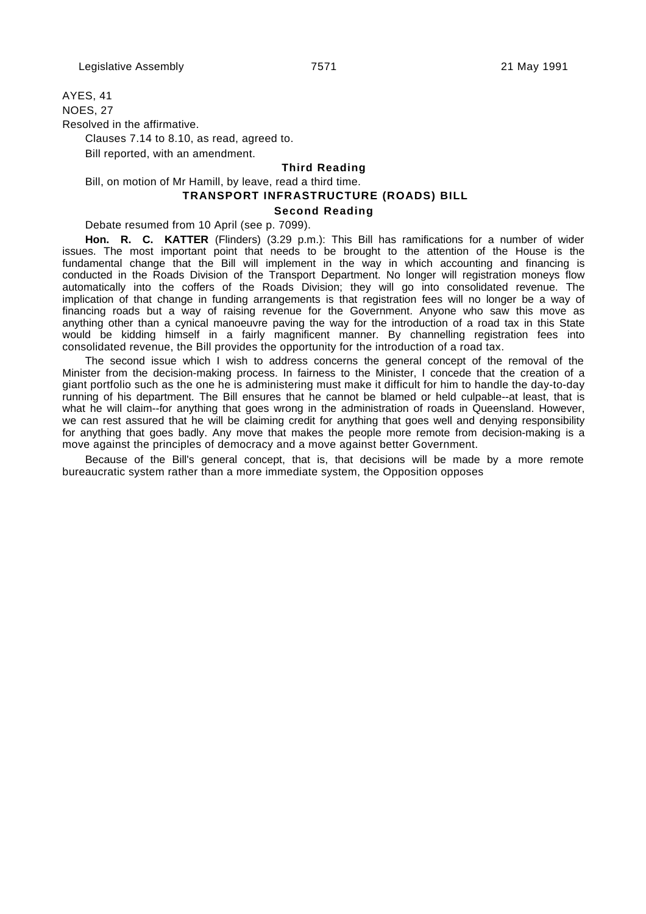AYES, 41

NOES, 27

Resolved in the affirmative.

Clauses 7.14 to 8.10, as read, agreed to.

Bill reported, with an amendment.

### Third Reading

Bill, on motion of Mr Hamill, by leave, read a third time.

## TRANSPORT INFRASTRUCTURE (ROADS) BILL

### Second Reading

Debate resumed from 10 April (see p. 7099).

**Hon. R. C. KATTER** (Flinders) (3.29 p.m.): This Bill has ramifications for a number of wider issues. The most important point that needs to be brought to the attention of the House is the fundamental change that the Bill will implement in the way in which accounting and financing is conducted in the Roads Division of the Transport Department. No longer will registration moneys flow automatically into the coffers of the Roads Division; they will go into consolidated revenue. The implication of that change in funding arrangements is that registration fees will no longer be a way of financing roads but a way of raising revenue for the Government. Anyone who saw this move as anything other than a cynical manoeuvre paving the way for the introduction of a road tax in this State would be kidding himself in a fairly magnificent manner. By channelling registration fees into consolidated revenue, the Bill provides the opportunity for the introduction of a road tax.

The second issue which I wish to address concerns the general concept of the removal of the Minister from the decision-making process. In fairness to the Minister, I concede that the creation of a giant portfolio such as the one he is administering must make it difficult for him to handle the day-to-day running of his department. The Bill ensures that he cannot be blamed or held culpable--at least, that is what he will claim--for anything that goes wrong in the administration of roads in Queensland. However, we can rest assured that he will be claiming credit for anything that goes well and denying responsibility for anything that goes badly. Any move that makes the people more remote from decision-making is a move against the principles of democracy and a move against better Government.

Because of the Bill's general concept, that is, that decisions will be made by a more remote bureaucratic system rather than a more immediate system, the Opposition opposes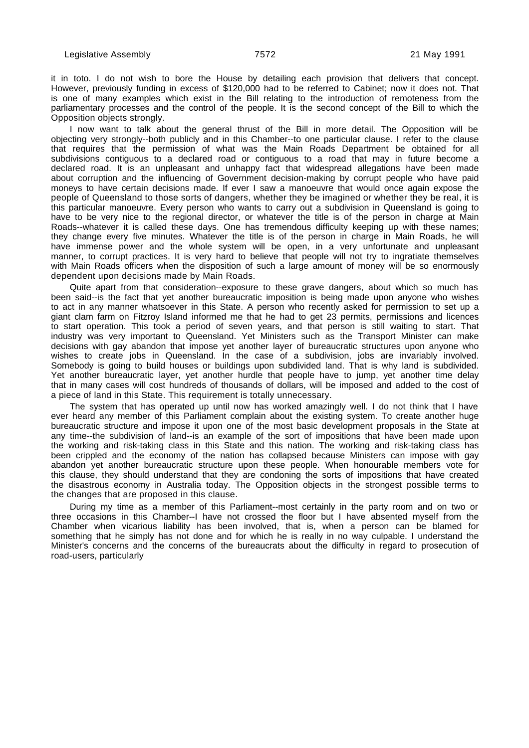it in toto. I do not wish to bore the House by detailing each provision that delivers that concept. However, previously funding in excess of $120,000 had to be referred to Cabinet; now it does not. That is one of many examples which exist in the Bill relating to the introduction of remoteness from the parliamentary processes and the control of the people. It is the second concept of the Bill to which the Opposition objects strongly.

I now want to talk about the general thrust of the Bill in more detail. The Opposition will be objecting very strongly--both publicly and in this Chamber--to one particular clause. I refer to the clause that requires that the permission of what was the Main Roads Department be obtained for all subdivisions contiguous to a declared road or contiguous to a road that may in future become a declared road. It is an unpleasant and unhappy fact that widespread allegations have been made about corruption and the influencing of Government decision-making by corrupt people who have paid moneys to have certain decisions made. If ever I saw a manoeuvre that would once again expose the people of Queensland to those sorts of dangers, whether they be imagined or whether they be real, it is this particular manoeuvre. Every person who wants to carry out a subdivision in Queensland is going to have to be very nice to the regional director, or whatever the title is of the person in charge at Main Roads--whatever it is called these days. One has tremendous difficulty keeping up with these names; they change every five minutes. Whatever the title is of the person in charge in Main Roads, he will have immense power and the whole system will be open, in a very unfortunate and unpleasant manner, to corrupt practices. It is very hard to believe that people will not try to ingratiate themselves with Main Roads officers when the disposition of such a large amount of money will be so enormously dependent upon decisions made by Main Roads.

Quite apart from that consideration--exposure to these grave dangers, about which so much has been said--is the fact that yet another bureaucratic imposition is being made upon anyone who wishes to act in any manner whatsoever in this State. A person who recently asked for permission to set up a giant clam farm on Fitzroy Island informed me that he had to get 23 permits, permissions and licences to start operation. This took a period of seven years, and that person is still waiting to start. That industry was very important to Queensland. Yet Ministers such as the Transport Minister can make decisions with gay abandon that impose yet another layer of bureaucratic structures upon anyone who wishes to create jobs in Queensland. In the case of a subdivision, jobs are invariably involved. Somebody is going to build houses or buildings upon subdivided land. That is why land is subdivided. Yet another bureaucratic layer, yet another hurdle that people have to jump, yet another time delay that in many cases will cost hundreds of thousands of dollars, will be imposed and added to the cost of a piece of land in this State. This requirement is totally unnecessary.

The system that has operated up until now has worked amazingly well. I do not think that I have ever heard any member of this Parliament complain about the existing system. To create another huge bureaucratic structure and impose it upon one of the most basic development proposals in the State at any time--the subdivision of land--is an example of the sort of impositions that have been made upon the working and risk-taking class in this State and this nation. The working and risk-taking class has been crippled and the economy of the nation has collapsed because Ministers can impose with gay abandon yet another bureaucratic structure upon these people. When honourable members vote for this clause, they should understand that they are condoning the sorts of impositions that have created the disastrous economy in Australia today. The Opposition objects in the strongest possible terms to the changes that are proposed in this clause.

During my time as a member of this Parliament--most certainly in the party room and on two or three occasions in this Chamber--I have not crossed the floor but I have absented myself from the Chamber when vicarious liability has been involved, that is, when a person can be blamed for something that he simply has not done and for which he is really in no way culpable. I understand the Minister's concerns and the concerns of the bureaucrats about the difficulty in regard to prosecution of road-users, particularly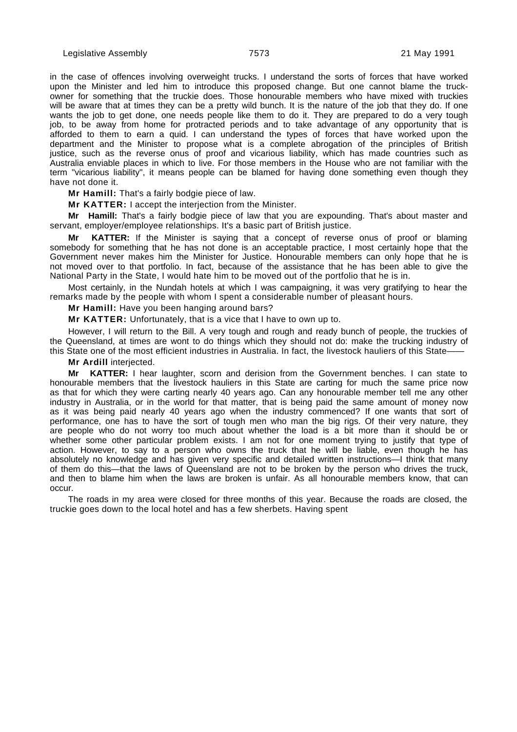in the case of offences involving overweight trucks. I understand the sorts of forces that have worked upon the Minister and led him to introduce this proposed change. But one cannot blame the truck-owner for something that the truckie does. Those honourable members who have mixed with truckies will be aware that at times they can be a pretty wild bunch. It is the nature of the job that they do. If one wants the job to get done, one needs people like them to do it. They are prepared to do a very tough job, to be away from home for protracted periods and to take advantage of any opportunity that is afforded to them to earn a quid. I can understand the types of forces that have worked upon the department and the Minister to propose what is a complete abrogation of the principles of British justice, such as the reverse onus of proof and vicarious liability, which has made countries such as Australia enviable places in which to live. For those members in the House who are not familiar with the term "vicarious liability", it means people can be blamed for having done something even though they have not done it.

**Mr Hamill:** That's a fairly bodgie piece of law.

**Mr KATTER:** I accept the interjection from the Minister.

**Mr Hamill:** That's a fairly bodgie piece of law that you are expounding. That's about master and servant, employer/employee relationships. It's a basic part of British justice.

**Mr KATTER:** If the Minister is saying that a concept of reverse onus of proof or blaming somebody for something that he has not done is an acceptable practice, I most certainly hope that the Government never makes him the Minister for Justice. Honourable members can only hope that he is not moved over to that portfolio. In fact, because of the assistance that he has been able to give the National Party in the State, I would hate him to be moved out of the portfolio that he is in.

Most certainly, in the Nundah hotels at which I was campaigning, it was very gratifying to hear the remarks made by the people with whom I spent a considerable number of pleasant hours.

**Mr Hamill:** Have you been hanging around bars?

**Mr KATTER:** Unfortunately, that is a vice that I have to own up to.

However, I will return to the Bill. A very tough and rough and ready bunch of people, the truckies of the Queensland, at times are wont to do things which they should not do: make the trucking industry of this State one of the most efficient industries in Australia. In fact, the livestock hauliers of this State——

**Mr Ardill** interjected.

**Mr KATTER:** I hear laughter, scorn and derision from the Government benches. I can state to honourable members that the livestock hauliers in this State are carting for much the same price now as that for which they were carting nearly 40 years ago. Can any honourable member tell me any other industry in Australia, or in the world for that matter, that is being paid the same amount of money now as it was being paid nearly 40 years ago when the industry commenced? If one wants that sort of performance, one has to have the sort of tough men who man the big rigs. Of their very nature, they are people who do not worry too much about whether the load is a bit more than it should be or whether some other particular problem exists. I am not for one moment trying to justify that type of action. However, to say to a person who owns the truck that he will be liable, even though he has absolutely no knowledge and has given very specific and detailed written instructions—I think that many of them do this—that the laws of Queensland are not to be broken by the person who drives the truck, and then to blame him when the laws are broken is unfair. As all honourable members know, that can occur.

The roads in my area were closed for three months of this year. Because the roads are closed, the truckie goes down to the local hotel and has a few sherbets. Having spent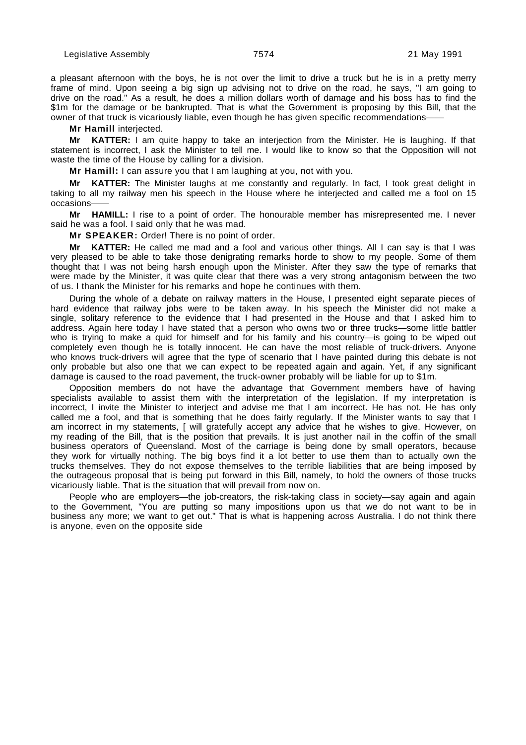a pleasant afternoon with the boys, he is not over the limit to drive a truck but he is in a pretty merry frame of mind. Upon seeing a big sign up advising not to drive on the road, he says, "I am going to drive on the road." As a result, he does a million dollars worth of damage and his boss has to find the $1m for the damage or be bankrupted. That is what the Government is proposing by this Bill, that the owner of that truck is vicariously liable, even though he has given specific recommendations——

**Mr Hamill** interjected.

**Mr KATTER:** I am quite happy to take an interjection from the Minister. He is laughing. If that statement is incorrect, I ask the Minister to tell me. I would like to know so that the Opposition will not waste the time of the House by calling for a division.

**Mr Hamill:** I can assure you that I am laughing at you, not with you.

**Mr KATTER:** The Minister laughs at me constantly and regularly. In fact, I took great delight in taking to all my railway men his speech in the House where he interjected and called me a fool on 15 occasions——

**Mr HAMILL:** I rise to a point of order. The honourable member has misrepresented me. I never said he was a fool. I said only that he was mad.

**Mr SPEAKER:** Order! There is no point of order.

**Mr KATTER:** He called me mad and a fool and various other things. All I can say is that I was very pleased to be able to take those denigrating remarks horde to show to my people. Some of them thought that I was not being harsh enough upon the Minister. After they saw the type of remarks that were made by the Minister, it was quite clear that there was a very strong antagonism between the two of us. I thank the Minister for his remarks and hope he continues with them.

During the whole of a debate on railway matters in the House, I presented eight separate pieces of hard evidence that railway jobs were to be taken away. In his speech the Minister did not make a single, solitary reference to the evidence that I had presented in the House and that I asked him to address. Again here today I have stated that a person who owns two or three trucks—some little battler who is trying to make a quid for himself and for his family and his country—is going to be wiped out completely even though he is totally innocent. He can have the most reliable of truck-drivers. Anyone who knows truck-drivers will agree that the type of scenario that I have painted during this debate is not only probable but also one that we can expect to be repeated again and again. Yet, if any significant damage is caused to the road pavement, the truck-owner probably will be liable for up to $1m.

Opposition members do not have the advantage that Government members have of having specialists available to assist them with the interpretation of the legislation. If my interpretation is incorrect, I invite the Minister to interject and advise me that I am incorrect. He has not. He has only called me a fool, and that is something that he does fairly regularly. If the Minister wants to say that I am incorrect in my statements, [ will gratefully accept any advice that he wishes to give. However, on my reading of the Bill, that is the position that prevails. It is just another nail in the coffin of the small business operators of Queensland. Most of the carriage is being done by small operators, because they work for virtually nothing. The big boys find it a lot better to use them than to actually own the trucks themselves. They do not expose themselves to the terrible liabilities that are being imposed by the outrageous proposal that is being put forward in this Bill, namely, to hold the owners of those trucks vicariously liable. That is the situation that will prevail from now on.

People who are employers—the job-creators, the risk-taking class in society—say again and again to the Government, "You are putting so many impositions upon us that we do not want to be in business any more; we want to get out." That is what is happening across Australia. I do not think there is anyone, even on the opposite side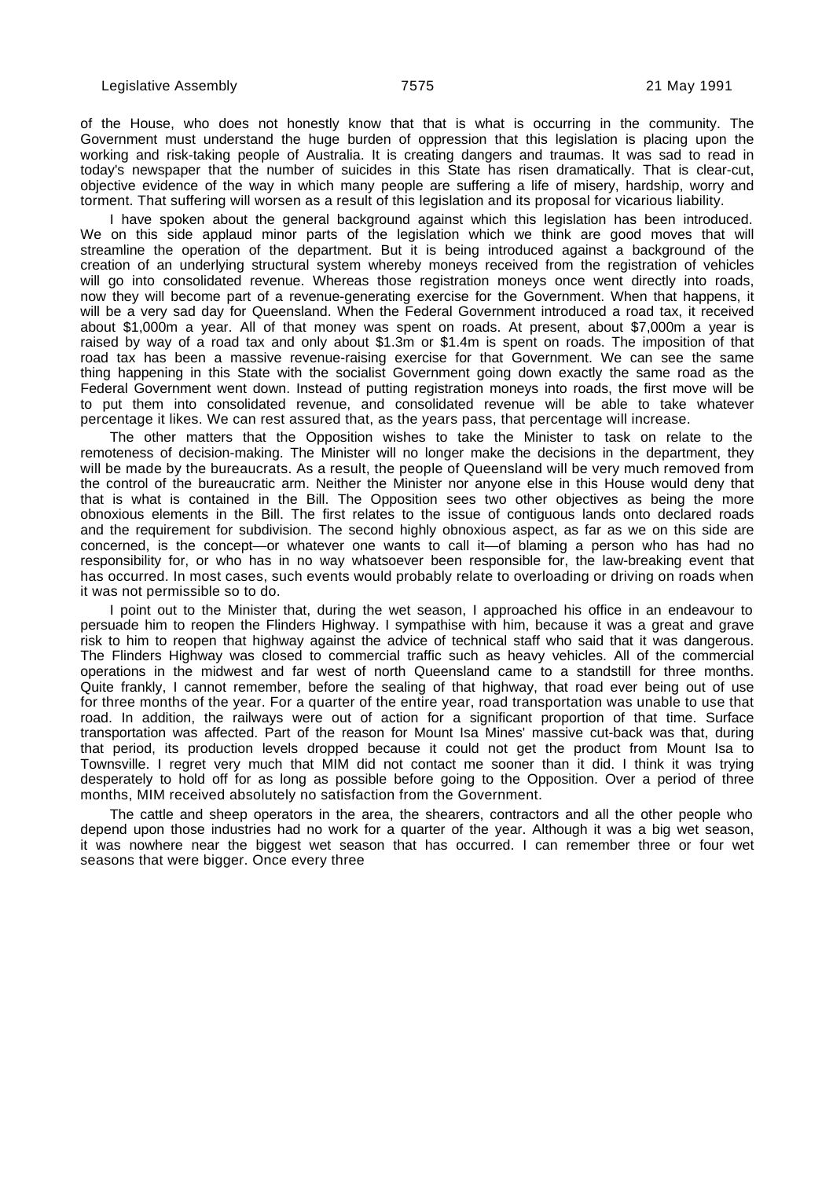of the House, who does not honestly know that that is what is occurring in the community. The Government must understand the huge burden of oppression that this legislation is placing upon the working and risk-taking people of Australia. It is creating dangers and traumas. It was sad to read in today's newspaper that the number of suicides in this State has risen dramatically. That is clear-cut, objective evidence of the way in which many people are suffering a life of misery, hardship, worry and torment. That suffering will worsen as a result of this legislation and its proposal for vicarious liability.

I have spoken about the general background against which this legislation has been introduced. We on this side applaud minor parts of the legislation which we think are good moves that will streamline the operation of the department. But it is being introduced against a background of the creation of an underlying structural system whereby moneys received from the registration of vehicles will go into consolidated revenue. Whereas those registration moneys once went directly into roads, now they will become part of a revenue-generating exercise for the Government. When that happens, it will be a very sad day for Queensland. When the Federal Government introduced a road tax, it received about $1,000m a year. All of that money was spent on roads. At present, about $7,000m a year is raised by way of a road tax and only about $1.3m or $1.4m is spent on roads. The imposition of that road tax has been a massive revenue-raising exercise for that Government. We can see the same thing happening in this State with the socialist Government going down exactly the same road as the Federal Government went down. Instead of putting registration moneys into roads, the first move will be to put them into consolidated revenue, and consolidated revenue will be able to take whatever percentage it likes. We can rest assured that, as the years pass, that percentage will increase.

The other matters that the Opposition wishes to take the Minister to task on relate to the remoteness of decision-making. The Minister will no longer make the decisions in the department, they will be made by the bureaucrats. As a result, the people of Queensland will be very much removed from the control of the bureaucratic arm. Neither the Minister nor anyone else in this House would deny that that is what is contained in the Bill. The Opposition sees two other objectives as being the more obnoxious elements in the Bill. The first relates to the issue of contiguous lands onto declared roads and the requirement for subdivision. The second highly obnoxious aspect, as far as we on this side are concerned, is the concept—or whatever one wants to call it—of blaming a person who has had no responsibility for, or who has in no way whatsoever been responsible for, the law-breaking event that has occurred. In most cases, such events would probably relate to overloading or driving on roads when it was not permissible so to do.

I point out to the Minister that, during the wet season, I approached his office in an endeavour to persuade him to reopen the Flinders Highway. I sympathise with him, because it was a great and grave risk to him to reopen that highway against the advice of technical staff who said that it was dangerous. The Flinders Highway was closed to commercial traffic such as heavy vehicles. All of the commercial operations in the midwest and far west of north Queensland came to a standstill for three months. Quite frankly, I cannot remember, before the sealing of that highway, that road ever being out of use for three months of the year. For a quarter of the entire year, road transportation was unable to use that road. In addition, the railways were out of action for a significant proportion of that time. Surface transportation was affected. Part of the reason for Mount Isa Mines' massive cut-back was that, during that period, its production levels dropped because it could not get the product from Mount Isa to Townsville. I regret very much that MIM did not contact me sooner than it did. I think it was trying desperately to hold off for as long as possible before going to the Opposition. Over a period of three months, MIM received absolutely no satisfaction from the Government.

The cattle and sheep operators in the area, the shearers, contractors and all the other people who depend upon those industries had no work for a quarter of the year. Although it was a big wet season, it was nowhere near the biggest wet season that has occurred. I can remember three or four wet seasons that were bigger. Once every three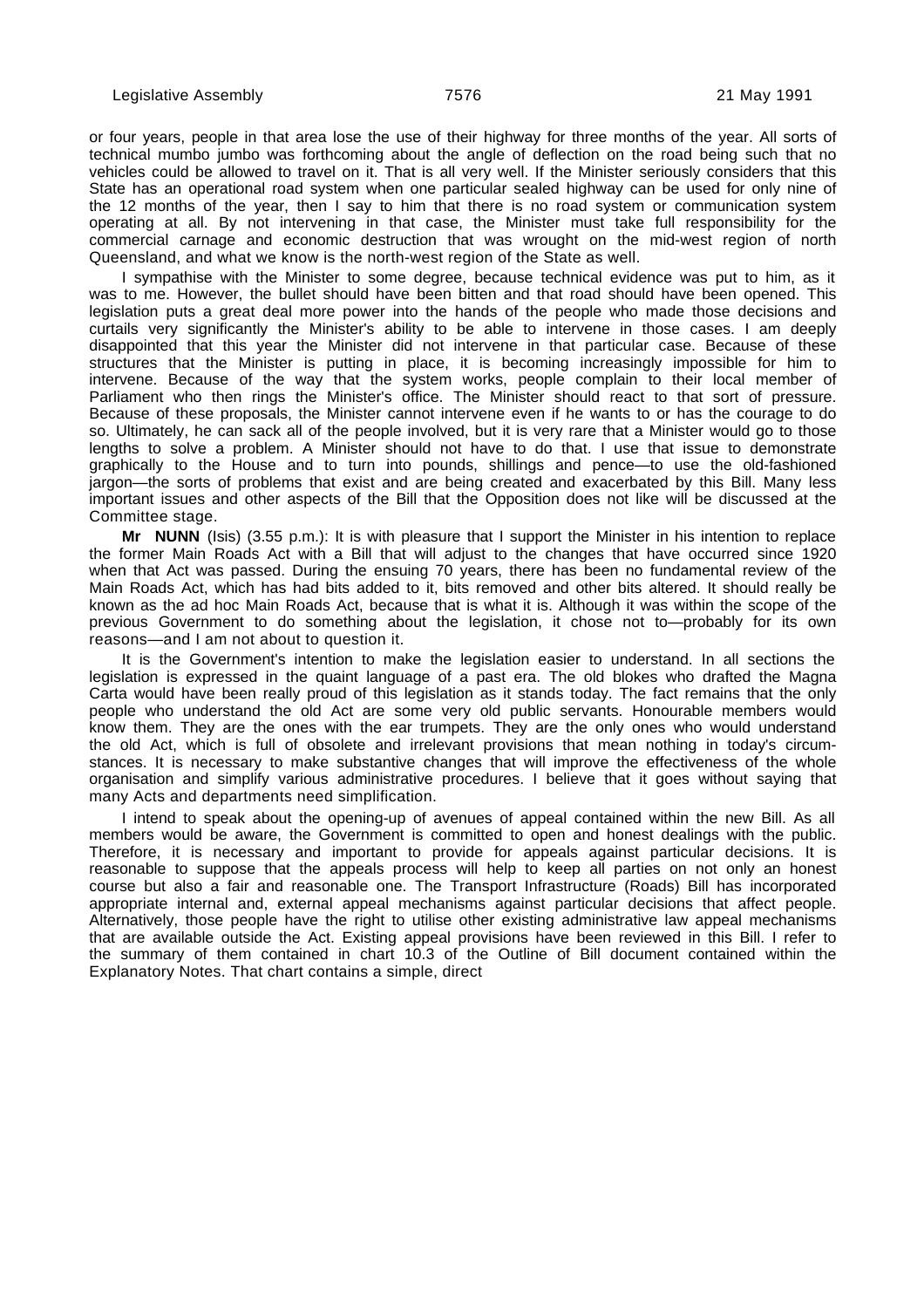or four years, people in that area lose the use of their highway for three months of the year. All sorts of technical mumbo jumbo was forthcoming about the angle of deflection on the road being such that no vehicles could be allowed to travel on it. That is all very well. If the Minister seriously considers that this State has an operational road system when one particular sealed highway can be used for only nine of the 12 months of the year, then I say to him that there is no road system or communication system operating at all. By not intervening in that case, the Minister must take full responsibility for the commercial carnage and economic destruction that was wrought on the mid-west region of north Queensland, and what we know is the north-west region of the State as well.

I sympathise with the Minister to some degree, because technical evidence was put to him, as it was to me. However, the bullet should have been bitten and that road should have been opened. This legislation puts a great deal more power into the hands of the people who made those decisions and curtails very significantly the Minister's ability to be able to intervene in those cases. I am deeply disappointed that this year the Minister did not intervene in that particular case. Because of these structures that the Minister is putting in place, it is becoming increasingly impossible for him to intervene. Because of the way that the system works, people complain to their local member of Parliament who then rings the Minister's office. The Minister should react to that sort of pressure. Because of these proposals, the Minister cannot intervene even if he wants to or has the courage to do so. Ultimately, he can sack all of the people involved, but it is very rare that a Minister would go to those lengths to solve a problem. A Minister should not have to do that. I use that issue to demonstrate graphically to the House and to turn into pounds, shillings and pence—to use the old-fashioned jargon—the sorts of problems that exist and are being created and exacerbated by this Bill. Many less important issues and other aspects of the Bill that the Opposition does not like will be discussed at the Committee stage.

**Mr NUNN** (Isis) (3.55 p.m.): It is with pleasure that I support the Minister in his intention to replace the former Main Roads Act with a Bill that will adjust to the changes that have occurred since 1920 when that Act was passed. During the ensuing 70 years, there has been no fundamental review of the Main Roads Act, which has had bits added to it, bits removed and other bits altered. It should really be known as the ad hoc Main Roads Act, because that is what it is. Although it was within the scope of the previous Government to do something about the legislation, it chose not to—probably for its own reasons—and I am not about to question it.

It is the Government's intention to make the legislation easier to understand. In all sections the legislation is expressed in the quaint language of a past era. The old blokes who drafted the Magna Carta would have been really proud of this legislation as it stands today. The fact remains that the only people who understand the old Act are some very old public servants. Honourable members would know them. They are the ones with the ear trumpets. They are the only ones who would understand the old Act, which is full of obsolete and irrelevant provisions that mean nothing in today's circumstances. It is necessary to make substantive changes that will improve the effectiveness of the whole organisation and simplify various administrative procedures. I believe that it goes without saying that many Acts and departments need simplification.

I intend to speak about the opening-up of avenues of appeal contained within the new Bill. As all members would be aware, the Government is committed to open and honest dealings with the public. Therefore, it is necessary and important to provide for appeals against particular decisions. It is reasonable to suppose that the appeals process will help to keep all parties on not only an honest course but also a fair and reasonable one. The Transport Infrastructure (Roads) Bill has incorporated appropriate internal and, external appeal mechanisms against particular decisions that affect people. Alternatively, those people have the right to utilise other existing administrative law appeal mechanisms that are available outside the Act. Existing appeal provisions have been reviewed in this Bill. I refer to the summary of them contained in chart 10.3 of the Outline of Bill document contained within the Explanatory Notes. That chart contains a simple, direct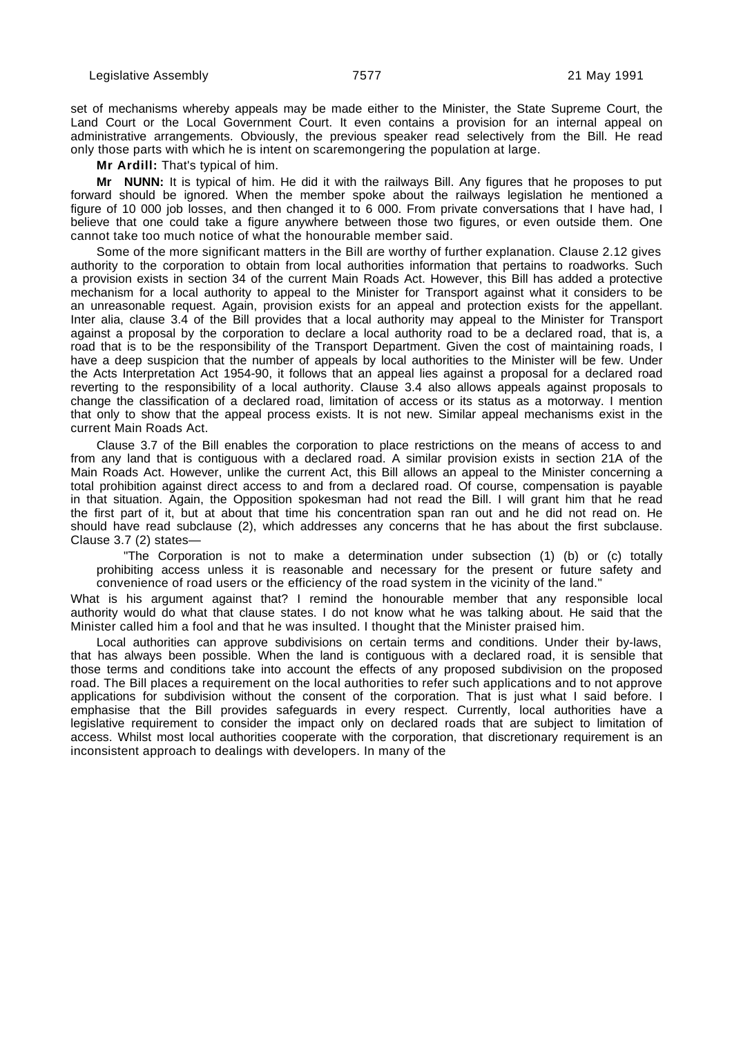set of mechanisms whereby appeals may be made either to the Minister, the State Supreme Court, the Land Court or the Local Government Court. It even contains a provision for an internal appeal on administrative arrangements. Obviously, the previous speaker read selectively from the Bill. He read only those parts with which he is intent on scaremongering the population at large.

**Mr Ardill:** That's typical of him.

**Mr NUNN:** It is typical of him. He did it with the railways Bill. Any figures that he proposes to put forward should be ignored. When the member spoke about the railways legislation he mentioned a figure of 10 000 job losses, and then changed it to 6 000. From private conversations that I have had, I believe that one could take a figure anywhere between those two figures, or even outside them. One cannot take too much notice of what the honourable member said.

Some of the more significant matters in the Bill are worthy of further explanation. Clause 2.12 gives authority to the corporation to obtain from local authorities information that pertains to roadworks. Such a provision exists in section 34 of the current Main Roads Act. However, this Bill has added a protective mechanism for a local authority to appeal to the Minister for Transport against what it considers to be an unreasonable request. Again, provision exists for an appeal and protection exists for the appellant. Inter alia, clause 3.4 of the Bill provides that a local authority may appeal to the Minister for Transport against a proposal by the corporation to declare a local authority road to be a declared road, that is, a road that is to be the responsibility of the Transport Department. Given the cost of maintaining roads, I have a deep suspicion that the number of appeals by local authorities to the Minister will be few. Under the Acts Interpretation Act 1954-90, it follows that an appeal lies against a proposal for a declared road reverting to the responsibility of a local authority. Clause 3.4 also allows appeals against proposals to change the classification of a declared road, limitation of access or its status as a motorway. I mention that only to show that the appeal process exists. It is not new. Similar appeal mechanisms exist in the current Main Roads Act.

Clause 3.7 of the Bill enables the corporation to place restrictions on the means of access to and from any land that is contiguous with a declared road. A similar provision exists in section 21A of the Main Roads Act. However, unlike the current Act, this Bill allows an appeal to the Minister concerning a total prohibition against direct access to and from a declared road. Of course, compensation is payable in that situation. Again, the Opposition spokesman had not read the Bill. I will grant him that he read the first part of it, but at about that time his concentration span ran out and he did not read on. He should have read subclause (2), which addresses any concerns that he has about the first subclause. Clause 3.7 (2) states—

> "The Corporation is not to make a determination under subsection (1) (b) or (c) totally prohibiting access unless it is reasonable and necessary for the present or future safety and convenience of road users or the efficiency of the road system in the vicinity of the land."

What is his argument against that? I remind the honourable member that any responsible local authority would do what that clause states. I do not know what he was talking about. He said that the Minister called him a fool and that he was insulted. I thought that the Minister praised him.

Local authorities can approve subdivisions on certain terms and conditions. Under their by-laws, that has always been possible. When the land is contiguous with a declared road, it is sensible that those terms and conditions take into account the effects of any proposed subdivision on the proposed road. The Bill places a requirement on the local authorities to refer such applications and to not approve applications for subdivision without the consent of the corporation. That is just what I said before. I emphasise that the Bill provides safeguards in every respect. Currently, local authorities have a legislative requirement to consider the impact only on declared roads that are subject to limitation of access. Whilst most local authorities cooperate with the corporation, that discretionary requirement is an inconsistent approach to dealings with developers. In many of the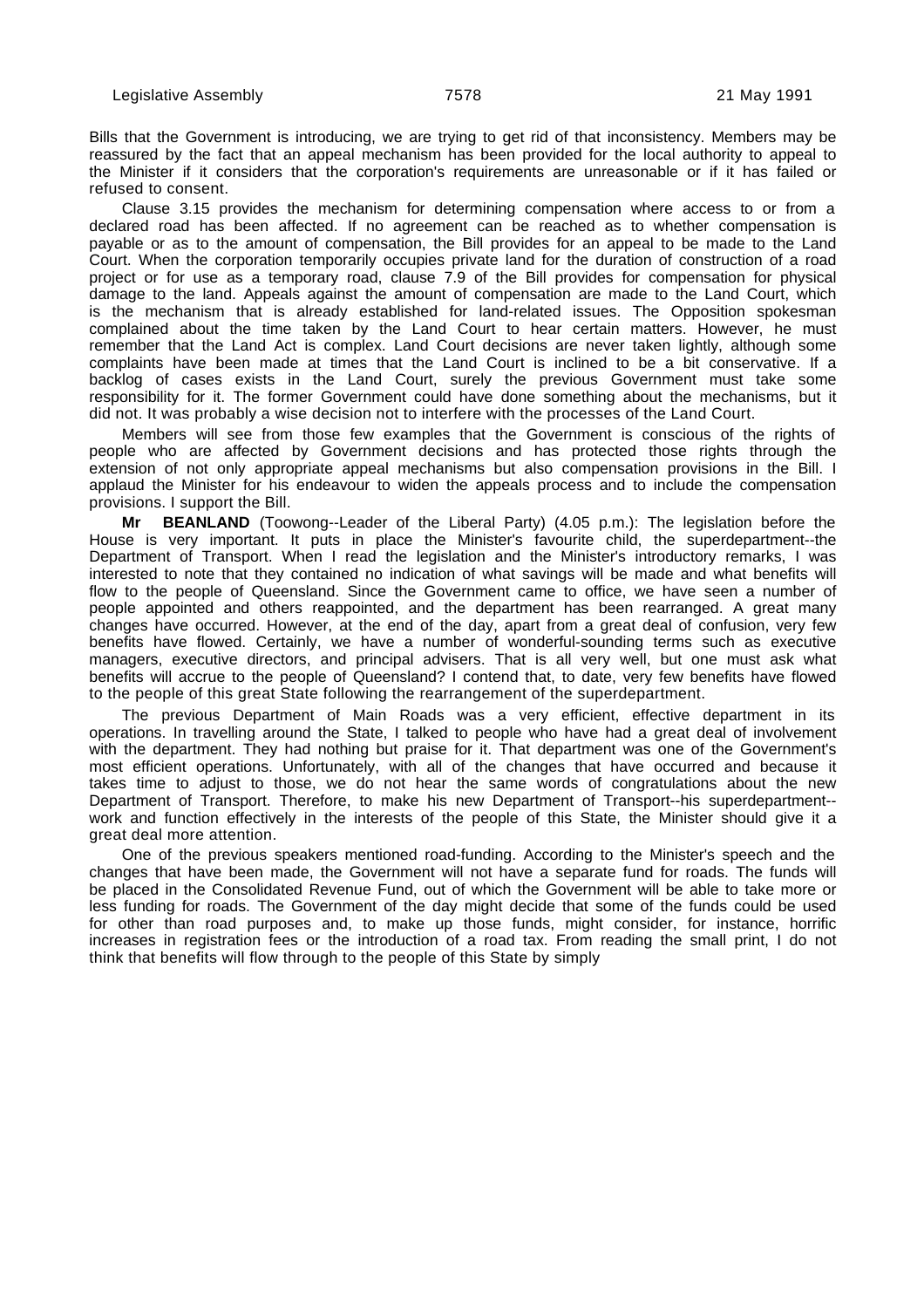Bills that the Government is introducing, we are trying to get rid of that inconsistency. Members may be reassured by the fact that an appeal mechanism has been provided for the local authority to appeal to the Minister if it considers that the corporation's requirements are unreasonable or if it has failed or refused to consent.

Clause 3.15 provides the mechanism for determining compensation where access to or from a declared road has been affected. If no agreement can be reached as to whether compensation is payable or as to the amount of compensation, the Bill provides for an appeal to be made to the Land Court. When the corporation temporarily occupies private land for the duration of construction of a road project or for use as a temporary road, clause 7.9 of the Bill provides for compensation for physical damage to the land. Appeals against the amount of compensation are made to the Land Court, which is the mechanism that is already established for land-related issues. The Opposition spokesman complained about the time taken by the Land Court to hear certain matters. However, he must remember that the Land Act is complex. Land Court decisions are never taken lightly, although some complaints have been made at times that the Land Court is inclined to be a bit conservative. If a backlog of cases exists in the Land Court, surely the previous Government must take some responsibility for it. The former Government could have done something about the mechanisms, but it did not. It was probably a wise decision not to interfere with the processes of the Land Court.

Members will see from those few examples that the Government is conscious of the rights of people who are affected by Government decisions and has protected those rights through the extension of not only appropriate appeal mechanisms but also compensation provisions in the Bill. I applaud the Minister for his endeavour to widen the appeals process and to include the compensation provisions. I support the Bill.

**Mr BEANLAND** (Toowong--Leader of the Liberal Party) (4.05 p.m.): The legislation before the House is very important. It puts in place the Minister's favourite child, the superdepartment--the Department of Transport. When I read the legislation and the Minister's introductory remarks, I was interested to note that they contained no indication of what savings will be made and what benefits will flow to the people of Queensland. Since the Government came to office, we have seen a number of people appointed and others reappointed, and the department has been rearranged. A great many changes have occurred. However, at the end of the day, apart from a great deal of confusion, very few benefits have flowed. Certainly, we have a number of wonderful-sounding terms such as executive managers, executive directors, and principal advisers. That is all very well, but one must ask what benefits will accrue to the people of Queensland? I contend that, to date, very few benefits have flowed to the people of this great State following the rearrangement of the superdepartment.

The previous Department of Main Roads was a very efficient, effective department in its operations. In travelling around the State, I talked to people who have had a great deal of involvement with the department. They had nothing but praise for it. That department was one of the Government's most efficient operations. Unfortunately, with all of the changes that have occurred and because it takes time to adjust to those, we do not hear the same words of congratulations about the new Department of Transport. Therefore, to make his new Department of Transport--his superdepartment--work and function effectively in the interests of the people of this State, the Minister should give it a great deal more attention.

One of the previous speakers mentioned road-funding. According to the Minister's speech and the changes that have been made, the Government will not have a separate fund for roads. The funds will be placed in the Consolidated Revenue Fund, out of which the Government will be able to take more or less funding for roads. The Government of the day might decide that some of the funds could be used for other than road purposes and, to make up those funds, might consider, for instance, horrific increases in registration fees or the introduction of a road tax. From reading the small print, I do not think that benefits will flow through to the people of this State by simply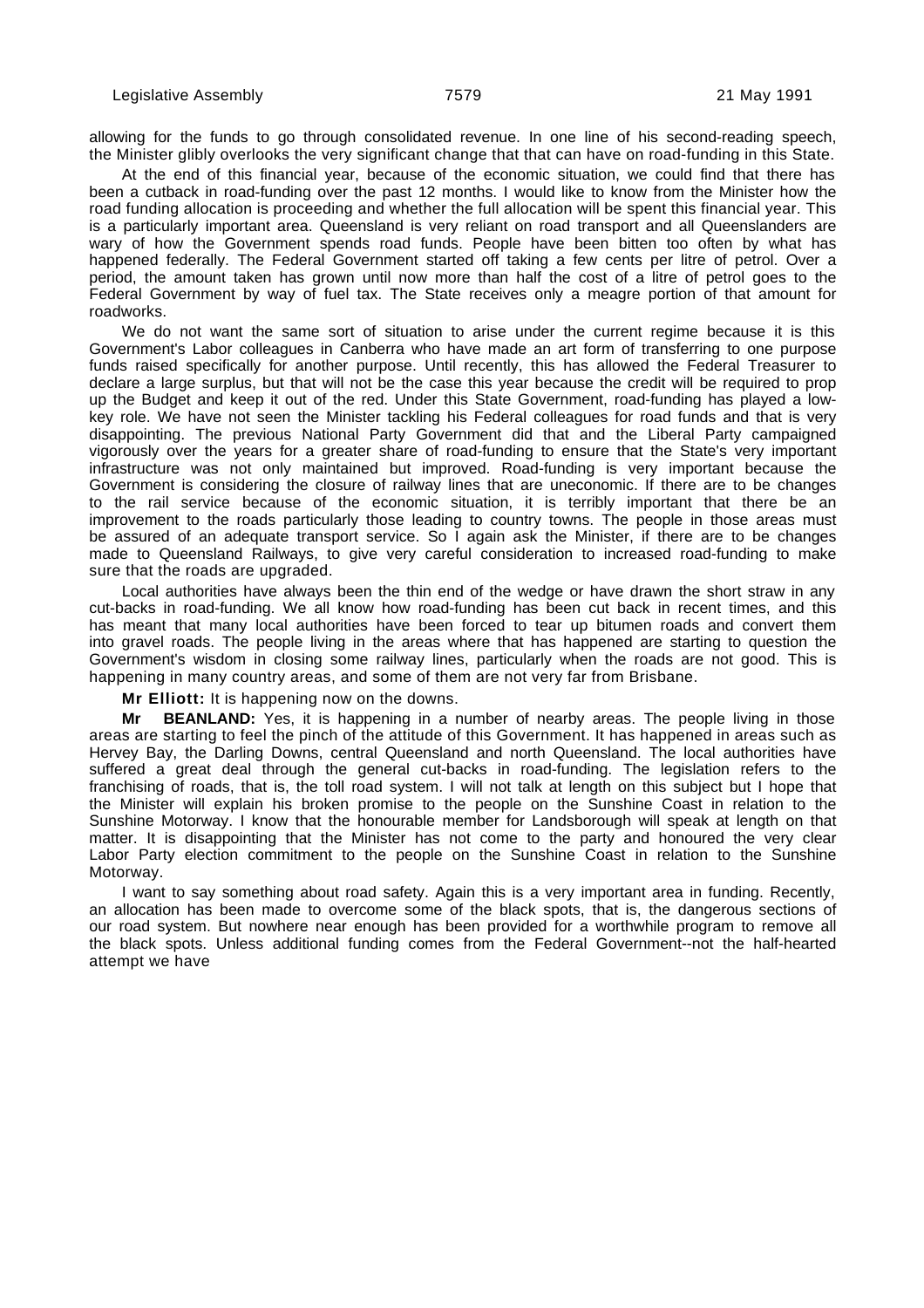allowing for the funds to go through consolidated revenue. In one line of his second-reading speech, the Minister glibly overlooks the very significant change that that can have on road-funding in this State.

At the end of this financial year, because of the economic situation, we could find that there has been a cutback in road-funding over the past 12 months. I would like to know from the Minister how the road funding allocation is proceeding and whether the full allocation will be spent this financial year. This is a particularly important area. Queensland is very reliant on road transport and all Queenslanders are wary of how the Government spends road funds. People have been bitten too often by what has happened federally. The Federal Government started off taking a few cents per litre of petrol. Over a period, the amount taken has grown until now more than half the cost of a litre of petrol goes to the Federal Government by way of fuel tax. The State receives only a meagre portion of that amount for roadworks.

We do not want the same sort of situation to arise under the current regime because it is this Government's Labor colleagues in Canberra who have made an art form of transferring to one purpose funds raised specifically for another purpose. Until recently, this has allowed the Federal Treasurer to declare a large surplus, but that will not be the case this year because the credit will be required to prop up the Budget and keep it out of the red. Under this State Government, road-funding has played a low-key role. We have not seen the Minister tackling his Federal colleagues for road funds and that is very disappointing. The previous National Party Government did that and the Liberal Party campaigned vigorously over the years for a greater share of road-funding to ensure that the State's very important infrastructure was not only maintained but improved. Road-funding is very important because the Government is considering the closure of railway lines that are uneconomic. If there are to be changes to the rail service because of the economic situation, it is terribly important that there be an improvement to the roads particularly those leading to country towns. The people in those areas must be assured of an adequate transport service. So I again ask the Minister, if there are to be changes made to Queensland Railways, to give very careful consideration to increased road-funding to make sure that the roads are upgraded.

Local authorities have always been the thin end of the wedge or have drawn the short straw in any cut-backs in road-funding. We all know how road-funding has been cut back in recent times, and this has meant that many local authorities have been forced to tear up bitumen roads and convert them into gravel roads. The people living in the areas where that has happened are starting to question the Government's wisdom in closing some railway lines, particularly when the roads are not good. This is happening in many country areas, and some of them are not very far from Brisbane.

**Mr Elliott:** It is happening now on the downs.

**Mr BEANLAND:** Yes, it is happening in a number of nearby areas. The people living in those areas are starting to feel the pinch of the attitude of this Government. It has happened in areas such as Hervey Bay, the Darling Downs, central Queensland and north Queensland. The local authorities have suffered a great deal through the general cut-backs in road-funding. The legislation refers to the franchising of roads, that is, the toll road system. I will not talk at length on this subject but I hope that the Minister will explain his broken promise to the people on the Sunshine Coast in relation to the Sunshine Motorway. I know that the honourable member for Landsborough will speak at length on that matter. It is disappointing that the Minister has not come to the party and honoured the very clear Labor Party election commitment to the people on the Sunshine Coast in relation to the Sunshine Motorway.

I want to say something about road safety. Again this is a very important area in funding. Recently, an allocation has been made to overcome some of the black spots, that is, the dangerous sections of our road system. But nowhere near enough has been provided for a worthwhile program to remove all the black spots. Unless additional funding comes from the Federal Government--not the half-hearted attempt we have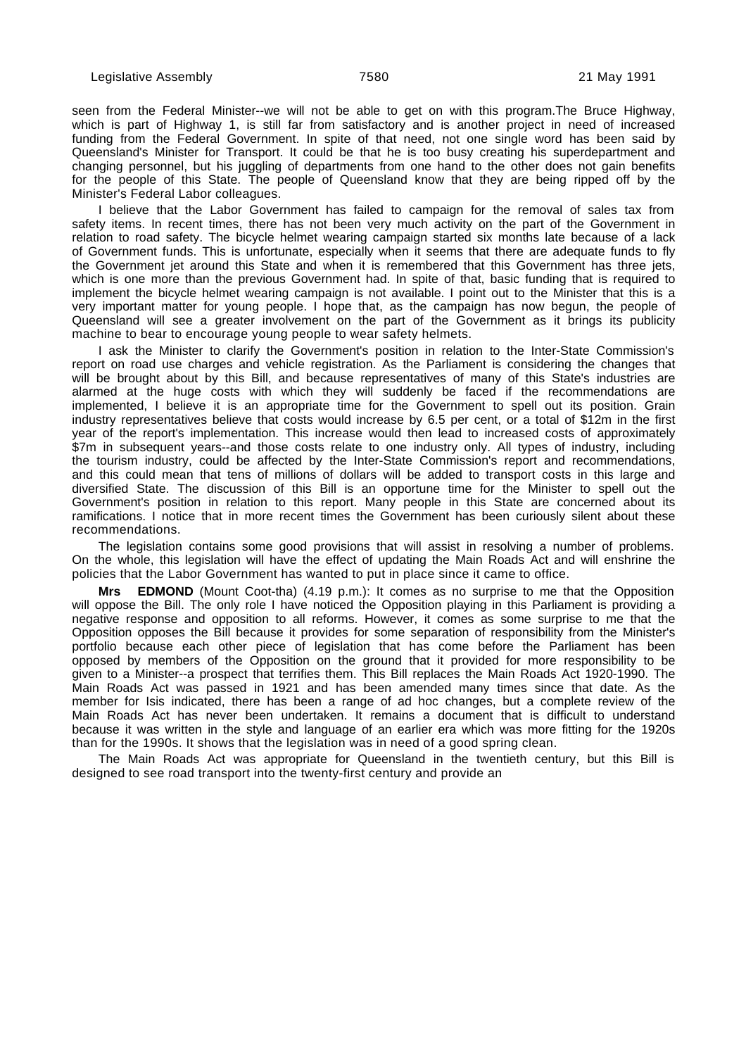seen from the Federal Minister--we will not be able to get on with this program.The Bruce Highway, which is part of Highway 1, is still far from satisfactory and is another project in need of increased funding from the Federal Government. In spite of that need, not one single word has been said by Queensland's Minister for Transport. It could be that he is too busy creating his superdepartment and changing personnel, but his juggling of departments from one hand to the other does not gain benefits for the people of this State. The people of Queensland know that they are being ripped off by the Minister's Federal Labor colleagues.

I believe that the Labor Government has failed to campaign for the removal of sales tax from safety items. In recent times, there has not been very much activity on the part of the Government in relation to road safety. The bicycle helmet wearing campaign started six months late because of a lack of Government funds. This is unfortunate, especially when it seems that there are adequate funds to fly the Government jet around this State and when it is remembered that this Government has three jets, which is one more than the previous Government had. In spite of that, basic funding that is required to implement the bicycle helmet wearing campaign is not available. I point out to the Minister that this is a very important matter for young people. I hope that, as the campaign has now begun, the people of Queensland will see a greater involvement on the part of the Government as it brings its publicity machine to bear to encourage young people to wear safety helmets.

I ask the Minister to clarify the Government's position in relation to the Inter-State Commission's report on road use charges and vehicle registration. As the Parliament is considering the changes that will be brought about by this Bill, and because representatives of many of this State's industries are alarmed at the huge costs with which they will suddenly be faced if the recommendations are implemented, I believe it is an appropriate time for the Government to spell out its position. Grain industry representatives believe that costs would increase by 6.5 per cent, or a total of $12m in the first year of the report's implementation. This increase would then lead to increased costs of approximately $7m in subsequent years--and those costs relate to one industry only. All types of industry, including the tourism industry, could be affected by the Inter-State Commission's report and recommendations, and this could mean that tens of millions of dollars will be added to transport costs in this large and diversified State. The discussion of this Bill is an opportune time for the Minister to spell out the Government's position in relation to this report. Many people in this State are concerned about its ramifications. I notice that in more recent times the Government has been curiously silent about these recommendations.

The legislation contains some good provisions that will assist in resolving a number of problems. On the whole, this legislation will have the effect of updating the Main Roads Act and will enshrine the policies that the Labor Government has wanted to put in place since it came to office.

**Mrs EDMOND** (Mount Coot-tha) (4.19 p.m.): It comes as no surprise to me that the Opposition will oppose the Bill. The only role I have noticed the Opposition playing in this Parliament is providing a negative response and opposition to all reforms. However, it comes as some surprise to me that the Opposition opposes the Bill because it provides for some separation of responsibility from the Minister's portfolio because each other piece of legislation that has come before the Parliament has been opposed by members of the Opposition on the ground that it provided for more responsibility to be given to a Minister--a prospect that terrifies them. This Bill replaces the Main Roads Act 1920-1990. The Main Roads Act was passed in 1921 and has been amended many times since that date. As the member for Isis indicated, there has been a range of ad hoc changes, but a complete review of the Main Roads Act has never been undertaken. It remains a document that is difficult to understand because it was written in the style and language of an earlier era which was more fitting for the 1920s than for the 1990s. It shows that the legislation was in need of a good spring clean.

The Main Roads Act was appropriate for Queensland in the twentieth century, but this Bill is designed to see road transport into the twenty-first century and provide an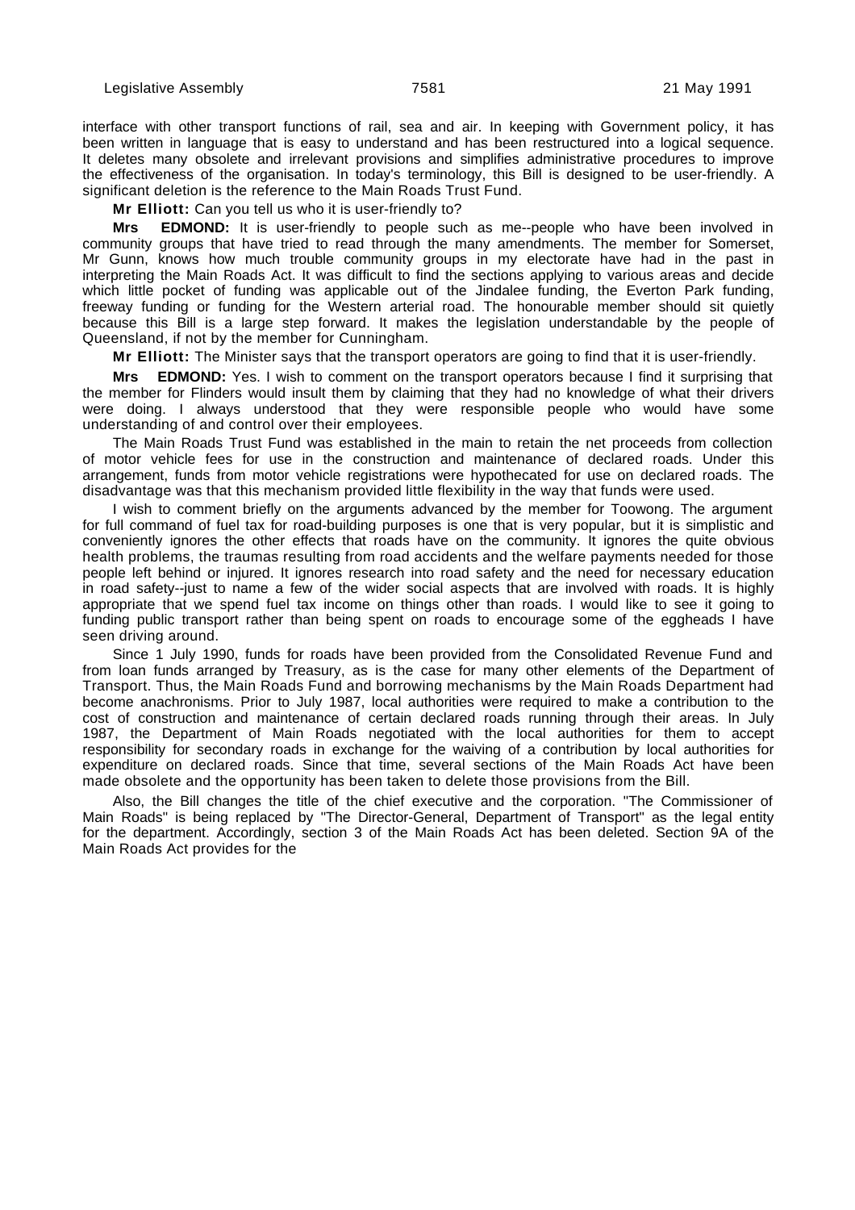interface with other transport functions of rail, sea and air. In keeping with Government policy, it has been written in language that is easy to understand and has been restructured into a logical sequence. It deletes many obsolete and irrelevant provisions and simplifies administrative procedures to improve the effectiveness of the organisation. In today's terminology, this Bill is designed to be user-friendly. A significant deletion is the reference to the Main Roads Trust Fund.

**Mr Elliott:** Can you tell us who it is user-friendly to?

**Mrs EDMOND:** It is user-friendly to people such as me--people who have been involved in community groups that have tried to read through the many amendments. The member for Somerset, Mr Gunn, knows how much trouble community groups in my electorate have had in the past in interpreting the Main Roads Act. It was difficult to find the sections applying to various areas and decide which little pocket of funding was applicable out of the Jindalee funding, the Everton Park funding, freeway funding or funding for the Western arterial road. The honourable member should sit quietly because this Bill is a large step forward. It makes the legislation understandable by the people of Queensland, if not by the member for Cunningham.

**Mr Elliott:** The Minister says that the transport operators are going to find that it is user-friendly.

**Mrs EDMOND:** Yes. I wish to comment on the transport operators because I find it surprising that the member for Flinders would insult them by claiming that they had no knowledge of what their drivers were doing. I always understood that they were responsible people who would have some understanding of and control over their employees.

The Main Roads Trust Fund was established in the main to retain the net proceeds from collection of motor vehicle fees for use in the construction and maintenance of declared roads. Under this arrangement, funds from motor vehicle registrations were hypothecated for use on declared roads. The disadvantage was that this mechanism provided little flexibility in the way that funds were used.

I wish to comment briefly on the arguments advanced by the member for Toowong. The argument for full command of fuel tax for road-building purposes is one that is very popular, but it is simplistic and conveniently ignores the other effects that roads have on the community. It ignores the quite obvious health problems, the traumas resulting from road accidents and the welfare payments needed for those people left behind or injured. It ignores research into road safety and the need for necessary education in road safety--just to name a few of the wider social aspects that are involved with roads. It is highly appropriate that we spend fuel tax income on things other than roads. I would like to see it going to funding public transport rather than being spent on roads to encourage some of the eggheads I have seen driving around.

Since 1 July 1990, funds for roads have been provided from the Consolidated Revenue Fund and from loan funds arranged by Treasury, as is the case for many other elements of the Department of Transport. Thus, the Main Roads Fund and borrowing mechanisms by the Main Roads Department had become anachronisms. Prior to July 1987, local authorities were required to make a contribution to the cost of construction and maintenance of certain declared roads running through their areas. In July 1987, the Department of Main Roads negotiated with the local authorities for them to accept responsibility for secondary roads in exchange for the waiving of a contribution by local authorities for expenditure on declared roads. Since that time, several sections of the Main Roads Act have been made obsolete and the opportunity has been taken to delete those provisions from the Bill.

Also, the Bill changes the title of the chief executive and the corporation. "The Commissioner of Main Roads" is being replaced by "The Director-General, Department of Transport" as the legal entity for the department. Accordingly, section 3 of the Main Roads Act has been deleted. Section 9A of the Main Roads Act provides for the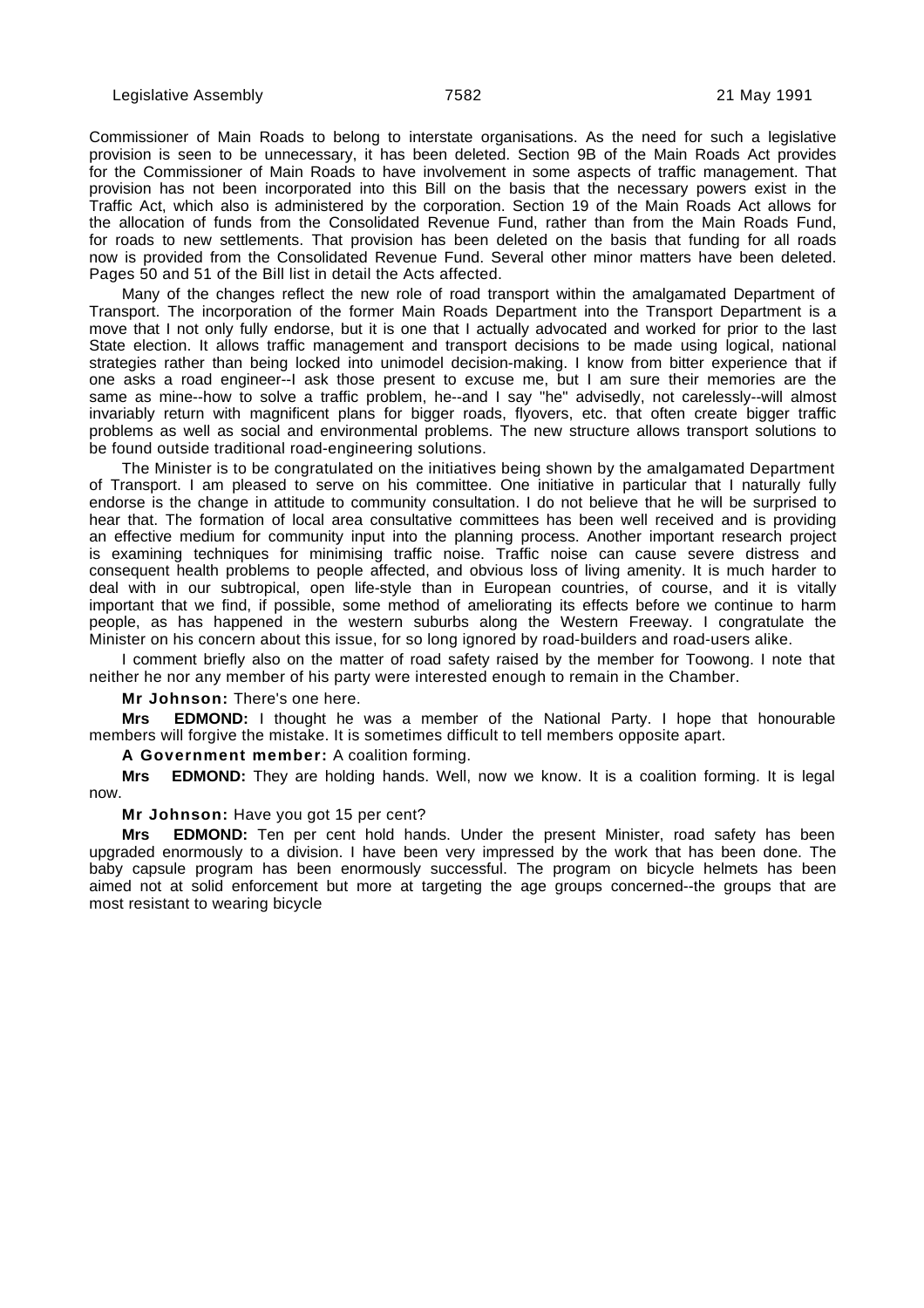Commissioner of Main Roads to belong to interstate organisations. As the need for such a legislative provision is seen to be unnecessary, it has been deleted. Section 9B of the Main Roads Act provides for the Commissioner of Main Roads to have involvement in some aspects of traffic management. That provision has not been incorporated into this Bill on the basis that the necessary powers exist in the Traffic Act, which also is administered by the corporation. Section 19 of the Main Roads Act allows for the allocation of funds from the Consolidated Revenue Fund, rather than from the Main Roads Fund, for roads to new settlements. That provision has been deleted on the basis that funding for all roads now is provided from the Consolidated Revenue Fund. Several other minor matters have been deleted. Pages 50 and 51 of the Bill list in detail the Acts affected.

Many of the changes reflect the new role of road transport within the amalgamated Department of Transport. The incorporation of the former Main Roads Department into the Transport Department is a move that I not only fully endorse, but it is one that I actually advocated and worked for prior to the last State election. It allows traffic management and transport decisions to be made using logical, national strategies rather than being locked into unimodel decision-making. I know from bitter experience that if one asks a road engineer--I ask those present to excuse me, but I am sure their memories are the same as mine--how to solve a traffic problem, he--and I say "he" advisedly, not carelessly--will almost invariably return with magnificent plans for bigger roads, flyovers, etc. that often create bigger traffic problems as well as social and environmental problems. The new structure allows transport solutions to be found outside traditional road-engineering solutions.

The Minister is to be congratulated on the initiatives being shown by the amalgamated Department of Transport. I am pleased to serve on his committee. One initiative in particular that I naturally fully endorse is the change in attitude to community consultation. I do not believe that he will be surprised to hear that. The formation of local area consultative committees has been well received and is providing an effective medium for community input into the planning process. Another important research project is examining techniques for minimising traffic noise. Traffic noise can cause severe distress and consequent health problems to people affected, and obvious loss of living amenity. It is much harder to deal with in our subtropical, open life-style than in European countries, of course, and it is vitally important that we find, if possible, some method of ameliorating its effects before we continue to harm people, as has happened in the western suburbs along the Western Freeway. I congratulate the Minister on his concern about this issue, for so long ignored by road-builders and road-users alike.

I comment briefly also on the matter of road safety raised by the member for Toowong. I note that neither he nor any member of his party were interested enough to remain in the Chamber.

**Mr Johnson:** There's one here.

**Mrs EDMOND:** I thought he was a member of the National Party. I hope that honourable members will forgive the mistake. It is sometimes difficult to tell members opposite apart.

**A Government member:** A coalition forming.

**Mrs EDMOND:** They are holding hands. Well, now we know. It is a coalition forming. It is legal now.

**Mr Johnson:** Have you got 15 per cent?

**Mrs EDMOND:** Ten per cent hold hands. Under the present Minister, road safety has been upgraded enormously to a division. I have been very impressed by the work that has been done. The baby capsule program has been enormously successful. The program on bicycle helmets has been aimed not at solid enforcement but more at targeting the age groups concerned--the groups that are most resistant to wearing bicycle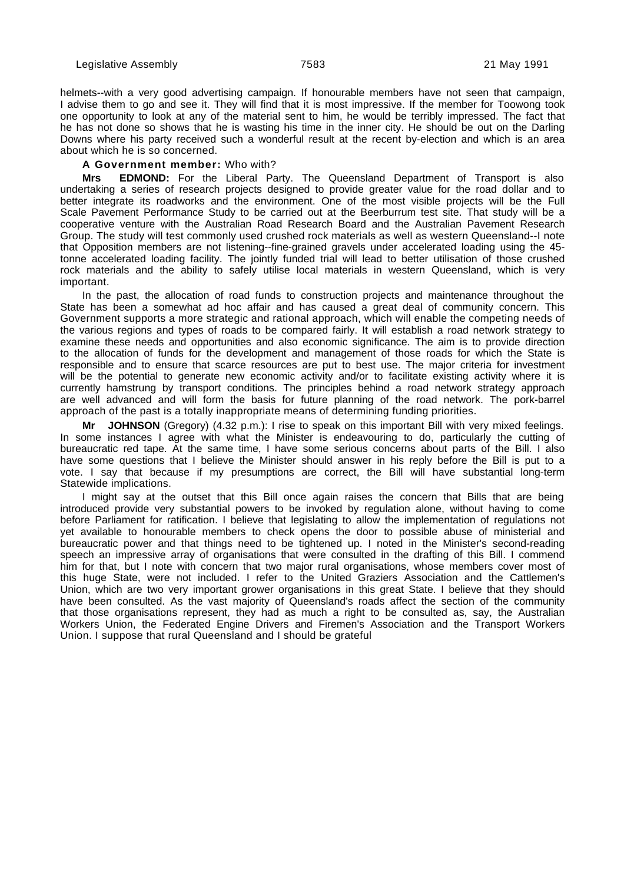helmets--with a very good advertising campaign. If honourable members have not seen that campaign, I advise them to go and see it. They will find that it is most impressive. If the member for Toowong took one opportunity to look at any of the material sent to him, he would be terribly impressed. The fact that he has not done so shows that he is wasting his time in the inner city. He should be out on the Darling Downs where his party received such a wonderful result at the recent by-election and which is an area about which he is so concerned.

**A Government member:** Who with?

**Mrs EDMOND:** For the Liberal Party. The Queensland Department of Transport is also undertaking a series of research projects designed to provide greater value for the road dollar and to better integrate its roadworks and the environment. One of the most visible projects will be the Full Scale Pavement Performance Study to be carried out at the Beerburrum test site. That study will be a cooperative venture with the Australian Road Research Board and the Australian Pavement Research Group. The study will test commonly used crushed rock materials as well as western Queensland--I note that Opposition members are not listening--fine-grained gravels under accelerated loading using the 45-tonne accelerated loading facility. The jointly funded trial will lead to better utilisation of those crushed rock materials and the ability to safely utilise local materials in western Queensland, which is very important.

In the past, the allocation of road funds to construction projects and maintenance throughout the State has been a somewhat ad hoc affair and has caused a great deal of community concern. This Government supports a more strategic and rational approach, which will enable the competing needs of the various regions and types of roads to be compared fairly. It will establish a road network strategy to examine these needs and opportunities and also economic significance. The aim is to provide direction to the allocation of funds for the development and management of those roads for which the State is responsible and to ensure that scarce resources are put to best use. The major criteria for investment will be the potential to generate new economic activity and/or to facilitate existing activity where it is currently hamstrung by transport conditions. The principles behind a road network strategy approach are well advanced and will form the basis for future planning of the road network. The pork-barrel approach of the past is a totally inappropriate means of determining funding priorities.

**Mr JOHNSON** (Gregory) (4.32 p.m.): I rise to speak on this important Bill with very mixed feelings. In some instances I agree with what the Minister is endeavouring to do, particularly the cutting of bureaucratic red tape. At the same time, I have some serious concerns about parts of the Bill. I also have some questions that I believe the Minister should answer in his reply before the Bill is put to a vote. I say that because if my presumptions are correct, the Bill will have substantial long-term Statewide implications.

I might say at the outset that this Bill once again raises the concern that Bills that are being introduced provide very substantial powers to be invoked by regulation alone, without having to come before Parliament for ratification. I believe that legislating to allow the implementation of regulations not yet available to honourable members to check opens the door to possible abuse of ministerial and bureaucratic power and that things need to be tightened up. I noted in the Minister's second-reading speech an impressive array of organisations that were consulted in the drafting of this Bill. I commend him for that, but I note with concern that two major rural organisations, whose members cover most of this huge State, were not included. I refer to the United Graziers Association and the Cattlemen's Union, which are two very important grower organisations in this great State. I believe that they should have been consulted. As the vast majority of Queensland's roads affect the section of the community that those organisations represent, they had as much a right to be consulted as, say, the Australian Workers Union, the Federated Engine Drivers and Firemen's Association and the Transport Workers Union. I suppose that rural Queensland and I should be grateful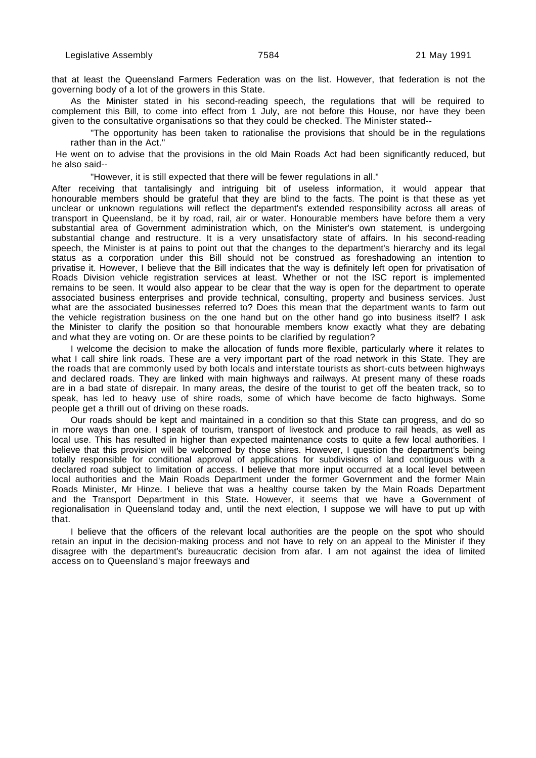that at least the Queensland Farmers Federation was on the list. However, that federation is not the governing body of a lot of the growers in this State.

As the Minister stated in his second-reading speech, the regulations that will be required to complement this Bill, to come into effect from 1 July, are not before this House, nor have they been given to the consultative organisations so that they could be checked. The Minister stated--

> "The opportunity has been taken to rationalise the provisions that should be in the regulations rather than in the Act."

He went on to advise that the provisions in the old Main Roads Act had been significantly reduced, but he also said--

> "However, it is still expected that there will be fewer regulations in all."

After receiving that tantalisingly and intriguing bit of useless information, it would appear that honourable members should be grateful that they are blind to the facts. The point is that these as yet unclear or unknown regulations will reflect the department's extended responsibility across all areas of transport in Queensland, be it by road, rail, air or water. Honourable members have before them a very substantial area of Government administration which, on the Minister's own statement, is undergoing substantial change and restructure. It is a very unsatisfactory state of affairs. In his second-reading speech, the Minister is at pains to point out that the changes to the department's hierarchy and its legal status as a corporation under this Bill should not be construed as foreshadowing an intention to privatise it. However, I believe that the Bill indicates that the way is definitely left open for privatisation of Roads Division vehicle registration services at least. Whether or not the ISC report is implemented remains to be seen. It would also appear to be clear that the way is open for the department to operate associated business enterprises and provide technical, consulting, property and business services. Just what are the associated businesses referred to? Does this mean that the department wants to farm out the vehicle registration business on the one hand but on the other hand go into business itself? I ask the Minister to clarify the position so that honourable members know exactly what they are debating and what they are voting on. Or are these points to be clarified by regulation?

I welcome the decision to make the allocation of funds more flexible, particularly where it relates to what I call shire link roads. These are a very important part of the road network in this State. They are the roads that are commonly used by both locals and interstate tourists as short-cuts between highways and declared roads. They are linked with main highways and railways. At present many of these roads are in a bad state of disrepair. In many areas, the desire of the tourist to get off the beaten track, so to speak, has led to heavy use of shire roads, some of which have become de facto highways. Some people get a thrill out of driving on these roads.

Our roads should be kept and maintained in a condition so that this State can progress, and do so in more ways than one. I speak of tourism, transport of livestock and produce to rail heads, as well as local use. This has resulted in higher than expected maintenance costs to quite a few local authorities. I believe that this provision will be welcomed by those shires. However, I question the department's being totally responsible for conditional approval of applications for subdivisions of land contiguous with a declared road subject to limitation of access. I believe that more input occurred at a local level between local authorities and the Main Roads Department under the former Government and the former Main Roads Minister, Mr Hinze. I believe that was a healthy course taken by the Main Roads Department and the Transport Department in this State. However, it seems that we have a Government of regionalisation in Queensland today and, until the next election, I suppose we will have to put up with that.

I believe that the officers of the relevant local authorities are the people on the spot who should retain an input in the decision-making process and not have to rely on an appeal to the Minister if they disagree with the department's bureaucratic decision from afar. I am not against the idea of limited access on to Queensland's major freeways and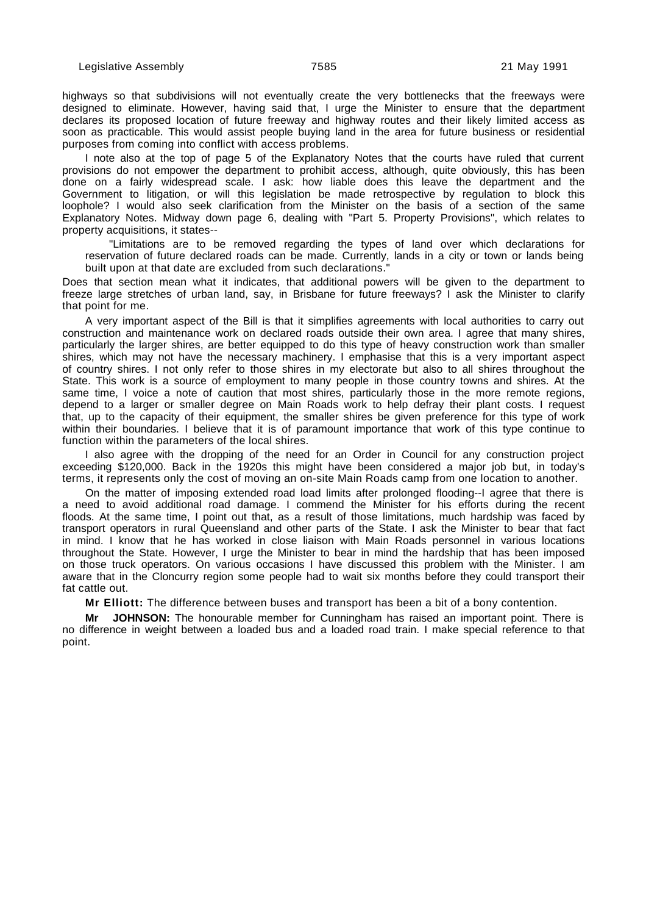highways so that subdivisions will not eventually create the very bottlenecks that the freeways were designed to eliminate. However, having said that, I urge the Minister to ensure that the department declares its proposed location of future freeway and highway routes and their likely limited access as soon as practicable. This would assist people buying land in the area for future business or residential purposes from coming into conflict with access problems.

I note also at the top of page 5 of the Explanatory Notes that the courts have ruled that current provisions do not empower the department to prohibit access, although, quite obviously, this has been done on a fairly widespread scale. I ask: how liable does this leave the department and the Government to litigation, or will this legislation be made retrospective by regulation to block this loophole? I would also seek clarification from the Minister on the basis of a section of the same Explanatory Notes. Midway down page 6, dealing with "Part 5. Property Provisions", which relates to property acquisitions, it states--

"Limitations are to be removed regarding the types of land over which declarations for reservation of future declared roads can be made. Currently, lands in a city or town or lands being built upon at that date are excluded from such declarations."

Does that section mean what it indicates, that additional powers will be given to the department to freeze large stretches of urban land, say, in Brisbane for future freeways? I ask the Minister to clarify that point for me.

A very important aspect of the Bill is that it simplifies agreements with local authorities to carry out construction and maintenance work on declared roads outside their own area. I agree that many shires, particularly the larger shires, are better equipped to do this type of heavy construction work than smaller shires, which may not have the necessary machinery. I emphasise that this is a very important aspect of country shires. I not only refer to those shires in my electorate but also to all shires throughout the State. This work is a source of employment to many people in those country towns and shires. At the same time, I voice a note of caution that most shires, particularly those in the more remote regions, depend to a larger or smaller degree on Main Roads work to help defray their plant costs. I request that, up to the capacity of their equipment, the smaller shires be given preference for this type of work within their boundaries. I believe that it is of paramount importance that work of this type continue to function within the parameters of the local shires.

I also agree with the dropping of the need for an Order in Council for any construction project exceeding $120,000. Back in the 1920s this might have been considered a major job but, in today's terms, it represents only the cost of moving an on-site Main Roads camp from one location to another.

On the matter of imposing extended road load limits after prolonged flooding--I agree that there is a need to avoid additional road damage. I commend the Minister for his efforts during the recent floods. At the same time, I point out that, as a result of those limitations, much hardship was faced by transport operators in rural Queensland and other parts of the State. I ask the Minister to bear that fact in mind. I know that he has worked in close liaison with Main Roads personnel in various locations throughout the State. However, I urge the Minister to bear in mind the hardship that has been imposed on those truck operators. On various occasions I have discussed this problem with the Minister. I am aware that in the Cloncurry region some people had to wait six months before they could transport their fat cattle out.

**Mr Elliott:** The difference between buses and transport has been a bit of a bony contention.

**Mr JOHNSON:** The honourable member for Cunningham has raised an important point. There is no difference in weight between a loaded bus and a loaded road train. I make special reference to that point.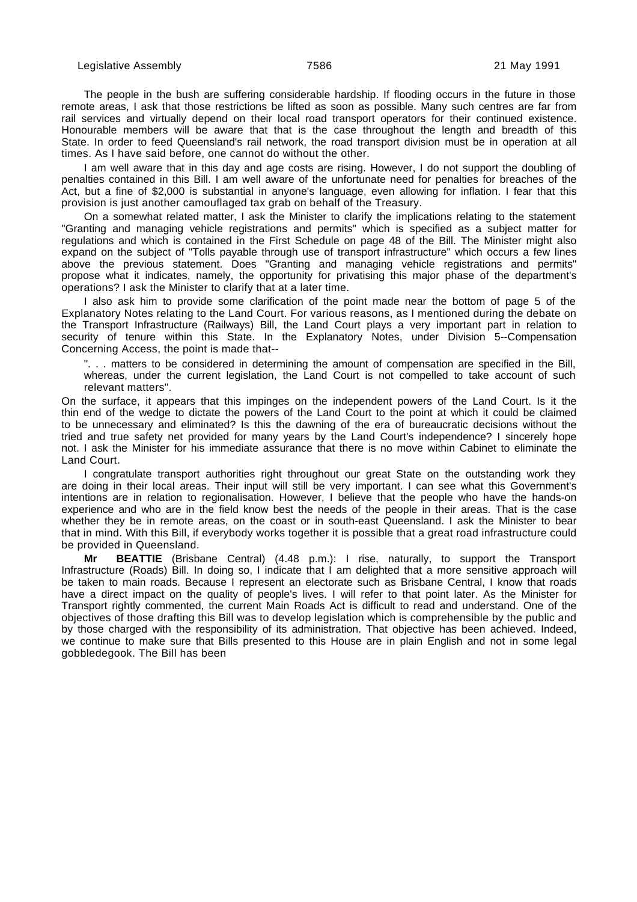The people in the bush are suffering considerable hardship. If flooding occurs in the future in those remote areas, I ask that those restrictions be lifted as soon as possible. Many such centres are far from rail services and virtually depend on their local road transport operators for their continued existence. Honourable members will be aware that that is the case throughout the length and breadth of this State. In order to feed Queensland's rail network, the road transport division must be in operation at all times. As I have said before, one cannot do without the other.

I am well aware that in this day and age costs are rising. However, I do not support the doubling of penalties contained in this Bill. I am well aware of the unfortunate need for penalties for breaches of the Act, but a fine of $2,000 is substantial in anyone's language, even allowing for inflation. I fear that this provision is just another camouflaged tax grab on behalf of the Treasury.

On a somewhat related matter, I ask the Minister to clarify the implications relating to the statement "Granting and managing vehicle registrations and permits" which is specified as a subject matter for regulations and which is contained in the First Schedule on page 48 of the Bill. The Minister might also expand on the subject of "Tolls payable through use of transport infrastructure" which occurs a few lines above the previous statement. Does "Granting and managing vehicle registrations and permits" propose what it indicates, namely, the opportunity for privatising this major phase of the department's operations? I ask the Minister to clarify that at a later time.

I also ask him to provide some clarification of the point made near the bottom of page 5 of the Explanatory Notes relating to the Land Court. For various reasons, as I mentioned during the debate on the Transport Infrastructure (Railways) Bill, the Land Court plays a very important part in relation to security of tenure within this State. In the Explanatory Notes, under Division 5--Compensation Concerning Access, the point is made that--

> ". . . matters to be considered in determining the amount of compensation are specified in the Bill, whereas, under the current legislation, the Land Court is not compelled to take account of such relevant matters".

On the surface, it appears that this impinges on the independent powers of the Land Court. Is it the thin end of the wedge to dictate the powers of the Land Court to the point at which it could be claimed to be unnecessary and eliminated? Is this the dawning of the era of bureaucratic decisions without the tried and true safety net provided for many years by the Land Court's independence? I sincerely hope not. I ask the Minister for his immediate assurance that there is no move within Cabinet to eliminate the Land Court.

I congratulate transport authorities right throughout our great State on the outstanding work they are doing in their local areas. Their input will still be very important. I can see what this Government's intentions are in relation to regionalisation. However, I believe that the people who have the hands-on experience and who are in the field know best the needs of the people in their areas. That is the case whether they be in remote areas, on the coast or in south-east Queensland. I ask the Minister to bear that in mind. With this Bill, if everybody works together it is possible that a great road infrastructure could be provided in Queensland.

**Mr BEATTIE** (Brisbane Central) (4.48 p.m.): I rise, naturally, to support the Transport Infrastructure (Roads) Bill. In doing so, I indicate that I am delighted that a more sensitive approach will be taken to main roads. Because I represent an electorate such as Brisbane Central, I know that roads have a direct impact on the quality of people's lives. I will refer to that point later. As the Minister for Transport rightly commented, the current Main Roads Act is difficult to read and understand. One of the objectives of those drafting this Bill was to develop legislation which is comprehensible by the public and by those charged with the responsibility of its administration. That objective has been achieved. Indeed, we continue to make sure that Bills presented to this House are in plain English and not in some legal gobbledegook. The Bill has been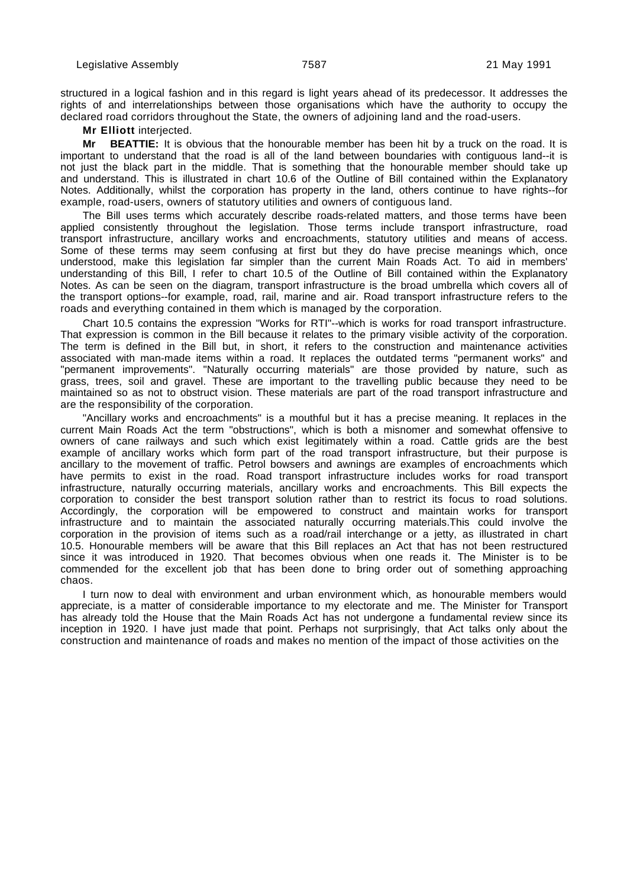structured in a logical fashion and in this regard is light years ahead of its predecessor. It addresses the rights of and interrelationships between those organisations which have the authority to occupy the declared road corridors throughout the State, the owners of adjoining land and the road-users.

**Mr Elliott** interjected.

**Mr BEATTIE:** It is obvious that the honourable member has been hit by a truck on the road. It is important to understand that the road is all of the land between boundaries with contiguous land--it is not just the black part in the middle. That is something that the honourable member should take up and understand. This is illustrated in chart 10.6 of the Outline of Bill contained within the Explanatory Notes. Additionally, whilst the corporation has property in the land, others continue to have rights--for example, road-users, owners of statutory utilities and owners of contiguous land.

The Bill uses terms which accurately describe roads-related matters, and those terms have been applied consistently throughout the legislation. Those terms include transport infrastructure, road transport infrastructure, ancillary works and encroachments, statutory utilities and means of access. Some of these terms may seem confusing at first but they do have precise meanings which, once understood, make this legislation far simpler than the current Main Roads Act. To aid in members' understanding of this Bill, I refer to chart 10.5 of the Outline of Bill contained within the Explanatory Notes. As can be seen on the diagram, transport infrastructure is the broad umbrella which covers all of the transport options--for example, road, rail, marine and air. Road transport infrastructure refers to the roads and everything contained in them which is managed by the corporation.

Chart 10.5 contains the expression "Works for RTI"--which is works for road transport infrastructure. That expression is common in the Bill because it relates to the primary visible activity of the corporation. The term is defined in the Bill but, in short, it refers to the construction and maintenance activities associated with man-made items within a road. It replaces the outdated terms "permanent works" and "permanent improvements". "Naturally occurring materials" are those provided by nature, such as grass, trees, soil and gravel. These are important to the travelling public because they need to be maintained so as not to obstruct vision. These materials are part of the road transport infrastructure and are the responsibility of the corporation.

"Ancillary works and encroachments" is a mouthful but it has a precise meaning. It replaces in the current Main Roads Act the term "obstructions", which is both a misnomer and somewhat offensive to owners of cane railways and such which exist legitimately within a road. Cattle grids are the best example of ancillary works which form part of the road transport infrastructure, but their purpose is ancillary to the movement of traffic. Petrol bowsers and awnings are examples of encroachments which have permits to exist in the road. Road transport infrastructure includes works for road transport infrastructure, naturally occurring materials, ancillary works and encroachments. This Bill expects the corporation to consider the best transport solution rather than to restrict its focus to road solutions. Accordingly, the corporation will be empowered to construct and maintain works for transport infrastructure and to maintain the associated naturally occurring materials.This could involve the corporation in the provision of items such as a road/rail interchange or a jetty, as illustrated in chart 10.5. Honourable members will be aware that this Bill replaces an Act that has not been restructured since it was introduced in 1920. That becomes obvious when one reads it. The Minister is to be commended for the excellent job that has been done to bring order out of something approaching chaos.

I turn now to deal with environment and urban environment which, as honourable members would appreciate, is a matter of considerable importance to my electorate and me. The Minister for Transport has already told the House that the Main Roads Act has not undergone a fundamental review since its inception in 1920. I have just made that point. Perhaps not surprisingly, that Act talks only about the construction and maintenance of roads and makes no mention of the impact of those activities on the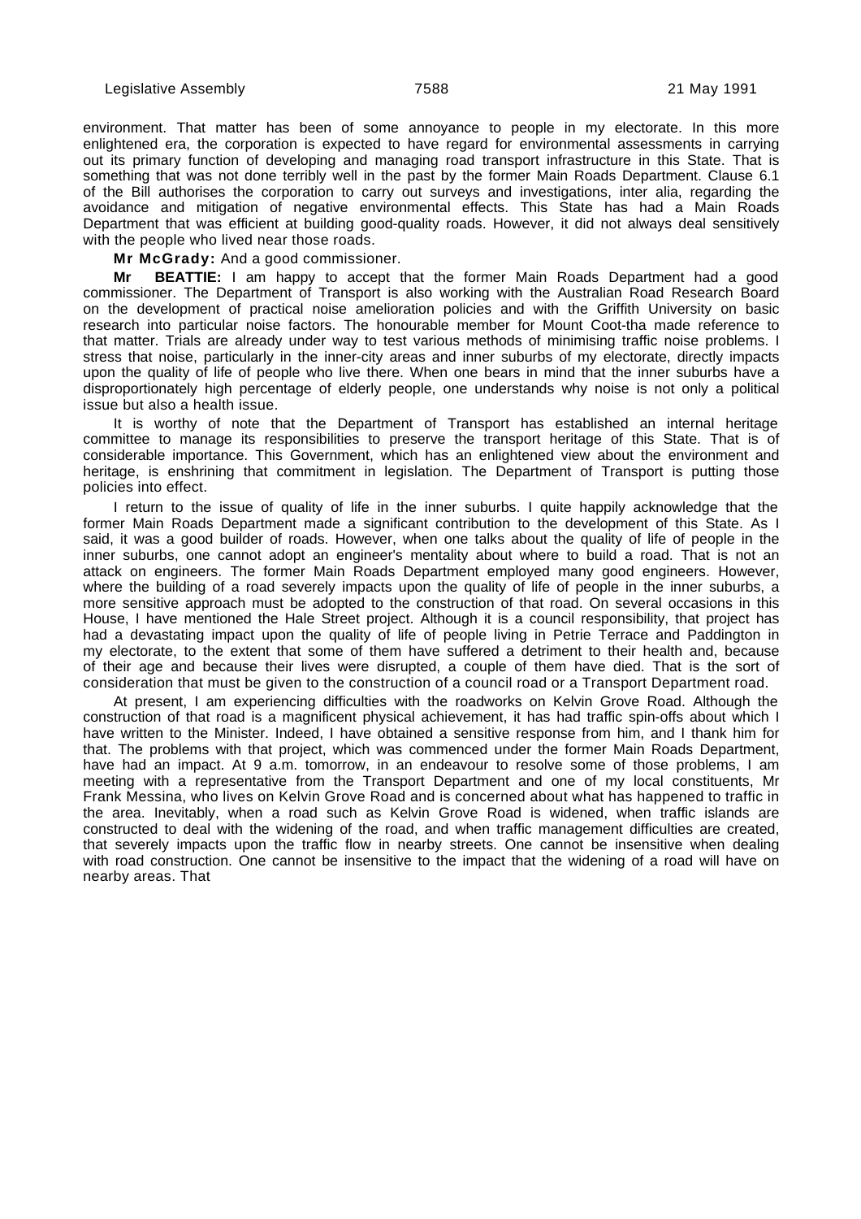environment. That matter has been of some annoyance to people in my electorate. In this more enlightened era, the corporation is expected to have regard for environmental assessments in carrying out its primary function of developing and managing road transport infrastructure in this State. That is something that was not done terribly well in the past by the former Main Roads Department. Clause 6.1 of the Bill authorises the corporation to carry out surveys and investigations, inter alia, regarding the avoidance and mitigation of negative environmental effects. This State has had a Main Roads Department that was efficient at building good-quality roads. However, it did not always deal sensitively with the people who lived near those roads.

**Mr McGrady:** And a good commissioner.

**Mr BEATTIE:** I am happy to accept that the former Main Roads Department had a good commissioner. The Department of Transport is also working with the Australian Road Research Board on the development of practical noise amelioration policies and with the Griffith University on basic research into particular noise factors. The honourable member for Mount Coot-tha made reference to that matter. Trials are already under way to test various methods of minimising traffic noise problems. I stress that noise, particularly in the inner-city areas and inner suburbs of my electorate, directly impacts upon the quality of life of people who live there. When one bears in mind that the inner suburbs have a disproportionately high percentage of elderly people, one understands why noise is not only a political issue but also a health issue.

It is worthy of note that the Department of Transport has established an internal heritage committee to manage its responsibilities to preserve the transport heritage of this State. That is of considerable importance. This Government, which has an enlightened view about the environment and heritage, is enshrining that commitment in legislation. The Department of Transport is putting those policies into effect.

I return to the issue of quality of life in the inner suburbs. I quite happily acknowledge that the former Main Roads Department made a significant contribution to the development of this State. As I said, it was a good builder of roads. However, when one talks about the quality of life of people in the inner suburbs, one cannot adopt an engineer's mentality about where to build a road. That is not an attack on engineers. The former Main Roads Department employed many good engineers. However, where the building of a road severely impacts upon the quality of life of people in the inner suburbs, a more sensitive approach must be adopted to the construction of that road. On several occasions in this House, I have mentioned the Hale Street project. Although it is a council responsibility, that project has had a devastating impact upon the quality of life of people living in Petrie Terrace and Paddington in my electorate, to the extent that some of them have suffered a detriment to their health and, because of their age and because their lives were disrupted, a couple of them have died. That is the sort of consideration that must be given to the construction of a council road or a Transport Department road.

At present, I am experiencing difficulties with the roadworks on Kelvin Grove Road. Although the construction of that road is a magnificent physical achievement, it has had traffic spin-offs about which I have written to the Minister. Indeed, I have obtained a sensitive response from him, and I thank him for that. The problems with that project, which was commenced under the former Main Roads Department, have had an impact. At 9 a.m. tomorrow, in an endeavour to resolve some of those problems, I am meeting with a representative from the Transport Department and one of my local constituents, Mr Frank Messina, who lives on Kelvin Grove Road and is concerned about what has happened to traffic in the area. Inevitably, when a road such as Kelvin Grove Road is widened, when traffic islands are constructed to deal with the widening of the road, and when traffic management difficulties are created, that severely impacts upon the traffic flow in nearby streets. One cannot be insensitive when dealing with road construction. One cannot be insensitive to the impact that the widening of a road will have on nearby areas. That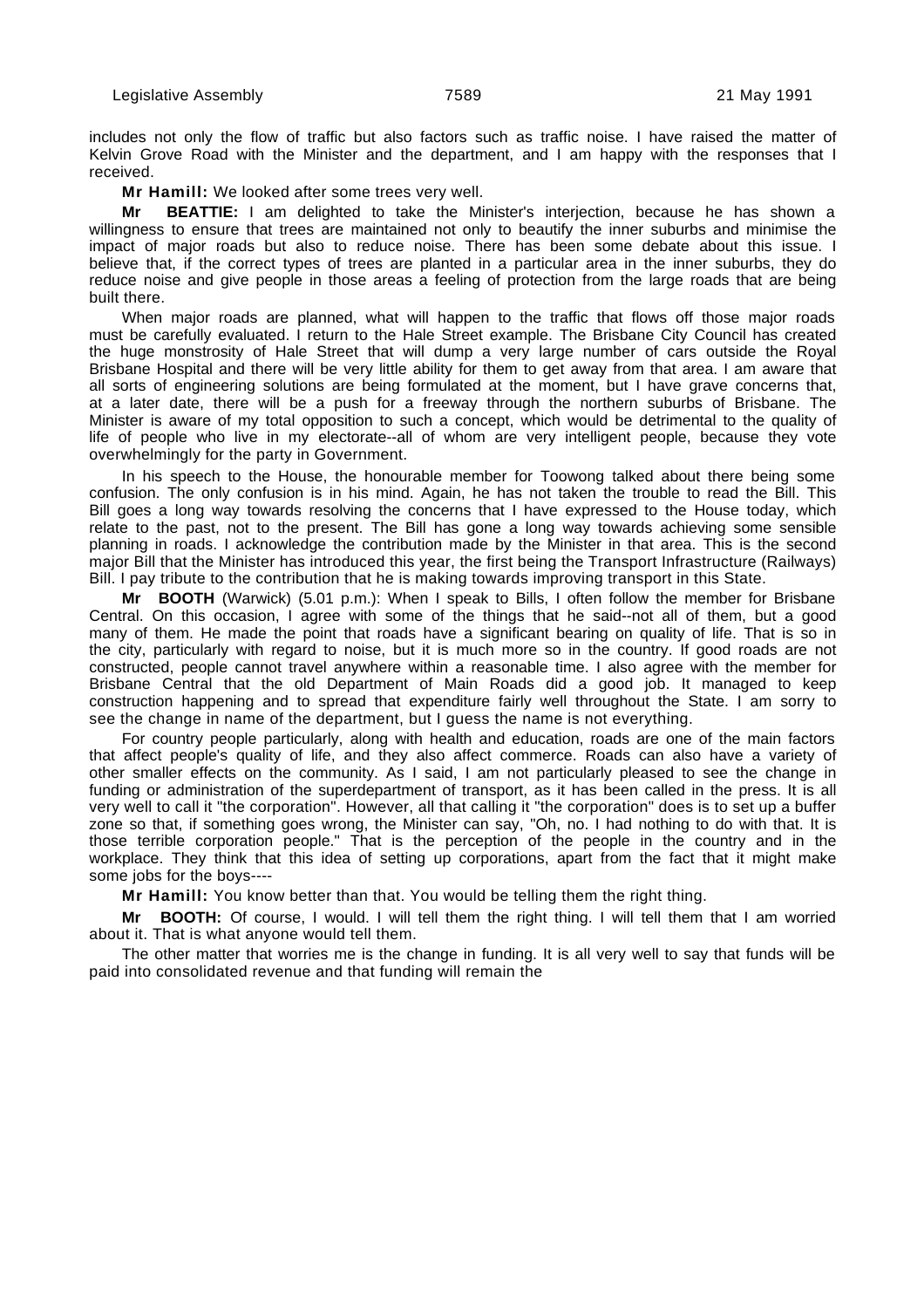includes not only the flow of traffic but also factors such as traffic noise. I have raised the matter of Kelvin Grove Road with the Minister and the department, and I am happy with the responses that I received.

**Mr Hamill:** We looked after some trees very well.

**Mr BEATTIE:** I am delighted to take the Minister's interjection, because he has shown a willingness to ensure that trees are maintained not only to beautify the inner suburbs and minimise the impact of major roads but also to reduce noise. There has been some debate about this issue. I believe that, if the correct types of trees are planted in a particular area in the inner suburbs, they do reduce noise and give people in those areas a feeling of protection from the large roads that are being built there.

When major roads are planned, what will happen to the traffic that flows off those major roads must be carefully evaluated. I return to the Hale Street example. The Brisbane City Council has created the huge monstrosity of Hale Street that will dump a very large number of cars outside the Royal Brisbane Hospital and there will be very little ability for them to get away from that area. I am aware that all sorts of engineering solutions are being formulated at the moment, but I have grave concerns that, at a later date, there will be a push for a freeway through the northern suburbs of Brisbane. The Minister is aware of my total opposition to such a concept, which would be detrimental to the quality of life of people who live in my electorate--all of whom are very intelligent people, because they vote overwhelmingly for the party in Government.

In his speech to the House, the honourable member for Toowong talked about there being some confusion. The only confusion is in his mind. Again, he has not taken the trouble to read the Bill. This Bill goes a long way towards resolving the concerns that I have expressed to the House today, which relate to the past, not to the present. The Bill has gone a long way towards achieving some sensible planning in roads. I acknowledge the contribution made by the Minister in that area. This is the second major Bill that the Minister has introduced this year, the first being the Transport Infrastructure (Railways) Bill. I pay tribute to the contribution that he is making towards improving transport in this State.

**Mr BOOTH** (Warwick) (5.01 p.m.): When I speak to Bills, I often follow the member for Brisbane Central. On this occasion, I agree with some of the things that he said--not all of them, but a good many of them. He made the point that roads have a significant bearing on quality of life. That is so in the city, particularly with regard to noise, but it is much more so in the country. If good roads are not constructed, people cannot travel anywhere within a reasonable time. I also agree with the member for Brisbane Central that the old Department of Main Roads did a good job. It managed to keep construction happening and to spread that expenditure fairly well throughout the State. I am sorry to see the change in name of the department, but I guess the name is not everything.

For country people particularly, along with health and education, roads are one of the main factors that affect people's quality of life, and they also affect commerce. Roads can also have a variety of other smaller effects on the community. As I said, I am not particularly pleased to see the change in funding or administration of the superdepartment of transport, as it has been called in the press. It is all very well to call it "the corporation". However, all that calling it "the corporation" does is to set up a buffer zone so that, if something goes wrong, the Minister can say, "Oh, no. I had nothing to do with that. It is those terrible corporation people." That is the perception of the people in the country and in the workplace. They think that this idea of setting up corporations, apart from the fact that it might make some jobs for the boys----

**Mr Hamill:** You know better than that. You would be telling them the right thing.

**Mr BOOTH:** Of course, I would. I will tell them the right thing. I will tell them that I am worried about it. That is what anyone would tell them.

The other matter that worries me is the change in funding. It is all very well to say that funds will be paid into consolidated revenue and that funding will remain the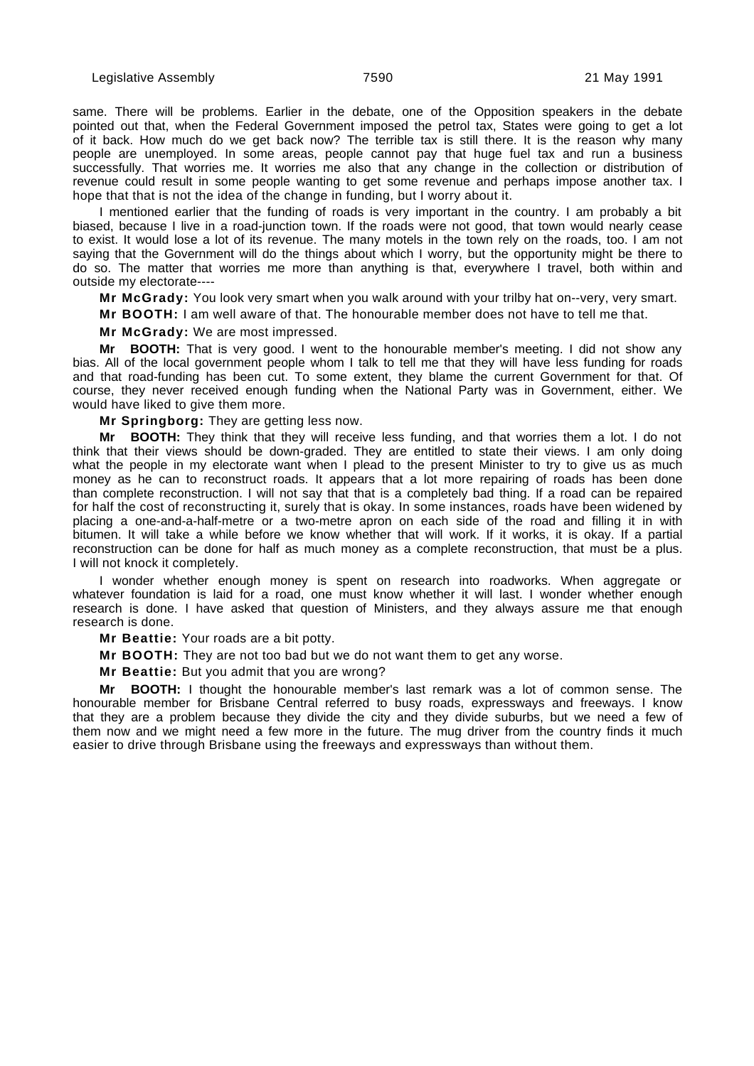same. There will be problems. Earlier in the debate, one of the Opposition speakers in the debate pointed out that, when the Federal Government imposed the petrol tax, States were going to get a lot of it back. How much do we get back now? The terrible tax is still there. It is the reason why many people are unemployed. In some areas, people cannot pay that huge fuel tax and run a business successfully. That worries me. It worries me also that any change in the collection or distribution of revenue could result in some people wanting to get some revenue and perhaps impose another tax. I hope that that is not the idea of the change in funding, but I worry about it.

I mentioned earlier that the funding of roads is very important in the country. I am probably a bit biased, because I live in a road-junction town. If the roads were not good, that town would nearly cease to exist. It would lose a lot of its revenue. The many motels in the town rely on the roads, too. I am not saying that the Government will do the things about which I worry, but the opportunity might be there to do so. The matter that worries me more than anything is that, everywhere I travel, both within and outside my electorate----

**Mr McGrady:** You look very smart when you walk around with your trilby hat on--very, very smart.

**Mr BOOTH:** I am well aware of that. The honourable member does not have to tell me that.

**Mr McGrady:** We are most impressed.

**Mr BOOTH:** That is very good. I went to the honourable member's meeting. I did not show any bias. All of the local government people whom I talk to tell me that they will have less funding for roads and that road-funding has been cut. To some extent, they blame the current Government for that. Of course, they never received enough funding when the National Party was in Government, either. We would have liked to give them more.

**Mr Springborg:** They are getting less now.

**Mr BOOTH:** They think that they will receive less funding, and that worries them a lot. I do not think that their views should be down-graded. They are entitled to state their views. I am only doing what the people in my electorate want when I plead to the present Minister to try to give us as much money as he can to reconstruct roads. It appears that a lot more repairing of roads has been done than complete reconstruction. I will not say that that is a completely bad thing. If a road can be repaired for half the cost of reconstructing it, surely that is okay. In some instances, roads have been widened by placing a one-and-a-half-metre or a two-metre apron on each side of the road and filling it in with bitumen. It will take a while before we know whether that will work. If it works, it is okay. If a partial reconstruction can be done for half as much money as a complete reconstruction, that must be a plus. I will not knock it completely.

I wonder whether enough money is spent on research into roadworks. When aggregate or whatever foundation is laid for a road, one must know whether it will last. I wonder whether enough research is done. I have asked that question of Ministers, and they always assure me that enough research is done.

**Mr Beattie:** Your roads are a bit potty.

**Mr BOOTH:** They are not too bad but we do not want them to get any worse.

**Mr Beattie:** But you admit that you are wrong?

**Mr BOOTH:** I thought the honourable member's last remark was a lot of common sense. The honourable member for Brisbane Central referred to busy roads, expressways and freeways. I know that they are a problem because they divide the city and they divide suburbs, but we need a few of them now and we might need a few more in the future. The mug driver from the country finds it much easier to drive through Brisbane using the freeways and expressways than without them.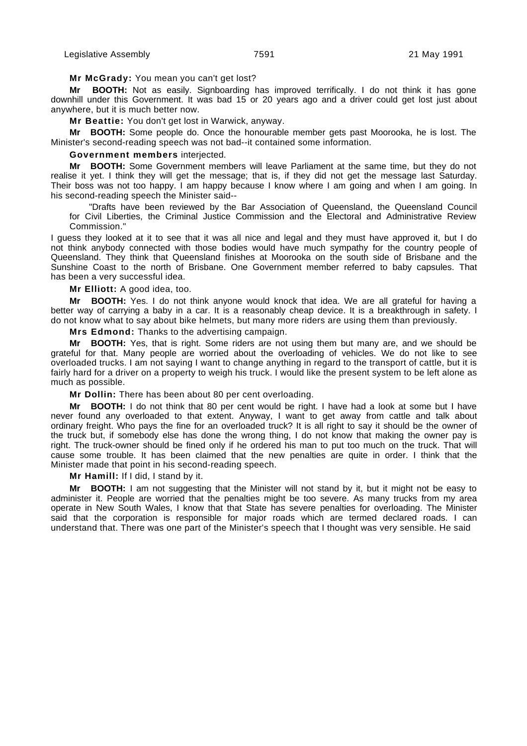**Mr McGrady:** You mean you can't get lost?

**Mr BOOTH:** Not as easily. Signboarding has improved terrifically. I do not think it has gone downhill under this Government. It was bad 15 or 20 years ago and a driver could get lost just about anywhere, but it is much better now.

**Mr Beattie:** You don't get lost in Warwick, anyway.

**Mr BOOTH:** Some people do. Once the honourable member gets past Moorooka, he is lost. The Minister's second-reading speech was not bad--it contained some information.

**Government members** interjected.

**Mr BOOTH:** Some Government members will leave Parliament at the same time, but they do not realise it yet. I think they will get the message; that is, if they did not get the message last Saturday. Their boss was not too happy. I am happy because I know where I am going and when I am going. In his second-reading speech the Minister said--

> "Drafts have been reviewed by the Bar Association of Queensland, the Queensland Council for Civil Liberties, the Criminal Justice Commission and the Electoral and Administrative Review Commission."

I guess they looked at it to see that it was all nice and legal and they must have approved it, but I do not think anybody connected with those bodies would have much sympathy for the country people of Queensland. They think that Queensland finishes at Moorooka on the south side of Brisbane and the Sunshine Coast to the north of Brisbane. One Government member referred to baby capsules. That has been a very successful idea.

**Mr Elliott:** A good idea, too.

**Mr BOOTH:** Yes. I do not think anyone would knock that idea. We are all grateful for having a better way of carrying a baby in a car. It is a reasonably cheap device. It is a breakthrough in safety. I do not know what to say about bike helmets, but many more riders are using them than previously.

**Mrs Edmond:** Thanks to the advertising campaign.

**Mr BOOTH:** Yes, that is right. Some riders are not using them but many are, and we should be grateful for that. Many people are worried about the overloading of vehicles. We do not like to see overloaded trucks. I am not saying I want to change anything in regard to the transport of cattle, but it is fairly hard for a driver on a property to weigh his truck. I would like the present system to be left alone as much as possible.

**Mr Dollin:** There has been about 80 per cent overloading.

**Mr BOOTH:** I do not think that 80 per cent would be right. I have had a look at some but I have never found any overloaded to that extent. Anyway, I want to get away from cattle and talk about ordinary freight. Who pays the fine for an overloaded truck? It is all right to say it should be the owner of the truck but, if somebody else has done the wrong thing, I do not know that making the owner pay is right. The truck-owner should be fined only if he ordered his man to put too much on the truck. That will cause some trouble. It has been claimed that the new penalties are quite in order. I think that the Minister made that point in his second-reading speech.

**Mr Hamill:** If I did, I stand by it.

**Mr BOOTH:** I am not suggesting that the Minister will not stand by it, but it might not be easy to administer it. People are worried that the penalties might be too severe. As many trucks from my area operate in New South Wales, I know that that State has severe penalties for overloading. The Minister said that the corporation is responsible for major roads which are termed declared roads. I can understand that. There was one part of the Minister's speech that I thought was very sensible. He said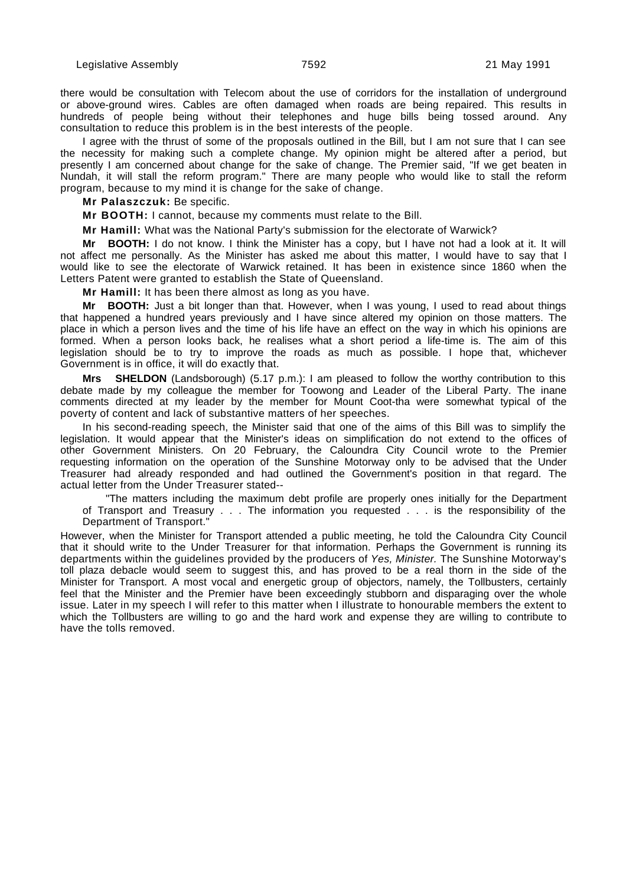there would be consultation with Telecom about the use of corridors for the installation of underground or above-ground wires. Cables are often damaged when roads are being repaired. This results in hundreds of people being without their telephones and huge bills being tossed around. Any consultation to reduce this problem is in the best interests of the people.

I agree with the thrust of some of the proposals outlined in the Bill, but I am not sure that I can see the necessity for making such a complete change. My opinion might be altered after a period, but presently I am concerned about change for the sake of change. The Premier said, "If we get beaten in Nundah, it will stall the reform program." There are many people who would like to stall the reform program, because to my mind it is change for the sake of change.

**Mr Palaszczuk:** Be specific.

**Mr BOOTH:** I cannot, because my comments must relate to the Bill.

**Mr Hamill:** What was the National Party's submission for the electorate of Warwick?

**Mr BOOTH:** I do not know. I think the Minister has a copy, but I have not had a look at it. It will not affect me personally. As the Minister has asked me about this matter, I would have to say that I would like to see the electorate of Warwick retained. It has been in existence since 1860 when the Letters Patent were granted to establish the State of Queensland.

**Mr Hamill:** It has been there almost as long as you have.

**Mr BOOTH:** Just a bit longer than that. However, when I was young, I used to read about things that happened a hundred years previously and I have since altered my opinion on those matters. The place in which a person lives and the time of his life have an effect on the way in which his opinions are formed. When a person looks back, he realises what a short period a life-time is. The aim of this legislation should be to try to improve the roads as much as possible. I hope that, whichever Government is in office, it will do exactly that.

**Mrs SHELDON** (Landsborough) (5.17 p.m.): I am pleased to follow the worthy contribution to this debate made by my colleague the member for Toowong and Leader of the Liberal Party. The inane comments directed at my leader by the member for Mount Coot-tha were somewhat typical of the poverty of content and lack of substantive matters of her speeches.

In his second-reading speech, the Minister said that one of the aims of this Bill was to simplify the legislation. It would appear that the Minister's ideas on simplification do not extend to the offices of other Government Ministers. On 20 February, the Caloundra City Council wrote to the Premier requesting information on the operation of the Sunshine Motorway only to be advised that the Under Treasurer had already responded and had outlined the Government's position in that regard. The actual letter from the Under Treasurer stated--

> "The matters including the maximum debt profile are properly ones initially for the Department of Transport and Treasury . . . The information you requested . . . is the responsibility of the Department of Transport."

However, when the Minister for Transport attended a public meeting, he told the Caloundra City Council that it should write to the Under Treasurer for that information. Perhaps the Government is running its departments within the guidelines provided by the producers of *Yes, Minister.* The Sunshine Motorway's toll plaza debacle would seem to suggest this, and has proved to be a real thorn in the side of the Minister for Transport. A most vocal and energetic group of objectors, namely, the Tollbusters, certainly feel that the Minister and the Premier have been exceedingly stubborn and disparaging over the whole issue. Later in my speech I will refer to this matter when I illustrate to honourable members the extent to which the Tollbusters are willing to go and the hard work and expense they are willing to contribute to have the tolls removed.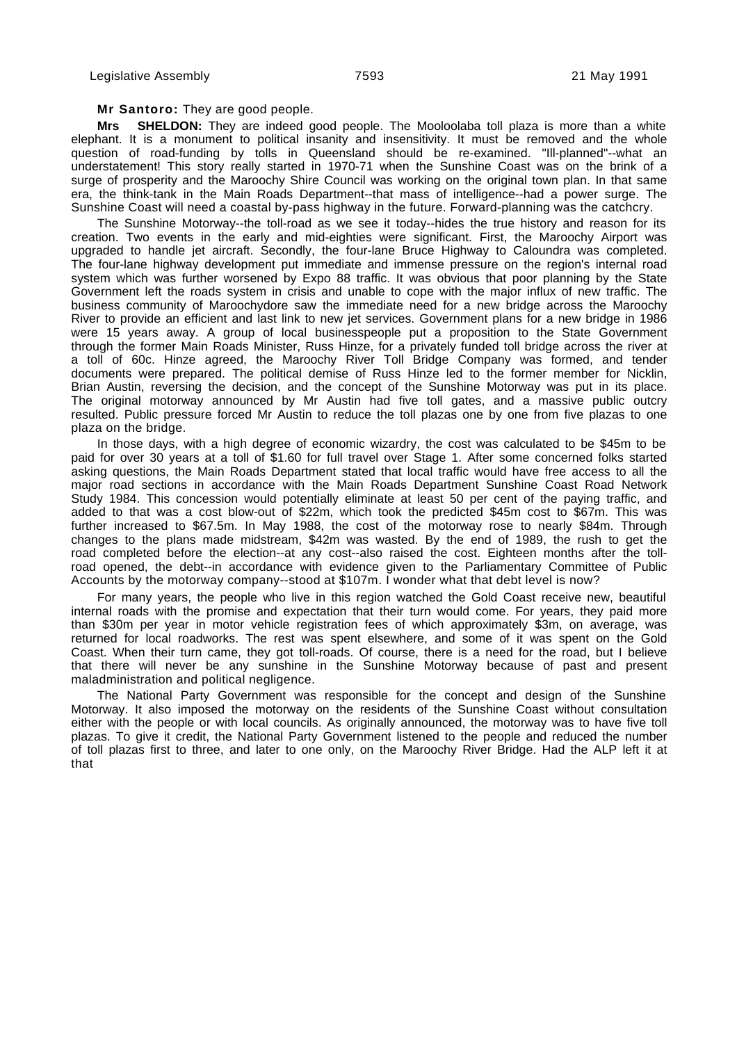**Mr Santoro:** They are good people.

**Mrs SHELDON:** They are indeed good people. The Mooloolaba toll plaza is more than a white elephant. It is a monument to political insanity and insensitivity. It must be removed and the whole question of road-funding by tolls in Queensland should be re-examined. "Ill-planned"--what an understatement! This story really started in 1970-71 when the Sunshine Coast was on the brink of a surge of prosperity and the Maroochy Shire Council was working on the original town plan. In that same era, the think-tank in the Main Roads Department--that mass of intelligence--had a power surge. The Sunshine Coast will need a coastal by-pass highway in the future. Forward-planning was the catchcry.

The Sunshine Motorway--the toll-road as we see it today--hides the true history and reason for its creation. Two events in the early and mid-eighties were significant. First, the Maroochy Airport was upgraded to handle jet aircraft. Secondly, the four-lane Bruce Highway to Caloundra was completed. The four-lane highway development put immediate and immense pressure on the region's internal road system which was further worsened by Expo 88 traffic. It was obvious that poor planning by the State Government left the roads system in crisis and unable to cope with the major influx of new traffic. The business community of Maroochydore saw the immediate need for a new bridge across the Maroochy River to provide an efficient and last link to new jet services. Government plans for a new bridge in 1986 were 15 years away. A group of local businesspeople put a proposition to the State Government through the former Main Roads Minister, Russ Hinze, for a privately funded toll bridge across the river at a toll of 60c. Hinze agreed, the Maroochy River Toll Bridge Company was formed, and tender documents were prepared. The political demise of Russ Hinze led to the former member for Nicklin, Brian Austin, reversing the decision, and the concept of the Sunshine Motorway was put in its place. The original motorway announced by Mr Austin had five toll gates, and a massive public outcry resulted. Public pressure forced Mr Austin to reduce the toll plazas one by one from five plazas to one plaza on the bridge.

In those days, with a high degree of economic wizardry, the cost was calculated to be $45m to be paid for over 30 years at a toll of $1.60 for full travel over Stage 1. After some concerned folks started asking questions, the Main Roads Department stated that local traffic would have free access to all the major road sections in accordance with the Main Roads Department Sunshine Coast Road Network Study 1984. This concession would potentially eliminate at least 50 per cent of the paying traffic, and added to that was a cost blow-out of $22m, which took the predicted $45m cost to $67m. This was further increased to $67.5m. In May 1988, the cost of the motorway rose to nearly $84m. Through changes to the plans made midstream, $42m was wasted. By the end of 1989, the rush to get the road completed before the election--at any cost--also raised the cost. Eighteen months after the toll-road opened, the debt--in accordance with evidence given to the Parliamentary Committee of Public Accounts by the motorway company--stood at $107m. I wonder what that debt level is now?

For many years, the people who live in this region watched the Gold Coast receive new, beautiful internal roads with the promise and expectation that their turn would come. For years, they paid more than $30m per year in motor vehicle registration fees of which approximately $3m, on average, was returned for local roadworks. The rest was spent elsewhere, and some of it was spent on the Gold Coast. When their turn came, they got toll-roads. Of course, there is a need for the road, but I believe that there will never be any sunshine in the Sunshine Motorway because of past and present maladministration and political negligence.

The National Party Government was responsible for the concept and design of the Sunshine Motorway. It also imposed the motorway on the residents of the Sunshine Coast without consultation either with the people or with local councils. As originally announced, the motorway was to have five toll plazas. To give it credit, the National Party Government listened to the people and reduced the number of toll plazas first to three, and later to one only, on the Maroochy River Bridge. Had the ALP left it at that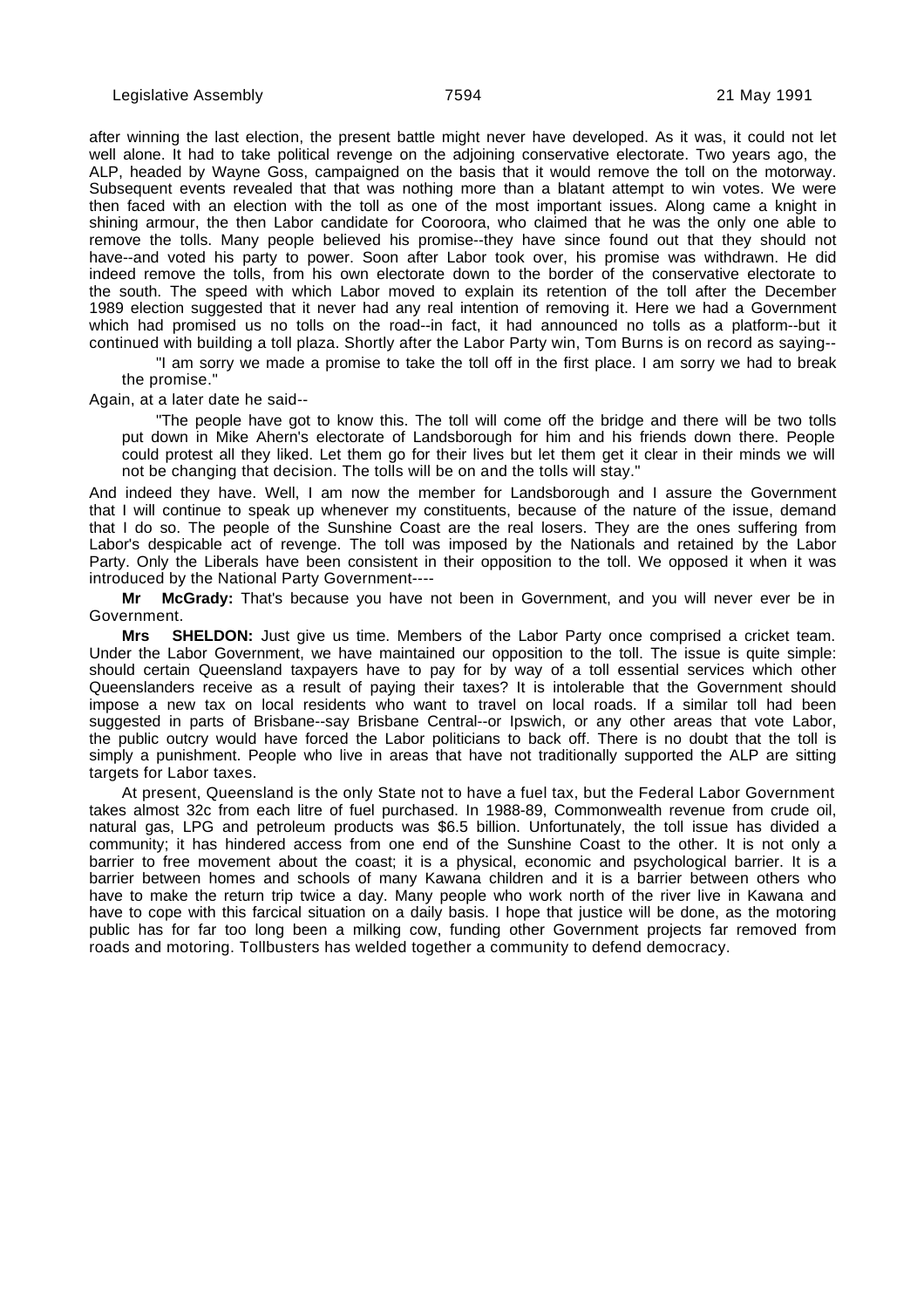after winning the last election, the present battle might never have developed. As it was, it could not let well alone. It had to take political revenge on the adjoining conservative electorate. Two years ago, the ALP, headed by Wayne Goss, campaigned on the basis that it would remove the toll on the motorway. Subsequent events revealed that that was nothing more than a blatant attempt to win votes. We were then faced with an election with the toll as one of the most important issues. Along came a knight in shining armour, the then Labor candidate for Cooroora, who claimed that he was the only one able to remove the tolls. Many people believed his promise--they have since found out that they should not have--and voted his party to power. Soon after Labor took over, his promise was withdrawn. He did indeed remove the tolls, from his own electorate down to the border of the conservative electorate to the south. The speed with which Labor moved to explain its retention of the toll after the December 1989 election suggested that it never had any real intention of removing it. Here we had a Government which had promised us no tolls on the road--in fact, it had announced no tolls as a platform--but it continued with building a toll plaza. Shortly after the Labor Party win, Tom Burns is on record as saying--

> "I am sorry we made a promise to take the toll off in the first place. I am sorry we had to break the promise."

Again, at a later date he said--

> "The people have got to know this. The toll will come off the bridge and there will be two tolls put down in Mike Ahern's electorate of Landsborough for him and his friends down there. People could protest all they liked. Let them go for their lives but let them get it clear in their minds we will not be changing that decision. The tolls will be on and the tolls will stay."

And indeed they have. Well, I am now the member for Landsborough and I assure the Government that I will continue to speak up whenever my constituents, because of the nature of the issue, demand that I do so. The people of the Sunshine Coast are the real losers. They are the ones suffering from Labor's despicable act of revenge. The toll was imposed by the Nationals and retained by the Labor Party. Only the Liberals have been consistent in their opposition to the toll. We opposed it when it was introduced by the National Party Government----

**Mr McGrady:** That's because you have not been in Government, and you will never ever be in Government.

**Mrs SHELDON:** Just give us time. Members of the Labor Party once comprised a cricket team. Under the Labor Government, we have maintained our opposition to the toll. The issue is quite simple: should certain Queensland taxpayers have to pay for by way of a toll essential services which other Queenslanders receive as a result of paying their taxes? It is intolerable that the Government should impose a new tax on local residents who want to travel on local roads. If a similar toll had been suggested in parts of Brisbane--say Brisbane Central--or Ipswich, or any other areas that vote Labor, the public outcry would have forced the Labor politicians to back off. There is no doubt that the toll is simply a punishment. People who live in areas that have not traditionally supported the ALP are sitting targets for Labor taxes.

At present, Queensland is the only State not to have a fuel tax, but the Federal Labor Government takes almost 32c from each litre of fuel purchased. In 1988-89, Commonwealth revenue from crude oil, natural gas, LPG and petroleum products was $6.5 billion. Unfortunately, the toll issue has divided a community; it has hindered access from one end of the Sunshine Coast to the other. It is not only a barrier to free movement about the coast; it is a physical, economic and psychological barrier. It is a barrier between homes and schools of many Kawana children and it is a barrier between others who have to make the return trip twice a day. Many people who work north of the river live in Kawana and have to cope with this farcical situation on a daily basis. I hope that justice will be done, as the motoring public has for far too long been a milking cow, funding other Government projects far removed from roads and motoring. Tollbusters has welded together a community to defend democracy.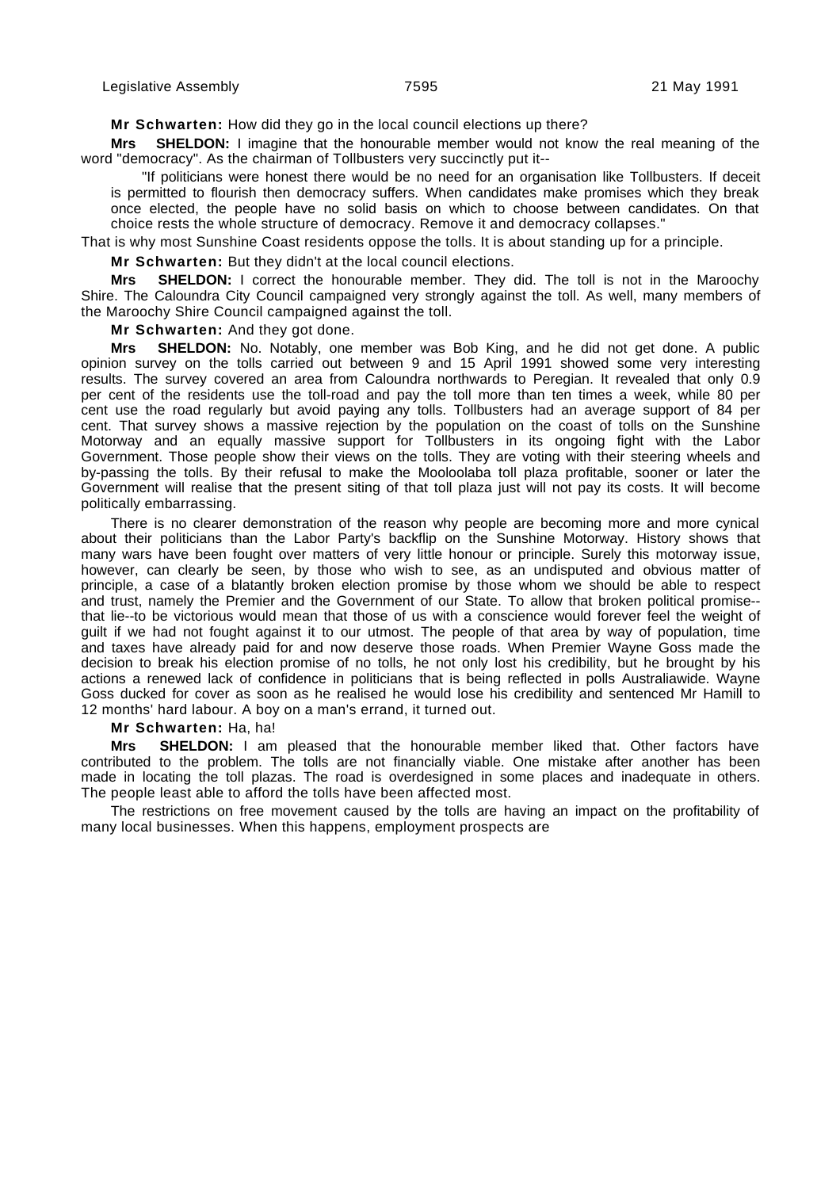**Mr Schwarten:** How did they go in the local council elections up there?

**Mrs SHELDON:** I imagine that the honourable member would not know the real meaning of the word "democracy". As the chairman of Tollbusters very succinctly put it--

> "If politicians were honest there would be no need for an organisation like Tollbusters. If deceit is permitted to flourish then democracy suffers. When candidates make promises which they break once elected, the people have no solid basis on which to choose between candidates. On that choice rests the whole structure of democracy. Remove it and democracy collapses."

That is why most Sunshine Coast residents oppose the tolls. It is about standing up for a principle.

**Mr Schwarten:** But they didn't at the local council elections.

**Mrs SHELDON:** I correct the honourable member. They did. The toll is not in the Maroochy Shire. The Caloundra City Council campaigned very strongly against the toll. As well, many members of the Maroochy Shire Council campaigned against the toll.

**Mr Schwarten:** And they got done.

**Mrs SHELDON:** No. Notably, one member was Bob King, and he did not get done. A public opinion survey on the tolls carried out between 9 and 15 April 1991 showed some very interesting results. The survey covered an area from Caloundra northwards to Peregian. It revealed that only 0.9 per cent of the residents use the toll-road and pay the toll more than ten times a week, while 80 per cent use the road regularly but avoid paying any tolls. Tollbusters had an average support of 84 per cent. That survey shows a massive rejection by the population on the coast of tolls on the Sunshine Motorway and an equally massive support for Tollbusters in its ongoing fight with the Labor Government. Those people show their views on the tolls. They are voting with their steering wheels and by-passing the tolls. By their refusal to make the Mooloolaba toll plaza profitable, sooner or later the Government will realise that the present siting of that toll plaza just will not pay its costs. It will become politically embarrassing.

There is no clearer demonstration of the reason why people are becoming more and more cynical about their politicians than the Labor Party's backflip on the Sunshine Motorway. History shows that many wars have been fought over matters of very little honour or principle. Surely this motorway issue, however, can clearly be seen, by those who wish to see, as an undisputed and obvious matter of principle, a case of a blatantly broken election promise by those whom we should be able to respect and trust, namely the Premier and the Government of our State. To allow that broken political promise--that lie--to be victorious would mean that those of us with a conscience would forever feel the weight of guilt if we had not fought against it to our utmost. The people of that area by way of population, time and taxes have already paid for and now deserve those roads. When Premier Wayne Goss made the decision to break his election promise of no tolls, he not only lost his credibility, but he brought by his actions a renewed lack of confidence in politicians that is being reflected in polls Australiawide. Wayne Goss ducked for cover as soon as he realised he would lose his credibility and sentenced Mr Hamill to 12 months' hard labour. A boy on a man's errand, it turned out.

**Mr Schwarten:** Ha, ha!

**Mrs SHELDON:** I am pleased that the honourable member liked that. Other factors have contributed to the problem. The tolls are not financially viable. One mistake after another has been made in locating the toll plazas. The road is overdesigned in some places and inadequate in others. The people least able to afford the tolls have been affected most.

The restrictions on free movement caused by the tolls are having an impact on the profitability of many local businesses. When this happens, employment prospects are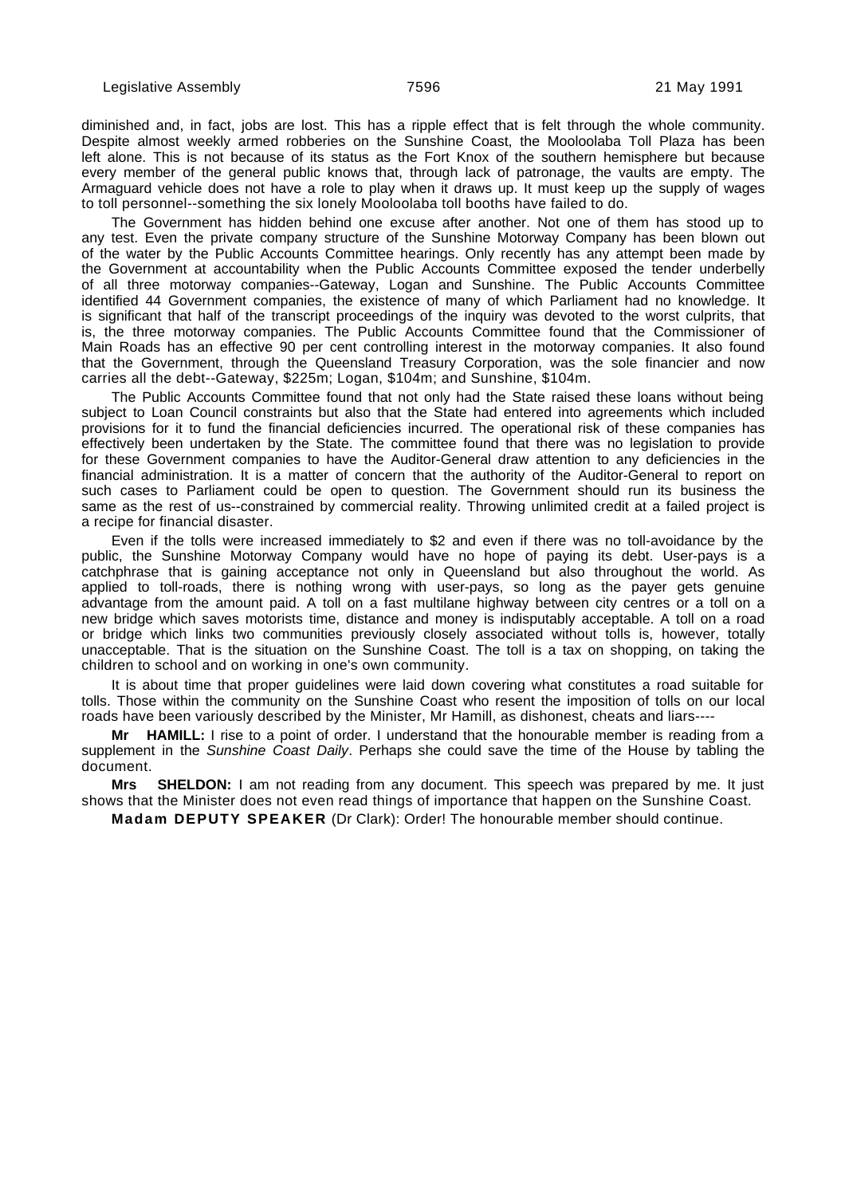diminished and, in fact, jobs are lost. This has a ripple effect that is felt through the whole community. Despite almost weekly armed robberies on the Sunshine Coast, the Mooloolaba Toll Plaza has been left alone. This is not because of its status as the Fort Knox of the southern hemisphere but because every member of the general public knows that, through lack of patronage, the vaults are empty. The Armaguard vehicle does not have a role to play when it draws up. It must keep up the supply of wages to toll personnel--something the six lonely Mooloolaba toll booths have failed to do.

The Government has hidden behind one excuse after another. Not one of them has stood up to any test. Even the private company structure of the Sunshine Motorway Company has been blown out of the water by the Public Accounts Committee hearings. Only recently has any attempt been made by the Government at accountability when the Public Accounts Committee exposed the tender underbelly of all three motorway companies--Gateway, Logan and Sunshine. The Public Accounts Committee identified 44 Government companies, the existence of many of which Parliament had no knowledge. It is significant that half of the transcript proceedings of the inquiry was devoted to the worst culprits, that is, the three motorway companies. The Public Accounts Committee found that the Commissioner of Main Roads has an effective 90 per cent controlling interest in the motorway companies. It also found that the Government, through the Queensland Treasury Corporation, was the sole financier and now carries all the debt--Gateway, $225m; Logan, $104m; and Sunshine, $104m.

The Public Accounts Committee found that not only had the State raised these loans without being subject to Loan Council constraints but also that the State had entered into agreements which included provisions for it to fund the financial deficiencies incurred. The operational risk of these companies has effectively been undertaken by the State. The committee found that there was no legislation to provide for these Government companies to have the Auditor-General draw attention to any deficiencies in the financial administration. It is a matter of concern that the authority of the Auditor-General to report on such cases to Parliament could be open to question. The Government should run its business the same as the rest of us--constrained by commercial reality. Throwing unlimited credit at a failed project is a recipe for financial disaster.

Even if the tolls were increased immediately to $2 and even if there was no toll-avoidance by the public, the Sunshine Motorway Company would have no hope of paying its debt. User-pays is a catchphrase that is gaining acceptance not only in Queensland but also throughout the world. As applied to toll-roads, there is nothing wrong with user-pays, so long as the payer gets genuine advantage from the amount paid. A toll on a fast multilane highway between city centres or a toll on a new bridge which saves motorists time, distance and money is indisputably acceptable. A toll on a road or bridge which links two communities previously closely associated without tolls is, however, totally unacceptable. That is the situation on the Sunshine Coast. The toll is a tax on shopping, on taking the children to school and on working in one's own community.

It is about time that proper guidelines were laid down covering what constitutes a road suitable for tolls. Those within the community on the Sunshine Coast who resent the imposition of tolls on our local roads have been variously described by the Minister, Mr Hamill, as dishonest, cheats and liars----

**Mr HAMILL:** I rise to a point of order. I understand that the honourable member is reading from a supplement in the *Sunshine Coast Daily*. Perhaps she could save the time of the House by tabling the document.

**Mrs SHELDON:** I am not reading from any document. This speech was prepared by me. It just shows that the Minister does not even read things of importance that happen on the Sunshine Coast.

**Madam DEPUTY SPEAKER** (Dr Clark): Order! The honourable member should continue.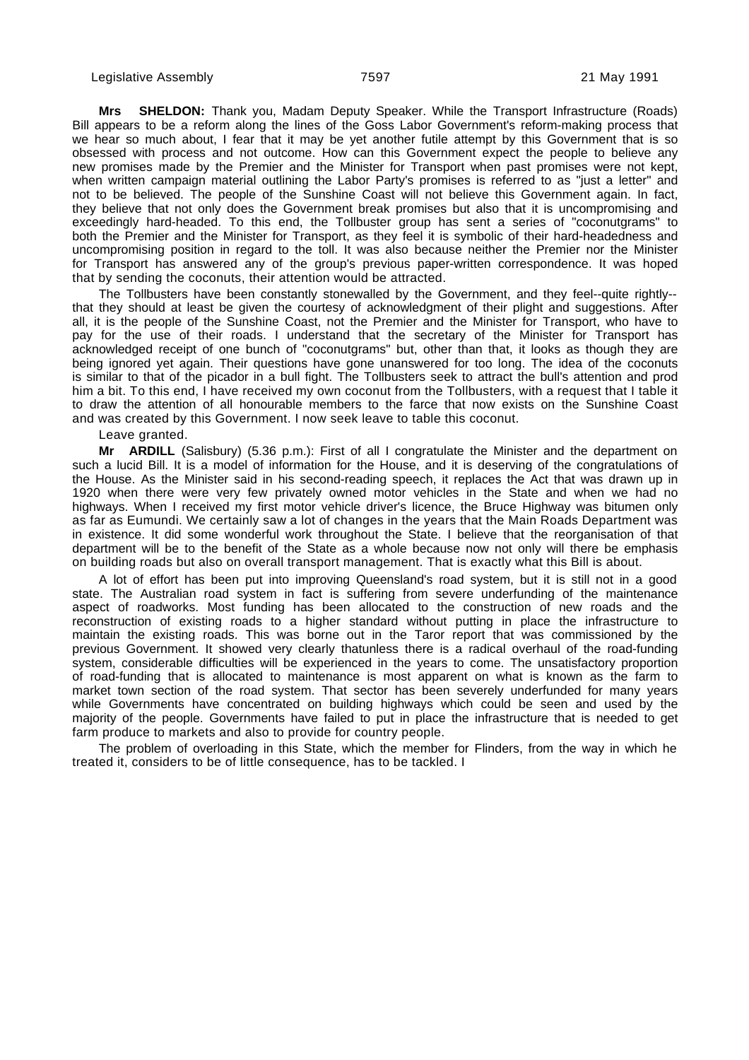**Mrs SHELDON:** Thank you, Madam Deputy Speaker. While the Transport Infrastructure (Roads) Bill appears to be a reform along the lines of the Goss Labor Government's reform-making process that we hear so much about, I fear that it may be yet another futile attempt by this Government that is so obsessed with process and not outcome. How can this Government expect the people to believe any new promises made by the Premier and the Minister for Transport when past promises were not kept, when written campaign material outlining the Labor Party's promises is referred to as "just a letter" and not to be believed. The people of the Sunshine Coast will not believe this Government again. In fact, they believe that not only does the Government break promises but also that it is uncompromising and exceedingly hard-headed. To this end, the Tollbuster group has sent a series of "coconutgrams" to both the Premier and the Minister for Transport, as they feel it is symbolic of their hard-headedness and uncompromising position in regard to the toll. It was also because neither the Premier nor the Minister for Transport has answered any of the group's previous paper-written correspondence. It was hoped that by sending the coconuts, their attention would be attracted.

The Tollbusters have been constantly stonewalled by the Government, and they feel--quite rightly--that they should at least be given the courtesy of acknowledgment of their plight and suggestions. After all, it is the people of the Sunshine Coast, not the Premier and the Minister for Transport, who have to pay for the use of their roads. I understand that the secretary of the Minister for Transport has acknowledged receipt of one bunch of "coconutgrams" but, other than that, it looks as though they are being ignored yet again. Their questions have gone unanswered for too long. The idea of the coconuts is similar to that of the picador in a bull fight. The Tollbusters seek to attract the bull's attention and prod him a bit. To this end, I have received my own coconut from the Tollbusters, with a request that I table it to draw the attention of all honourable members to the farce that now exists on the Sunshine Coast and was created by this Government. I now seek leave to table this coconut.

Leave granted.

**Mr ARDILL** (Salisbury) (5.36 p.m.): First of all I congratulate the Minister and the department on such a lucid Bill. It is a model of information for the House, and it is deserving of the congratulations of the House. As the Minister said in his second-reading speech, it replaces the Act that was drawn up in 1920 when there were very few privately owned motor vehicles in the State and when we had no highways. When I received my first motor vehicle driver's licence, the Bruce Highway was bitumen only as far as Eumundi. We certainly saw a lot of changes in the years that the Main Roads Department was in existence. It did some wonderful work throughout the State. I believe that the reorganisation of that department will be to the benefit of the State as a whole because now not only will there be emphasis on building roads but also on overall transport management. That is exactly what this Bill is about.

A lot of effort has been put into improving Queensland's road system, but it is still not in a good state. The Australian road system in fact is suffering from severe underfunding of the maintenance aspect of roadworks. Most funding has been allocated to the construction of new roads and the reconstruction of existing roads to a higher standard without putting in place the infrastructure to maintain the existing roads. This was borne out in the Taror report that was commissioned by the previous Government. It showed very clearly thatunless there is a radical overhaul of the road-funding system, considerable difficulties will be experienced in the years to come. The unsatisfactory proportion of road-funding that is allocated to maintenance is most apparent on what is known as the farm to market town section of the road system. That sector has been severely underfunded for many years while Governments have concentrated on building highways which could be seen and used by the majority of the people. Governments have failed to put in place the infrastructure that is needed to get farm produce to markets and also to provide for country people.

The problem of overloading in this State, which the member for Flinders, from the way in which he treated it, considers to be of little consequence, has to be tackled. I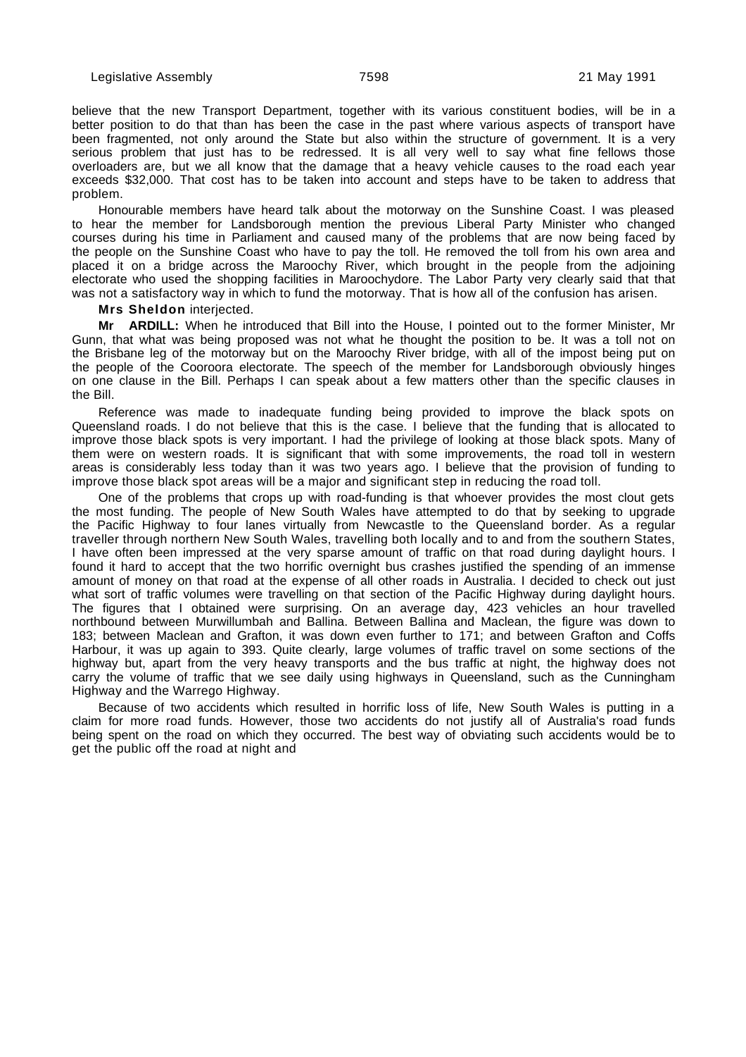believe that the new Transport Department, together with its various constituent bodies, will be in a better position to do that than has been the case in the past where various aspects of transport have been fragmented, not only around the State but also within the structure of government. It is a very serious problem that just has to be redressed. It is all very well to say what fine fellows those overloaders are, but we all know that the damage that a heavy vehicle causes to the road each year exceeds $32,000. That cost has to be taken into account and steps have to be taken to address that problem.

Honourable members have heard talk about the motorway on the Sunshine Coast. I was pleased to hear the member for Landsborough mention the previous Liberal Party Minister who changed courses during his time in Parliament and caused many of the problems that are now being faced by the people on the Sunshine Coast who have to pay the toll. He removed the toll from his own area and placed it on a bridge across the Maroochy River, which brought in the people from the adjoining electorate who used the shopping facilities in Maroochydore. The Labor Party very clearly said that that was not a satisfactory way in which to fund the motorway. That is how all of the confusion has arisen.

**Mrs Sheldon** interjected.

**Mr ARDILL:** When he introduced that Bill into the House, I pointed out to the former Minister, Mr Gunn, that what was being proposed was not what he thought the position to be. It was a toll not on the Brisbane leg of the motorway but on the Maroochy River bridge, with all of the impost being put on the people of the Cooroora electorate. The speech of the member for Landsborough obviously hinges on one clause in the Bill. Perhaps I can speak about a few matters other than the specific clauses in the Bill.

Reference was made to inadequate funding being provided to improve the black spots on Queensland roads. I do not believe that this is the case. I believe that the funding that is allocated to improve those black spots is very important. I had the privilege of looking at those black spots. Many of them were on western roads. It is significant that with some improvements, the road toll in western areas is considerably less today than it was two years ago. I believe that the provision of funding to improve those black spot areas will be a major and significant step in reducing the road toll.

One of the problems that crops up with road-funding is that whoever provides the most clout gets the most funding. The people of New South Wales have attempted to do that by seeking to upgrade the Pacific Highway to four lanes virtually from Newcastle to the Queensland border. As a regular traveller through northern New South Wales, travelling both locally and to and from the southern States, I have often been impressed at the very sparse amount of traffic on that road during daylight hours. I found it hard to accept that the two horrific overnight bus crashes justified the spending of an immense amount of money on that road at the expense of all other roads in Australia. I decided to check out just what sort of traffic volumes were travelling on that section of the Pacific Highway during daylight hours. The figures that I obtained were surprising. On an average day, 423 vehicles an hour travelled northbound between Murwillumbah and Ballina. Between Ballina and Maclean, the figure was down to 183; between Maclean and Grafton, it was down even further to 171; and between Grafton and Coffs Harbour, it was up again to 393. Quite clearly, large volumes of traffic travel on some sections of the highway but, apart from the very heavy transports and the bus traffic at night, the highway does not carry the volume of traffic that we see daily using highways in Queensland, such as the Cunningham Highway and the Warrego Highway.

Because of two accidents which resulted in horrific loss of life, New South Wales is putting in a claim for more road funds. However, those two accidents do not justify all of Australia's road funds being spent on the road on which they occurred. The best way of obviating such accidents would be to get the public off the road at night and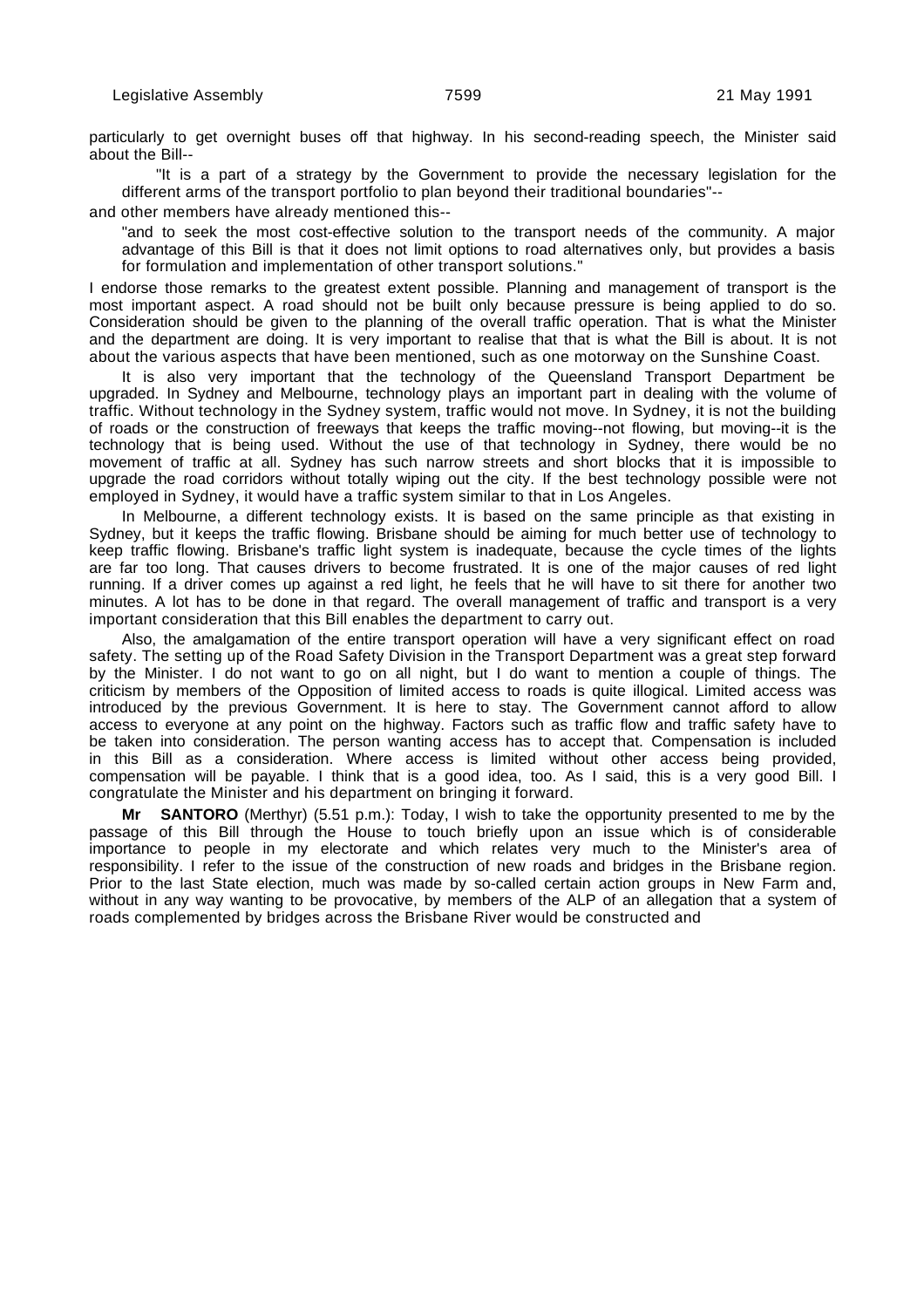particularly to get overnight buses off that highway. In his second-reading speech, the Minister said about the Bill--

> "It is a part of a strategy by the Government to provide the necessary legislation for the different arms of the transport portfolio to plan beyond their traditional boundaries"--

and other members have already mentioned this--

> "and to seek the most cost-effective solution to the transport needs of the community. A major advantage of this Bill is that it does not limit options to road alternatives only, but provides a basis for formulation and implementation of other transport solutions."

I endorse those remarks to the greatest extent possible. Planning and management of transport is the most important aspect. A road should not be built only because pressure is being applied to do so. Consideration should be given to the planning of the overall traffic operation. That is what the Minister and the department are doing. It is very important to realise that that is what the Bill is about. It is not about the various aspects that have been mentioned, such as one motorway on the Sunshine Coast.

It is also very important that the technology of the Queensland Transport Department be upgraded. In Sydney and Melbourne, technology plays an important part in dealing with the volume of traffic. Without technology in the Sydney system, traffic would not move. In Sydney, it is not the building of roads or the construction of freeways that keeps the traffic moving--not flowing, but moving--it is the technology that is being used. Without the use of that technology in Sydney, there would be no movement of traffic at all. Sydney has such narrow streets and short blocks that it is impossible to upgrade the road corridors without totally wiping out the city. If the best technology possible were not employed in Sydney, it would have a traffic system similar to that in Los Angeles.

In Melbourne, a different technology exists. It is based on the same principle as that existing in Sydney, but it keeps the traffic flowing. Brisbane should be aiming for much better use of technology to keep traffic flowing. Brisbane's traffic light system is inadequate, because the cycle times of the lights are far too long. That causes drivers to become frustrated. It is one of the major causes of red light running. If a driver comes up against a red light, he feels that he will have to sit there for another two minutes. A lot has to be done in that regard. The overall management of traffic and transport is a very important consideration that this Bill enables the department to carry out.

Also, the amalgamation of the entire transport operation will have a very significant effect on road safety. The setting up of the Road Safety Division in the Transport Department was a great step forward by the Minister. I do not want to go on all night, but I do want to mention a couple of things. The criticism by members of the Opposition of limited access to roads is quite illogical. Limited access was introduced by the previous Government. It is here to stay. The Government cannot afford to allow access to everyone at any point on the highway. Factors such as traffic flow and traffic safety have to be taken into consideration. The person wanting access has to accept that. Compensation is included in this Bill as a consideration. Where access is limited without other access being provided, compensation will be payable. I think that is a good idea, too. As I said, this is a very good Bill. I congratulate the Minister and his department on bringing it forward.

**Mr SANTORO** (Merthyr) (5.51 p.m.): Today, I wish to take the opportunity presented to me by the passage of this Bill through the House to touch briefly upon an issue which is of considerable importance to people in my electorate and which relates very much to the Minister's area of responsibility. I refer to the issue of the construction of new roads and bridges in the Brisbane region. Prior to the last State election, much was made by so-called certain action groups in New Farm and, without in any way wanting to be provocative, by members of the ALP of an allegation that a system of roads complemented by bridges across the Brisbane River would be constructed and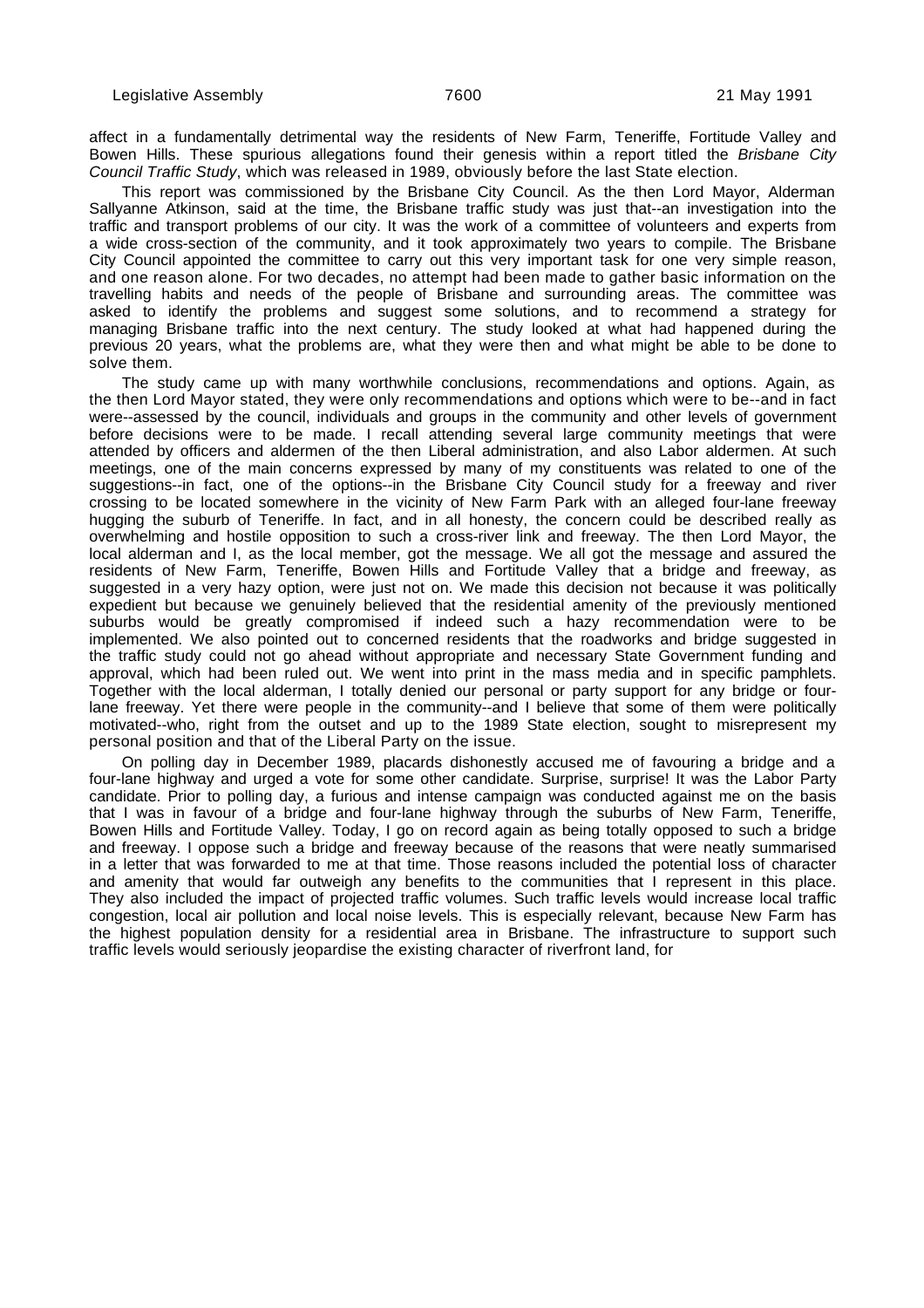affect in a fundamentally detrimental way the residents of New Farm, Teneriffe, Fortitude Valley and Bowen Hills. These spurious allegations found their genesis within a report titled the *Brisbane City Council Traffic Study*, which was released in 1989, obviously before the last State election.

This report was commissioned by the Brisbane City Council. As the then Lord Mayor, Alderman Sallyanne Atkinson, said at the time, the Brisbane traffic study was just that--an investigation into the traffic and transport problems of our city. It was the work of a committee of volunteers and experts from a wide cross-section of the community, and it took approximately two years to compile. The Brisbane City Council appointed the committee to carry out this very important task for one very simple reason, and one reason alone. For two decades, no attempt had been made to gather basic information on the travelling habits and needs of the people of Brisbane and surrounding areas. The committee was asked to identify the problems and suggest some solutions, and to recommend a strategy for managing Brisbane traffic into the next century. The study looked at what had happened during the previous 20 years, what the problems are, what they were then and what might be able to be done to solve them.

The study came up with many worthwhile conclusions, recommendations and options. Again, as the then Lord Mayor stated, they were only recommendations and options which were to be--and in fact were--assessed by the council, individuals and groups in the community and other levels of government before decisions were to be made. I recall attending several large community meetings that were attended by officers and aldermen of the then Liberal administration, and also Labor aldermen. At such meetings, one of the main concerns expressed by many of my constituents was related to one of the suggestions--in fact, one of the options--in the Brisbane City Council study for a freeway and river crossing to be located somewhere in the vicinity of New Farm Park with an alleged four-lane freeway hugging the suburb of Teneriffe. In fact, and in all honesty, the concern could be described really as overwhelming and hostile opposition to such a cross-river link and freeway. The then Lord Mayor, the local alderman and I, as the local member, got the message. We all got the message and assured the residents of New Farm, Teneriffe, Bowen Hills and Fortitude Valley that a bridge and freeway, as suggested in a very hazy option, were just not on. We made this decision not because it was politically expedient but because we genuinely believed that the residential amenity of the previously mentioned suburbs would be greatly compromised if indeed such a hazy recommendation were to be implemented. We also pointed out to concerned residents that the roadworks and bridge suggested in the traffic study could not go ahead without appropriate and necessary State Government funding and approval, which had been ruled out. We went into print in the mass media and in specific pamphlets. Together with the local alderman, I totally denied our personal or party support for any bridge or four-lane freeway. Yet there were people in the community--and I believe that some of them were politically motivated--who, right from the outset and up to the 1989 State election, sought to misrepresent my personal position and that of the Liberal Party on the issue.

On polling day in December 1989, placards dishonestly accused me of favouring a bridge and a four-lane highway and urged a vote for some other candidate. Surprise, surprise! It was the Labor Party candidate. Prior to polling day, a furious and intense campaign was conducted against me on the basis that I was in favour of a bridge and four-lane highway through the suburbs of New Farm, Teneriffe, Bowen Hills and Fortitude Valley. Today, I go on record again as being totally opposed to such a bridge and freeway. I oppose such a bridge and freeway because of the reasons that were neatly summarised in a letter that was forwarded to me at that time. Those reasons included the potential loss of character and amenity that would far outweigh any benefits to the communities that I represent in this place. They also included the impact of projected traffic volumes. Such traffic levels would increase local traffic congestion, local air pollution and local noise levels. This is especially relevant, because New Farm has the highest population density for a residential area in Brisbane. The infrastructure to support such traffic levels would seriously jeopardise the existing character of riverfront land, for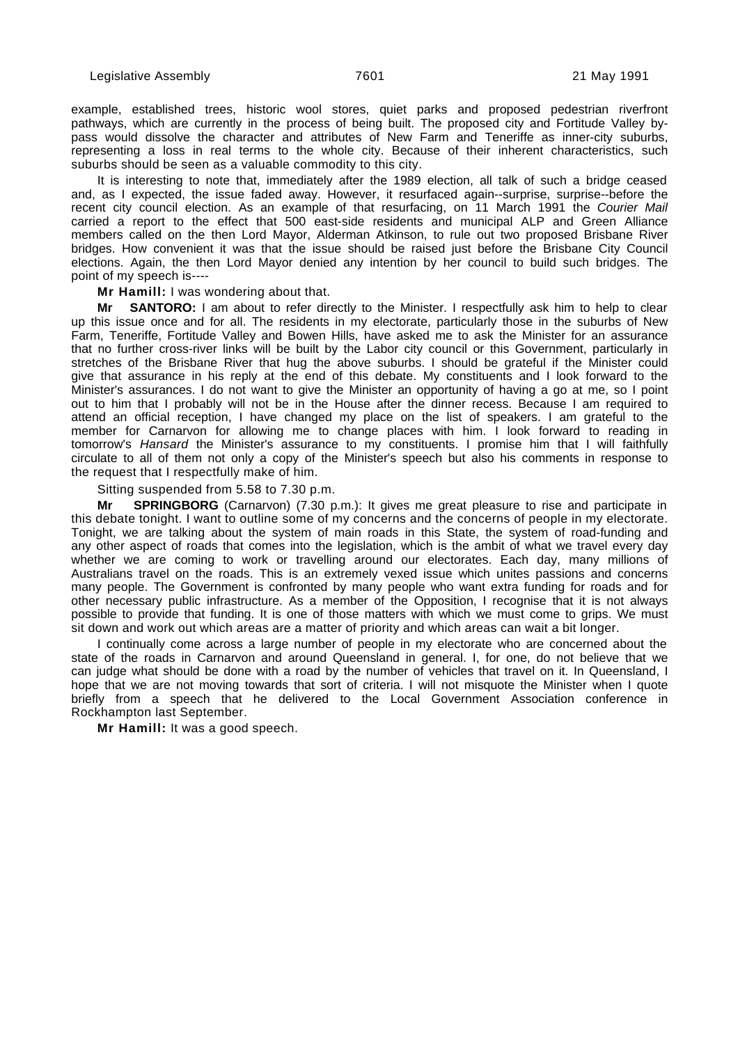example, established trees, historic wool stores, quiet parks and proposed pedestrian riverfront pathways, which are currently in the process of being built. The proposed city and Fortitude Valley by-pass would dissolve the character and attributes of New Farm and Teneriffe as inner-city suburbs, representing a loss in real terms to the whole city. Because of their inherent characteristics, such suburbs should be seen as a valuable commodity to this city.

It is interesting to note that, immediately after the 1989 election, all talk of such a bridge ceased and, as I expected, the issue faded away. However, it resurfaced again--surprise, surprise--before the recent city council election. As an example of that resurfacing, on 11 March 1991 the *Courier Mail* carried a report to the effect that 500 east-side residents and municipal ALP and Green Alliance members called on the then Lord Mayor, Alderman Atkinson, to rule out two proposed Brisbane River bridges. How convenient it was that the issue should be raised just before the Brisbane City Council elections. Again, the then Lord Mayor denied any intention by her council to build such bridges. The point of my speech is----

**Mr Hamill:** I was wondering about that.

**Mr SANTORO:** I am about to refer directly to the Minister. I respectfully ask him to help to clear up this issue once and for all. The residents in my electorate, particularly those in the suburbs of New Farm, Teneriffe, Fortitude Valley and Bowen Hills, have asked me to ask the Minister for an assurance that no further cross-river links will be built by the Labor city council or this Government, particularly in stretches of the Brisbane River that hug the above suburbs. I should be grateful if the Minister could give that assurance in his reply at the end of this debate. My constituents and I look forward to the Minister's assurances. I do not want to give the Minister an opportunity of having a go at me, so I point out to him that I probably will not be in the House after the dinner recess. Because I am required to attend an official reception, I have changed my place on the list of speakers. I am grateful to the member for Carnarvon for allowing me to change places with him. I look forward to reading in tomorrow's *Hansard* the Minister's assurance to my constituents. I promise him that I will faithfully circulate to all of them not only a copy of the Minister's speech but also his comments in response to the request that I respectfully make of him.

Sitting suspended from 5.58 to 7.30 p.m.

**Mr SPRINGBORG** (Carnarvon) (7.30 p.m.): It gives me great pleasure to rise and participate in this debate tonight. I want to outline some of my concerns and the concerns of people in my electorate. Tonight, we are talking about the system of main roads in this State, the system of road-funding and any other aspect of roads that comes into the legislation, which is the ambit of what we travel every day whether we are coming to work or travelling around our electorates. Each day, many millions of Australians travel on the roads. This is an extremely vexed issue which unites passions and concerns many people. The Government is confronted by many people who want extra funding for roads and for other necessary public infrastructure. As a member of the Opposition, I recognise that it is not always possible to provide that funding. It is one of those matters with which we must come to grips. We must sit down and work out which areas are a matter of priority and which areas can wait a bit longer.

I continually come across a large number of people in my electorate who are concerned about the state of the roads in Carnarvon and around Queensland in general. I, for one, do not believe that we can judge what should be done with a road by the number of vehicles that travel on it. In Queensland, I hope that we are not moving towards that sort of criteria. I will not misquote the Minister when I quote briefly from a speech that he delivered to the Local Government Association conference in Rockhampton last September.

**Mr Hamill:** It was a good speech.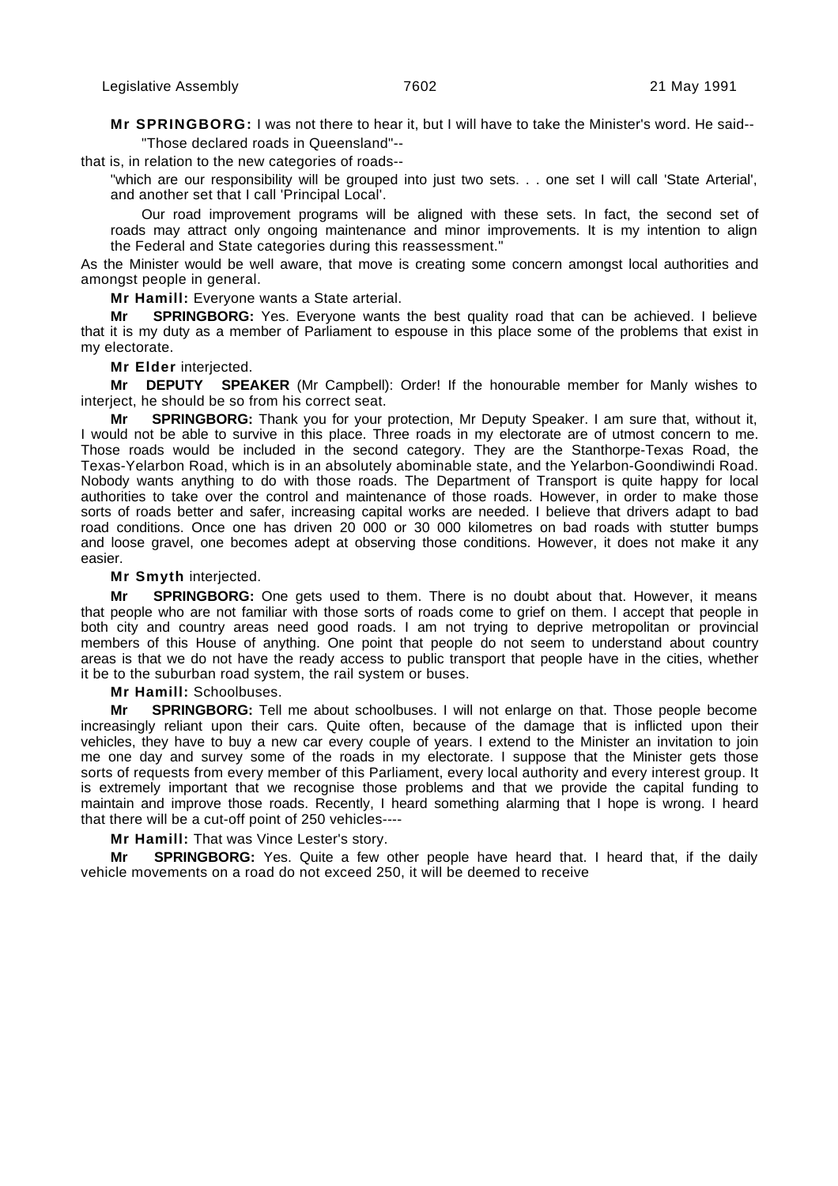**Mr SPRINGBORG:** I was not there to hear it, but I will have to take the Minister's word. He said--

> "Those declared roads in Queensland"--

that is, in relation to the new categories of roads--

> "which are our responsibility will be grouped into just two sets. . . one set I will call 'State Arterial', and another set that I call 'Principal Local'.
>
> Our road improvement programs will be aligned with these sets. In fact, the second set of roads may attract only ongoing maintenance and minor improvements. It is my intention to align the Federal and State categories during this reassessment."

As the Minister would be well aware, that move is creating some concern amongst local authorities and amongst people in general.

**Mr Hamill:** Everyone wants a State arterial.

**Mr SPRINGBORG:** Yes. Everyone wants the best quality road that can be achieved. I believe that it is my duty as a member of Parliament to espouse in this place some of the problems that exist in my electorate.

**Mr Elder** interjected.

**Mr DEPUTY SPEAKER** (Mr Campbell): Order! If the honourable member for Manly wishes to interject, he should be so from his correct seat.

**Mr SPRINGBORG:** Thank you for your protection, Mr Deputy Speaker. I am sure that, without it, I would not be able to survive in this place. Three roads in my electorate are of utmost concern to me. Those roads would be included in the second category. They are the Stanthorpe-Texas Road, the Texas-Yelarbon Road, which is in an absolutely abominable state, and the Yelarbon-Goondiwindi Road. Nobody wants anything to do with those roads. The Department of Transport is quite happy for local authorities to take over the control and maintenance of those roads. However, in order to make those sorts of roads better and safer, increasing capital works are needed. I believe that drivers adapt to bad road conditions. Once one has driven 20 000 or 30 000 kilometres on bad roads with stutter bumps and loose gravel, one becomes adept at observing those conditions. However, it does not make it any easier.

**Mr Smyth** interjected.

**Mr SPRINGBORG:** One gets used to them. There is no doubt about that. However, it means that people who are not familiar with those sorts of roads come to grief on them. I accept that people in both city and country areas need good roads. I am not trying to deprive metropolitan or provincial members of this House of anything. One point that people do not seem to understand about country areas is that we do not have the ready access to public transport that people have in the cities, whether it be to the suburban road system, the rail system or buses.

**Mr Hamill:** Schoolbuses.

**Mr SPRINGBORG:** Tell me about schoolbuses. I will not enlarge on that. Those people become increasingly reliant upon their cars. Quite often, because of the damage that is inflicted upon their vehicles, they have to buy a new car every couple of years. I extend to the Minister an invitation to join me one day and survey some of the roads in my electorate. I suppose that the Minister gets those sorts of requests from every member of this Parliament, every local authority and every interest group. It is extremely important that we recognise those problems and that we provide the capital funding to maintain and improve those roads. Recently, I heard something alarming that I hope is wrong. I heard that there will be a cut-off point of 250 vehicles----

**Mr Hamill:** That was Vince Lester's story.

**Mr SPRINGBORG:** Yes. Quite a few other people have heard that. I heard that, if the daily vehicle movements on a road do not exceed 250, it will be deemed to receive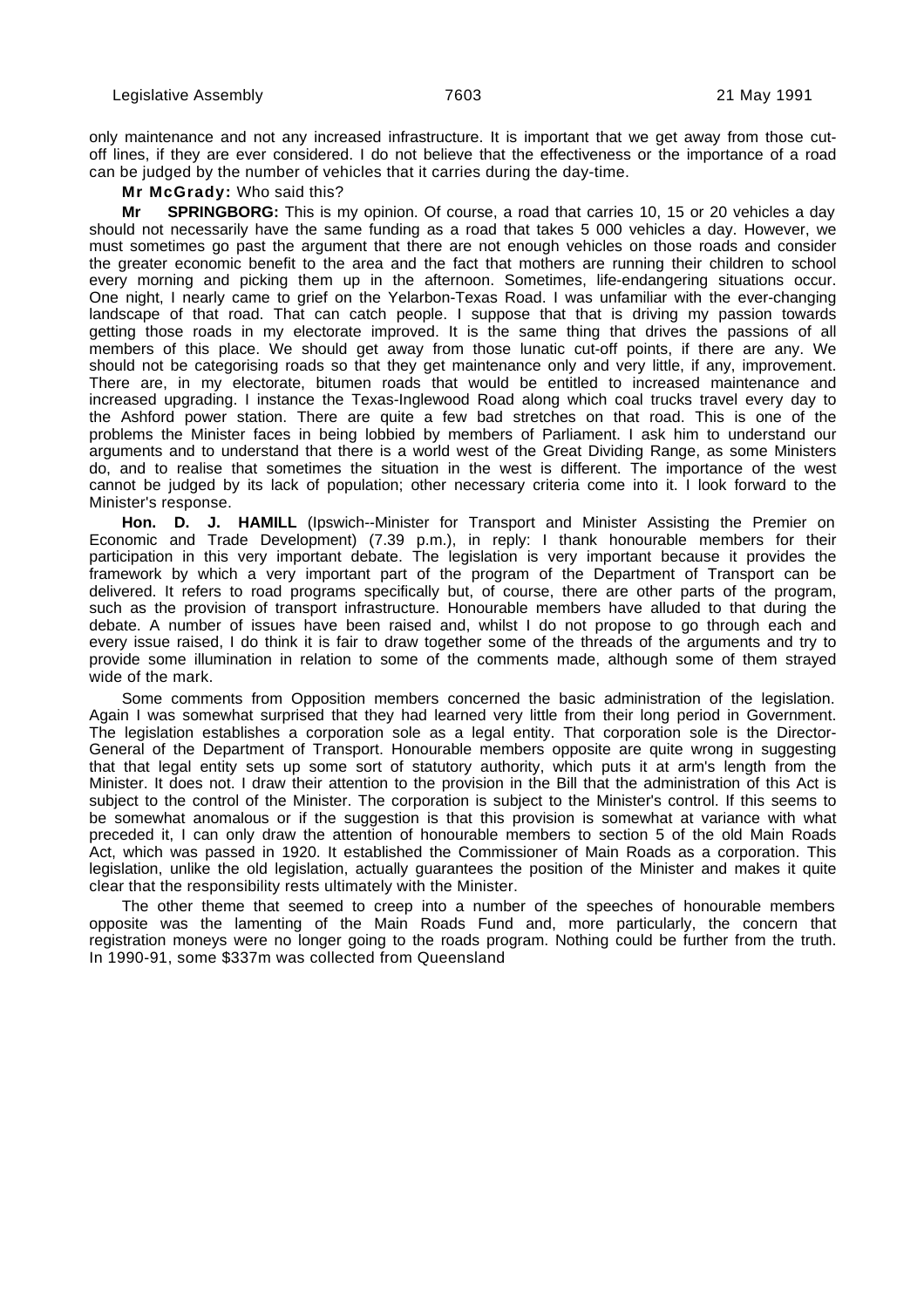only maintenance and not any increased infrastructure. It is important that we get away from those cut-off lines, if they are ever considered. I do not believe that the effectiveness or the importance of a road can be judged by the number of vehicles that it carries during the day-time.

**Mr McGrady:** Who said this?

**Mr SPRINGBORG:** This is my opinion. Of course, a road that carries 10, 15 or 20 vehicles a day should not necessarily have the same funding as a road that takes 5 000 vehicles a day. However, we must sometimes go past the argument that there are not enough vehicles on those roads and consider the greater economic benefit to the area and the fact that mothers are running their children to school every morning and picking them up in the afternoon. Sometimes, life-endangering situations occur. One night, I nearly came to grief on the Yelarbon-Texas Road. I was unfamiliar with the ever-changing landscape of that road. That can catch people. I suppose that that is driving my passion towards getting those roads in my electorate improved. It is the same thing that drives the passions of all members of this place. We should get away from those lunatic cut-off points, if there are any. We should not be categorising roads so that they get maintenance only and very little, if any, improvement. There are, in my electorate, bitumen roads that would be entitled to increased maintenance and increased upgrading. I instance the Texas-Inglewood Road along which coal trucks travel every day to the Ashford power station. There are quite a few bad stretches on that road. This is one of the problems the Minister faces in being lobbied by members of Parliament. I ask him to understand our arguments and to understand that there is a world west of the Great Dividing Range, as some Ministers do, and to realise that sometimes the situation in the west is different. The importance of the west cannot be judged by its lack of population; other necessary criteria come into it. I look forward to the Minister's response.

**Hon. D. J. HAMILL** (Ipswich--Minister for Transport and Minister Assisting the Premier on Economic and Trade Development) (7.39 p.m.), in reply: I thank honourable members for their participation in this very important debate. The legislation is very important because it provides the framework by which a very important part of the program of the Department of Transport can be delivered. It refers to road programs specifically but, of course, there are other parts of the program, such as the provision of transport infrastructure. Honourable members have alluded to that during the debate. A number of issues have been raised and, whilst I do not propose to go through each and every issue raised, I do think it is fair to draw together some of the threads of the arguments and try to provide some illumination in relation to some of the comments made, although some of them strayed wide of the mark.

Some comments from Opposition members concerned the basic administration of the legislation. Again I was somewhat surprised that they had learned very little from their long period in Government. The legislation establishes a corporation sole as a legal entity. That corporation sole is the Director-General of the Department of Transport. Honourable members opposite are quite wrong in suggesting that that legal entity sets up some sort of statutory authority, which puts it at arm's length from the Minister. It does not. I draw their attention to the provision in the Bill that the administration of this Act is subject to the control of the Minister. The corporation is subject to the Minister's control. If this seems to be somewhat anomalous or if the suggestion is that this provision is somewhat at variance with what preceded it, I can only draw the attention of honourable members to section 5 of the old Main Roads Act, which was passed in 1920. It established the Commissioner of Main Roads as a corporation. This legislation, unlike the old legislation, actually guarantees the position of the Minister and makes it quite clear that the responsibility rests ultimately with the Minister.

The other theme that seemed to creep into a number of the speeches of honourable members opposite was the lamenting of the Main Roads Fund and, more particularly, the concern that registration moneys were no longer going to the roads program. Nothing could be further from the truth. In 1990-91, some $337m was collected from Queensland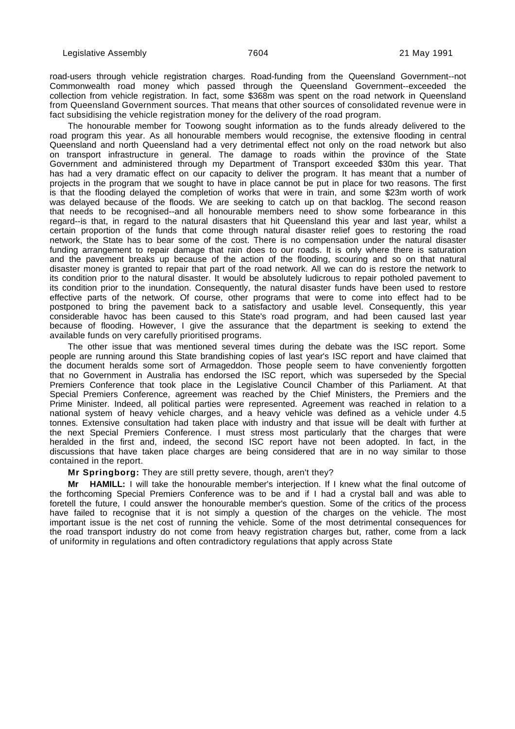road-users through vehicle registration charges. Road-funding from the Queensland Government--not Commonwealth road money which passed through the Queensland Government--exceeded the collection from vehicle registration. In fact, some $368m was spent on the road network in Queensland from Queensland Government sources. That means that other sources of consolidated revenue were in fact subsidising the vehicle registration money for the delivery of the road program.

The honourable member for Toowong sought information as to the funds already delivered to the road program this year. As all honourable members would recognise, the extensive flooding in central Queensland and north Queensland had a very detrimental effect not only on the road network but also on transport infrastructure in general. The damage to roads within the province of the State Government and administered through my Department of Transport exceeded $30m this year. That has had a very dramatic effect on our capacity to deliver the program. It has meant that a number of projects in the program that we sought to have in place cannot be put in place for two reasons. The first is that the flooding delayed the completion of works that were in train, and some $23m worth of work was delayed because of the floods. We are seeking to catch up on that backlog. The second reason that needs to be recognised--and all honourable members need to show some forbearance in this regard--is that, in regard to the natural disasters that hit Queensland this year and last year, whilst a certain proportion of the funds that come through natural disaster relief goes to restoring the road network, the State has to bear some of the cost. There is no compensation under the natural disaster funding arrangement to repair damage that rain does to our roads. It is only where there is saturation and the pavement breaks up because of the action of the flooding, scouring and so on that natural disaster money is granted to repair that part of the road network. All we can do is restore the network to its condition prior to the natural disaster. It would be absolutely ludicrous to repair potholed pavement to its condition prior to the inundation. Consequently, the natural disaster funds have been used to restore effective parts of the network. Of course, other programs that were to come into effect had to be postponed to bring the pavement back to a satisfactory and usable level. Consequently, this year considerable havoc has been caused to this State's road program, and had been caused last year because of flooding. However, I give the assurance that the department is seeking to extend the available funds on very carefully prioritised programs.

The other issue that was mentioned several times during the debate was the ISC report. Some people are running around this State brandishing copies of last year's ISC report and have claimed that the document heralds some sort of Armageddon. Those people seem to have conveniently forgotten that no Government in Australia has endorsed the ISC report, which was superseded by the Special Premiers Conference that took place in the Legislative Council Chamber of this Parliament. At that Special Premiers Conference, agreement was reached by the Chief Ministers, the Premiers and the Prime Minister. Indeed, all political parties were represented. Agreement was reached in relation to a national system of heavy vehicle charges, and a heavy vehicle was defined as a vehicle under 4.5 tonnes. Extensive consultation had taken place with industry and that issue will be dealt with further at the next Special Premiers Conference. I must stress most particularly that the charges that were heralded in the first and, indeed, the second ISC report have not been adopted. In fact, in the discussions that have taken place charges are being considered that are in no way similar to those contained in the report.

**Mr Springborg:** They are still pretty severe, though, aren't they?

**Mr HAMILL:** I will take the honourable member's interjection. If I knew what the final outcome of the forthcoming Special Premiers Conference was to be and if I had a crystal ball and was able to foretell the future, I could answer the honourable member's question. Some of the critics of the process have failed to recognise that it is not simply a question of the charges on the vehicle. The most important issue is the net cost of running the vehicle. Some of the most detrimental consequences for the road transport industry do not come from heavy registration charges but, rather, come from a lack of uniformity in regulations and often contradictory regulations that apply across State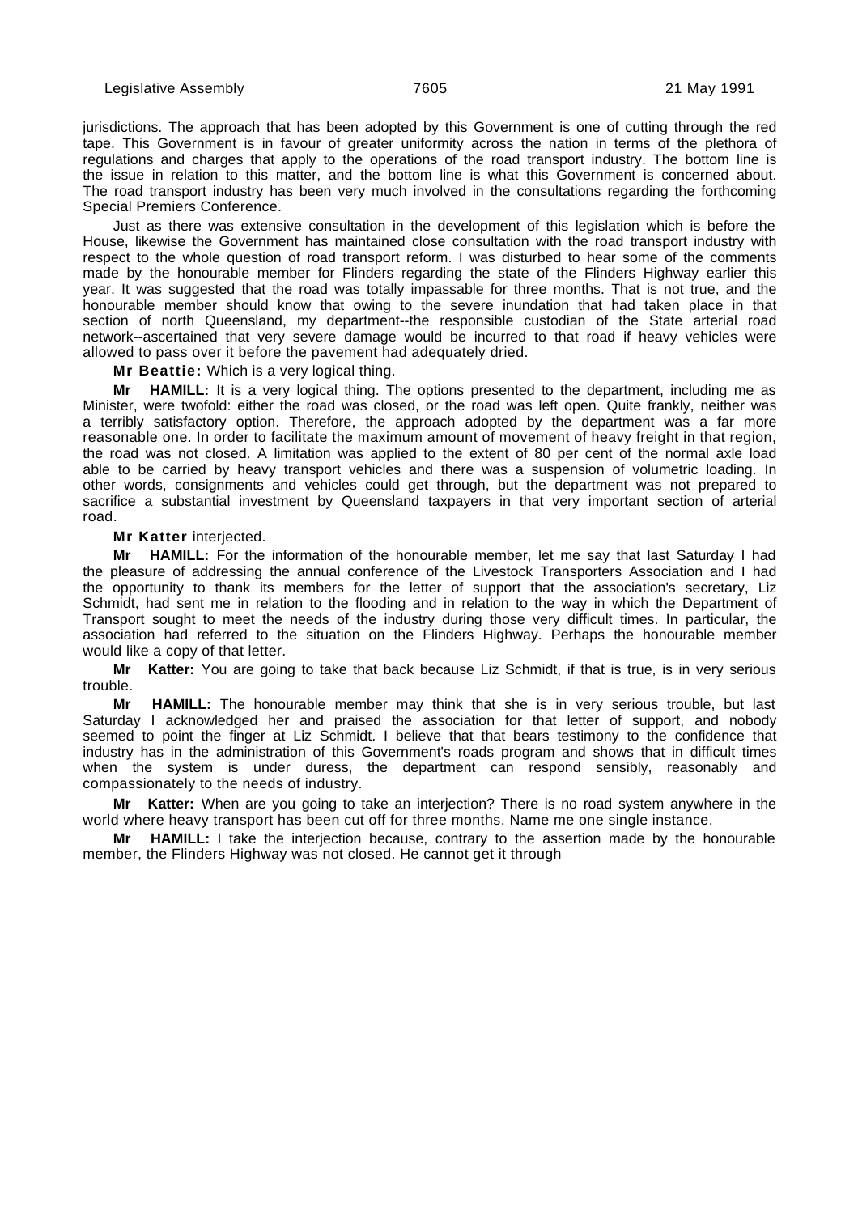jurisdictions. The approach that has been adopted by this Government is one of cutting through the red tape. This Government is in favour of greater uniformity across the nation in terms of the plethora of regulations and charges that apply to the operations of the road transport industry. The bottom line is the issue in relation to this matter, and the bottom line is what this Government is concerned about. The road transport industry has been very much involved in the consultations regarding the forthcoming Special Premiers Conference.

Just as there was extensive consultation in the development of this legislation which is before the House, likewise the Government has maintained close consultation with the road transport industry with respect to the whole question of road transport reform. I was disturbed to hear some of the comments made by the honourable member for Flinders regarding the state of the Flinders Highway earlier this year. It was suggested that the road was totally impassable for three months. That is not true, and the honourable member should know that owing to the severe inundation that had taken place in that section of north Queensland, my department--the responsible custodian of the State arterial road network--ascertained that very severe damage would be incurred to that road if heavy vehicles were allowed to pass over it before the pavement had adequately dried.

**Mr Beattie:** Which is a very logical thing.

**Mr HAMILL:** It is a very logical thing. The options presented to the department, including me as Minister, were twofold: either the road was closed, or the road was left open. Quite frankly, neither was a terribly satisfactory option. Therefore, the approach adopted by the department was a far more reasonable one. In order to facilitate the maximum amount of movement of heavy freight in that region, the road was not closed. A limitation was applied to the extent of 80 per cent of the normal axle load able to be carried by heavy transport vehicles and there was a suspension of volumetric loading. In other words, consignments and vehicles could get through, but the department was not prepared to sacrifice a substantial investment by Queensland taxpayers in that very important section of arterial road.

**Mr Katter** interjected.

**Mr HAMILL:** For the information of the honourable member, let me say that last Saturday I had the pleasure of addressing the annual conference of the Livestock Transporters Association and I had the opportunity to thank its members for the letter of support that the association's secretary, Liz Schmidt, had sent me in relation to the flooding and in relation to the way in which the Department of Transport sought to meet the needs of the industry during those very difficult times. In particular, the association had referred to the situation on the Flinders Highway. Perhaps the honourable member would like a copy of that letter.

**Mr Katter:** You are going to take that back because Liz Schmidt, if that is true, is in very serious trouble.

**Mr HAMILL:** The honourable member may think that she is in very serious trouble, but last Saturday I acknowledged her and praised the association for that letter of support, and nobody seemed to point the finger at Liz Schmidt. I believe that that bears testimony to the confidence that industry has in the administration of this Government's roads program and shows that in difficult times when the system is under duress, the department can respond sensibly, reasonably and compassionately to the needs of industry.

**Mr Katter:** When are you going to take an interjection? There is no road system anywhere in the world where heavy transport has been cut off for three months. Name me one single instance.

**Mr HAMILL:** I take the interjection because, contrary to the assertion made by the honourable member, the Flinders Highway was not closed. He cannot get it through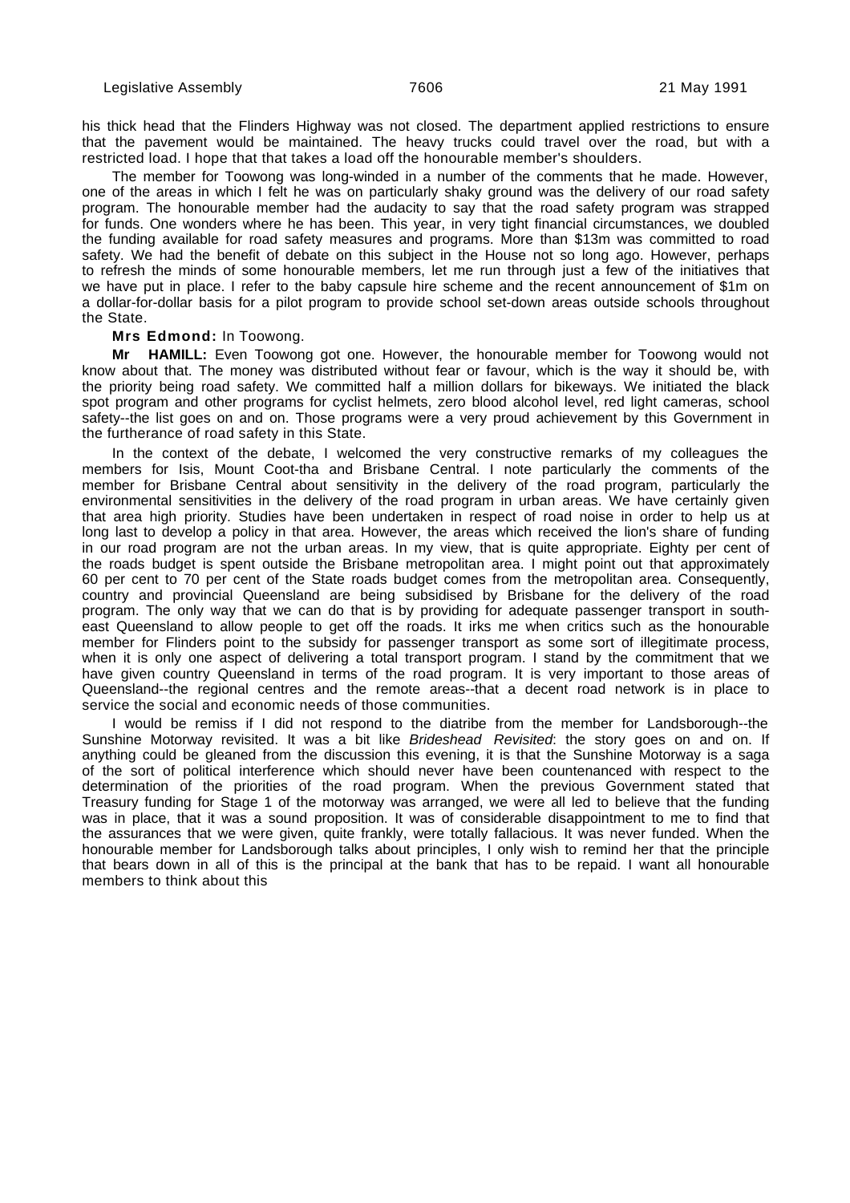his thick head that the Flinders Highway was not closed. The department applied restrictions to ensure that the pavement would be maintained. The heavy trucks could travel over the road, but with a restricted load. I hope that that takes a load off the honourable member's shoulders.

The member for Toowong was long-winded in a number of the comments that he made. However, one of the areas in which I felt he was on particularly shaky ground was the delivery of our road safety program. The honourable member had the audacity to say that the road safety program was strapped for funds. One wonders where he has been. This year, in very tight financial circumstances, we doubled the funding available for road safety measures and programs. More than $13m was committed to road safety. We had the benefit of debate on this subject in the House not so long ago. However, perhaps to refresh the minds of some honourable members, let me run through just a few of the initiatives that we have put in place. I refer to the baby capsule hire scheme and the recent announcement of $1m on a dollar-for-dollar basis for a pilot program to provide school set-down areas outside schools throughout the State.

**Mrs Edmond:** In Toowong.

**Mr HAMILL:** Even Toowong got one. However, the honourable member for Toowong would not know about that. The money was distributed without fear or favour, which is the way it should be, with the priority being road safety. We committed half a million dollars for bikeways. We initiated the black spot program and other programs for cyclist helmets, zero blood alcohol level, red light cameras, school safety--the list goes on and on. Those programs were a very proud achievement by this Government in the furtherance of road safety in this State.

In the context of the debate, I welcomed the very constructive remarks of my colleagues the members for Isis, Mount Coot-tha and Brisbane Central. I note particularly the comments of the member for Brisbane Central about sensitivity in the delivery of the road program, particularly the environmental sensitivities in the delivery of the road program in urban areas. We have certainly given that area high priority. Studies have been undertaken in respect of road noise in order to help us at long last to develop a policy in that area. However, the areas which received the lion's share of funding in our road program are not the urban areas. In my view, that is quite appropriate. Eighty per cent of the roads budget is spent outside the Brisbane metropolitan area. I might point out that approximately 60 per cent to 70 per cent of the State roads budget comes from the metropolitan area. Consequently, country and provincial Queensland are being subsidised by Brisbane for the delivery of the road program. The only way that we can do that is by providing for adequate passenger transport in south-east Queensland to allow people to get off the roads. It irks me when critics such as the honourable member for Flinders point to the subsidy for passenger transport as some sort of illegitimate process, when it is only one aspect of delivering a total transport program. I stand by the commitment that we have given country Queensland in terms of the road program. It is very important to those areas of Queensland--the regional centres and the remote areas--that a decent road network is in place to service the social and economic needs of those communities.

I would be remiss if I did not respond to the diatribe from the member for Landsborough--the Sunshine Motorway revisited. It was a bit like *Brideshead Revisited*: the story goes on and on. If anything could be gleaned from the discussion this evening, it is that the Sunshine Motorway is a saga of the sort of political interference which should never have been countenanced with respect to the determination of the priorities of the road program. When the previous Government stated that Treasury funding for Stage 1 of the motorway was arranged, we were all led to believe that the funding was in place, that it was a sound proposition. It was of considerable disappointment to me to find that the assurances that we were given, quite frankly, were totally fallacious. It was never funded. When the honourable member for Landsborough talks about principles, I only wish to remind her that the principle that bears down in all of this is the principal at the bank that has to be repaid. I want all honourable members to think about this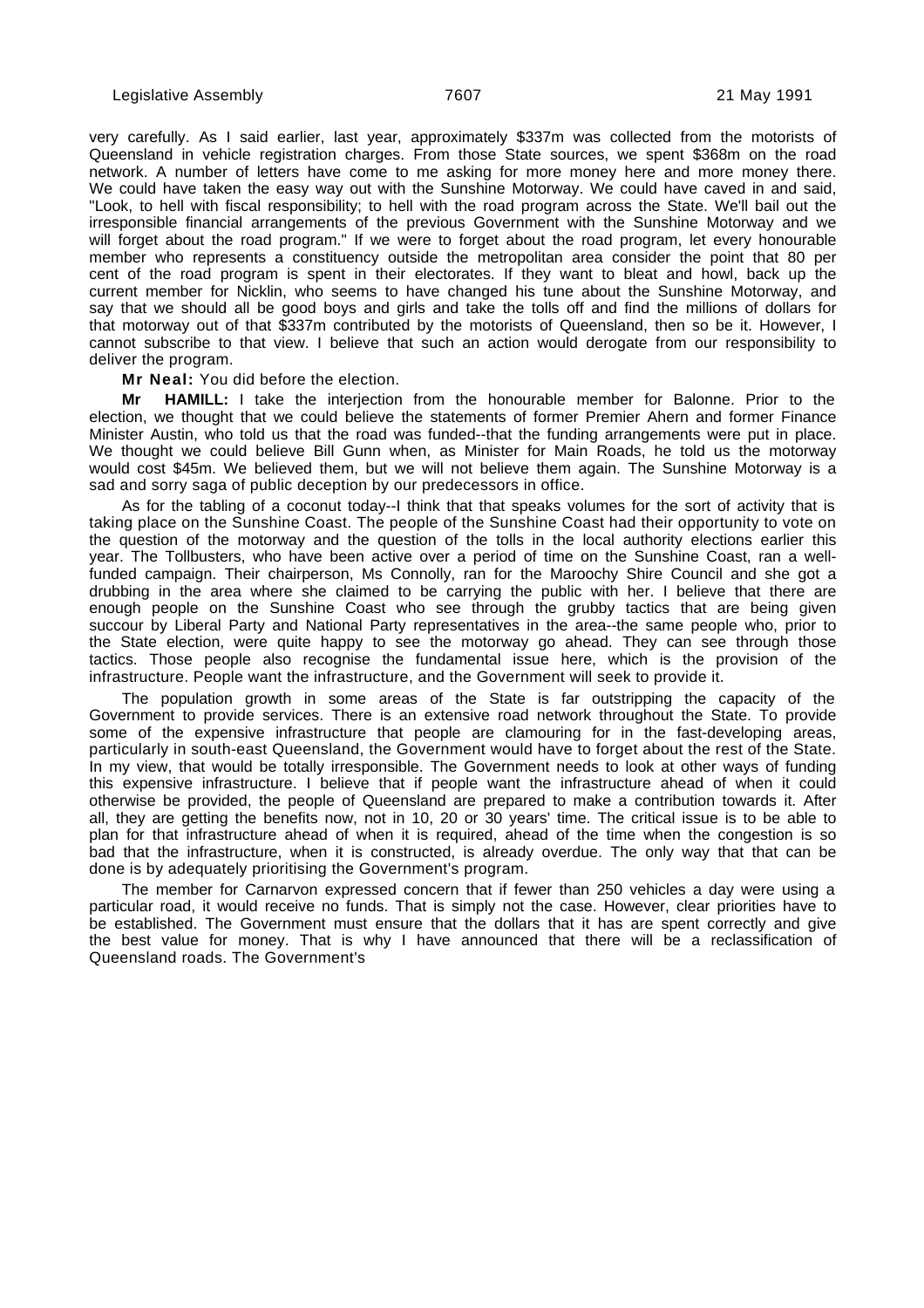very carefully. As I said earlier, last year, approximately $337m was collected from the motorists of Queensland in vehicle registration charges. From those State sources, we spent $368m on the road network. A number of letters have come to me asking for more money here and more money there. We could have taken the easy way out with the Sunshine Motorway. We could have caved in and said, "Look, to hell with fiscal responsibility; to hell with the road program across the State. We'll bail out the irresponsible financial arrangements of the previous Government with the Sunshine Motorway and we will forget about the road program." If we were to forget about the road program, let every honourable member who represents a constituency outside the metropolitan area consider the point that 80 per cent of the road program is spent in their electorates. If they want to bleat and howl, back up the current member for Nicklin, who seems to have changed his tune about the Sunshine Motorway, and say that we should all be good boys and girls and take the tolls off and find the millions of dollars for that motorway out of that $337m contributed by the motorists of Queensland, then so be it. However, I cannot subscribe to that view. I believe that such an action would derogate from our responsibility to deliver the program.

**Mr Neal:** You did before the election.

**Mr HAMILL:** I take the interjection from the honourable member for Balonne. Prior to the election, we thought that we could believe the statements of former Premier Ahern and former Finance Minister Austin, who told us that the road was funded--that the funding arrangements were put in place. We thought we could believe Bill Gunn when, as Minister for Main Roads, he told us the motorway would cost $45m. We believed them, but we will not believe them again. The Sunshine Motorway is a sad and sorry saga of public deception by our predecessors in office.

As for the tabling of a coconut today--I think that that speaks volumes for the sort of activity that is taking place on the Sunshine Coast. The people of the Sunshine Coast had their opportunity to vote on the question of the motorway and the question of the tolls in the local authority elections earlier this year. The Tollbusters, who have been active over a period of time on the Sunshine Coast, ran a well-funded campaign. Their chairperson, Ms Connolly, ran for the Maroochy Shire Council and she got a drubbing in the area where she claimed to be carrying the public with her. I believe that there are enough people on the Sunshine Coast who see through the grubby tactics that are being given succour by Liberal Party and National Party representatives in the area--the same people who, prior to the State election, were quite happy to see the motorway go ahead. They can see through those tactics. Those people also recognise the fundamental issue here, which is the provision of the infrastructure. People want the infrastructure, and the Government will seek to provide it.

The population growth in some areas of the State is far outstripping the capacity of the Government to provide services. There is an extensive road network throughout the State. To provide some of the expensive infrastructure that people are clamouring for in the fast-developing areas, particularly in south-east Queensland, the Government would have to forget about the rest of the State. In my view, that would be totally irresponsible. The Government needs to look at other ways of funding this expensive infrastructure. I believe that if people want the infrastructure ahead of when it could otherwise be provided, the people of Queensland are prepared to make a contribution towards it. After all, they are getting the benefits now, not in 10, 20 or 30 years' time. The critical issue is to be able to plan for that infrastructure ahead of when it is required, ahead of the time when the congestion is so bad that the infrastructure, when it is constructed, is already overdue. The only way that that can be done is by adequately prioritising the Government's program.

The member for Carnarvon expressed concern that if fewer than 250 vehicles a day were using a particular road, it would receive no funds. That is simply not the case. However, clear priorities have to be established. The Government must ensure that the dollars that it has are spent correctly and give the best value for money. That is why I have announced that there will be a reclassification of Queensland roads. The Government's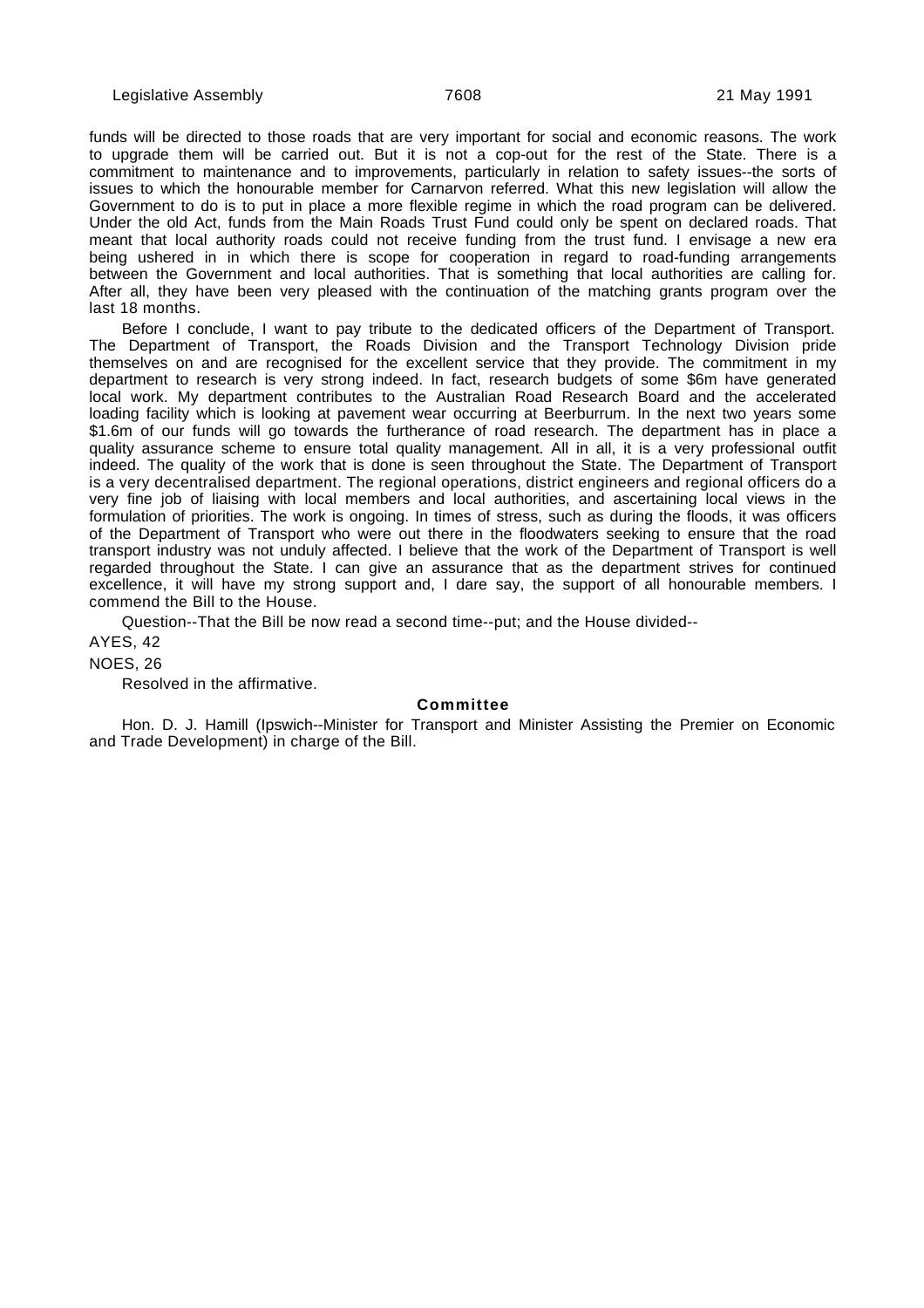funds will be directed to those roads that are very important for social and economic reasons. The work to upgrade them will be carried out. But it is not a cop-out for the rest of the State. There is a commitment to maintenance and to improvements, particularly in relation to safety issues--the sorts of issues to which the honourable member for Carnarvon referred. What this new legislation will allow the Government to do is to put in place a more flexible regime in which the road program can be delivered. Under the old Act, funds from the Main Roads Trust Fund could only be spent on declared roads. That meant that local authority roads could not receive funding from the trust fund. I envisage a new era being ushered in in which there is scope for cooperation in regard to road-funding arrangements between the Government and local authorities. That is something that local authorities are calling for. After all, they have been very pleased with the continuation of the matching grants program over the last 18 months.

Before I conclude, I want to pay tribute to the dedicated officers of the Department of Transport. The Department of Transport, the Roads Division and the Transport Technology Division pride themselves on and are recognised for the excellent service that they provide. The commitment in my department to research is very strong indeed. In fact, research budgets of some $6m have generated local work. My department contributes to the Australian Road Research Board and the accelerated loading facility which is looking at pavement wear occurring at Beerburrum. In the next two years some $1.6m of our funds will go towards the furtherance of road research. The department has in place a quality assurance scheme to ensure total quality management. All in all, it is a very professional outfit indeed. The quality of the work that is done is seen throughout the State. The Department of Transport is a very decentralised department. The regional operations, district engineers and regional officers do a very fine job of liaising with local members and local authorities, and ascertaining local views in the formulation of priorities. The work is ongoing. In times of stress, such as during the floods, it was officers of the Department of Transport who were out there in the floodwaters seeking to ensure that the road transport industry was not unduly affected. I believe that the work of the Department of Transport is well regarded throughout the State. I can give an assurance that as the department strives for continued excellence, it will have my strong support and, I dare say, the support of all honourable members. I commend the Bill to the House.

Question--That the Bill be now read a second time--put; and the House divided--

AYES, 42

NOES, 26

Resolved in the affirmative.

## Committee

Hon. D. J. Hamill (Ipswich--Minister for Transport and Minister Assisting the Premier on Economic and Trade Development) in charge of the Bill.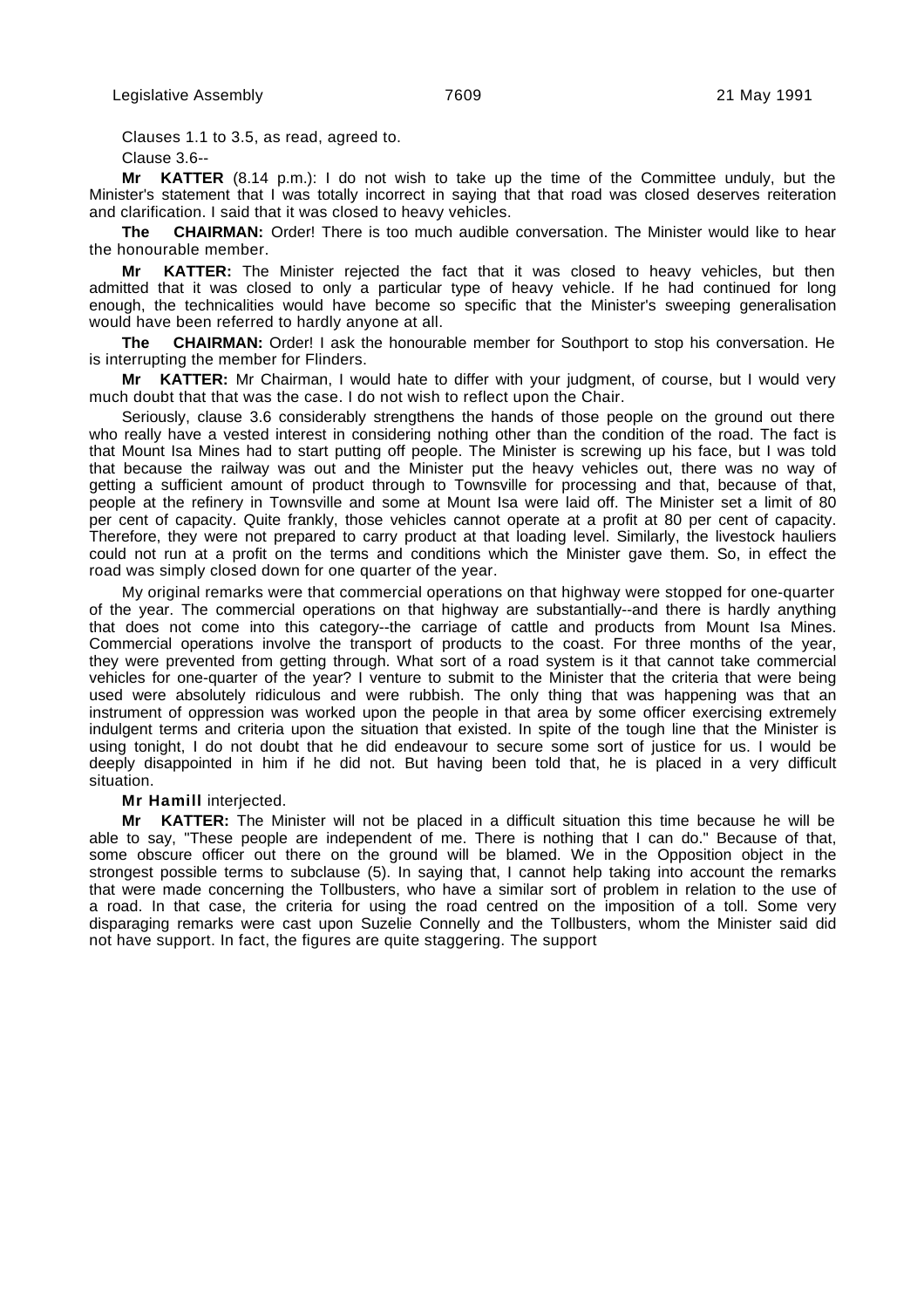Clauses 1.1 to 3.5, as read, agreed to.

Clause 3.6--

**Mr KATTER** (8.14 p.m.): I do not wish to take up the time of the Committee unduly, but the Minister's statement that I was totally incorrect in saying that that road was closed deserves reiteration and clarification. I said that it was closed to heavy vehicles.

**The CHAIRMAN:** Order! There is too much audible conversation. The Minister would like to hear the honourable member.

**Mr KATTER:** The Minister rejected the fact that it was closed to heavy vehicles, but then admitted that it was closed to only a particular type of heavy vehicle. If he had continued for long enough, the technicalities would have become so specific that the Minister's sweeping generalisation would have been referred to hardly anyone at all.

**The CHAIRMAN:** Order! I ask the honourable member for Southport to stop his conversation. He is interrupting the member for Flinders.

**Mr KATTER:** Mr Chairman, I would hate to differ with your judgment, of course, but I would very much doubt that that was the case. I do not wish to reflect upon the Chair.

Seriously, clause 3.6 considerably strengthens the hands of those people on the ground out there who really have a vested interest in considering nothing other than the condition of the road. The fact is that Mount Isa Mines had to start putting off people. The Minister is screwing up his face, but I was told that because the railway was out and the Minister put the heavy vehicles out, there was no way of getting a sufficient amount of product through to Townsville for processing and that, because of that, people at the refinery in Townsville and some at Mount Isa were laid off. The Minister set a limit of 80 per cent of capacity. Quite frankly, those vehicles cannot operate at a profit at 80 per cent of capacity. Therefore, they were not prepared to carry product at that loading level. Similarly, the livestock hauliers could not run at a profit on the terms and conditions which the Minister gave them. So, in effect the road was simply closed down for one quarter of the year.

My original remarks were that commercial operations on that highway were stopped for one-quarter of the year. The commercial operations on that highway are substantially--and there is hardly anything that does not come into this category--the carriage of cattle and products from Mount Isa Mines. Commercial operations involve the transport of products to the coast. For three months of the year, they were prevented from getting through. What sort of a road system is it that cannot take commercial vehicles for one-quarter of the year? I venture to submit to the Minister that the criteria that were being used were absolutely ridiculous and were rubbish. The only thing that was happening was that an instrument of oppression was worked upon the people in that area by some officer exercising extremely indulgent terms and criteria upon the situation that existed. In spite of the tough line that the Minister is using tonight, I do not doubt that he did endeavour to secure some sort of justice for us. I would be deeply disappointed in him if he did not. But having been told that, he is placed in a very difficult situation.

**Mr Hamill** interjected.

**Mr KATTER:** The Minister will not be placed in a difficult situation this time because he will be able to say, "These people are independent of me. There is nothing that I can do." Because of that, some obscure officer out there on the ground will be blamed. We in the Opposition object in the strongest possible terms to subclause (5). In saying that, I cannot help taking into account the remarks that were made concerning the Tollbusters, who have a similar sort of problem in relation to the use of a road. In that case, the criteria for using the road centred on the imposition of a toll. Some very disparaging remarks were cast upon Suzelie Connelly and the Tollbusters, whom the Minister said did not have support. In fact, the figures are quite staggering. The support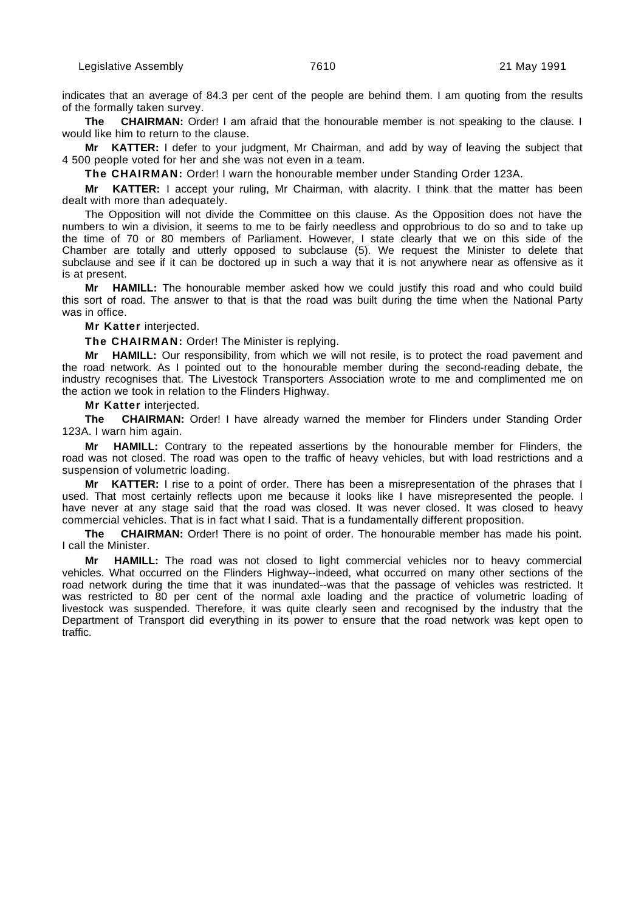indicates that an average of 84.3 per cent of the people are behind them. I am quoting from the results of the formally taken survey.

**The CHAIRMAN:** Order! I am afraid that the honourable member is not speaking to the clause. I would like him to return to the clause.

**Mr KATTER:** I defer to your judgment, Mr Chairman, and add by way of leaving the subject that 4 500 people voted for her and she was not even in a team.

**The CHAIRMAN:** Order! I warn the honourable member under Standing Order 123A.

**Mr KATTER:** I accept your ruling, Mr Chairman, with alacrity. I think that the matter has been dealt with more than adequately.

The Opposition will not divide the Committee on this clause. As the Opposition does not have the numbers to win a division, it seems to me to be fairly needless and opprobrious to do so and to take up the time of 70 or 80 members of Parliament. However, I state clearly that we on this side of the Chamber are totally and utterly opposed to subclause (5). We request the Minister to delete that subclause and see if it can be doctored up in such a way that it is not anywhere near as offensive as it is at present.

**Mr HAMILL:** The honourable member asked how we could justify this road and who could build this sort of road. The answer to that is that the road was built during the time when the National Party was in office.

**Mr Katter** interjected.

**The CHAIRMAN:** Order! The Minister is replying.

**Mr HAMILL:** Our responsibility, from which we will not resile, is to protect the road pavement and the road network. As I pointed out to the honourable member during the second-reading debate, the industry recognises that. The Livestock Transporters Association wrote to me and complimented me on the action we took in relation to the Flinders Highway.

**Mr Katter** interjected.

**The CHAIRMAN:** Order! I have already warned the member for Flinders under Standing Order 123A. I warn him again.

**Mr HAMILL:** Contrary to the repeated assertions by the honourable member for Flinders, the road was not closed. The road was open to the traffic of heavy vehicles, but with load restrictions and a suspension of volumetric loading.

**Mr KATTER:** I rise to a point of order. There has been a misrepresentation of the phrases that I used. That most certainly reflects upon me because it looks like I have misrepresented the people. I have never at any stage said that the road was closed. It was never closed. It was closed to heavy commercial vehicles. That is in fact what I said. That is a fundamentally different proposition.

**The CHAIRMAN:** Order! There is no point of order. The honourable member has made his point. I call the Minister.

**Mr HAMILL:** The road was not closed to light commercial vehicles nor to heavy commercial vehicles. What occurred on the Flinders Highway--indeed, what occurred on many other sections of the road network during the time that it was inundated--was that the passage of vehicles was restricted. It was restricted to 80 per cent of the normal axle loading and the practice of volumetric loading of livestock was suspended. Therefore, it was quite clearly seen and recognised by the industry that the Department of Transport did everything in its power to ensure that the road network was kept open to traffic.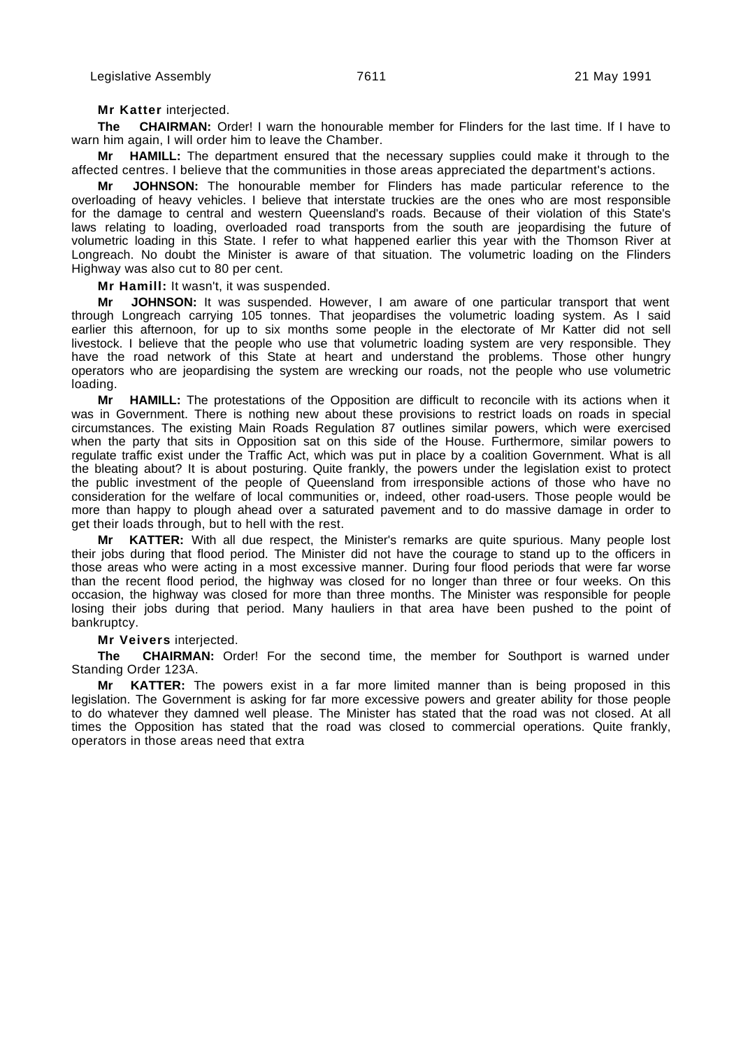**Mr Katter** interjected.

**The CHAIRMAN:** Order! I warn the honourable member for Flinders for the last time. If I have to warn him again, I will order him to leave the Chamber.

**Mr HAMILL:** The department ensured that the necessary supplies could make it through to the affected centres. I believe that the communities in those areas appreciated the department's actions.

**Mr JOHNSON:** The honourable member for Flinders has made particular reference to the overloading of heavy vehicles. I believe that interstate truckies are the ones who are most responsible for the damage to central and western Queensland's roads. Because of their violation of this State's laws relating to loading, overloaded road transports from the south are jeopardising the future of volumetric loading in this State. I refer to what happened earlier this year with the Thomson River at Longreach. No doubt the Minister is aware of that situation. The volumetric loading on the Flinders Highway was also cut to 80 per cent.

**Mr Hamill:** It wasn't, it was suspended.

**Mr JOHNSON:** It was suspended. However, I am aware of one particular transport that went through Longreach carrying 105 tonnes. That jeopardises the volumetric loading system. As I said earlier this afternoon, for up to six months some people in the electorate of Mr Katter did not sell livestock. I believe that the people who use that volumetric loading system are very responsible. They have the road network of this State at heart and understand the problems. Those other hungry operators who are jeopardising the system are wrecking our roads, not the people who use volumetric loading.

**Mr HAMILL:** The protestations of the Opposition are difficult to reconcile with its actions when it was in Government. There is nothing new about these provisions to restrict loads on roads in special circumstances. The existing Main Roads Regulation 87 outlines similar powers, which were exercised when the party that sits in Opposition sat on this side of the House. Furthermore, similar powers to regulate traffic exist under the Traffic Act, which was put in place by a coalition Government. What is all the bleating about? It is about posturing. Quite frankly, the powers under the legislation exist to protect the public investment of the people of Queensland from irresponsible actions of those who have no consideration for the welfare of local communities or, indeed, other road-users. Those people would be more than happy to plough ahead over a saturated pavement and to do massive damage in order to get their loads through, but to hell with the rest.

**Mr KATTER:** With all due respect, the Minister's remarks are quite spurious. Many people lost their jobs during that flood period. The Minister did not have the courage to stand up to the officers in those areas who were acting in a most excessive manner. During four flood periods that were far worse than the recent flood period, the highway was closed for no longer than three or four weeks. On this occasion, the highway was closed for more than three months. The Minister was responsible for people losing their jobs during that period. Many hauliers in that area have been pushed to the point of bankruptcy.

**Mr Veivers** interjected.

**The CHAIRMAN:** Order! For the second time, the member for Southport is warned under Standing Order 123A.

**Mr KATTER:** The powers exist in a far more limited manner than is being proposed in this legislation. The Government is asking for far more excessive powers and greater ability for those people to do whatever they damned well please. The Minister has stated that the road was not closed. At all times the Opposition has stated that the road was closed to commercial operations. Quite frankly, operators in those areas need that extra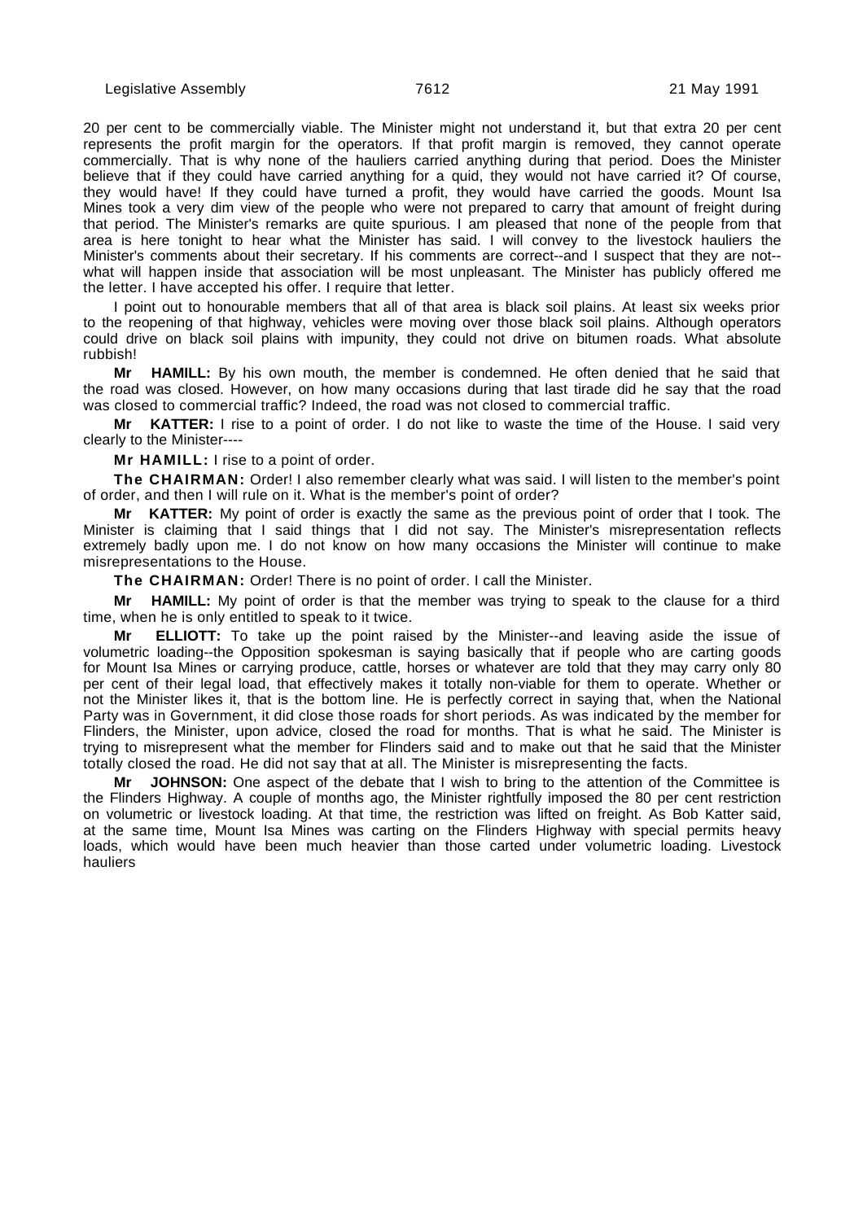20 per cent to be commercially viable. The Minister might not understand it, but that extra 20 per cent represents the profit margin for the operators. If that profit margin is removed, they cannot operate commercially. That is why none of the hauliers carried anything during that period. Does the Minister believe that if they could have carried anything for a quid, they would not have carried it? Of course, they would have! If they could have turned a profit, they would have carried the goods. Mount Isa Mines took a very dim view of the people who were not prepared to carry that amount of freight during that period. The Minister's remarks are quite spurious. I am pleased that none of the people from that area is here tonight to hear what the Minister has said. I will convey to the livestock hauliers the Minister's comments about their secretary. If his comments are correct--and I suspect that they are not--what will happen inside that association will be most unpleasant. The Minister has publicly offered me the letter. I have accepted his offer. I require that letter.

I point out to honourable members that all of that area is black soil plains. At least six weeks prior to the reopening of that highway, vehicles were moving over those black soil plains. Although operators could drive on black soil plains with impunity, they could not drive on bitumen roads. What absolute rubbish!

**Mr HAMILL:** By his own mouth, the member is condemned. He often denied that he said that the road was closed. However, on how many occasions during that last tirade did he say that the road was closed to commercial traffic? Indeed, the road was not closed to commercial traffic.

**Mr KATTER:** I rise to a point of order. I do not like to waste the time of the House. I said very clearly to the Minister----

**Mr HAMILL:** I rise to a point of order.

**The CHAIRMAN:** Order! I also remember clearly what was said. I will listen to the member's point of order, and then I will rule on it. What is the member's point of order?

**Mr KATTER:** My point of order is exactly the same as the previous point of order that I took. The Minister is claiming that I said things that I did not say. The Minister's misrepresentation reflects extremely badly upon me. I do not know on how many occasions the Minister will continue to make misrepresentations to the House.

**The CHAIRMAN:** Order! There is no point of order. I call the Minister.

**Mr HAMILL:** My point of order is that the member was trying to speak to the clause for a third time, when he is only entitled to speak to it twice.

**Mr ELLIOTT:** To take up the point raised by the Minister--and leaving aside the issue of volumetric loading--the Opposition spokesman is saying basically that if people who are carting goods for Mount Isa Mines or carrying produce, cattle, horses or whatever are told that they may carry only 80 per cent of their legal load, that effectively makes it totally non-viable for them to operate. Whether or not the Minister likes it, that is the bottom line. He is perfectly correct in saying that, when the National Party was in Government, it did close those roads for short periods. As was indicated by the member for Flinders, the Minister, upon advice, closed the road for months. That is what he said. The Minister is trying to misrepresent what the member for Flinders said and to make out that he said that the Minister totally closed the road. He did not say that at all. The Minister is misrepresenting the facts.

**Mr JOHNSON:** One aspect of the debate that I wish to bring to the attention of the Committee is the Flinders Highway. A couple of months ago, the Minister rightfully imposed the 80 per cent restriction on volumetric or livestock loading. At that time, the restriction was lifted on freight. As Bob Katter said, at the same time, Mount Isa Mines was carting on the Flinders Highway with special permits heavy loads, which would have been much heavier than those carted under volumetric loading. Livestock hauliers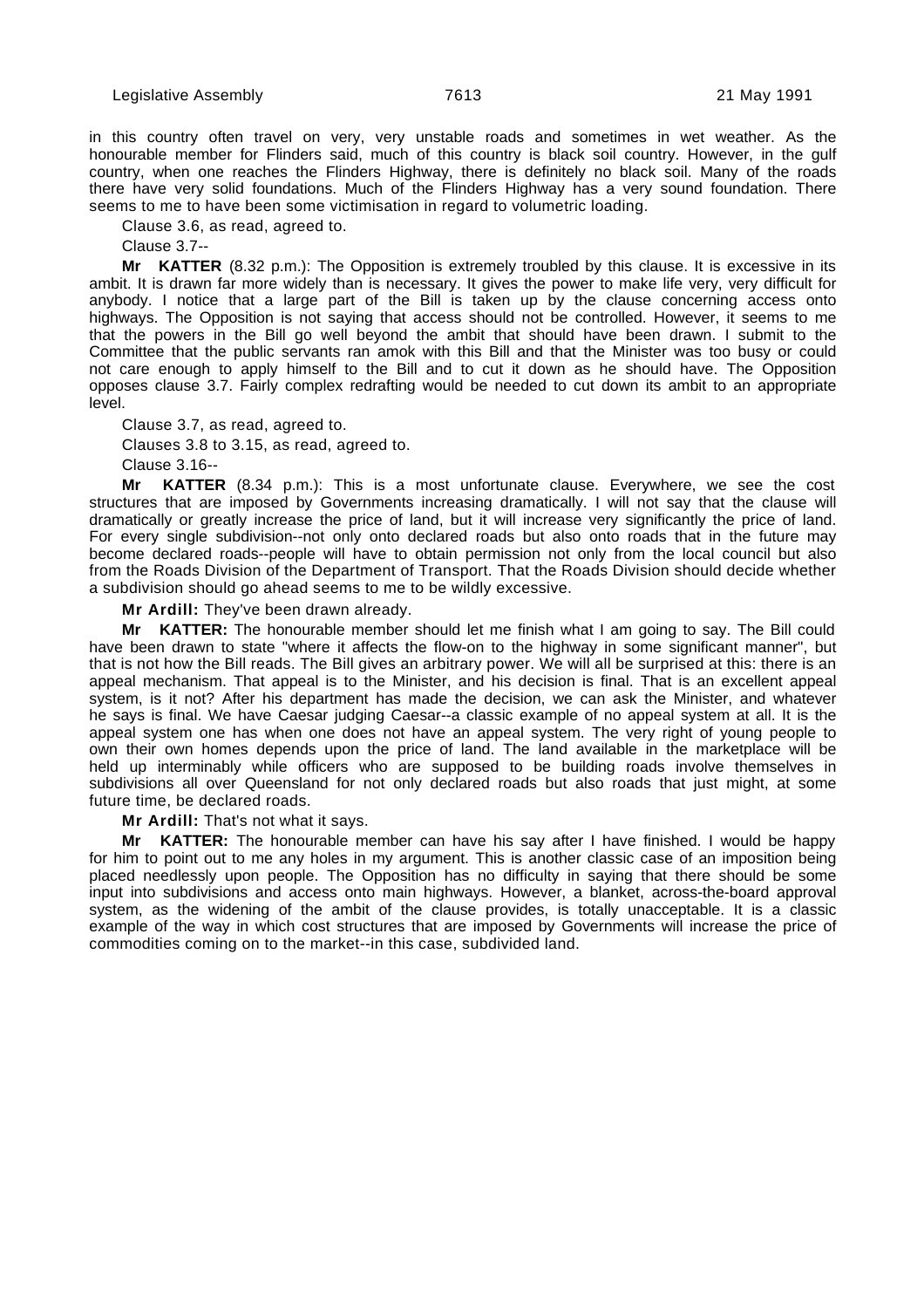in this country often travel on very, very unstable roads and sometimes in wet weather. As the honourable member for Flinders said, much of this country is black soil country. However, in the gulf country, when one reaches the Flinders Highway, there is definitely no black soil. Many of the roads there have very solid foundations. Much of the Flinders Highway has a very sound foundation. There seems to me to have been some victimisation in regard to volumetric loading.

Clause 3.6, as read, agreed to.

Clause 3.7--

**Mr KATTER** (8.32 p.m.): The Opposition is extremely troubled by this clause. It is excessive in its ambit. It is drawn far more widely than is necessary. It gives the power to make life very, very difficult for anybody. I notice that a large part of the Bill is taken up by the clause concerning access onto highways. The Opposition is not saying that access should not be controlled. However, it seems to me that the powers in the Bill go well beyond the ambit that should have been drawn. I submit to the Committee that the public servants ran amok with this Bill and that the Minister was too busy or could not care enough to apply himself to the Bill and to cut it down as he should have. The Opposition opposes clause 3.7. Fairly complex redrafting would be needed to cut down its ambit to an appropriate level.

Clause 3.7, as read, agreed to.

Clauses 3.8 to 3.15, as read, agreed to.

Clause 3.16--

**Mr KATTER** (8.34 p.m.): This is a most unfortunate clause. Everywhere, we see the cost structures that are imposed by Governments increasing dramatically. I will not say that the clause will dramatically or greatly increase the price of land, but it will increase very significantly the price of land. For every single subdivision--not only onto declared roads but also onto roads that in the future may become declared roads--people will have to obtain permission not only from the local council but also from the Roads Division of the Department of Transport. That the Roads Division should decide whether a subdivision should go ahead seems to me to be wildly excessive.

**Mr Ardill:** They've been drawn already.

**Mr KATTER:** The honourable member should let me finish what I am going to say. The Bill could have been drawn to state "where it affects the flow-on to the highway in some significant manner", but that is not how the Bill reads. The Bill gives an arbitrary power. We will all be surprised at this: there is an appeal mechanism. That appeal is to the Minister, and his decision is final. That is an excellent appeal system, is it not? After his department has made the decision, we can ask the Minister, and whatever he says is final. We have Caesar judging Caesar--a classic example of no appeal system at all. It is the appeal system one has when one does not have an appeal system. The very right of young people to own their own homes depends upon the price of land. The land available in the marketplace will be held up interminably while officers who are supposed to be building roads involve themselves in subdivisions all over Queensland for not only declared roads but also roads that just might, at some future time, be declared roads.

**Mr Ardill:** That's not what it says.

**Mr KATTER:** The honourable member can have his say after I have finished. I would be happy for him to point out to me any holes in my argument. This is another classic case of an imposition being placed needlessly upon people. The Opposition has no difficulty in saying that there should be some input into subdivisions and access onto main highways. However, a blanket, across-the-board approval system, as the widening of the ambit of the clause provides, is totally unacceptable. It is a classic example of the way in which cost structures that are imposed by Governments will increase the price of commodities coming on to the market--in this case, subdivided land.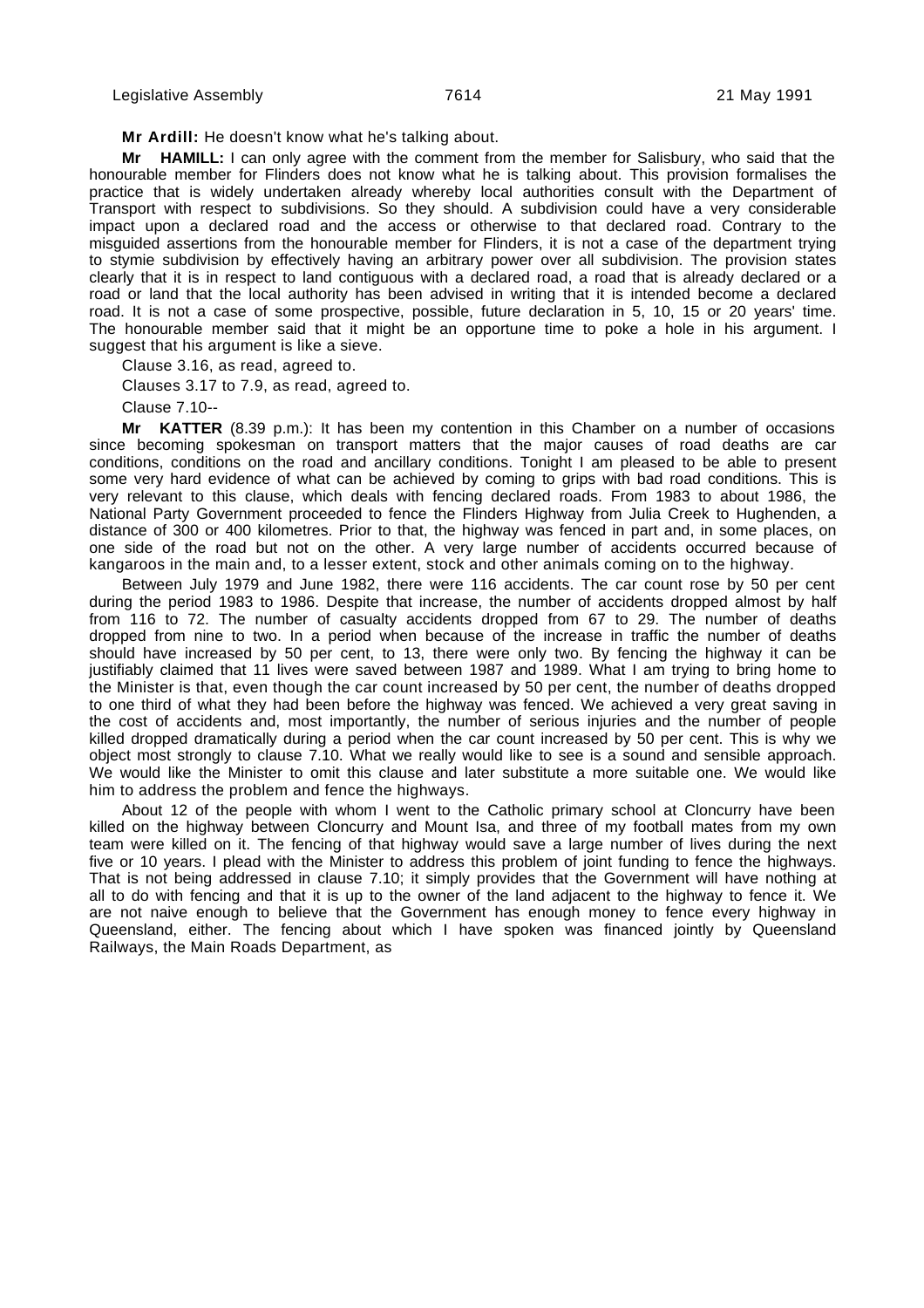**Mr Ardill:** He doesn't know what he's talking about.

**Mr HAMILL:** I can only agree with the comment from the member for Salisbury, who said that the honourable member for Flinders does not know what he is talking about. This provision formalises the practice that is widely undertaken already whereby local authorities consult with the Department of Transport with respect to subdivisions. So they should. A subdivision could have a very considerable impact upon a declared road and the access or otherwise to that declared road. Contrary to the misguided assertions from the honourable member for Flinders, it is not a case of the department trying to stymie subdivision by effectively having an arbitrary power over all subdivision. The provision states clearly that it is in respect to land contiguous with a declared road, a road that is already declared or a road or land that the local authority has been advised in writing that it is intended become a declared road. It is not a case of some prospective, possible, future declaration in 5, 10, 15 or 20 years' time. The honourable member said that it might be an opportune time to poke a hole in his argument. I suggest that his argument is like a sieve.

Clause 3.16, as read, agreed to.

Clauses 3.17 to 7.9, as read, agreed to.

Clause 7.10--

**Mr KATTER** (8.39 p.m.): It has been my contention in this Chamber on a number of occasions since becoming spokesman on transport matters that the major causes of road deaths are car conditions, conditions on the road and ancillary conditions. Tonight I am pleased to be able to present some very hard evidence of what can be achieved by coming to grips with bad road conditions. This is very relevant to this clause, which deals with fencing declared roads. From 1983 to about 1986, the National Party Government proceeded to fence the Flinders Highway from Julia Creek to Hughenden, a distance of 300 or 400 kilometres. Prior to that, the highway was fenced in part and, in some places, on one side of the road but not on the other. A very large number of accidents occurred because of kangaroos in the main and, to a lesser extent, stock and other animals coming on to the highway.

Between July 1979 and June 1982, there were 116 accidents. The car count rose by 50 per cent during the period 1983 to 1986. Despite that increase, the number of accidents dropped almost by half from 116 to 72. The number of casualty accidents dropped from 67 to 29. The number of deaths dropped from nine to two. In a period when because of the increase in traffic the number of deaths should have increased by 50 per cent, to 13, there were only two. By fencing the highway it can be justifiably claimed that 11 lives were saved between 1987 and 1989. What I am trying to bring home to the Minister is that, even though the car count increased by 50 per cent, the number of deaths dropped to one third of what they had been before the highway was fenced. We achieved a very great saving in the cost of accidents and, most importantly, the number of serious injuries and the number of people killed dropped dramatically during a period when the car count increased by 50 per cent. This is why we object most strongly to clause 7.10. What we really would like to see is a sound and sensible approach. We would like the Minister to omit this clause and later substitute a more suitable one. We would like him to address the problem and fence the highways.

About 12 of the people with whom I went to the Catholic primary school at Cloncurry have been killed on the highway between Cloncurry and Mount Isa, and three of my football mates from my own team were killed on it. The fencing of that highway would save a large number of lives during the next five or 10 years. I plead with the Minister to address this problem of joint funding to fence the highways. That is not being addressed in clause 7.10; it simply provides that the Government will have nothing at all to do with fencing and that it is up to the owner of the land adjacent to the highway to fence it. We are not naive enough to believe that the Government has enough money to fence every highway in Queensland, either. The fencing about which I have spoken was financed jointly by Queensland Railways, the Main Roads Department, as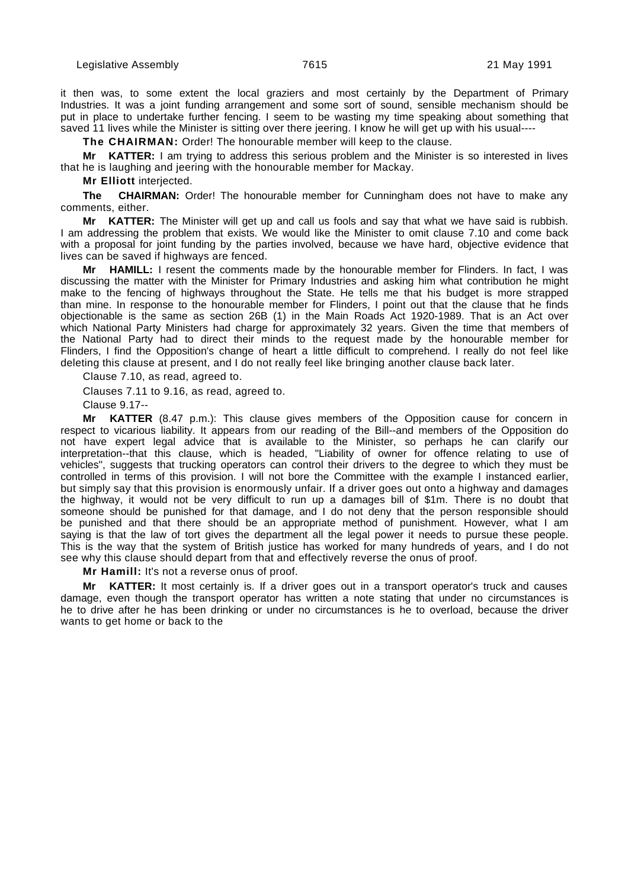it then was, to some extent the local graziers and most certainly by the Department of Primary Industries. It was a joint funding arrangement and some sort of sound, sensible mechanism should be put in place to undertake further fencing. I seem to be wasting my time speaking about something that saved 11 lives while the Minister is sitting over there jeering. I know he will get up with his usual----

**The CHAIRMAN:** Order! The honourable member will keep to the clause.

**Mr KATTER:** I am trying to address this serious problem and the Minister is so interested in lives that he is laughing and jeering with the honourable member for Mackay.

**Mr Elliott** interjected.

**The CHAIRMAN:** Order! The honourable member for Cunningham does not have to make any comments, either.

**Mr KATTER:** The Minister will get up and call us fools and say that what we have said is rubbish. I am addressing the problem that exists. We would like the Minister to omit clause 7.10 and come back with a proposal for joint funding by the parties involved, because we have hard, objective evidence that lives can be saved if highways are fenced.

**Mr HAMILL:** I resent the comments made by the honourable member for Flinders. In fact, I was discussing the matter with the Minister for Primary Industries and asking him what contribution he might make to the fencing of highways throughout the State. He tells me that his budget is more strapped than mine. In response to the honourable member for Flinders, I point out that the clause that he finds objectionable is the same as section 26B (1) in the Main Roads Act 1920-1989. That is an Act over which National Party Ministers had charge for approximately 32 years. Given the time that members of the National Party had to direct their minds to the request made by the honourable member for Flinders, I find the Opposition's change of heart a little difficult to comprehend. I really do not feel like deleting this clause at present, and I do not really feel like bringing another clause back later.

Clause 7.10, as read, agreed to.

Clauses 7.11 to 9.16, as read, agreed to.

Clause 9.17--

**Mr KATTER** (8.47 p.m.): This clause gives members of the Opposition cause for concern in respect to vicarious liability. It appears from our reading of the Bill--and members of the Opposition do not have expert legal advice that is available to the Minister, so perhaps he can clarify our interpretation--that this clause, which is headed, "Liability of owner for offence relating to use of vehicles", suggests that trucking operators can control their drivers to the degree to which they must be controlled in terms of this provision. I will not bore the Committee with the example I instanced earlier, but simply say that this provision is enormously unfair. If a driver goes out onto a highway and damages the highway, it would not be very difficult to run up a damages bill of $1m. There is no doubt that someone should be punished for that damage, and I do not deny that the person responsible should be punished and that there should be an appropriate method of punishment. However, what I am saying is that the law of tort gives the department all the legal power it needs to pursue these people. This is the way that the system of British justice has worked for many hundreds of years, and I do not see why this clause should depart from that and effectively reverse the onus of proof.

**Mr Hamill:** It's not a reverse onus of proof.

**Mr KATTER:** It most certainly is. If a driver goes out in a transport operator's truck and causes damage, even though the transport operator has written a note stating that under no circumstances is he to drive after he has been drinking or under no circumstances is he to overload, because the driver wants to get home or back to the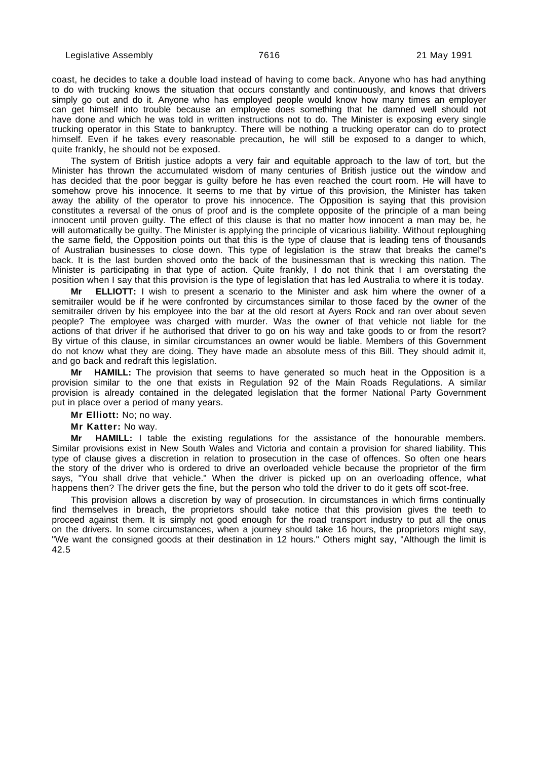coast, he decides to take a double load instead of having to come back. Anyone who has had anything to do with trucking knows the situation that occurs constantly and continuously, and knows that drivers simply go out and do it. Anyone who has employed people would know how many times an employer can get himself into trouble because an employee does something that he damned well should not have done and which he was told in written instructions not to do. The Minister is exposing every single trucking operator in this State to bankruptcy. There will be nothing a trucking operator can do to protect himself. Even if he takes every reasonable precaution, he will still be exposed to a danger to which, quite frankly, he should not be exposed.

The system of British justice adopts a very fair and equitable approach to the law of tort, but the Minister has thrown the accumulated wisdom of many centuries of British justice out the window and has decided that the poor beggar is guilty before he has even reached the court room. He will have to somehow prove his innocence. It seems to me that by virtue of this provision, the Minister has taken away the ability of the operator to prove his innocence. The Opposition is saying that this provision constitutes a reversal of the onus of proof and is the complete opposite of the principle of a man being innocent until proven guilty. The effect of this clause is that no matter how innocent a man may be, he will automatically be guilty. The Minister is applying the principle of vicarious liability. Without reploughing the same field, the Opposition points out that this is the type of clause that is leading tens of thousands of Australian businesses to close down. This type of legislation is the straw that breaks the camel's back. It is the last burden shoved onto the back of the businessman that is wrecking this nation. The Minister is participating in that type of action. Quite frankly, I do not think that I am overstating the position when I say that this provision is the type of legislation that has led Australia to where it is today.

**Mr ELLIOTT:** I wish to present a scenario to the Minister and ask him where the owner of a semitrailer would be if he were confronted by circumstances similar to those faced by the owner of the semitrailer driven by his employee into the bar at the old resort at Ayers Rock and ran over about seven people? The employee was charged with murder. Was the owner of that vehicle not liable for the actions of that driver if he authorised that driver to go on his way and take goods to or from the resort? By virtue of this clause, in similar circumstances an owner would be liable. Members of this Government do not know what they are doing. They have made an absolute mess of this Bill. They should admit it, and go back and redraft this legislation.

**Mr HAMILL:** The provision that seems to have generated so much heat in the Opposition is a provision similar to the one that exists in Regulation 92 of the Main Roads Regulations. A similar provision is already contained in the delegated legislation that the former National Party Government put in place over a period of many years.

**Mr Elliott:** No; no way.

**Mr Katter:** No way.

**Mr HAMILL:** I table the existing regulations for the assistance of the honourable members. Similar provisions exist in New South Wales and Victoria and contain a provision for shared liability. This type of clause gives a discretion in relation to prosecution in the case of offences. So often one hears the story of the driver who is ordered to drive an overloaded vehicle because the proprietor of the firm says, "You shall drive that vehicle." When the driver is picked up on an overloading offence, what happens then? The driver gets the fine, but the person who told the driver to do it gets off scot-free.

This provision allows a discretion by way of prosecution. In circumstances in which firms continually find themselves in breach, the proprietors should take notice that this provision gives the teeth to proceed against them. It is simply not good enough for the road transport industry to put all the onus on the drivers. In some circumstances, when a journey should take 16 hours, the proprietors might say, "We want the consigned goods at their destination in 12 hours." Others might say, "Although the limit is 42.5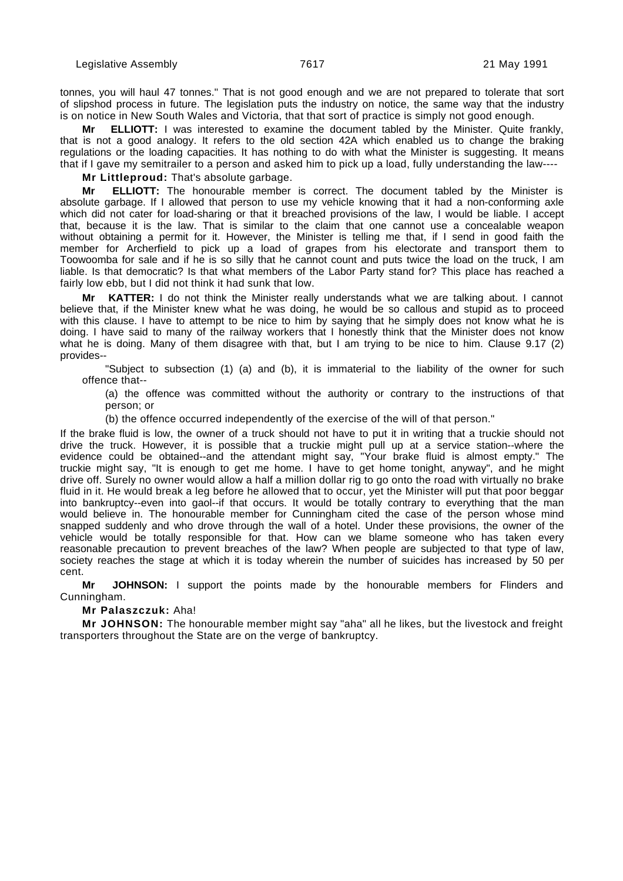tonnes, you will haul 47 tonnes." That is not good enough and we are not prepared to tolerate that sort of slipshod process in future. The legislation puts the industry on notice, the same way that the industry is on notice in New South Wales and Victoria, that that sort of practice is simply not good enough.

**Mr ELLIOTT:** I was interested to examine the document tabled by the Minister. Quite frankly, that is not a good analogy. It refers to the old section 42A which enabled us to change the braking regulations or the loading capacities. It has nothing to do with what the Minister is suggesting. It means that if I gave my semitrailer to a person and asked him to pick up a load, fully understanding the law----

**Mr Littleproud:** That's absolute garbage.

**Mr ELLIOTT:** The honourable member is correct. The document tabled by the Minister is absolute garbage. If I allowed that person to use my vehicle knowing that it had a non-conforming axle which did not cater for load-sharing or that it breached provisions of the law, I would be liable. I accept that, because it is the law. That is similar to the claim that one cannot use a concealable weapon without obtaining a permit for it. However, the Minister is telling me that, if I send in good faith the member for Archerfield to pick up a load of grapes from his electorate and transport them to Toowoomba for sale and if he is so silly that he cannot count and puts twice the load on the truck, I am liable. Is that democratic? Is that what members of the Labor Party stand for? This place has reached a fairly low ebb, but I did not think it had sunk that low.

**Mr KATTER:** I do not think the Minister really understands what we are talking about. I cannot believe that, if the Minister knew what he was doing, he would be so callous and stupid as to proceed with this clause. I have to attempt to be nice to him by saying that he simply does not know what he is doing. I have said to many of the railway workers that I honestly think that the Minister does not know what he is doing. Many of them disagree with that, but I am trying to be nice to him. Clause 9.17 (2) provides--

> "Subject to subsection (1) (a) and (b), it is immaterial to the liability of the owner for such offence that--
>
> (a) the offence was committed without the authority or contrary to the instructions of that person; or
>
> (b) the offence occurred independently of the exercise of the will of that person."

If the brake fluid is low, the owner of a truck should not have to put it in writing that a truckie should not drive the truck. However, it is possible that a truckie might pull up at a service station--where the evidence could be obtained--and the attendant might say, "Your brake fluid is almost empty." The truckie might say, "It is enough to get me home. I have to get home tonight, anyway", and he might drive off. Surely no owner would allow a half a million dollar rig to go onto the road with virtually no brake fluid in it. He would break a leg before he allowed that to occur, yet the Minister will put that poor beggar into bankruptcy--even into gaol--if that occurs. It would be totally contrary to everything that the man would believe in. The honourable member for Cunningham cited the case of the person whose mind snapped suddenly and who drove through the wall of a hotel. Under these provisions, the owner of the vehicle would be totally responsible for that. How can we blame someone who has taken every reasonable precaution to prevent breaches of the law? When people are subjected to that type of law, society reaches the stage at which it is today wherein the number of suicides has increased by 50 per cent.

**Mr JOHNSON:** I support the points made by the honourable members for Flinders and Cunningham.

**Mr Palaszczuk:** Aha!

**Mr JOHNSON:** The honourable member might say "aha" all he likes, but the livestock and freight transporters throughout the State are on the verge of bankruptcy.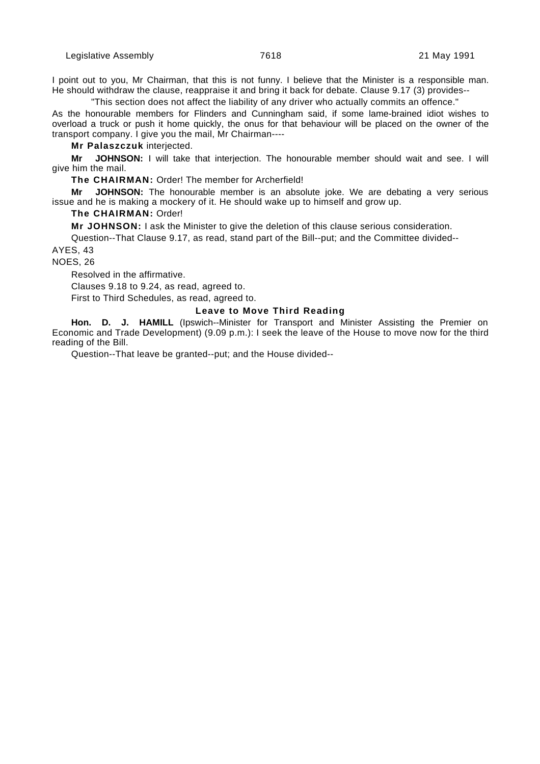I point out to you, Mr Chairman, that this is not funny. I believe that the Minister is a responsible man. He should withdraw the clause, reappraise it and bring it back for debate. Clause 9.17 (3) provides--

"This section does not affect the liability of any driver who actually commits an offence."

As the honourable members for Flinders and Cunningham said, if some lame-brained idiot wishes to overload a truck or push it home quickly, the onus for that behaviour will be placed on the owner of the transport company. I give you the mail, Mr Chairman----

**Mr Palaszczuk** interjected.

**Mr JOHNSON:** I will take that interjection. The honourable member should wait and see. I will give him the mail.

**The CHAIRMAN:** Order! The member for Archerfield!

**Mr JOHNSON:** The honourable member is an absolute joke. We are debating a very serious issue and he is making a mockery of it. He should wake up to himself and grow up.

**The CHAIRMAN:** Order!

**Mr JOHNSON:** I ask the Minister to give the deletion of this clause serious consideration.

Question--That Clause 9.17, as read, stand part of the Bill--put; and the Committee divided--

AYES, 43

NOES, 26

Resolved in the affirmative.

Clauses 9.18 to 9.24, as read, agreed to.

First to Third Schedules, as read, agreed to.

### Leave to Move Third Reading

**Hon. D. J. HAMILL** (Ipswich--Minister for Transport and Minister Assisting the Premier on Economic and Trade Development) (9.09 p.m.): I seek the leave of the House to move now for the third reading of the Bill.

Question--That leave be granted--put; and the House divided--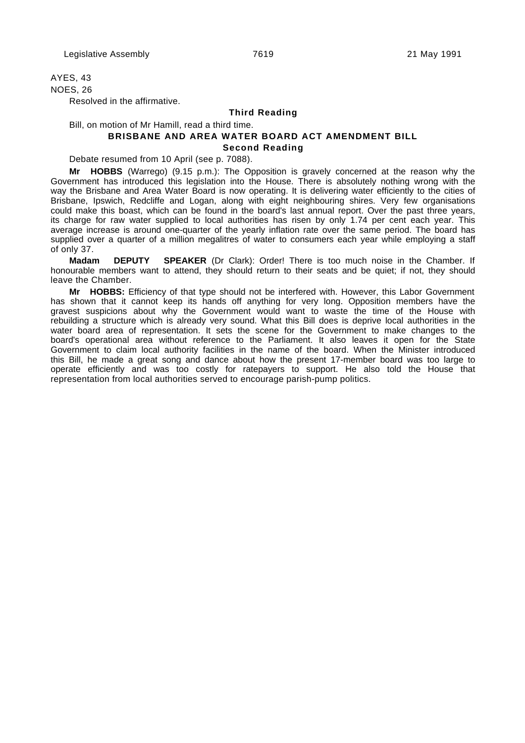AYES, 43

NOES, 26

Resolved in the affirmative.

### Third Reading

Bill, on motion of Mr Hamill, read a third time.

## BRISBANE AND AREA WATER BOARD ACT AMENDMENT BILL

### Second Reading

Debate resumed from 10 April (see p. 7088).

**Mr HOBBS** (Warrego) (9.15 p.m.): The Opposition is gravely concerned at the reason why the Government has introduced this legislation into the House. There is absolutely nothing wrong with the way the Brisbane and Area Water Board is now operating. It is delivering water efficiently to the cities of Brisbane, Ipswich, Redcliffe and Logan, along with eight neighbouring shires. Very few organisations could make this boast, which can be found in the board's last annual report. Over the past three years, its charge for raw water supplied to local authorities has risen by only 1.74 per cent each year. This average increase is around one-quarter of the yearly inflation rate over the same period. The board has supplied over a quarter of a million megalitres of water to consumers each year while employing a staff of only 37.

**Madam DEPUTY SPEAKER** (Dr Clark): Order! There is too much noise in the Chamber. If honourable members want to attend, they should return to their seats and be quiet; if not, they should leave the Chamber.

**Mr HOBBS:** Efficiency of that type should not be interfered with. However, this Labor Government has shown that it cannot keep its hands off anything for very long. Opposition members have the gravest suspicions about why the Government would want to waste the time of the House with rebuilding a structure which is already very sound. What this Bill does is deprive local authorities in the water board area of representation. It sets the scene for the Government to make changes to the board's operational area without reference to the Parliament. It also leaves it open for the State Government to claim local authority facilities in the name of the board. When the Minister introduced this Bill, he made a great song and dance about how the present 17-member board was too large to operate efficiently and was too costly for ratepayers to support. He also told the House that representation from local authorities served to encourage parish-pump politics.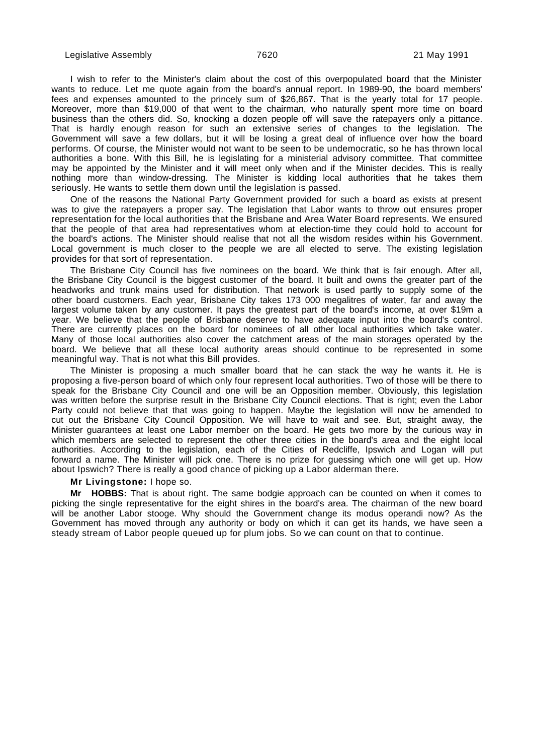I wish to refer to the Minister's claim about the cost of this overpopulated board that the Minister wants to reduce. Let me quote again from the board's annual report. In 1989-90, the board members' fees and expenses amounted to the princely sum of $26,867. That is the yearly total for 17 people. Moreover, more than $19,000 of that went to the chairman, who naturally spent more time on board business than the others did. So, knocking a dozen people off will save the ratepayers only a pittance. That is hardly enough reason for such an extensive series of changes to the legislation. The Government will save a few dollars, but it will be losing a great deal of influence over how the board performs. Of course, the Minister would not want to be seen to be undemocratic, so he has thrown local authorities a bone. With this Bill, he is legislating for a ministerial advisory committee. That committee may be appointed by the Minister and it will meet only when and if the Minister decides. This is really nothing more than window-dressing. The Minister is kidding local authorities that he takes them seriously. He wants to settle them down until the legislation is passed.

One of the reasons the National Party Government provided for such a board as exists at present was to give the ratepayers a proper say. The legislation that Labor wants to throw out ensures proper representation for the local authorities that the Brisbane and Area Water Board represents. We ensured that the people of that area had representatives whom at election-time they could hold to account for the board's actions. The Minister should realise that not all the wisdom resides within his Government. Local government is much closer to the people we are all elected to serve. The existing legislation provides for that sort of representation.

The Brisbane City Council has five nominees on the board. We think that is fair enough. After all, the Brisbane City Council is the biggest customer of the board. It built and owns the greater part of the headworks and trunk mains used for distribution. That network is used partly to supply some of the other board customers. Each year, Brisbane City takes 173 000 megalitres of water, far and away the largest volume taken by any customer. It pays the greatest part of the board's income, at over $19m a year. We believe that the people of Brisbane deserve to have adequate input into the board's control. There are currently places on the board for nominees of all other local authorities which take water. Many of those local authorities also cover the catchment areas of the main storages operated by the board. We believe that all these local authority areas should continue to be represented in some meaningful way. That is not what this Bill provides.

The Minister is proposing a much smaller board that he can stack the way he wants it. He is proposing a five-person board of which only four represent local authorities. Two of those will be there to speak for the Brisbane City Council and one will be an Opposition member. Obviously, this legislation was written before the surprise result in the Brisbane City Council elections. That is right; even the Labor Party could not believe that that was going to happen. Maybe the legislation will now be amended to cut out the Brisbane City Council Opposition. We will have to wait and see. But, straight away, the Minister guarantees at least one Labor member on the board. He gets two more by the curious way in which members are selected to represent the other three cities in the board's area and the eight local authorities. According to the legislation, each of the Cities of Redcliffe, Ipswich and Logan will put forward a name. The Minister will pick one. There is no prize for guessing which one will get up. How about Ipswich? There is really a good chance of picking up a Labor alderman there.

**Mr Livingstone:** I hope so.

**Mr HOBBS:** That is about right. The same bodgie approach can be counted on when it comes to picking the single representative for the eight shires in the board's area. The chairman of the new board will be another Labor stooge. Why should the Government change its modus operandi now? As the Government has moved through any authority or body on which it can get its hands, we have seen a steady stream of Labor people queued up for plum jobs. So we can count on that to continue.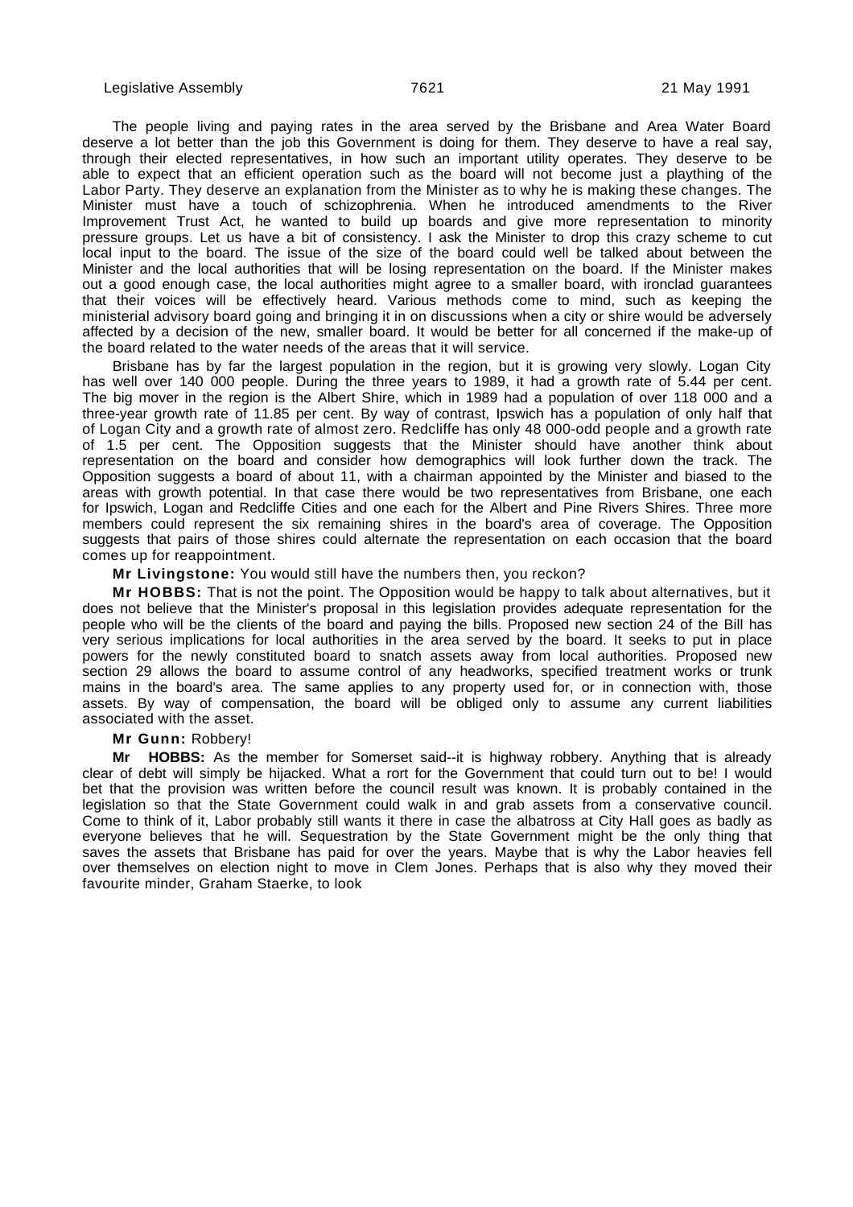The people living and paying rates in the area served by the Brisbane and Area Water Board deserve a lot better than the job this Government is doing for them. They deserve to have a real say, through their elected representatives, in how such an important utility operates. They deserve to be able to expect that an efficient operation such as the board will not become just a plaything of the Labor Party. They deserve an explanation from the Minister as to why he is making these changes. The Minister must have a touch of schizophrenia. When he introduced amendments to the River Improvement Trust Act, he wanted to build up boards and give more representation to minority pressure groups. Let us have a bit of consistency. I ask the Minister to drop this crazy scheme to cut local input to the board. The issue of the size of the board could well be talked about between the Minister and the local authorities that will be losing representation on the board. If the Minister makes out a good enough case, the local authorities might agree to a smaller board, with ironclad guarantees that their voices will be effectively heard. Various methods come to mind, such as keeping the ministerial advisory board going and bringing it in on discussions when a city or shire would be adversely affected by a decision of the new, smaller board. It would be better for all concerned if the make-up of the board related to the water needs of the areas that it will service.

Brisbane has by far the largest population in the region, but it is growing very slowly. Logan City has well over 140 000 people. During the three years to 1989, it had a growth rate of 5.44 per cent. The big mover in the region is the Albert Shire, which in 1989 had a population of over 118 000 and a three-year growth rate of 11.85 per cent. By way of contrast, Ipswich has a population of only half that of Logan City and a growth rate of almost zero. Redcliffe has only 48 000-odd people and a growth rate of 1.5 per cent. The Opposition suggests that the Minister should have another think about representation on the board and consider how demographics will look further down the track. The Opposition suggests a board of about 11, with a chairman appointed by the Minister and biased to the areas with growth potential. In that case there would be two representatives from Brisbane, one each for Ipswich, Logan and Redcliffe Cities and one each for the Albert and Pine Rivers Shires. Three more members could represent the six remaining shires in the board's area of coverage. The Opposition suggests that pairs of those shires could alternate the representation on each occasion that the board comes up for reappointment.

**Mr Livingstone:** You would still have the numbers then, you reckon?

**Mr HOBBS:** That is not the point. The Opposition would be happy to talk about alternatives, but it does not believe that the Minister's proposal in this legislation provides adequate representation for the people who will be the clients of the board and paying the bills. Proposed new section 24 of the Bill has very serious implications for local authorities in the area served by the board. It seeks to put in place powers for the newly constituted board to snatch assets away from local authorities. Proposed new section 29 allows the board to assume control of any headworks, specified treatment works or trunk mains in the board's area. The same applies to any property used for, or in connection with, those assets. By way of compensation, the board will be obliged only to assume any current liabilities associated with the asset.

**Mr Gunn:** Robbery!

**Mr HOBBS:** As the member for Somerset said--it is highway robbery. Anything that is already clear of debt will simply be hijacked. What a rort for the Government that could turn out to be! I would bet that the provision was written before the council result was known. It is probably contained in the legislation so that the State Government could walk in and grab assets from a conservative council. Come to think of it, Labor probably still wants it there in case the albatross at City Hall goes as badly as everyone believes that he will. Sequestration by the State Government might be the only thing that saves the assets that Brisbane has paid for over the years. Maybe that is why the Labor heavies fell over themselves on election night to move in Clem Jones. Perhaps that is also why they moved their favourite minder, Graham Staerke, to look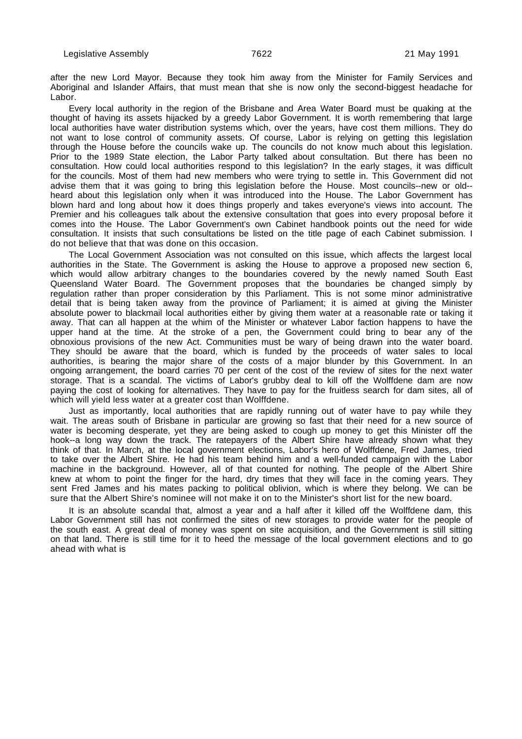after the new Lord Mayor. Because they took him away from the Minister for Family Services and Aboriginal and Islander Affairs, that must mean that she is now only the second-biggest headache for Labor.

Every local authority in the region of the Brisbane and Area Water Board must be quaking at the thought of having its assets hijacked by a greedy Labor Government. It is worth remembering that large local authorities have water distribution systems which, over the years, have cost them millions. They do not want to lose control of community assets. Of course, Labor is relying on getting this legislation through the House before the councils wake up. The councils do not know much about this legislation. Prior to the 1989 State election, the Labor Party talked about consultation. But there has been no consultation. How could local authorities respond to this legislation? In the early stages, it was difficult for the councils. Most of them had new members who were trying to settle in. This Government did not advise them that it was going to bring this legislation before the House. Most councils--new or old--heard about this legislation only when it was introduced into the House. The Labor Government has blown hard and long about how it does things properly and takes everyone's views into account. The Premier and his colleagues talk about the extensive consultation that goes into every proposal before it comes into the House. The Labor Government's own Cabinet handbook points out the need for wide consultation. It insists that such consultations be listed on the title page of each Cabinet submission. I do not believe that that was done on this occasion.

The Local Government Association was not consulted on this issue, which affects the largest local authorities in the State. The Government is asking the House to approve a proposed new section 6, which would allow arbitrary changes to the boundaries covered by the newly named South East Queensland Water Board. The Government proposes that the boundaries be changed simply by regulation rather than proper consideration by this Parliament. This is not some minor administrative detail that is being taken away from the province of Parliament; it is aimed at giving the Minister absolute power to blackmail local authorities either by giving them water at a reasonable rate or taking it away. That can all happen at the whim of the Minister or whatever Labor faction happens to have the upper hand at the time. At the stroke of a pen, the Government could bring to bear any of the obnoxious provisions of the new Act. Communities must be wary of being drawn into the water board. They should be aware that the board, which is funded by the proceeds of water sales to local authorities, is bearing the major share of the costs of a major blunder by this Government. In an ongoing arrangement, the board carries 70 per cent of the cost of the review of sites for the next water storage. That is a scandal. The victims of Labor's grubby deal to kill off the Wolffdene dam are now paying the cost of looking for alternatives. They have to pay for the fruitless search for dam sites, all of which will yield less water at a greater cost than Wolffdene.

Just as importantly, local authorities that are rapidly running out of water have to pay while they wait. The areas south of Brisbane in particular are growing so fast that their need for a new source of water is becoming desperate, yet they are being asked to cough up money to get this Minister off the hook--a long way down the track. The ratepayers of the Albert Shire have already shown what they think of that. In March, at the local government elections, Labor's hero of Wolffdene, Fred James, tried to take over the Albert Shire. He had his team behind him and a well-funded campaign with the Labor machine in the background. However, all of that counted for nothing. The people of the Albert Shire knew at whom to point the finger for the hard, dry times that they will face in the coming years. They sent Fred James and his mates packing to political oblivion, which is where they belong. We can be sure that the Albert Shire's nominee will not make it on to the Minister's short list for the new board.

It is an absolute scandal that, almost a year and a half after it killed off the Wolffdene dam, this Labor Government still has not confirmed the sites of new storages to provide water for the people of the south east. A great deal of money was spent on site acquisition, and the Government is still sitting on that land. There is still time for it to heed the message of the local government elections and to go ahead with what is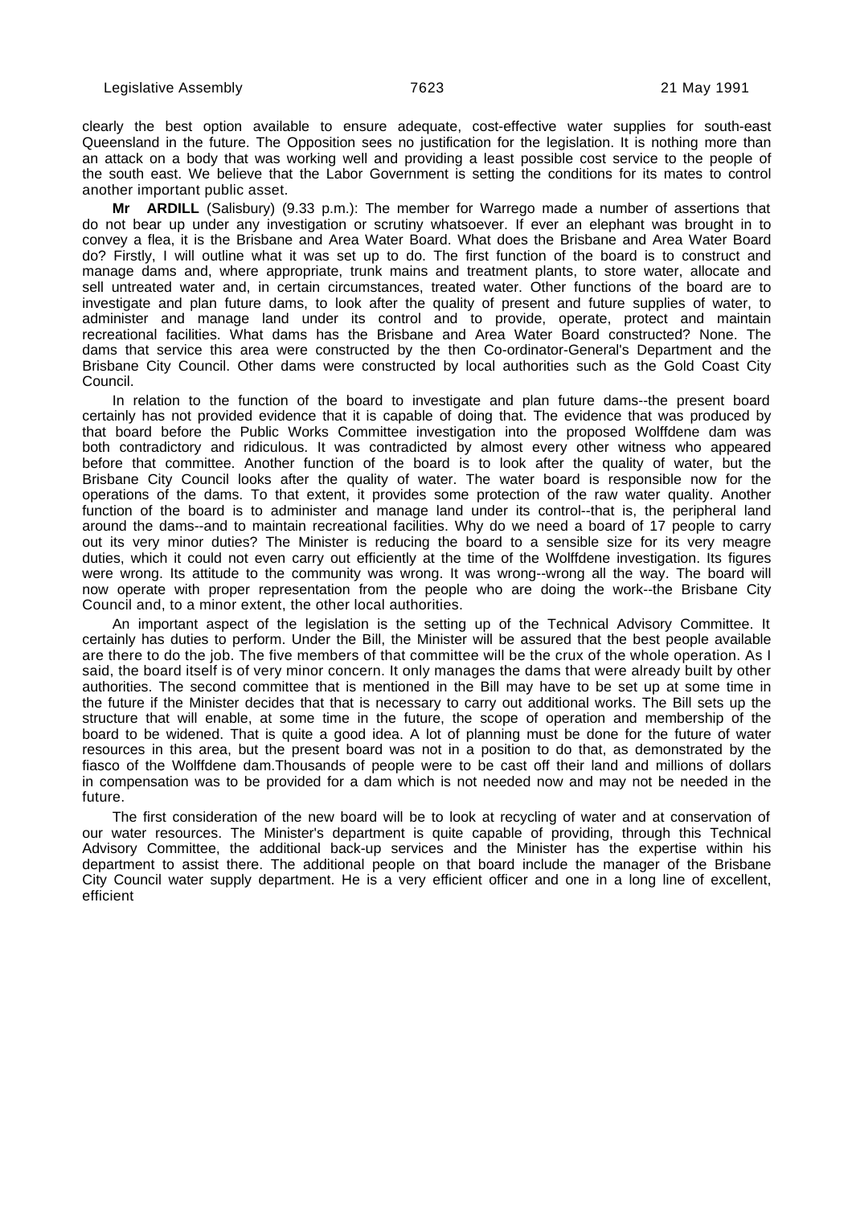clearly the best option available to ensure adequate, cost-effective water supplies for south-east Queensland in the future. The Opposition sees no justification for the legislation. It is nothing more than an attack on a body that was working well and providing a least possible cost service to the people of the south east. We believe that the Labor Government is setting the conditions for its mates to control another important public asset.

**Mr ARDILL** (Salisbury) (9.33 p.m.): The member for Warrego made a number of assertions that do not bear up under any investigation or scrutiny whatsoever. If ever an elephant was brought in to convey a flea, it is the Brisbane and Area Water Board. What does the Brisbane and Area Water Board do? Firstly, I will outline what it was set up to do. The first function of the board is to construct and manage dams and, where appropriate, trunk mains and treatment plants, to store water, allocate and sell untreated water and, in certain circumstances, treated water. Other functions of the board are to investigate and plan future dams, to look after the quality of present and future supplies of water, to administer and manage land under its control and to provide, operate, protect and maintain recreational facilities. What dams has the Brisbane and Area Water Board constructed? None. The dams that service this area were constructed by the then Co-ordinator-General's Department and the Brisbane City Council. Other dams were constructed by local authorities such as the Gold Coast City Council.

In relation to the function of the board to investigate and plan future dams--the present board certainly has not provided evidence that it is capable of doing that. The evidence that was produced by that board before the Public Works Committee investigation into the proposed Wolffdene dam was both contradictory and ridiculous. It was contradicted by almost every other witness who appeared before that committee. Another function of the board is to look after the quality of water, but the Brisbane City Council looks after the quality of water. The water board is responsible now for the operations of the dams. To that extent, it provides some protection of the raw water quality. Another function of the board is to administer and manage land under its control--that is, the peripheral land around the dams--and to maintain recreational facilities. Why do we need a board of 17 people to carry out its very minor duties? The Minister is reducing the board to a sensible size for its very meagre duties, which it could not even carry out efficiently at the time of the Wolffdene investigation. Its figures were wrong. Its attitude to the community was wrong. It was wrong--wrong all the way. The board will now operate with proper representation from the people who are doing the work--the Brisbane City Council and, to a minor extent, the other local authorities.

An important aspect of the legislation is the setting up of the Technical Advisory Committee. It certainly has duties to perform. Under the Bill, the Minister will be assured that the best people available are there to do the job. The five members of that committee will be the crux of the whole operation. As I said, the board itself is of very minor concern. It only manages the dams that were already built by other authorities. The second committee that is mentioned in the Bill may have to be set up at some time in the future if the Minister decides that that is necessary to carry out additional works. The Bill sets up the structure that will enable, at some time in the future, the scope of operation and membership of the board to be widened. That is quite a good idea. A lot of planning must be done for the future of water resources in this area, but the present board was not in a position to do that, as demonstrated by the fiasco of the Wolffdene dam.Thousands of people were to be cast off their land and millions of dollars in compensation was to be provided for a dam which is not needed now and may not be needed in the future.

The first consideration of the new board will be to look at recycling of water and at conservation of our water resources. The Minister's department is quite capable of providing, through this Technical Advisory Committee, the additional back-up services and the Minister has the expertise within his department to assist there. The additional people on that board include the manager of the Brisbane City Council water supply department. He is a very efficient officer and one in a long line of excellent, efficient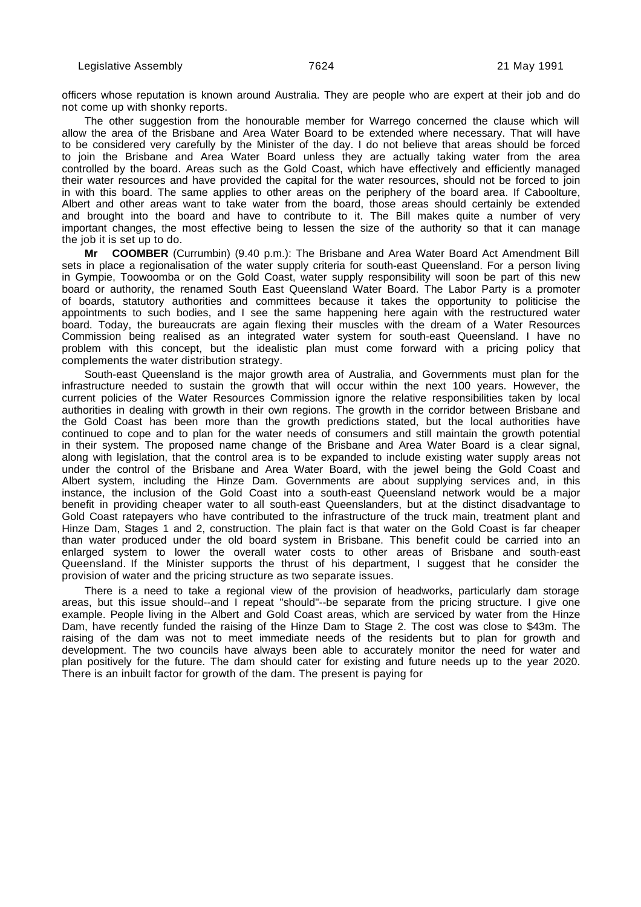officers whose reputation is known around Australia. They are people who are expert at their job and do not come up with shonky reports.

The other suggestion from the honourable member for Warrego concerned the clause which will allow the area of the Brisbane and Area Water Board to be extended where necessary. That will have to be considered very carefully by the Minister of the day. I do not believe that areas should be forced to join the Brisbane and Area Water Board unless they are actually taking water from the area controlled by the board. Areas such as the Gold Coast, which have effectively and efficiently managed their water resources and have provided the capital for the water resources, should not be forced to join in with this board. The same applies to other areas on the periphery of the board area. If Caboolture, Albert and other areas want to take water from the board, those areas should certainly be extended and brought into the board and have to contribute to it. The Bill makes quite a number of very important changes, the most effective being to lessen the size of the authority so that it can manage the job it is set up to do.

**Mr COOMBER** (Currumbin) (9.40 p.m.): The Brisbane and Area Water Board Act Amendment Bill sets in place a regionalisation of the water supply criteria for south-east Queensland. For a person living in Gympie, Toowoomba or on the Gold Coast, water supply responsibility will soon be part of this new board or authority, the renamed South East Queensland Water Board. The Labor Party is a promoter of boards, statutory authorities and committees because it takes the opportunity to politicise the appointments to such bodies, and I see the same happening here again with the restructured water board. Today, the bureaucrats are again flexing their muscles with the dream of a Water Resources Commission being realised as an integrated water system for south-east Queensland. I have no problem with this concept, but the idealistic plan must come forward with a pricing policy that complements the water distribution strategy.

South-east Queensland is the major growth area of Australia, and Governments must plan for the infrastructure needed to sustain the growth that will occur within the next 100 years. However, the current policies of the Water Resources Commission ignore the relative responsibilities taken by local authorities in dealing with growth in their own regions. The growth in the corridor between Brisbane and the Gold Coast has been more than the growth predictions stated, but the local authorities have continued to cope and to plan for the water needs of consumers and still maintain the growth potential in their system. The proposed name change of the Brisbane and Area Water Board is a clear signal, along with legislation, that the control area is to be expanded to include existing water supply areas not under the control of the Brisbane and Area Water Board, with the jewel being the Gold Coast and Albert system, including the Hinze Dam. Governments are about supplying services and, in this instance, the inclusion of the Gold Coast into a south-east Queensland network would be a major benefit in providing cheaper water to all south-east Queenslanders, but at the distinct disadvantage to Gold Coast ratepayers who have contributed to the infrastructure of the truck main, treatment plant and Hinze Dam, Stages 1 and 2, construction. The plain fact is that water on the Gold Coast is far cheaper than water produced under the old board system in Brisbane. This benefit could be carried into an enlarged system to lower the overall water costs to other areas of Brisbane and south-east Queensland. If the Minister supports the thrust of his department, I suggest that he consider the provision of water and the pricing structure as two separate issues.

There is a need to take a regional view of the provision of headworks, particularly dam storage areas, but this issue should--and I repeat "should"--be separate from the pricing structure. I give one example. People living in the Albert and Gold Coast areas, which are serviced by water from the Hinze Dam, have recently funded the raising of the Hinze Dam to Stage 2. The cost was close to $43m. The raising of the dam was not to meet immediate needs of the residents but to plan for growth and development. The two councils have always been able to accurately monitor the need for water and plan positively for the future. The dam should cater for existing and future needs up to the year 2020. There is an inbuilt factor for growth of the dam. The present is paying for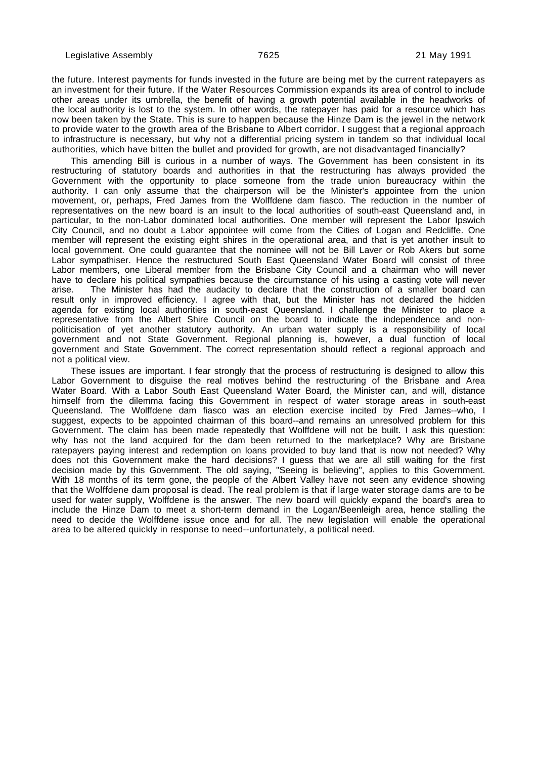the future. Interest payments for funds invested in the future are being met by the current ratepayers as an investment for their future. If the Water Resources Commission expands its area of control to include other areas under its umbrella, the benefit of having a growth potential available in the headworks of the local authority is lost to the system. In other words, the ratepayer has paid for a resource which has now been taken by the State. This is sure to happen because the Hinze Dam is the jewel in the network to provide water to the growth area of the Brisbane to Albert corridor. I suggest that a regional approach to infrastructure is necessary, but why not a differential pricing system in tandem so that individual local authorities, which have bitten the bullet and provided for growth, are not disadvantaged financially?

This amending Bill is curious in a number of ways. The Government has been consistent in its restructuring of statutory boards and authorities in that the restructuring has always provided the Government with the opportunity to place someone from the trade union bureaucracy within the authority. I can only assume that the chairperson will be the Minister's appointee from the union movement, or, perhaps, Fred James from the Wolffdene dam fiasco. The reduction in the number of representatives on the new board is an insult to the local authorities of south-east Queensland and, in particular, to the non-Labor dominated local authorities. One member will represent the Labor Ipswich City Council, and no doubt a Labor appointee will come from the Cities of Logan and Redcliffe. One member will represent the existing eight shires in the operational area, and that is yet another insult to local government. One could guarantee that the nominee will not be Bill Laver or Rob Akers but some Labor sympathiser. Hence the restructured South East Queensland Water Board will consist of three Labor members, one Liberal member from the Brisbane City Council and a chairman who will never have to declare his political sympathies because the circumstance of his using a casting vote will never arise. The Minister has had the audacity to declare that the construction of a smaller board can result only in improved efficiency. I agree with that, but the Minister has not declared the hidden agenda for existing local authorities in south-east Queensland. I challenge the Minister to place a representative from the Albert Shire Council on the board to indicate the independence and non-politicisation of yet another statutory authority. An urban water supply is a responsibility of local government and not State Government. Regional planning is, however, a dual function of local government and State Government. The correct representation should reflect a regional approach and not a political view.

These issues are important. I fear strongly that the process of restructuring is designed to allow this Labor Government to disguise the real motives behind the restructuring of the Brisbane and Area Water Board. With a Labor South East Queensland Water Board, the Minister can, and will, distance himself from the dilemma facing this Government in respect of water storage areas in south-east Queensland. The Wolffdene dam fiasco was an election exercise incited by Fred James--who, I suggest, expects to be appointed chairman of this board--and remains an unresolved problem for this Government. The claim has been made repeatedly that Wolffdene will not be built. I ask this question: why has not the land acquired for the dam been returned to the marketplace? Why are Brisbane ratepayers paying interest and redemption on loans provided to buy land that is now not needed? Why does not this Government make the hard decisions? I guess that we are all still waiting for the first decision made by this Government. The old saying, "Seeing is believing", applies to this Government. With 18 months of its term gone, the people of the Albert Valley have not seen any evidence showing that the Wolffdene dam proposal is dead. The real problem is that if large water storage dams are to be used for water supply, Wolffdene is the answer. The new board will quickly expand the board's area to include the Hinze Dam to meet a short-term demand in the Logan/Beenleigh area, hence stalling the need to decide the Wolffdene issue once and for all. The new legislation will enable the operational area to be altered quickly in response to need--unfortunately, a political need.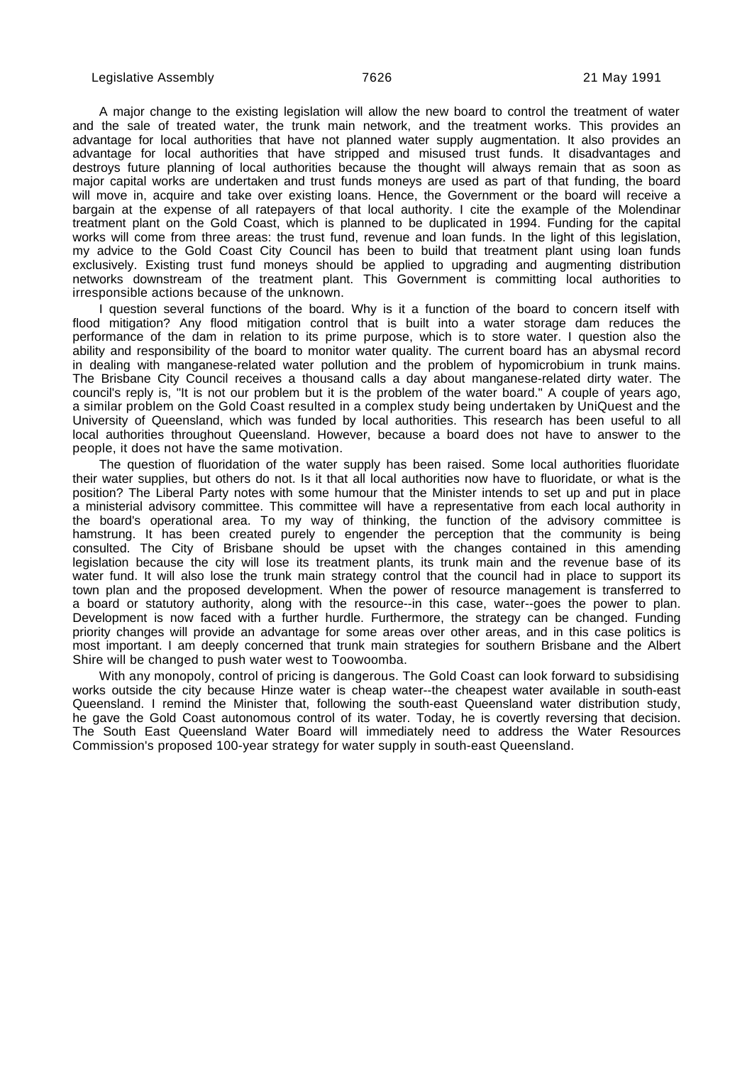A major change to the existing legislation will allow the new board to control the treatment of water and the sale of treated water, the trunk main network, and the treatment works. This provides an advantage for local authorities that have not planned water supply augmentation. It also provides an advantage for local authorities that have stripped and misused trust funds. It disadvantages and destroys future planning of local authorities because the thought will always remain that as soon as major capital works are undertaken and trust funds moneys are used as part of that funding, the board will move in, acquire and take over existing loans. Hence, the Government or the board will receive a bargain at the expense of all ratepayers of that local authority. I cite the example of the Molendinar treatment plant on the Gold Coast, which is planned to be duplicated in 1994. Funding for the capital works will come from three areas: the trust fund, revenue and loan funds. In the light of this legislation, my advice to the Gold Coast City Council has been to build that treatment plant using loan funds exclusively. Existing trust fund moneys should be applied to upgrading and augmenting distribution networks downstream of the treatment plant. This Government is committing local authorities to irresponsible actions because of the unknown.

I question several functions of the board. Why is it a function of the board to concern itself with flood mitigation? Any flood mitigation control that is built into a water storage dam reduces the performance of the dam in relation to its prime purpose, which is to store water. I question also the ability and responsibility of the board to monitor water quality. The current board has an abysmal record in dealing with manganese-related water pollution and the problem of hypomicrobium in trunk mains. The Brisbane City Council receives a thousand calls a day about manganese-related dirty water. The council's reply is, "It is not our problem but it is the problem of the water board." A couple of years ago, a similar problem on the Gold Coast resulted in a complex study being undertaken by UniQuest and the University of Queensland, which was funded by local authorities. This research has been useful to all local authorities throughout Queensland. However, because a board does not have to answer to the people, it does not have the same motivation.

The question of fluoridation of the water supply has been raised. Some local authorities fluoridate their water supplies, but others do not. Is it that all local authorities now have to fluoridate, or what is the position? The Liberal Party notes with some humour that the Minister intends to set up and put in place a ministerial advisory committee. This committee will have a representative from each local authority in the board's operational area. To my way of thinking, the function of the advisory committee is hamstrung. It has been created purely to engender the perception that the community is being consulted. The City of Brisbane should be upset with the changes contained in this amending legislation because the city will lose its treatment plants, its trunk main and the revenue base of its water fund. It will also lose the trunk main strategy control that the council had in place to support its town plan and the proposed development. When the power of resource management is transferred to a board or statutory authority, along with the resource--in this case, water--goes the power to plan. Development is now faced with a further hurdle. Furthermore, the strategy can be changed. Funding priority changes will provide an advantage for some areas over other areas, and in this case politics is most important. I am deeply concerned that trunk main strategies for southern Brisbane and the Albert Shire will be changed to push water west to Toowoomba.

With any monopoly, control of pricing is dangerous. The Gold Coast can look forward to subsidising works outside the city because Hinze water is cheap water--the cheapest water available in south-east Queensland. I remind the Minister that, following the south-east Queensland water distribution study, he gave the Gold Coast autonomous control of its water. Today, he is covertly reversing that decision. The South East Queensland Water Board will immediately need to address the Water Resources Commission's proposed 100-year strategy for water supply in south-east Queensland.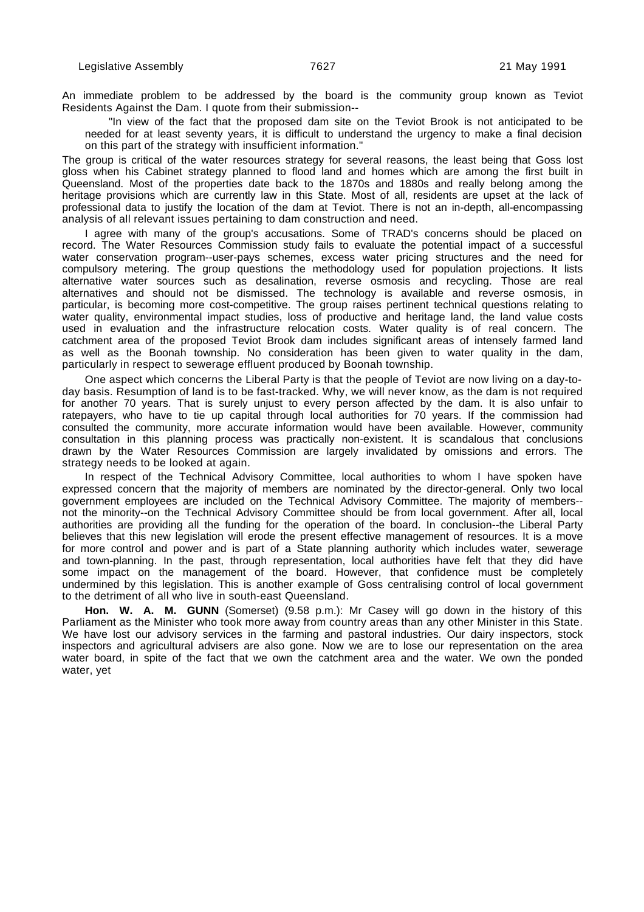An immediate problem to be addressed by the board is the community group known as Teviot Residents Against the Dam. I quote from their submission--

> "In view of the fact that the proposed dam site on the Teviot Brook is not anticipated to be needed for at least seventy years, it is difficult to understand the urgency to make a final decision on this part of the strategy with insufficient information."

The group is critical of the water resources strategy for several reasons, the least being that Goss lost gloss when his Cabinet strategy planned to flood land and homes which are among the first built in Queensland. Most of the properties date back to the 1870s and 1880s and really belong among the heritage provisions which are currently law in this State. Most of all, residents are upset at the lack of professional data to justify the location of the dam at Teviot. There is not an in-depth, all-encompassing analysis of all relevant issues pertaining to dam construction and need.

I agree with many of the group's accusations. Some of TRAD's concerns should be placed on record. The Water Resources Commission study fails to evaluate the potential impact of a successful water conservation program--user-pays schemes, excess water pricing structures and the need for compulsory metering. The group questions the methodology used for population projections. It lists alternative water sources such as desalination, reverse osmosis and recycling. Those are real alternatives and should not be dismissed. The technology is available and reverse osmosis, in particular, is becoming more cost-competitive. The group raises pertinent technical questions relating to water quality, environmental impact studies, loss of productive and heritage land, the land value costs used in evaluation and the infrastructure relocation costs. Water quality is of real concern. The catchment area of the proposed Teviot Brook dam includes significant areas of intensely farmed land as well as the Boonah township. No consideration has been given to water quality in the dam, particularly in respect to sewerage effluent produced by Boonah township.

One aspect which concerns the Liberal Party is that the people of Teviot are now living on a day-to-day basis. Resumption of land is to be fast-tracked. Why, we will never know, as the dam is not required for another 70 years. That is surely unjust to every person affected by the dam. It is also unfair to ratepayers, who have to tie up capital through local authorities for 70 years. If the commission had consulted the community, more accurate information would have been available. However, community consultation in this planning process was practically non-existent. It is scandalous that conclusions drawn by the Water Resources Commission are largely invalidated by omissions and errors. The strategy needs to be looked at again.

In respect of the Technical Advisory Committee, local authorities to whom I have spoken have expressed concern that the majority of members are nominated by the director-general. Only two local government employees are included on the Technical Advisory Committee. The majority of members--not the minority--on the Technical Advisory Committee should be from local government. After all, local authorities are providing all the funding for the operation of the board. In conclusion--the Liberal Party believes that this new legislation will erode the present effective management of resources. It is a move for more control and power and is part of a State planning authority which includes water, sewerage and town-planning. In the past, through representation, local authorities have felt that they did have some impact on the management of the board. However, that confidence must be completely undermined by this legislation. This is another example of Goss centralising control of local government to the detriment of all who live in south-east Queensland.

**Hon. W. A. M. GUNN** (Somerset) (9.58 p.m.): Mr Casey will go down in the history of this Parliament as the Minister who took more away from country areas than any other Minister in this State. We have lost our advisory services in the farming and pastoral industries. Our dairy inspectors, stock inspectors and agricultural advisers are also gone. Now we are to lose our representation on the area water board, in spite of the fact that we own the catchment area and the water. We own the ponded water, yet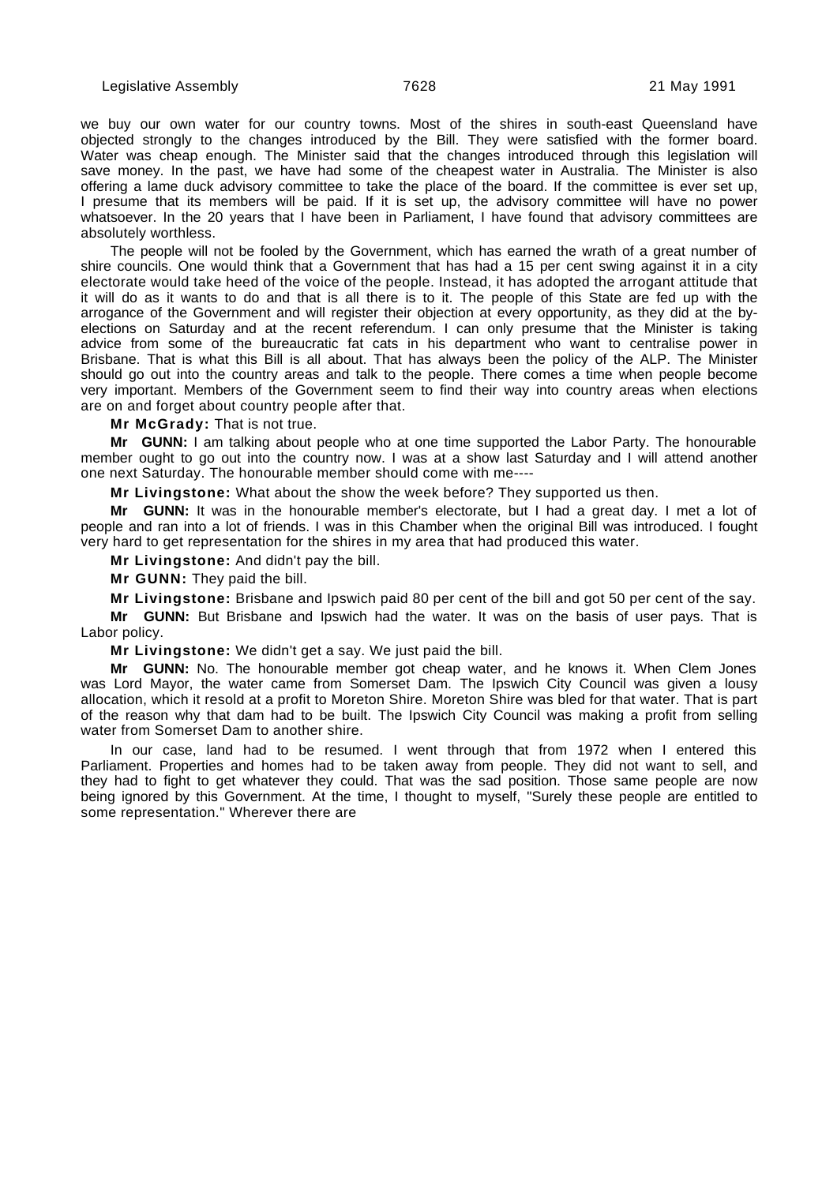we buy our own water for our country towns. Most of the shires in south-east Queensland have objected strongly to the changes introduced by the Bill. They were satisfied with the former board. Water was cheap enough. The Minister said that the changes introduced through this legislation will save money. In the past, we have had some of the cheapest water in Australia. The Minister is also offering a lame duck advisory committee to take the place of the board. If the committee is ever set up, I presume that its members will be paid. If it is set up, the advisory committee will have no power whatsoever. In the 20 years that I have been in Parliament, I have found that advisory committees are absolutely worthless.

The people will not be fooled by the Government, which has earned the wrath of a great number of shire councils. One would think that a Government that has had a 15 per cent swing against it in a city electorate would take heed of the voice of the people. Instead, it has adopted the arrogant attitude that it will do as it wants to do and that is all there is to it. The people of this State are fed up with the arrogance of the Government and will register their objection at every opportunity, as they did at the by-elections on Saturday and at the recent referendum. I can only presume that the Minister is taking advice from some of the bureaucratic fat cats in his department who want to centralise power in Brisbane. That is what this Bill is all about. That has always been the policy of the ALP. The Minister should go out into the country areas and talk to the people. There comes a time when people become very important. Members of the Government seem to find their way into country areas when elections are on and forget about country people after that.

**Mr McGrady:** That is not true.

**Mr GUNN:** I am talking about people who at one time supported the Labor Party. The honourable member ought to go out into the country now. I was at a show last Saturday and I will attend another one next Saturday. The honourable member should come with me----

**Mr Livingstone:** What about the show the week before? They supported us then.

**Mr GUNN:** It was in the honourable member's electorate, but I had a great day. I met a lot of people and ran into a lot of friends. I was in this Chamber when the original Bill was introduced. I fought very hard to get representation for the shires in my area that had produced this water.

**Mr Livingstone:** And didn't pay the bill.

**Mr GUNN:** They paid the bill.

**Mr Livingstone:** Brisbane and Ipswich paid 80 per cent of the bill and got 50 per cent of the say.

**Mr GUNN:** But Brisbane and Ipswich had the water. It was on the basis of user pays. That is Labor policy.

**Mr Livingstone:** We didn't get a say. We just paid the bill.

**Mr GUNN:** No. The honourable member got cheap water, and he knows it. When Clem Jones was Lord Mayor, the water came from Somerset Dam. The Ipswich City Council was given a lousy allocation, which it resold at a profit to Moreton Shire. Moreton Shire was bled for that water. That is part of the reason why that dam had to be built. The Ipswich City Council was making a profit from selling water from Somerset Dam to another shire.

In our case, land had to be resumed. I went through that from 1972 when I entered this Parliament. Properties and homes had to be taken away from people. They did not want to sell, and they had to fight to get whatever they could. That was the sad position. Those same people are now being ignored by this Government. At the time, I thought to myself, "Surely these people are entitled to some representation." Wherever there are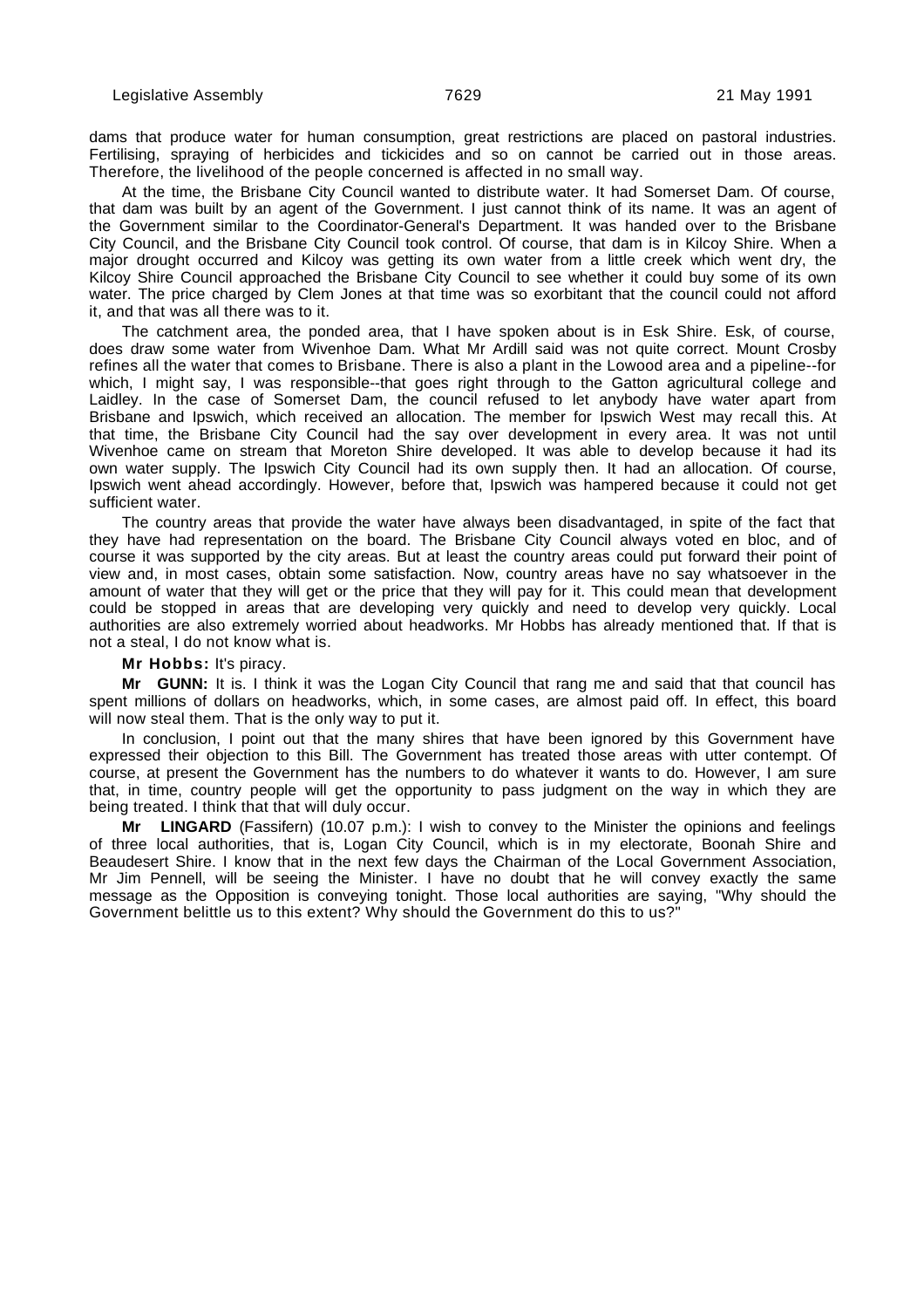dams that produce water for human consumption, great restrictions are placed on pastoral industries. Fertilising, spraying of herbicides and tickicides and so on cannot be carried out in those areas. Therefore, the livelihood of the people concerned is affected in no small way.

At the time, the Brisbane City Council wanted to distribute water. It had Somerset Dam. Of course, that dam was built by an agent of the Government. I just cannot think of its name. It was an agent of the Government similar to the Coordinator-General's Department. It was handed over to the Brisbane City Council, and the Brisbane City Council took control. Of course, that dam is in Kilcoy Shire. When a major drought occurred and Kilcoy was getting its own water from a little creek which went dry, the Kilcoy Shire Council approached the Brisbane City Council to see whether it could buy some of its own water. The price charged by Clem Jones at that time was so exorbitant that the council could not afford it, and that was all there was to it.

The catchment area, the ponded area, that I have spoken about is in Esk Shire. Esk, of course, does draw some water from Wivenhoe Dam. What Mr Ardill said was not quite correct. Mount Crosby refines all the water that comes to Brisbane. There is also a plant in the Lowood area and a pipeline--for which, I might say, I was responsible--that goes right through to the Gatton agricultural college and Laidley. In the case of Somerset Dam, the council refused to let anybody have water apart from Brisbane and Ipswich, which received an allocation. The member for Ipswich West may recall this. At that time, the Brisbane City Council had the say over development in every area. It was not until Wivenhoe came on stream that Moreton Shire developed. It was able to develop because it had its own water supply. The Ipswich City Council had its own supply then. It had an allocation. Of course, Ipswich went ahead accordingly. However, before that, Ipswich was hampered because it could not get sufficient water.

The country areas that provide the water have always been disadvantaged, in spite of the fact that they have had representation on the board. The Brisbane City Council always voted en bloc, and of course it was supported by the city areas. But at least the country areas could put forward their point of view and, in most cases, obtain some satisfaction. Now, country areas have no say whatsoever in the amount of water that they will get or the price that they will pay for it. This could mean that development could be stopped in areas that are developing very quickly and need to develop very quickly. Local authorities are also extremely worried about headworks. Mr Hobbs has already mentioned that. If that is not a steal, I do not know what is.

**Mr Hobbs:** It's piracy.

**Mr GUNN:** It is. I think it was the Logan City Council that rang me and said that that council has spent millions of dollars on headworks, which, in some cases, are almost paid off. In effect, this board will now steal them. That is the only way to put it.

In conclusion, I point out that the many shires that have been ignored by this Government have expressed their objection to this Bill. The Government has treated those areas with utter contempt. Of course, at present the Government has the numbers to do whatever it wants to do. However, I am sure that, in time, country people will get the opportunity to pass judgment on the way in which they are being treated. I think that that will duly occur.

**Mr LINGARD** (Fassifern) (10.07 p.m.): I wish to convey to the Minister the opinions and feelings of three local authorities, that is, Logan City Council, which is in my electorate, Boonah Shire and Beaudesert Shire. I know that in the next few days the Chairman of the Local Government Association, Mr Jim Pennell, will be seeing the Minister. I have no doubt that he will convey exactly the same message as the Opposition is conveying tonight. Those local authorities are saying, "Why should the Government belittle us to this extent? Why should the Government do this to us?"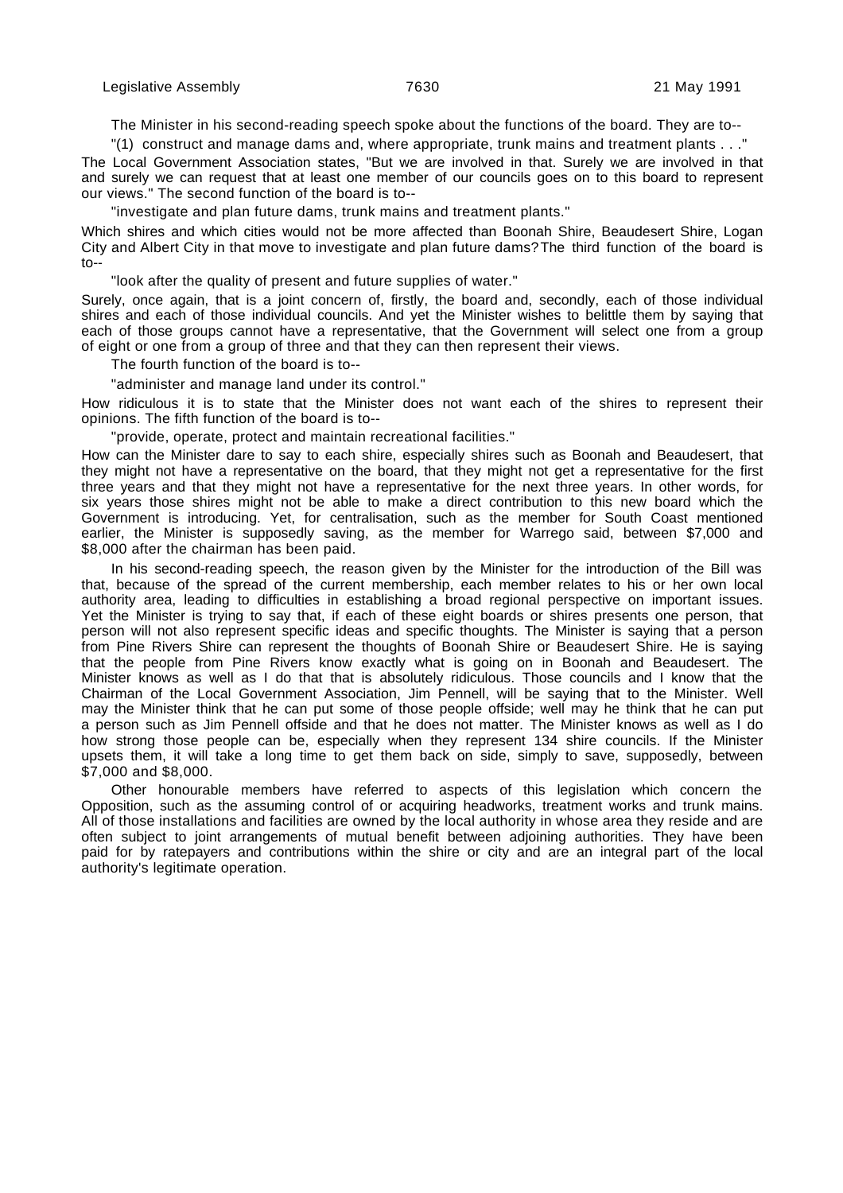The Minister in his second-reading speech spoke about the functions of the board. They are to--

"(1) construct and manage dams and, where appropriate, trunk mains and treatment plants . . ."

The Local Government Association states, "But we are involved in that. Surely we are involved in that and surely we can request that at least one member of our councils goes on to this board to represent our views." The second function of the board is to--

"investigate and plan future dams, trunk mains and treatment plants."

Which shires and which cities would not be more affected than Boonah Shire, Beaudesert Shire, Logan City and Albert City in that move to investigate and plan future dams? The third function of the board is to--

"look after the quality of present and future supplies of water."

Surely, once again, that is a joint concern of, firstly, the board and, secondly, each of those individual shires and each of those individual councils. And yet the Minister wishes to belittle them by saying that each of those groups cannot have a representative, that the Government will select one from a group of eight or one from a group of three and that they can then represent their views.

The fourth function of the board is to--

"administer and manage land under its control."

How ridiculous it is to state that the Minister does not want each of the shires to represent their opinions. The fifth function of the board is to--

"provide, operate, protect and maintain recreational facilities."

How can the Minister dare to say to each shire, especially shires such as Boonah and Beaudesert, that they might not have a representative on the board, that they might not get a representative for the first three years and that they might not have a representative for the next three years. In other words, for six years those shires might not be able to make a direct contribution to this new board which the Government is introducing. Yet, for centralisation, such as the member for South Coast mentioned earlier, the Minister is supposedly saving, as the member for Warrego said, between $7,000 and $8,000 after the chairman has been paid.

In his second-reading speech, the reason given by the Minister for the introduction of the Bill was that, because of the spread of the current membership, each member relates to his or her own local authority area, leading to difficulties in establishing a broad regional perspective on important issues. Yet the Minister is trying to say that, if each of these eight boards or shires presents one person, that person will not also represent specific ideas and specific thoughts. The Minister is saying that a person from Pine Rivers Shire can represent the thoughts of Boonah Shire or Beaudesert Shire. He is saying that the people from Pine Rivers know exactly what is going on in Boonah and Beaudesert. The Minister knows as well as I do that that is absolutely ridiculous. Those councils and I know that the Chairman of the Local Government Association, Jim Pennell, will be saying that to the Minister. Well may the Minister think that he can put some of those people offside; well may he think that he can put a person such as Jim Pennell offside and that he does not matter. The Minister knows as well as I do how strong those people can be, especially when they represent 134 shire councils. If the Minister upsets them, it will take a long time to get them back on side, simply to save, supposedly, between $7,000 and $8,000.

Other honourable members have referred to aspects of this legislation which concern the Opposition, such as the assuming control of or acquiring headworks, treatment works and trunk mains. All of those installations and facilities are owned by the local authority in whose area they reside and are often subject to joint arrangements of mutual benefit between adjoining authorities. They have been paid for by ratepayers and contributions within the shire or city and are an integral part of the local authority's legitimate operation.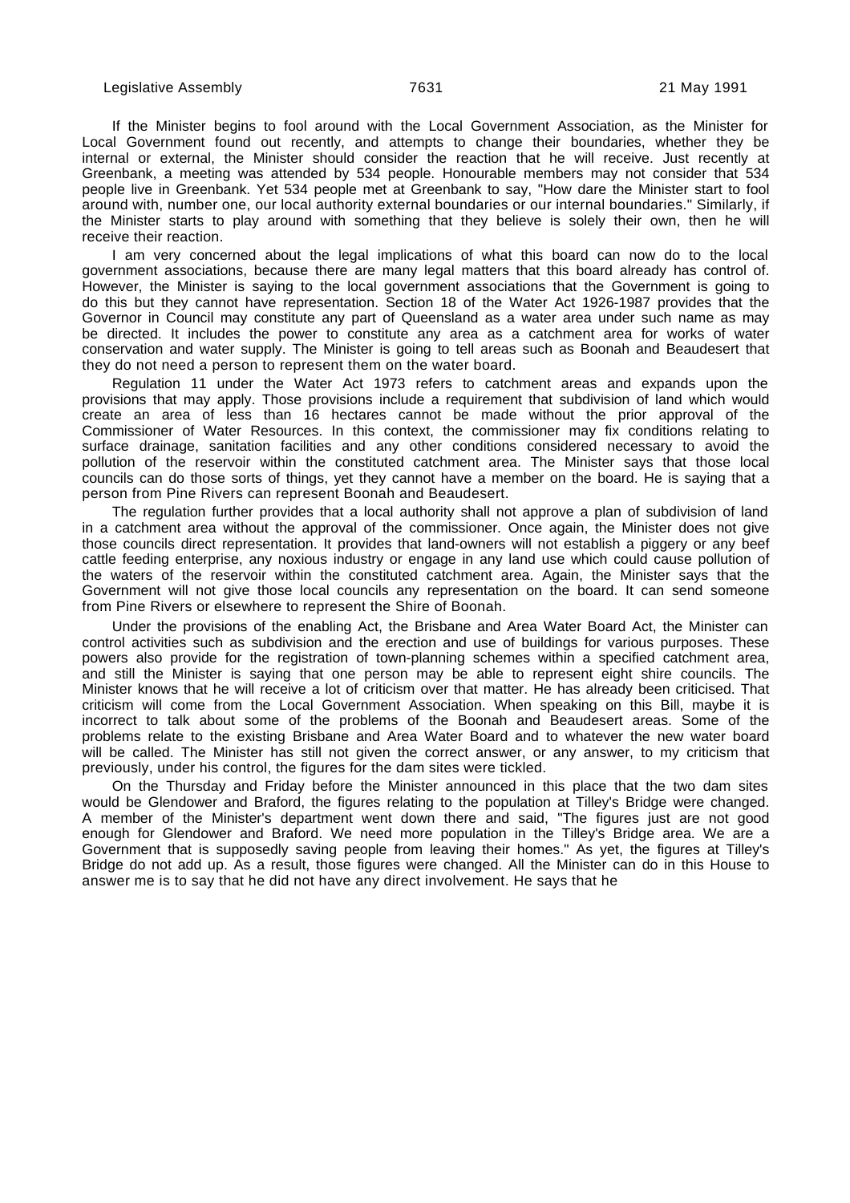If the Minister begins to fool around with the Local Government Association, as the Minister for Local Government found out recently, and attempts to change their boundaries, whether they be internal or external, the Minister should consider the reaction that he will receive. Just recently at Greenbank, a meeting was attended by 534 people. Honourable members may not consider that 534 people live in Greenbank. Yet 534 people met at Greenbank to say, "How dare the Minister start to fool around with, number one, our local authority external boundaries or our internal boundaries." Similarly, if the Minister starts to play around with something that they believe is solely their own, then he will receive their reaction.

I am very concerned about the legal implications of what this board can now do to the local government associations, because there are many legal matters that this board already has control of. However, the Minister is saying to the local government associations that the Government is going to do this but they cannot have representation. Section 18 of the Water Act 1926-1987 provides that the Governor in Council may constitute any part of Queensland as a water area under such name as may be directed. It includes the power to constitute any area as a catchment area for works of water conservation and water supply. The Minister is going to tell areas such as Boonah and Beaudesert that they do not need a person to represent them on the water board.

Regulation 11 under the Water Act 1973 refers to catchment areas and expands upon the provisions that may apply. Those provisions include a requirement that subdivision of land which would create an area of less than 16 hectares cannot be made without the prior approval of the Commissioner of Water Resources. In this context, the commissioner may fix conditions relating to surface drainage, sanitation facilities and any other conditions considered necessary to avoid the pollution of the reservoir within the constituted catchment area. The Minister says that those local councils can do those sorts of things, yet they cannot have a member on the board. He is saying that a person from Pine Rivers can represent Boonah and Beaudesert.

The regulation further provides that a local authority shall not approve a plan of subdivision of land in a catchment area without the approval of the commissioner. Once again, the Minister does not give those councils direct representation. It provides that land-owners will not establish a piggery or any beef cattle feeding enterprise, any noxious industry or engage in any land use which could cause pollution of the waters of the reservoir within the constituted catchment area. Again, the Minister says that the Government will not give those local councils any representation on the board. It can send someone from Pine Rivers or elsewhere to represent the Shire of Boonah.

Under the provisions of the enabling Act, the Brisbane and Area Water Board Act, the Minister can control activities such as subdivision and the erection and use of buildings for various purposes. These powers also provide for the registration of town-planning schemes within a specified catchment area, and still the Minister is saying that one person may be able to represent eight shire councils. The Minister knows that he will receive a lot of criticism over that matter. He has already been criticised. That criticism will come from the Local Government Association. When speaking on this Bill, maybe it is incorrect to talk about some of the problems of the Boonah and Beaudesert areas. Some of the problems relate to the existing Brisbane and Area Water Board and to whatever the new water board will be called. The Minister has still not given the correct answer, or any answer, to my criticism that previously, under his control, the figures for the dam sites were tickled.

On the Thursday and Friday before the Minister announced in this place that the two dam sites would be Glendower and Braford, the figures relating to the population at Tilley's Bridge were changed. A member of the Minister's department went down there and said, "The figures just are not good enough for Glendower and Braford. We need more population in the Tilley's Bridge area. We are a Government that is supposedly saving people from leaving their homes." As yet, the figures at Tilley's Bridge do not add up. As a result, those figures were changed. All the Minister can do in this House to answer me is to say that he did not have any direct involvement. He says that he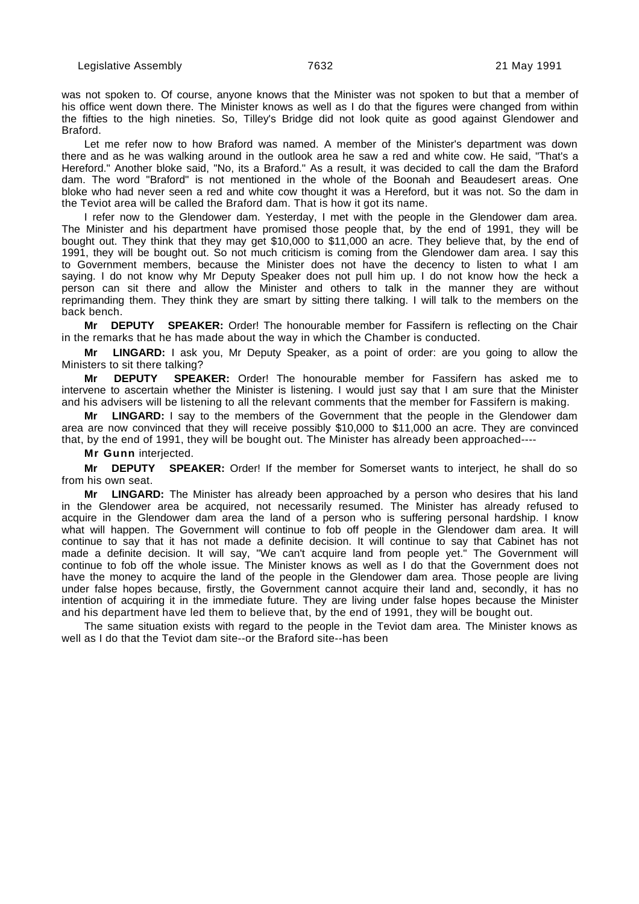was not spoken to. Of course, anyone knows that the Minister was not spoken to but that a member of his office went down there. The Minister knows as well as I do that the figures were changed from within the fifties to the high nineties. So, Tilley's Bridge did not look quite as good against Glendower and Braford.

Let me refer now to how Braford was named. A member of the Minister's department was down there and as he was walking around in the outlook area he saw a red and white cow. He said, "That's a Hereford." Another bloke said, "No, its a Braford." As a result, it was decided to call the dam the Braford dam. The word "Braford" is not mentioned in the whole of the Boonah and Beaudesert areas. One bloke who had never seen a red and white cow thought it was a Hereford, but it was not. So the dam in the Teviot area will be called the Braford dam. That is how it got its name.

I refer now to the Glendower dam. Yesterday, I met with the people in the Glendower dam area. The Minister and his department have promised those people that, by the end of 1991, they will be bought out. They think that they may get $10,000 to $11,000 an acre. They believe that, by the end of 1991, they will be bought out. So not much criticism is coming from the Glendower dam area. I say this to Government members, because the Minister does not have the decency to listen to what I am saying. I do not know why Mr Deputy Speaker does not pull him up. I do not know how the heck a person can sit there and allow the Minister and others to talk in the manner they are without reprimanding them. They think they are smart by sitting there talking. I will talk to the members on the back bench.

**Mr DEPUTY SPEAKER:** Order! The honourable member for Fassifern is reflecting on the Chair in the remarks that he has made about the way in which the Chamber is conducted.

**Mr LINGARD:** I ask you, Mr Deputy Speaker, as a point of order: are you going to allow the Ministers to sit there talking?

**Mr DEPUTY SPEAKER:** Order! The honourable member for Fassifern has asked me to intervene to ascertain whether the Minister is listening. I would just say that I am sure that the Minister and his advisers will be listening to all the relevant comments that the member for Fassifern is making.

**Mr LINGARD:** I say to the members of the Government that the people in the Glendower dam area are now convinced that they will receive possibly $10,000 to $11,000 an acre. They are convinced that, by the end of 1991, they will be bought out. The Minister has already been approached----

**Mr Gunn** interjected.

**Mr DEPUTY SPEAKER:** Order! If the member for Somerset wants to interject, he shall do so from his own seat.

**Mr LINGARD:** The Minister has already been approached by a person who desires that his land in the Glendower area be acquired, not necessarily resumed. The Minister has already refused to acquire in the Glendower dam area the land of a person who is suffering personal hardship. I know what will happen. The Government will continue to fob off people in the Glendower dam area. It will continue to say that it has not made a definite decision. It will continue to say that Cabinet has not made a definite decision. It will say, "We can't acquire land from people yet." The Government will continue to fob off the whole issue. The Minister knows as well as I do that the Government does not have the money to acquire the land of the people in the Glendower dam area. Those people are living under false hopes because, firstly, the Government cannot acquire their land and, secondly, it has no intention of acquiring it in the immediate future. They are living under false hopes because the Minister and his department have led them to believe that, by the end of 1991, they will be bought out.

The same situation exists with regard to the people in the Teviot dam area. The Minister knows as well as I do that the Teviot dam site--or the Braford site--has been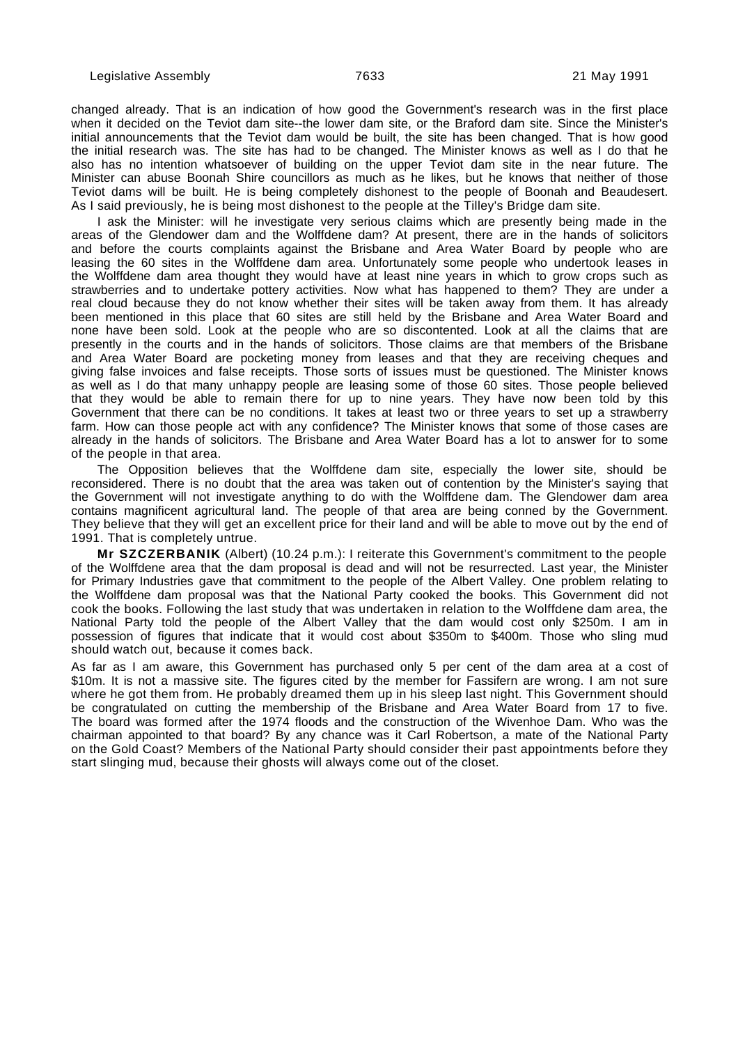changed already. That is an indication of how good the Government's research was in the first place when it decided on the Teviot dam site--the lower dam site, or the Braford dam site. Since the Minister's initial announcements that the Teviot dam would be built, the site has been changed. That is how good the initial research was. The site has had to be changed. The Minister knows as well as I do that he also has no intention whatsoever of building on the upper Teviot dam site in the near future. The Minister can abuse Boonah Shire councillors as much as he likes, but he knows that neither of those Teviot dams will be built. He is being completely dishonest to the people of Boonah and Beaudesert. As I said previously, he is being most dishonest to the people at the Tilley's Bridge dam site.

I ask the Minister: will he investigate very serious claims which are presently being made in the areas of the Glendower dam and the Wolffdene dam? At present, there are in the hands of solicitors and before the courts complaints against the Brisbane and Area Water Board by people who are leasing the 60 sites in the Wolffdene dam area. Unfortunately some people who undertook leases in the Wolffdene dam area thought they would have at least nine years in which to grow crops such as strawberries and to undertake pottery activities. Now what has happened to them? They are under a real cloud because they do not know whether their sites will be taken away from them. It has already been mentioned in this place that 60 sites are still held by the Brisbane and Area Water Board and none have been sold. Look at the people who are so discontented. Look at all the claims that are presently in the courts and in the hands of solicitors. Those claims are that members of the Brisbane and Area Water Board are pocketing money from leases and that they are receiving cheques and giving false invoices and false receipts. Those sorts of issues must be questioned. The Minister knows as well as I do that many unhappy people are leasing some of those 60 sites. Those people believed that they would be able to remain there for up to nine years. They have now been told by this Government that there can be no conditions. It takes at least two or three years to set up a strawberry farm. How can those people act with any confidence? The Minister knows that some of those cases are already in the hands of solicitors. The Brisbane and Area Water Board has a lot to answer for to some of the people in that area.

The Opposition believes that the Wolffdene dam site, especially the lower site, should be reconsidered. There is no doubt that the area was taken out of contention by the Minister's saying that the Government will not investigate anything to do with the Wolffdene dam. The Glendower dam area contains magnificent agricultural land. The people of that area are being conned by the Government. They believe that they will get an excellent price for their land and will be able to move out by the end of 1991. That is completely untrue.

**Mr SZCZERBANIK** (Albert) (10.24 p.m.): I reiterate this Government's commitment to the people of the Wolffdene area that the dam proposal is dead and will not be resurrected. Last year, the Minister for Primary Industries gave that commitment to the people of the Albert Valley. One problem relating to the Wolffdene dam proposal was that the National Party cooked the books. This Government did not cook the books. Following the last study that was undertaken in relation to the Wolffdene dam area, the National Party told the people of the Albert Valley that the dam would cost only $250m. I am in possession of figures that indicate that it would cost about $350m to $400m. Those who sling mud should watch out, because it comes back.

As far as I am aware, this Government has purchased only 5 per cent of the dam area at a cost of $10m. It is not a massive site. The figures cited by the member for Fassifern are wrong. I am not sure where he got them from. He probably dreamed them up in his sleep last night. This Government should be congratulated on cutting the membership of the Brisbane and Area Water Board from 17 to five. The board was formed after the 1974 floods and the construction of the Wivenhoe Dam. Who was the chairman appointed to that board? By any chance was it Carl Robertson, a mate of the National Party on the Gold Coast? Members of the National Party should consider their past appointments before they start slinging mud, because their ghosts will always come out of the closet.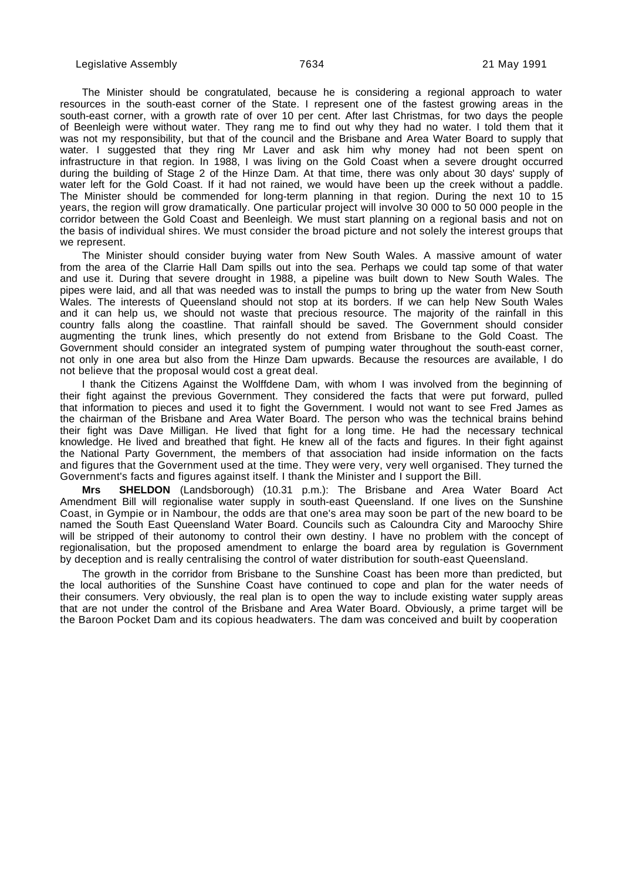The Minister should be congratulated, because he is considering a regional approach to water resources in the south-east corner of the State. I represent one of the fastest growing areas in the south-east corner, with a growth rate of over 10 per cent. After last Christmas, for two days the people of Beenleigh were without water. They rang me to find out why they had no water. I told them that it was not my responsibility, but that of the council and the Brisbane and Area Water Board to supply that water. I suggested that they ring Mr Laver and ask him why money had not been spent on infrastructure in that region. In 1988, I was living on the Gold Coast when a severe drought occurred during the building of Stage 2 of the Hinze Dam. At that time, there was only about 30 days' supply of water left for the Gold Coast. If it had not rained, we would have been up the creek without a paddle. The Minister should be commended for long-term planning in that region. During the next 10 to 15 years, the region will grow dramatically. One particular project will involve 30 000 to 50 000 people in the corridor between the Gold Coast and Beenleigh. We must start planning on a regional basis and not on the basis of individual shires. We must consider the broad picture and not solely the interest groups that we represent.

The Minister should consider buying water from New South Wales. A massive amount of water from the area of the Clarrie Hall Dam spills out into the sea. Perhaps we could tap some of that water and use it. During that severe drought in 1988, a pipeline was built down to New South Wales. The pipes were laid, and all that was needed was to install the pumps to bring up the water from New South Wales. The interests of Queensland should not stop at its borders. If we can help New South Wales and it can help us, we should not waste that precious resource. The majority of the rainfall in this country falls along the coastline. That rainfall should be saved. The Government should consider augmenting the trunk lines, which presently do not extend from Brisbane to the Gold Coast. The Government should consider an integrated system of pumping water throughout the south-east corner, not only in one area but also from the Hinze Dam upwards. Because the resources are available, I do not believe that the proposal would cost a great deal.

I thank the Citizens Against the Wolffdene Dam, with whom I was involved from the beginning of their fight against the previous Government. They considered the facts that were put forward, pulled that information to pieces and used it to fight the Government. I would not want to see Fred James as the chairman of the Brisbane and Area Water Board. The person who was the technical brains behind their fight was Dave Milligan. He lived that fight for a long time. He had the necessary technical knowledge. He lived and breathed that fight. He knew all of the facts and figures. In their fight against the National Party Government, the members of that association had inside information on the facts and figures that the Government used at the time. They were very, very well organised. They turned the Government's facts and figures against itself. I thank the Minister and I support the Bill.

**Mrs SHELDON** (Landsborough) (10.31 p.m.): The Brisbane and Area Water Board Act Amendment Bill will regionalise water supply in south-east Queensland. If one lives on the Sunshine Coast, in Gympie or in Nambour, the odds are that one's area may soon be part of the new board to be named the South East Queensland Water Board. Councils such as Caloundra City and Maroochy Shire will be stripped of their autonomy to control their own destiny. I have no problem with the concept of regionalisation, but the proposed amendment to enlarge the board area by regulation is Government by deception and is really centralising the control of water distribution for south-east Queensland.

The growth in the corridor from Brisbane to the Sunshine Coast has been more than predicted, but the local authorities of the Sunshine Coast have continued to cope and plan for the water needs of their consumers. Very obviously, the real plan is to open the way to include existing water supply areas that are not under the control of the Brisbane and Area Water Board. Obviously, a prime target will be the Baroon Pocket Dam and its copious headwaters. The dam was conceived and built by cooperation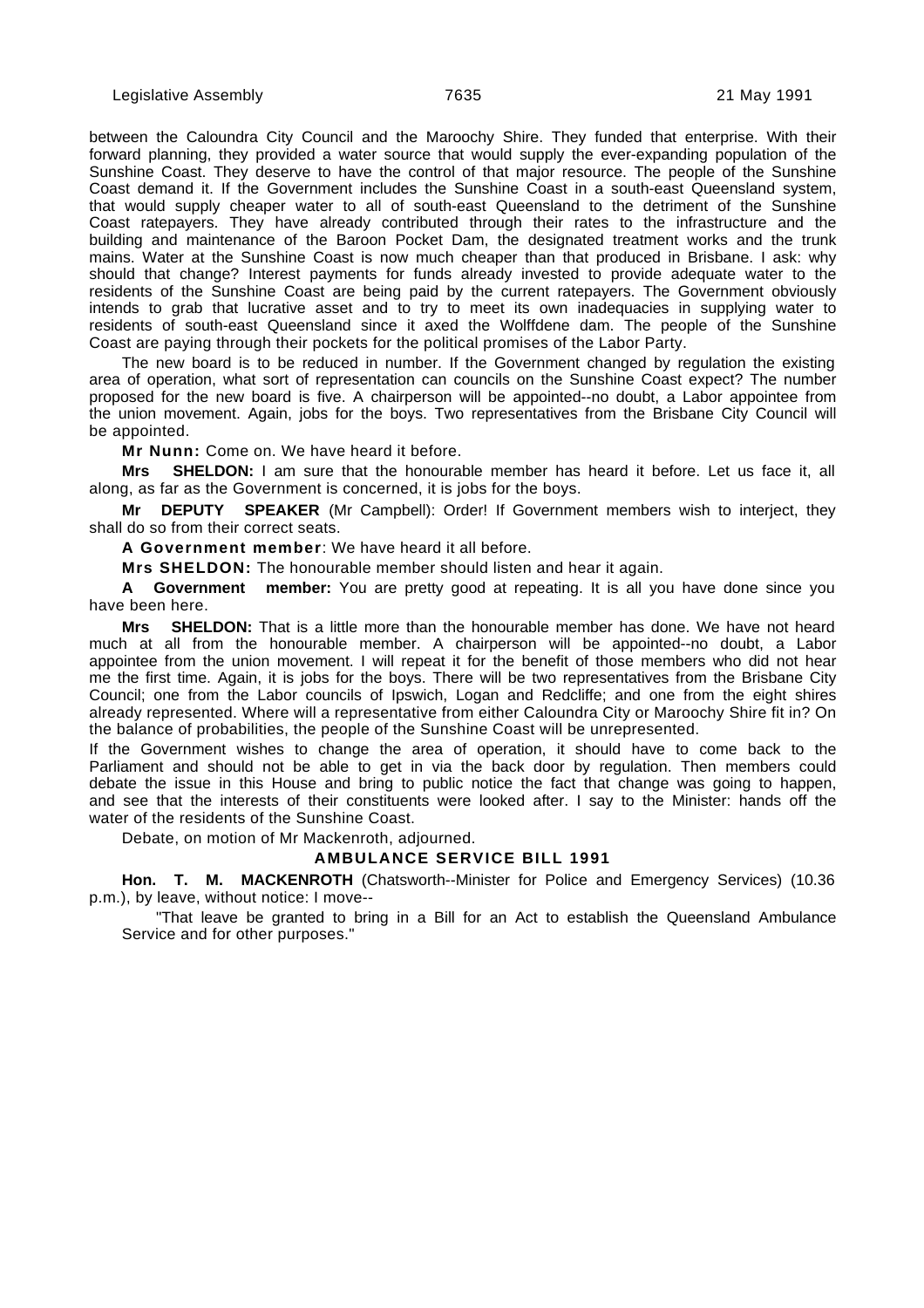between the Caloundra City Council and the Maroochy Shire. They funded that enterprise. With their forward planning, they provided a water source that would supply the ever-expanding population of the Sunshine Coast. They deserve to have the control of that major resource. The people of the Sunshine Coast demand it. If the Government includes the Sunshine Coast in a south-east Queensland system, that would supply cheaper water to all of south-east Queensland to the detriment of the Sunshine Coast ratepayers. They have already contributed through their rates to the infrastructure and the building and maintenance of the Baroon Pocket Dam, the designated treatment works and the trunk mains. Water at the Sunshine Coast is now much cheaper than that produced in Brisbane. I ask: why should that change? Interest payments for funds already invested to provide adequate water to the residents of the Sunshine Coast are being paid by the current ratepayers. The Government obviously intends to grab that lucrative asset and to try to meet its own inadequacies in supplying water to residents of south-east Queensland since it axed the Wolffdene dam. The people of the Sunshine Coast are paying through their pockets for the political promises of the Labor Party.

The new board is to be reduced in number. If the Government changed by regulation the existing area of operation, what sort of representation can councils on the Sunshine Coast expect? The number proposed for the new board is five. A chairperson will be appointed--no doubt, a Labor appointee from the union movement. Again, jobs for the boys. Two representatives from the Brisbane City Council will be appointed.

**Mr Nunn:** Come on. We have heard it before.

**Mrs SHELDON:** I am sure that the honourable member has heard it before. Let us face it, all along, as far as the Government is concerned, it is jobs for the boys.

**Mr DEPUTY SPEAKER** (Mr Campbell): Order! If Government members wish to interject, they shall do so from their correct seats.

**A Government member**: We have heard it all before.

**Mrs SHELDON:** The honourable member should listen and hear it again.

**A Government member:** You are pretty good at repeating. It is all you have done since you have been here.

**Mrs SHELDON:** That is a little more than the honourable member has done. We have not heard much at all from the honourable member. A chairperson will be appointed--no doubt, a Labor appointee from the union movement. I will repeat it for the benefit of those members who did not hear me the first time. Again, it is jobs for the boys. There will be two representatives from the Brisbane City Council; one from the Labor councils of Ipswich, Logan and Redcliffe; and one from the eight shires already represented. Where will a representative from either Caloundra City or Maroochy Shire fit in? On the balance of probabilities, the people of the Sunshine Coast will be unrepresented.

If the Government wishes to change the area of operation, it should have to come back to the Parliament and should not be able to get in via the back door by regulation. Then members could debate the issue in this House and bring to public notice the fact that change was going to happen, and see that the interests of their constituents were looked after. I say to the Minister: hands off the water of the residents of the Sunshine Coast.

Debate, on motion of Mr Mackenroth, adjourned.

## AMBULANCE SERVICE BILL 1991

**Hon. T. M. MACKENROTH** (Chatsworth--Minister for Police and Emergency Services) (10.36 p.m.), by leave, without notice: I move--

> "That leave be granted to bring in a Bill for an Act to establish the Queensland Ambulance Service and for other purposes."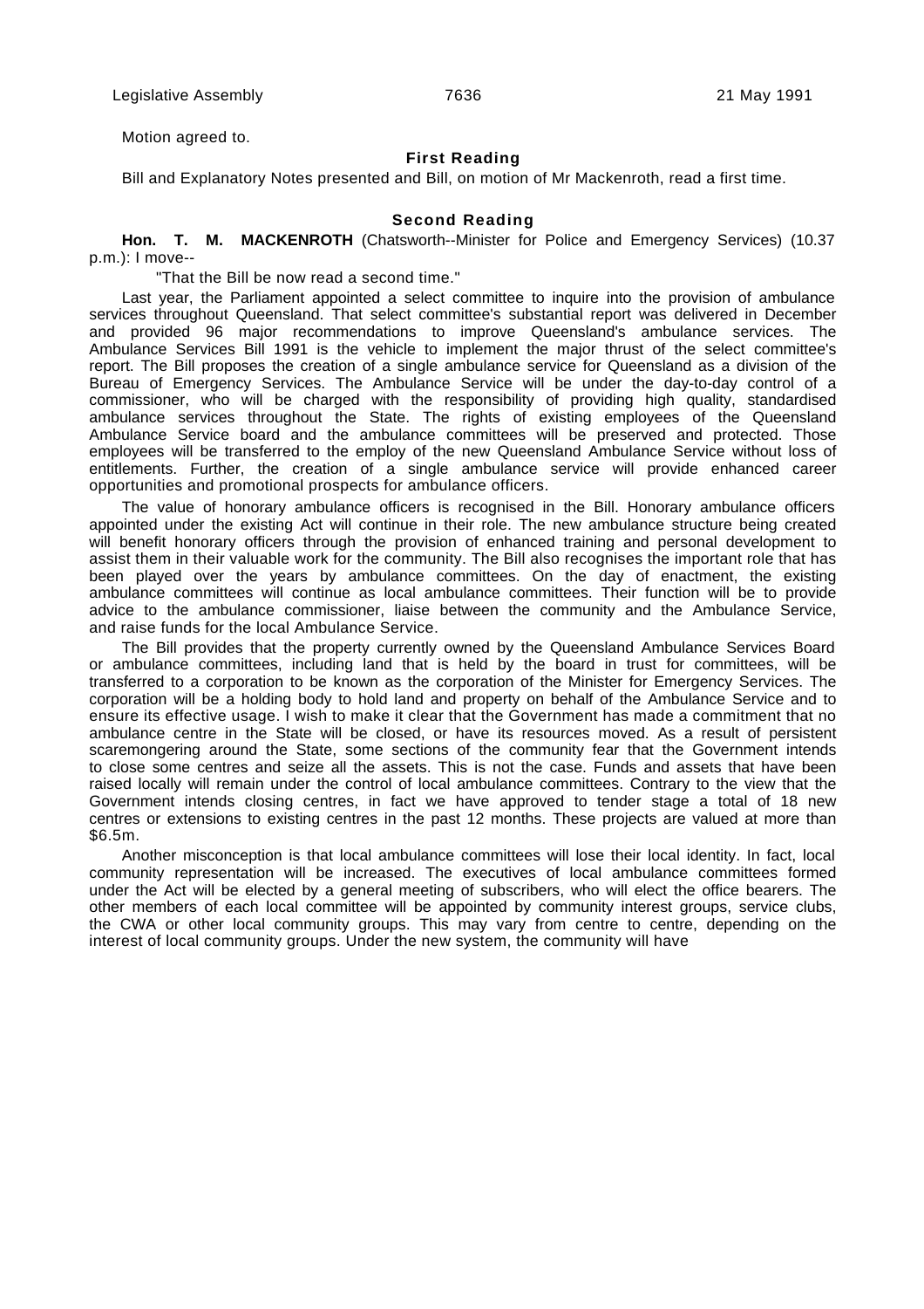Motion agreed to.

### First Reading

Bill and Explanatory Notes presented and Bill, on motion of Mr Mackenroth, read a first time.

### Second Reading

**Hon. T. M. MACKENROTH** (Chatsworth--Minister for Police and Emergency Services) (10.37 p.m.): I move--

"That the Bill be now read a second time."

Last year, the Parliament appointed a select committee to inquire into the provision of ambulance services throughout Queensland. That select committee's substantial report was delivered in December and provided 96 major recommendations to improve Queensland's ambulance services. The Ambulance Services Bill 1991 is the vehicle to implement the major thrust of the select committee's report. The Bill proposes the creation of a single ambulance service for Queensland as a division of the Bureau of Emergency Services. The Ambulance Service will be under the day-to-day control of a commissioner, who will be charged with the responsibility of providing high quality, standardised ambulance services throughout the State. The rights of existing employees of the Queensland Ambulance Service board and the ambulance committees will be preserved and protected. Those employees will be transferred to the employ of the new Queensland Ambulance Service without loss of entitlements. Further, the creation of a single ambulance service will provide enhanced career opportunities and promotional prospects for ambulance officers.

The value of honorary ambulance officers is recognised in the Bill. Honorary ambulance officers appointed under the existing Act will continue in their role. The new ambulance structure being created will benefit honorary officers through the provision of enhanced training and personal development to assist them in their valuable work for the community. The Bill also recognises the important role that has been played over the years by ambulance committees. On the day of enactment, the existing ambulance committees will continue as local ambulance committees. Their function will be to provide advice to the ambulance commissioner, liaise between the community and the Ambulance Service, and raise funds for the local Ambulance Service.

The Bill provides that the property currently owned by the Queensland Ambulance Services Board or ambulance committees, including land that is held by the board in trust for committees, will be transferred to a corporation to be known as the corporation of the Minister for Emergency Services. The corporation will be a holding body to hold land and property on behalf of the Ambulance Service and to ensure its effective usage. I wish to make it clear that the Government has made a commitment that no ambulance centre in the State will be closed, or have its resources moved. As a result of persistent scaremongering around the State, some sections of the community fear that the Government intends to close some centres and seize all the assets. This is not the case. Funds and assets that have been raised locally will remain under the control of local ambulance committees. Contrary to the view that the Government intends closing centres, in fact we have approved to tender stage a total of 18 new centres or extensions to existing centres in the past 12 months. These projects are valued at more than $6.5m.

Another misconception is that local ambulance committees will lose their local identity. In fact, local community representation will be increased. The executives of local ambulance committees formed under the Act will be elected by a general meeting of subscribers, who will elect the office bearers. The other members of each local committee will be appointed by community interest groups, service clubs, the CWA or other local community groups. This may vary from centre to centre, depending on the interest of local community groups. Under the new system, the community will have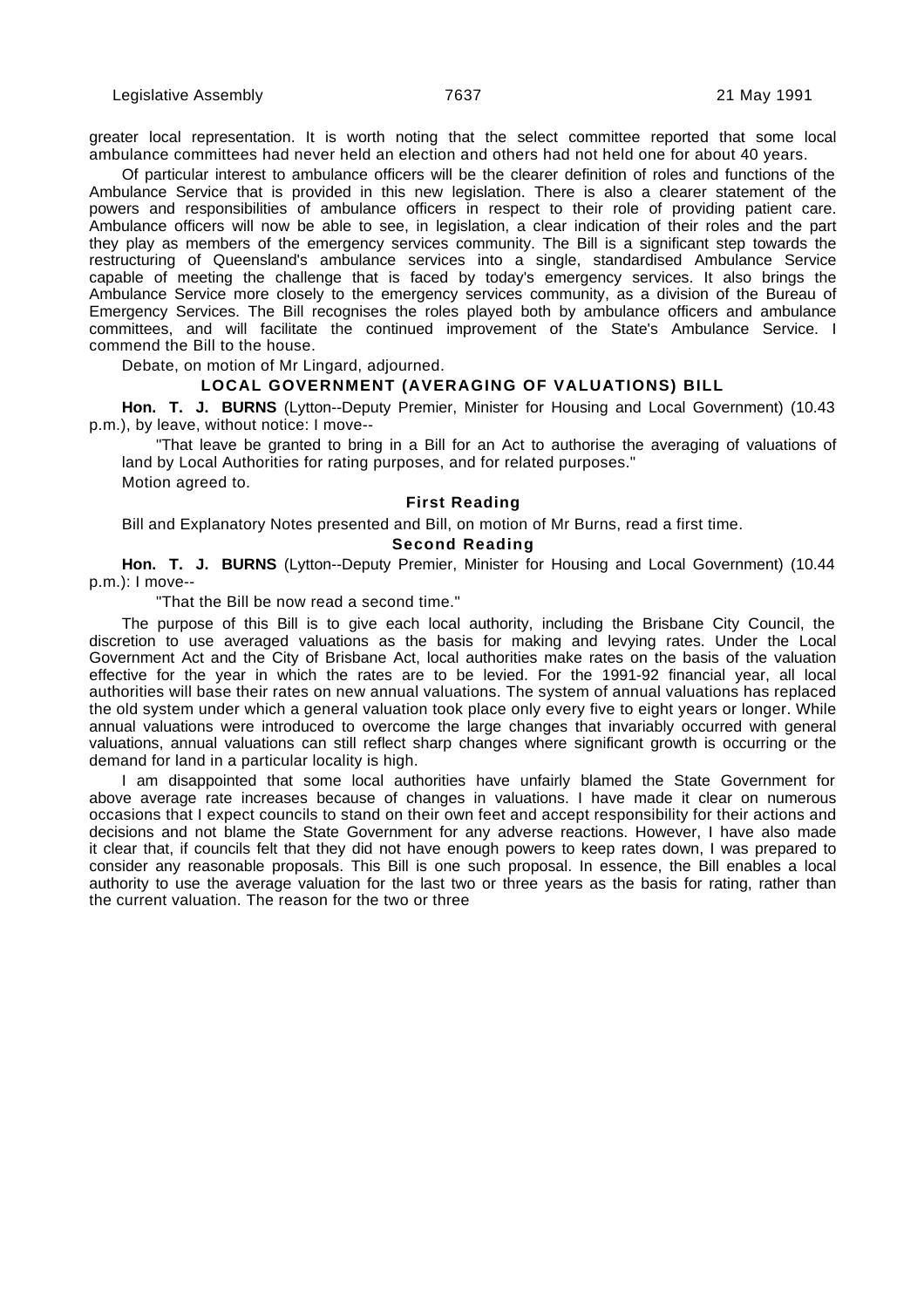greater local representation. It is worth noting that the select committee reported that some local ambulance committees had never held an election and others had not held one for about 40 years.

Of particular interest to ambulance officers will be the clearer definition of roles and functions of the Ambulance Service that is provided in this new legislation. There is also a clearer statement of the powers and responsibilities of ambulance officers in respect to their role of providing patient care. Ambulance officers will now be able to see, in legislation, a clear indication of their roles and the part they play as members of the emergency services community. The Bill is a significant step towards the restructuring of Queensland's ambulance services into a single, standardised Ambulance Service capable of meeting the challenge that is faced by today's emergency services. It also brings the Ambulance Service more closely to the emergency services community, as a division of the Bureau of Emergency Services. The Bill recognises the roles played both by ambulance officers and ambulance committees, and will facilitate the continued improvement of the State's Ambulance Service. I commend the Bill to the house.

Debate, on motion of Mr Lingard, adjourned.

## LOCAL GOVERNMENT (AVERAGING OF VALUATIONS) BILL

**Hon. T. J. BURNS** (Lytton--Deputy Premier, Minister for Housing and Local Government) (10.43 p.m.), by leave, without notice: I move--

"That leave be granted to bring in a Bill for an Act to authorise the averaging of valuations of land by Local Authorities for rating purposes, and for related purposes."

Motion agreed to.

### First Reading

Bill and Explanatory Notes presented and Bill, on motion of Mr Burns, read a first time.

### Second Reading

**Hon. T. J. BURNS** (Lytton--Deputy Premier, Minister for Housing and Local Government) (10.44 p.m.): I move--

"That the Bill be now read a second time."

The purpose of this Bill is to give each local authority, including the Brisbane City Council, the discretion to use averaged valuations as the basis for making and levying rates. Under the Local Government Act and the City of Brisbane Act, local authorities make rates on the basis of the valuation effective for the year in which the rates are to be levied. For the 1991-92 financial year, all local authorities will base their rates on new annual valuations. The system of annual valuations has replaced the old system under which a general valuation took place only every five to eight years or longer. While annual valuations were introduced to overcome the large changes that invariably occurred with general valuations, annual valuations can still reflect sharp changes where significant growth is occurring or the demand for land in a particular locality is high.

I am disappointed that some local authorities have unfairly blamed the State Government for above average rate increases because of changes in valuations. I have made it clear on numerous occasions that I expect councils to stand on their own feet and accept responsibility for their actions and decisions and not blame the State Government for any adverse reactions. However, I have also made it clear that, if councils felt that they did not have enough powers to keep rates down, I was prepared to consider any reasonable proposals. This Bill is one such proposal. In essence, the Bill enables a local authority to use the average valuation for the last two or three years as the basis for rating, rather than the current valuation. The reason for the two or three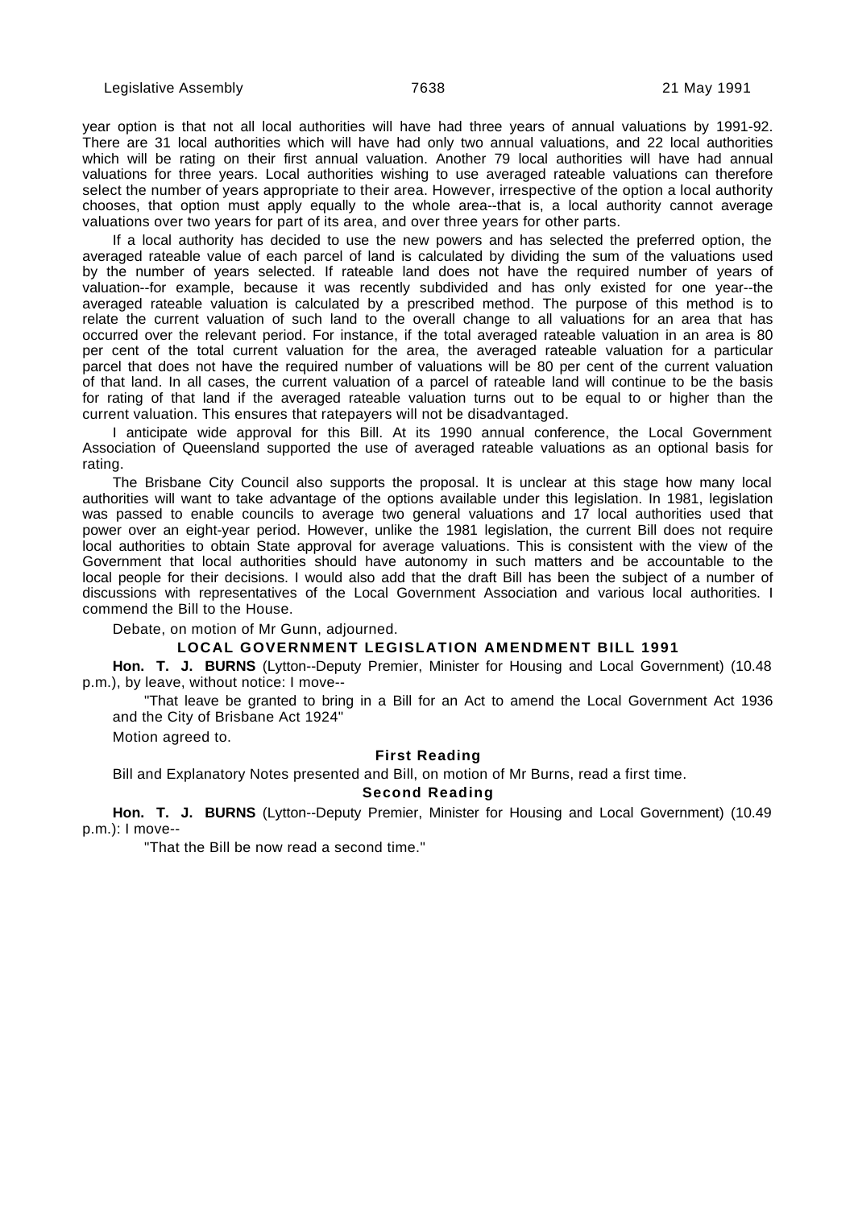year option is that not all local authorities will have had three years of annual valuations by 1991-92. There are 31 local authorities which will have had only two annual valuations, and 22 local authorities which will be rating on their first annual valuation. Another 79 local authorities will have had annual valuations for three years. Local authorities wishing to use averaged rateable valuations can therefore select the number of years appropriate to their area. However, irrespective of the option a local authority chooses, that option must apply equally to the whole area--that is, a local authority cannot average valuations over two years for part of its area, and over three years for other parts.

If a local authority has decided to use the new powers and has selected the preferred option, the averaged rateable value of each parcel of land is calculated by dividing the sum of the valuations used by the number of years selected. If rateable land does not have the required number of years of valuation--for example, because it was recently subdivided and has only existed for one year--the averaged rateable valuation is calculated by a prescribed method. The purpose of this method is to relate the current valuation of such land to the overall change to all valuations for an area that has occurred over the relevant period. For instance, if the total averaged rateable valuation in an area is 80 per cent of the total current valuation for the area, the averaged rateable valuation for a particular parcel that does not have the required number of valuations will be 80 per cent of the current valuation of that land. In all cases, the current valuation of a parcel of rateable land will continue to be the basis for rating of that land if the averaged rateable valuation turns out to be equal to or higher than the current valuation. This ensures that ratepayers will not be disadvantaged.

I anticipate wide approval for this Bill. At its 1990 annual conference, the Local Government Association of Queensland supported the use of averaged rateable valuations as an optional basis for rating.

The Brisbane City Council also supports the proposal. It is unclear at this stage how many local authorities will want to take advantage of the options available under this legislation. In 1981, legislation was passed to enable councils to average two general valuations and 17 local authorities used that power over an eight-year period. However, unlike the 1981 legislation, the current Bill does not require local authorities to obtain State approval for average valuations. This is consistent with the view of the Government that local authorities should have autonomy in such matters and be accountable to the local people for their decisions. I would also add that the draft Bill has been the subject of a number of discussions with representatives of the Local Government Association and various local authorities. I commend the Bill to the House.

Debate, on motion of Mr Gunn, adjourned.

## LOCAL GOVERNMENT LEGISLATION AMENDMENT BILL 1991

**Hon. T. J. BURNS** (Lytton--Deputy Premier, Minister for Housing and Local Government) (10.48 p.m.), by leave, without notice: I move--

"That leave be granted to bring in a Bill for an Act to amend the Local Government Act 1936 and the City of Brisbane Act 1924"

Motion agreed to.

### First Reading

Bill and Explanatory Notes presented and Bill, on motion of Mr Burns, read a first time.

### Second Reading

**Hon. T. J. BURNS** (Lytton--Deputy Premier, Minister for Housing and Local Government) (10.49 p.m.): I move--

"That the Bill be now read a second time."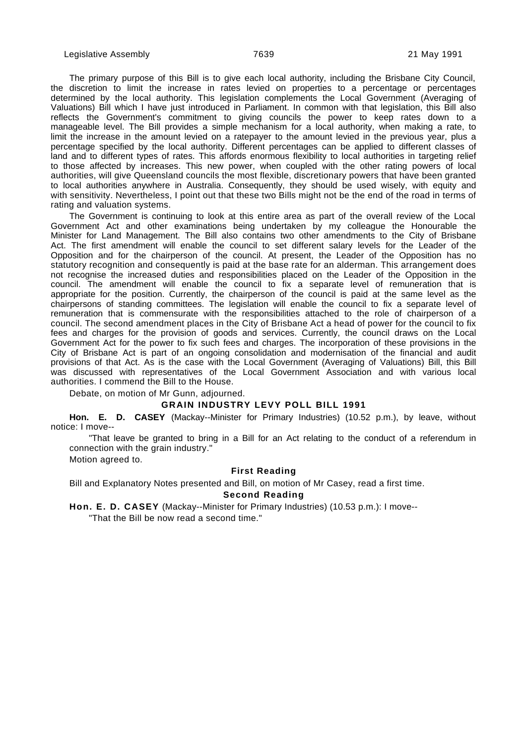The primary purpose of this Bill is to give each local authority, including the Brisbane City Council, the discretion to limit the increase in rates levied on properties to a percentage or percentages determined by the local authority. This legislation complements the Local Government (Averaging of Valuations) Bill which I have just introduced in Parliament. In common with that legislation, this Bill also reflects the Government's commitment to giving councils the power to keep rates down to a manageable level. The Bill provides a simple mechanism for a local authority, when making a rate, to limit the increase in the amount levied on a ratepayer to the amount levied in the previous year, plus a percentage specified by the local authority. Different percentages can be applied to different classes of land and to different types of rates. This affords enormous flexibility to local authorities in targeting relief to those affected by increases. This new power, when coupled with the other rating powers of local authorities, will give Queensland councils the most flexible, discretionary powers that have been granted to local authorities anywhere in Australia. Consequently, they should be used wisely, with equity and with sensitivity. Nevertheless, I point out that these two Bills might not be the end of the road in terms of rating and valuation systems.

The Government is continuing to look at this entire area as part of the overall review of the Local Government Act and other examinations being undertaken by my colleague the Honourable the Minister for Land Management. The Bill also contains two other amendments to the City of Brisbane Act. The first amendment will enable the council to set different salary levels for the Leader of the Opposition and for the chairperson of the council. At present, the Leader of the Opposition has no statutory recognition and consequently is paid at the base rate for an alderman. This arrangement does not recognise the increased duties and responsibilities placed on the Leader of the Opposition in the council. The amendment will enable the council to fix a separate level of remuneration that is appropriate for the position. Currently, the chairperson of the council is paid at the same level as the chairpersons of standing committees. The legislation will enable the council to fix a separate level of remuneration that is commensurate with the responsibilities attached to the role of chairperson of a council. The second amendment places in the City of Brisbane Act a head of power for the council to fix fees and charges for the provision of goods and services. Currently, the council draws on the Local Government Act for the power to fix such fees and charges. The incorporation of these provisions in the City of Brisbane Act is part of an ongoing consolidation and modernisation of the financial and audit provisions of that Act. As is the case with the Local Government (Averaging of Valuations) Bill, this Bill was discussed with representatives of the Local Government Association and with various local authorities. I commend the Bill to the House.

Debate, on motion of Mr Gunn, adjourned.

## GRAIN INDUSTRY LEVY POLL BILL 1991

**Hon. E. D. CASEY** (Mackay--Minister for Primary Industries) (10.52 p.m.), by leave, without notice: I move--

"That leave be granted to bring in a Bill for an Act relating to the conduct of a referendum in connection with the grain industry."

Motion agreed to.

### First Reading

Bill and Explanatory Notes presented and Bill, on motion of Mr Casey, read a first time.

### Second Reading

**Hon. E. D. CASEY** (Mackay--Minister for Primary Industries) (10.53 p.m.): I move--

"That the Bill be now read a second time."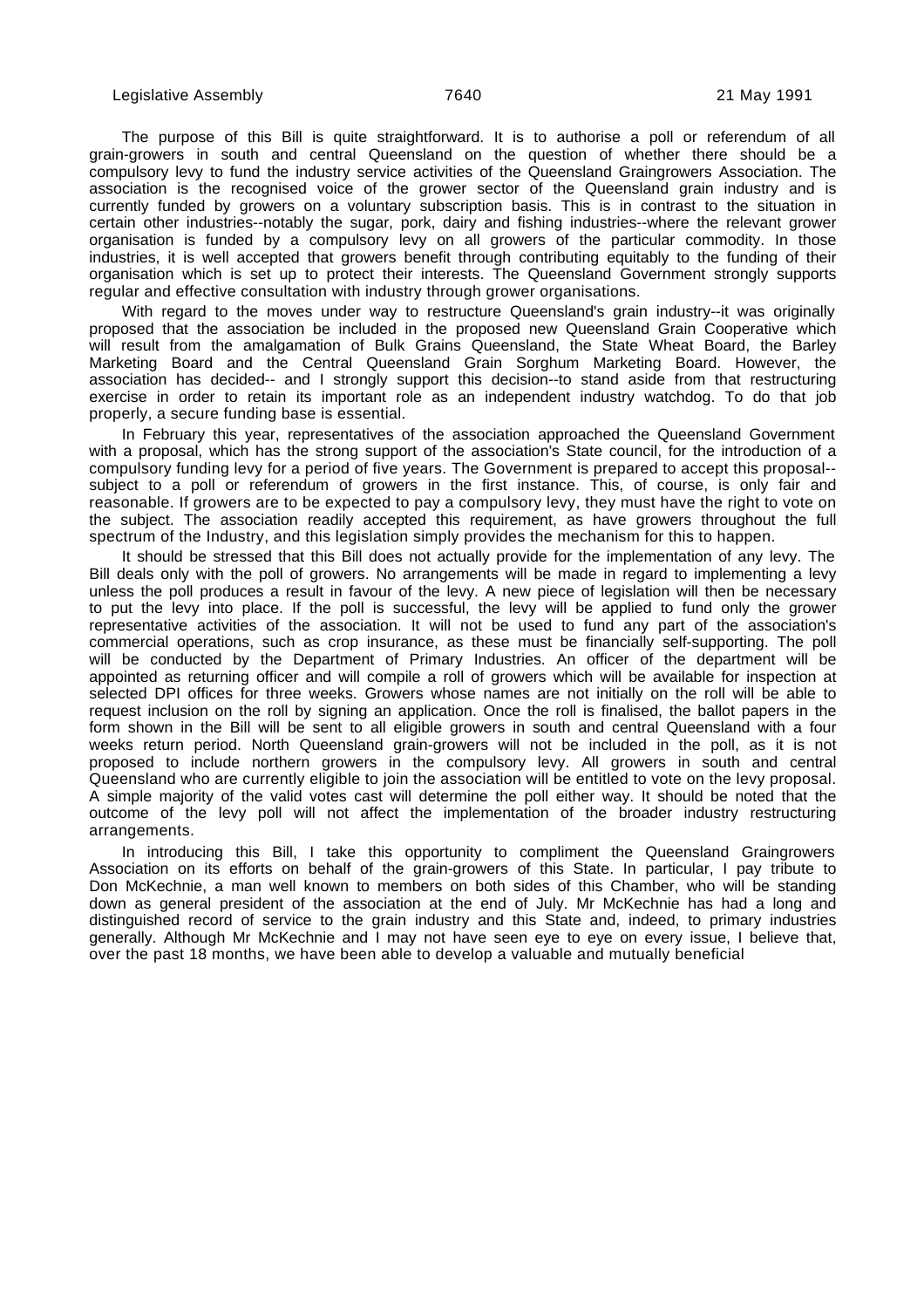The purpose of this Bill is quite straightforward. It is to authorise a poll or referendum of all grain-growers in south and central Queensland on the question of whether there should be a compulsory levy to fund the industry service activities of the Queensland Graingrowers Association. The association is the recognised voice of the grower sector of the Queensland grain industry and is currently funded by growers on a voluntary subscription basis. This is in contrast to the situation in certain other industries--notably the sugar, pork, dairy and fishing industries--where the relevant grower organisation is funded by a compulsory levy on all growers of the particular commodity. In those industries, it is well accepted that growers benefit through contributing equitably to the funding of their organisation which is set up to protect their interests. The Queensland Government strongly supports regular and effective consultation with industry through grower organisations.

With regard to the moves under way to restructure Queensland's grain industry--it was originally proposed that the association be included in the proposed new Queensland Grain Cooperative which will result from the amalgamation of Bulk Grains Queensland, the State Wheat Board, the Barley Marketing Board and the Central Queensland Grain Sorghum Marketing Board. However, the association has decided-- and I strongly support this decision--to stand aside from that restructuring exercise in order to retain its important role as an independent industry watchdog. To do that job properly, a secure funding base is essential.

In February this year, representatives of the association approached the Queensland Government with a proposal, which has the strong support of the association's State council, for the introduction of a compulsory funding levy for a period of five years. The Government is prepared to accept this proposal--subject to a poll or referendum of growers in the first instance. This, of course, is only fair and reasonable. If growers are to be expected to pay a compulsory levy, they must have the right to vote on the subject. The association readily accepted this requirement, as have growers throughout the full spectrum of the Industry, and this legislation simply provides the mechanism for this to happen.

It should be stressed that this Bill does not actually provide for the implementation of any levy. The Bill deals only with the poll of growers. No arrangements will be made in regard to implementing a levy unless the poll produces a result in favour of the levy. A new piece of legislation will then be necessary to put the levy into place. If the poll is successful, the levy will be applied to fund only the grower representative activities of the association. It will not be used to fund any part of the association's commercial operations, such as crop insurance, as these must be financially self-supporting. The poll will be conducted by the Department of Primary Industries. An officer of the department will be appointed as returning officer and will compile a roll of growers which will be available for inspection at selected DPI offices for three weeks. Growers whose names are not initially on the roll will be able to request inclusion on the roll by signing an application. Once the roll is finalised, the ballot papers in the form shown in the Bill will be sent to all eligible growers in south and central Queensland with a four weeks return period. North Queensland grain-growers will not be included in the poll, as it is not proposed to include northern growers in the compulsory levy. All growers in south and central Queensland who are currently eligible to join the association will be entitled to vote on the levy proposal. A simple majority of the valid votes cast will determine the poll either way. It should be noted that the outcome of the levy poll will not affect the implementation of the broader industry restructuring arrangements.

In introducing this Bill, I take this opportunity to compliment the Queensland Graingrowers Association on its efforts on behalf of the grain-growers of this State. In particular, I pay tribute to Don McKechnie, a man well known to members on both sides of this Chamber, who will be standing down as general president of the association at the end of July. Mr McKechnie has had a long and distinguished record of service to the grain industry and this State and, indeed, to primary industries generally. Although Mr McKechnie and I may not have seen eye to eye on every issue, I believe that, over the past 18 months, we have been able to develop a valuable and mutually beneficial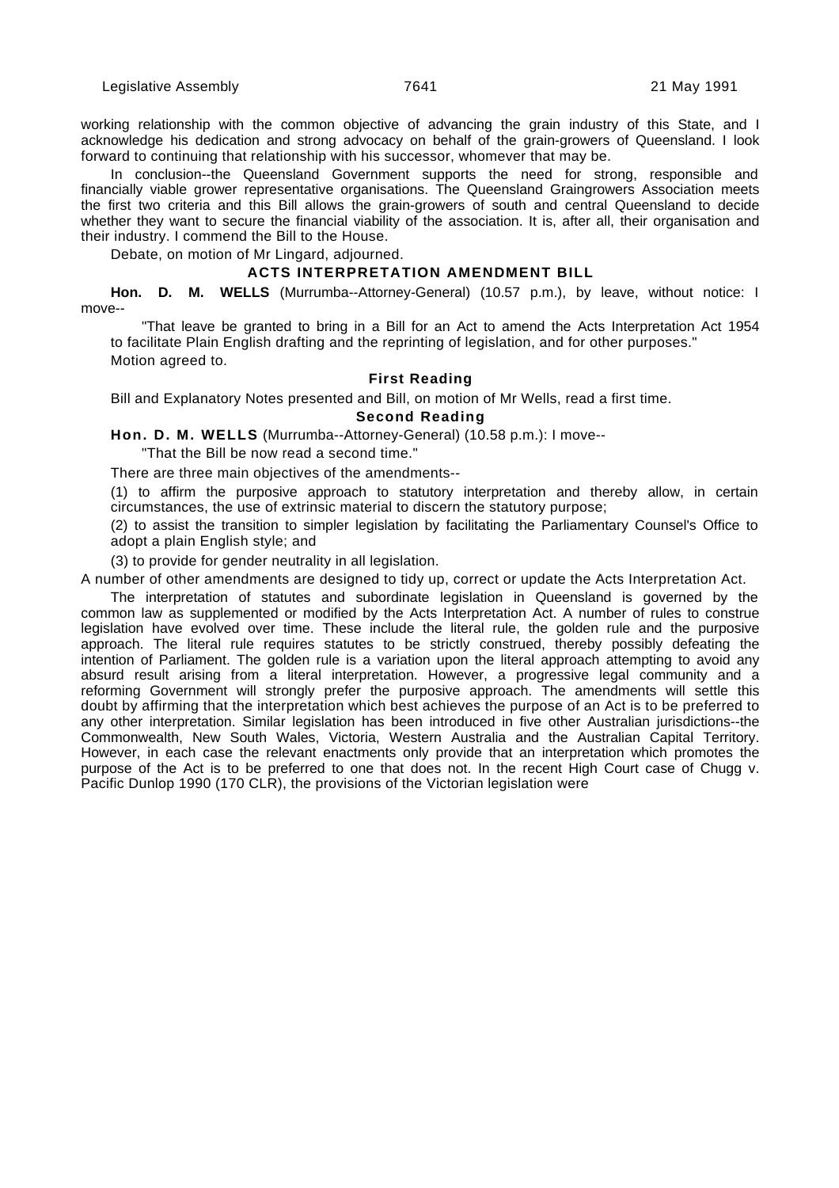working relationship with the common objective of advancing the grain industry of this State, and I acknowledge his dedication and strong advocacy on behalf of the grain-growers of Queensland. I look forward to continuing that relationship with his successor, whomever that may be.

In conclusion--the Queensland Government supports the need for strong, responsible and financially viable grower representative organisations. The Queensland Graingrowers Association meets the first two criteria and this Bill allows the grain-growers of south and central Queensland to decide whether they want to secure the financial viability of the association. It is, after all, their organisation and their industry. I commend the Bill to the House.

Debate, on motion of Mr Lingard, adjourned.

## ACTS INTERPRETATION AMENDMENT BILL

**Hon. D. M. WELLS** (Murrumba--Attorney-General) (10.57 p.m.), by leave, without notice: I move--

"That leave be granted to bring in a Bill for an Act to amend the Acts Interpretation Act 1954 to facilitate Plain English drafting and the reprinting of legislation, and for other purposes."

Motion agreed to.

### First Reading

Bill and Explanatory Notes presented and Bill, on motion of Mr Wells, read a first time.

### Second Reading

**Hon. D. M. WELLS** (Murrumba--Attorney-General) (10.58 p.m.): I move--

"That the Bill be now read a second time."

There are three main objectives of the amendments--

(1) to affirm the purposive approach to statutory interpretation and thereby allow, in certain circumstances, the use of extrinsic material to discern the statutory purpose;

(2) to assist the transition to simpler legislation by facilitating the Parliamentary Counsel's Office to adopt a plain English style; and

(3) to provide for gender neutrality in all legislation.

A number of other amendments are designed to tidy up, correct or update the Acts Interpretation Act.

The interpretation of statutes and subordinate legislation in Queensland is governed by the common law as supplemented or modified by the Acts Interpretation Act. A number of rules to construe legislation have evolved over time. These include the literal rule, the golden rule and the purposive approach. The literal rule requires statutes to be strictly construed, thereby possibly defeating the intention of Parliament. The golden rule is a variation upon the literal approach attempting to avoid any absurd result arising from a literal interpretation. However, a progressive legal community and a reforming Government will strongly prefer the purposive approach. The amendments will settle this doubt by affirming that the interpretation which best achieves the purpose of an Act is to be preferred to any other interpretation. Similar legislation has been introduced in five other Australian jurisdictions--the Commonwealth, New South Wales, Victoria, Western Australia and the Australian Capital Territory. However, in each case the relevant enactments only provide that an interpretation which promotes the purpose of the Act is to be preferred to one that does not. In the recent High Court case of Chugg v. Pacific Dunlop 1990 (170 CLR), the provisions of the Victorian legislation were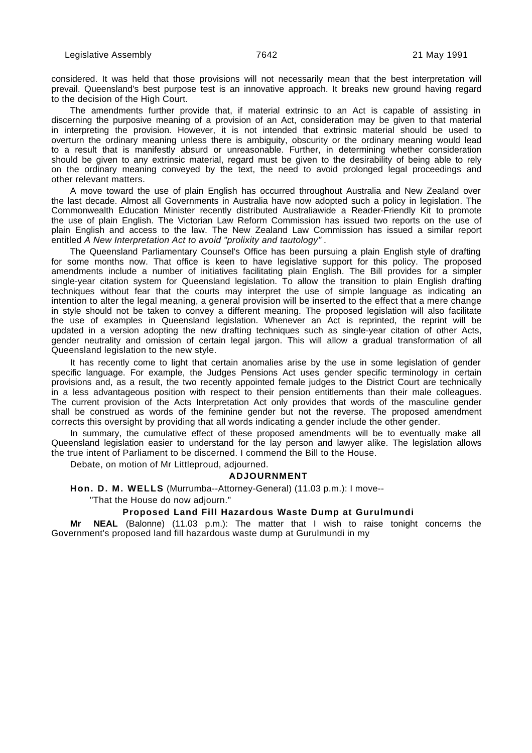considered. It was held that those provisions will not necessarily mean that the best interpretation will prevail. Queensland's best purpose test is an innovative approach. It breaks new ground having regard to the decision of the High Court.

The amendments further provide that, if material extrinsic to an Act is capable of assisting in discerning the purposive meaning of a provision of an Act, consideration may be given to that material in interpreting the provision. However, it is not intended that extrinsic material should be used to overturn the ordinary meaning unless there is ambiguity, obscurity or the ordinary meaning would lead to a result that is manifestly absurd or unreasonable. Further, in determining whether consideration should be given to any extrinsic material, regard must be given to the desirability of being able to rely on the ordinary meaning conveyed by the text, the need to avoid prolonged legal proceedings and other relevant matters.

A move toward the use of plain English has occurred throughout Australia and New Zealand over the last decade. Almost all Governments in Australia have now adopted such a policy in legislation. The Commonwealth Education Minister recently distributed Australiawide a Reader-Friendly Kit to promote the use of plain English. The Victorian Law Reform Commission has issued two reports on the use of plain English and access to the law. The New Zealand Law Commission has issued a similar report entitled *A New Interpretation Act to avoid "prolixity and tautology"* .

The Queensland Parliamentary Counsel's Office has been pursuing a plain English style of drafting for some months now. That office is keen to have legislative support for this policy. The proposed amendments include a number of initiatives facilitating plain English. The Bill provides for a simpler single-year citation system for Queensland legislation. To allow the transition to plain English drafting techniques without fear that the courts may interpret the use of simple language as indicating an intention to alter the legal meaning, a general provision will be inserted to the effect that a mere change in style should not be taken to convey a different meaning. The proposed legislation will also facilitate the use of examples in Queensland legislation. Whenever an Act is reprinted, the reprint will be updated in a version adopting the new drafting techniques such as single-year citation of other Acts, gender neutrality and omission of certain legal jargon. This will allow a gradual transformation of all Queensland legislation to the new style.

It has recently come to light that certain anomalies arise by the use in some legislation of gender specific language. For example, the Judges Pensions Act uses gender specific terminology in certain provisions and, as a result, the two recently appointed female judges to the District Court are technically in a less advantageous position with respect to their pension entitlements than their male colleagues. The current provision of the Acts Interpretation Act only provides that words of the masculine gender shall be construed as words of the feminine gender but not the reverse. The proposed amendment corrects this oversight by providing that all words indicating a gender include the other gender.

In summary, the cumulative effect of these proposed amendments will be to eventually make all Queensland legislation easier to understand for the lay person and lawyer alike. The legislation allows the true intent of Parliament to be discerned. I commend the Bill to the House.

Debate, on motion of Mr Littleproud, adjourned.

## ADJOURNMENT

**Hon. D. M. WELLS** (Murrumba--Attorney-General) (11.03 p.m.): I move--

"That the House do now adjourn."

### Proposed Land Fill Hazardous Waste Dump at Gurulmundi

**Mr NEAL** (Balonne) (11.03 p.m.): The matter that I wish to raise tonight concerns the Government's proposed land fill hazardous waste dump at Gurulmundi in my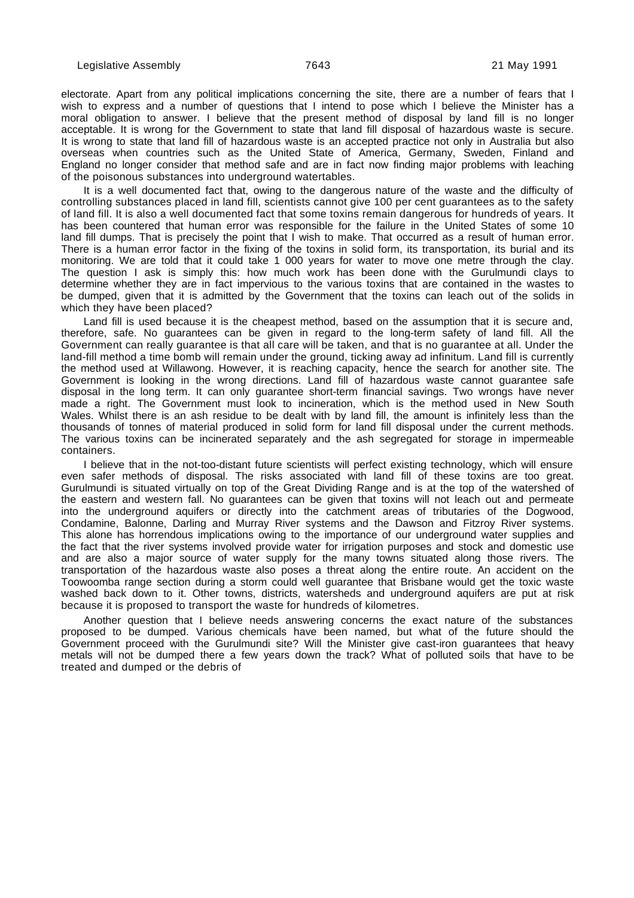electorate. Apart from any political implications concerning the site, there are a number of fears that I wish to express and a number of questions that I intend to pose which I believe the Minister has a moral obligation to answer. I believe that the present method of disposal by land fill is no longer acceptable. It is wrong for the Government to state that land fill disposal of hazardous waste is secure. It is wrong to state that land fill of hazardous waste is an accepted practice not only in Australia but also overseas when countries such as the United State of America, Germany, Sweden, Finland and England no longer consider that method safe and are in fact now finding major problems with leaching of the poisonous substances into underground watertables.

It is a well documented fact that, owing to the dangerous nature of the waste and the difficulty of controlling substances placed in land fill, scientists cannot give 100 per cent guarantees as to the safety of land fill. It is also a well documented fact that some toxins remain dangerous for hundreds of years. It has been countered that human error was responsible for the failure in the United States of some 10 land fill dumps. That is precisely the point that I wish to make. That occurred as a result of human error. There is a human error factor in the fixing of the toxins in solid form, its transportation, its burial and its monitoring. We are told that it could take 1 000 years for water to move one metre through the clay. The question I ask is simply this: how much work has been done with the Gurulmundi clays to determine whether they are in fact impervious to the various toxins that are contained in the wastes to be dumped, given that it is admitted by the Government that the toxins can leach out of the solids in which they have been placed?

Land fill is used because it is the cheapest method, based on the assumption that it is secure and, therefore, safe. No guarantees can be given in regard to the long-term safety of land fill. All the Government can really guarantee is that all care will be taken, and that is no guarantee at all. Under the land-fill method a time bomb will remain under the ground, ticking away ad infinitum. Land fill is currently the method used at Willawong. However, it is reaching capacity, hence the search for another site. The Government is looking in the wrong directions. Land fill of hazardous waste cannot guarantee safe disposal in the long term. It can only guarantee short-term financial savings. Two wrongs have never made a right. The Government must look to incineration, which is the method used in New South Wales. Whilst there is an ash residue to be dealt with by land fill, the amount is infinitely less than the thousands of tonnes of material produced in solid form for land fill disposal under the current methods. The various toxins can be incinerated separately and the ash segregated for storage in impermeable containers.

I believe that in the not-too-distant future scientists will perfect existing technology, which will ensure even safer methods of disposal. The risks associated with land fill of these toxins are too great. Gurulmundi is situated virtually on top of the Great Dividing Range and is at the top of the watershed of the eastern and western fall. No guarantees can be given that toxins will not leach out and permeate into the underground aquifers or directly into the catchment areas of tributaries of the Dogwood, Condamine, Balonne, Darling and Murray River systems and the Dawson and Fitzroy River systems. This alone has horrendous implications owing to the importance of our underground water supplies and the fact that the river systems involved provide water for irrigation purposes and stock and domestic use and are also a major source of water supply for the many towns situated along those rivers. The transportation of the hazardous waste also poses a threat along the entire route. An accident on the Toowoomba range section during a storm could well guarantee that Brisbane would get the toxic waste washed back down to it. Other towns, districts, watersheds and underground aquifers are put at risk because it is proposed to transport the waste for hundreds of kilometres.

Another question that I believe needs answering concerns the exact nature of the substances proposed to be dumped. Various chemicals have been named, but what of the future should the Government proceed with the Gurulmundi site? Will the Minister give cast-iron guarantees that heavy metals will not be dumped there a few years down the track? What of polluted soils that have to be treated and dumped or the debris of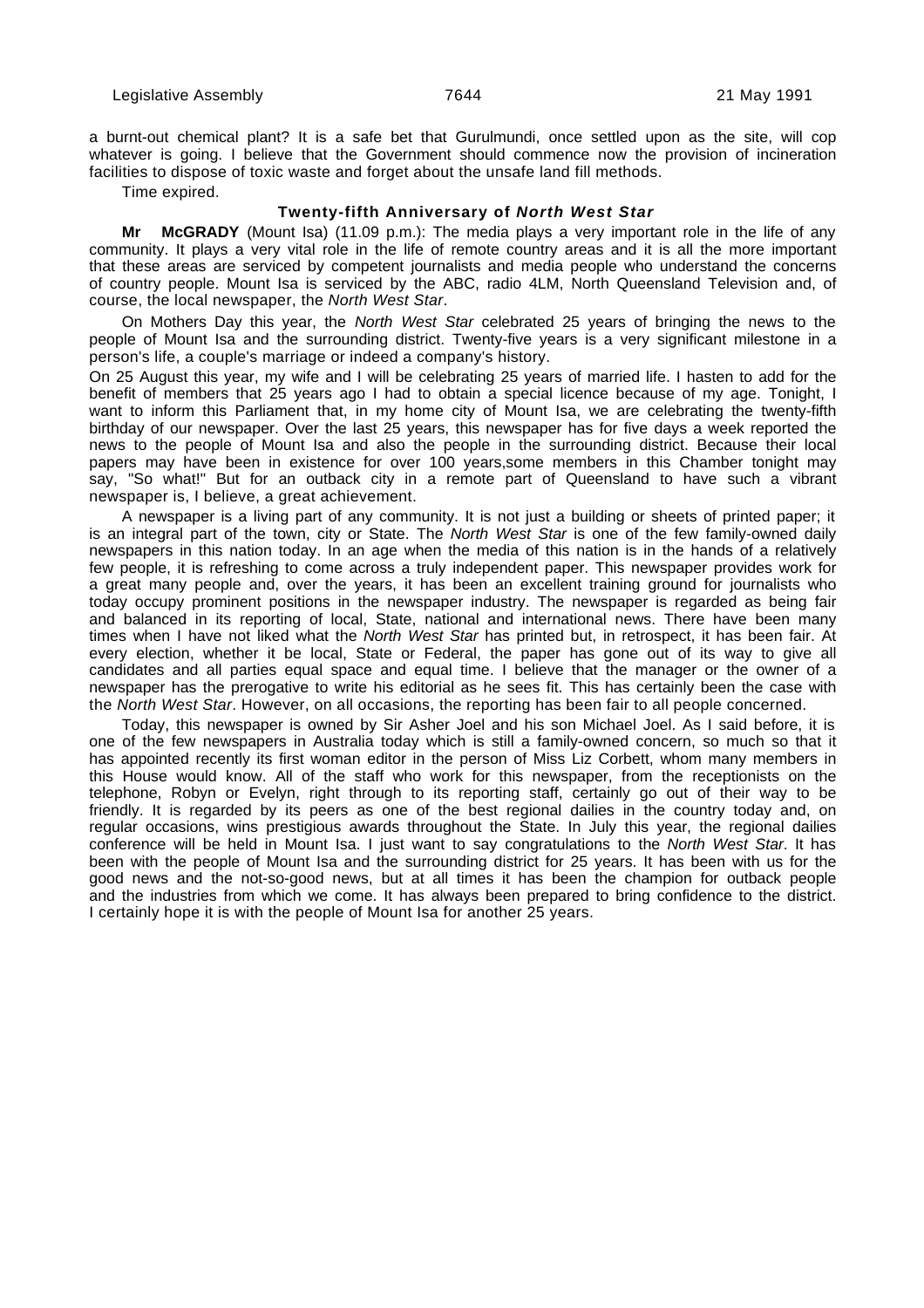a burnt-out chemical plant? It is a safe bet that Gurulmundi, once settled upon as the site, will cop whatever is going. I believe that the Government should commence now the provision of incineration facilities to dispose of toxic waste and forget about the unsafe land fill methods.

Time expired.

### Twenty-fifth Anniversary of *North West Star*

**Mr McGRADY** (Mount Isa) (11.09 p.m.): The media plays a very important role in the life of any community. It plays a very vital role in the life of remote country areas and it is all the more important that these areas are serviced by competent journalists and media people who understand the concerns of country people. Mount Isa is serviced by the ABC, radio 4LM, North Queensland Television and, of course, the local newspaper, the *North West Star*.

On Mothers Day this year, the *North West Star* celebrated 25 years of bringing the news to the people of Mount Isa and the surrounding district. Twenty-five years is a very significant milestone in a person's life, a couple's marriage or indeed a company's history.

On 25 August this year, my wife and I will be celebrating 25 years of married life. I hasten to add for the benefit of members that 25 years ago I had to obtain a special licence because of my age. Tonight, I want to inform this Parliament that, in my home city of Mount Isa, we are celebrating the twenty-fifth birthday of our newspaper. Over the last 25 years, this newspaper has for five days a week reported the news to the people of Mount Isa and also the people in the surrounding district. Because their local papers may have been in existence for over 100 years,some members in this Chamber tonight may say, "So what!" But for an outback city in a remote part of Queensland to have such a vibrant newspaper is, I believe, a great achievement.

A newspaper is a living part of any community. It is not just a building or sheets of printed paper; it is an integral part of the town, city or State. The *North West Star* is one of the few family-owned daily newspapers in this nation today. In an age when the media of this nation is in the hands of a relatively few people, it is refreshing to come across a truly independent paper. This newspaper provides work for a great many people and, over the years, it has been an excellent training ground for journalists who today occupy prominent positions in the newspaper industry. The newspaper is regarded as being fair and balanced in its reporting of local, State, national and international news. There have been many times when I have not liked what the *North West Star* has printed but, in retrospect, it has been fair. At every election, whether it be local, State or Federal, the paper has gone out of its way to give all candidates and all parties equal space and equal time. I believe that the manager or the owner of a newspaper has the prerogative to write his editorial as he sees fit. This has certainly been the case with the *North West Star*. However, on all occasions, the reporting has been fair to all people concerned.

Today, this newspaper is owned by Sir Asher Joel and his son Michael Joel. As I said before, it is one of the few newspapers in Australia today which is still a family-owned concern, so much so that it has appointed recently its first woman editor in the person of Miss Liz Corbett, whom many members in this House would know. All of the staff who work for this newspaper, from the receptionists on the telephone, Robyn or Evelyn, right through to its reporting staff, certainly go out of their way to be friendly. It is regarded by its peers as one of the best regional dailies in the country today and, on regular occasions, wins prestigious awards throughout the State. In July this year, the regional dailies conference will be held in Mount Isa. I just want to say congratulations to the *North West Star*. It has been with the people of Mount Isa and the surrounding district for 25 years. It has been with us for the good news and the not-so-good news, but at all times it has been the champion for outback people and the industries from which we come. It has always been prepared to bring confidence to the district. I certainly hope it is with the people of Mount Isa for another 25 years.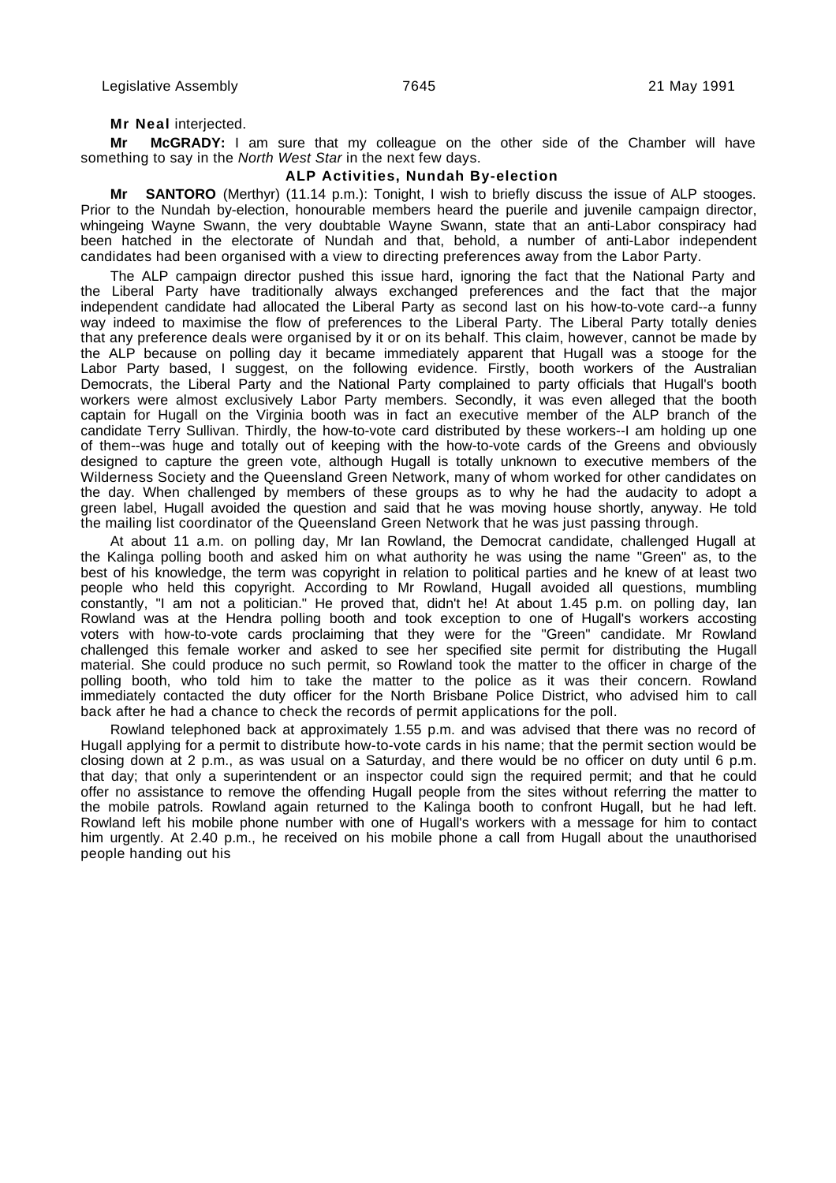**Mr Neal** interjected.

**Mr McGRADY:** I am sure that my colleague on the other side of the Chamber will have something to say in the *North West Star* in the next few days.

### ALP Activities, Nundah By-election

**Mr SANTORO** (Merthyr) (11.14 p.m.): Tonight, I wish to briefly discuss the issue of ALP stooges. Prior to the Nundah by-election, honourable members heard the puerile and juvenile campaign director, whingeing Wayne Swann, the very doubtable Wayne Swann, state that an anti-Labor conspiracy had been hatched in the electorate of Nundah and that, behold, a number of anti-Labor independent candidates had been organised with a view to directing preferences away from the Labor Party.

The ALP campaign director pushed this issue hard, ignoring the fact that the National Party and the Liberal Party have traditionally always exchanged preferences and the fact that the major independent candidate had allocated the Liberal Party as second last on his how-to-vote card--a funny way indeed to maximise the flow of preferences to the Liberal Party. The Liberal Party totally denies that any preference deals were organised by it or on its behalf. This claim, however, cannot be made by the ALP because on polling day it became immediately apparent that Hugall was a stooge for the Labor Party based, I suggest, on the following evidence. Firstly, booth workers of the Australian Democrats, the Liberal Party and the National Party complained to party officials that Hugall's booth workers were almost exclusively Labor Party members. Secondly, it was even alleged that the booth captain for Hugall on the Virginia booth was in fact an executive member of the ALP branch of the candidate Terry Sullivan. Thirdly, the how-to-vote card distributed by these workers--I am holding up one of them--was huge and totally out of keeping with the how-to-vote cards of the Greens and obviously designed to capture the green vote, although Hugall is totally unknown to executive members of the Wilderness Society and the Queensland Green Network, many of whom worked for other candidates on the day. When challenged by members of these groups as to why he had the audacity to adopt a green label, Hugall avoided the question and said that he was moving house shortly, anyway. He told the mailing list coordinator of the Queensland Green Network that he was just passing through.

At about 11 a.m. on polling day, Mr Ian Rowland, the Democrat candidate, challenged Hugall at the Kalinga polling booth and asked him on what authority he was using the name "Green" as, to the best of his knowledge, the term was copyright in relation to political parties and he knew of at least two people who held this copyright. According to Mr Rowland, Hugall avoided all questions, mumbling constantly, "I am not a politician." He proved that, didn't he! At about 1.45 p.m. on polling day, Ian Rowland was at the Hendra polling booth and took exception to one of Hugall's workers accosting voters with how-to-vote cards proclaiming that they were for the "Green" candidate. Mr Rowland challenged this female worker and asked to see her specified site permit for distributing the Hugall material. She could produce no such permit, so Rowland took the matter to the officer in charge of the polling booth, who told him to take the matter to the police as it was their concern. Rowland immediately contacted the duty officer for the North Brisbane Police District, who advised him to call back after he had a chance to check the records of permit applications for the poll.

Rowland telephoned back at approximately 1.55 p.m. and was advised that there was no record of Hugall applying for a permit to distribute how-to-vote cards in his name; that the permit section would be closing down at 2 p.m., as was usual on a Saturday, and there would be no officer on duty until 6 p.m. that day; that only a superintendent or an inspector could sign the required permit; and that he could offer no assistance to remove the offending Hugall people from the sites without referring the matter to the mobile patrols. Rowland again returned to the Kalinga booth to confront Hugall, but he had left. Rowland left his mobile phone number with one of Hugall's workers with a message for him to contact him urgently. At 2.40 p.m., he received on his mobile phone a call from Hugall about the unauthorised people handing out his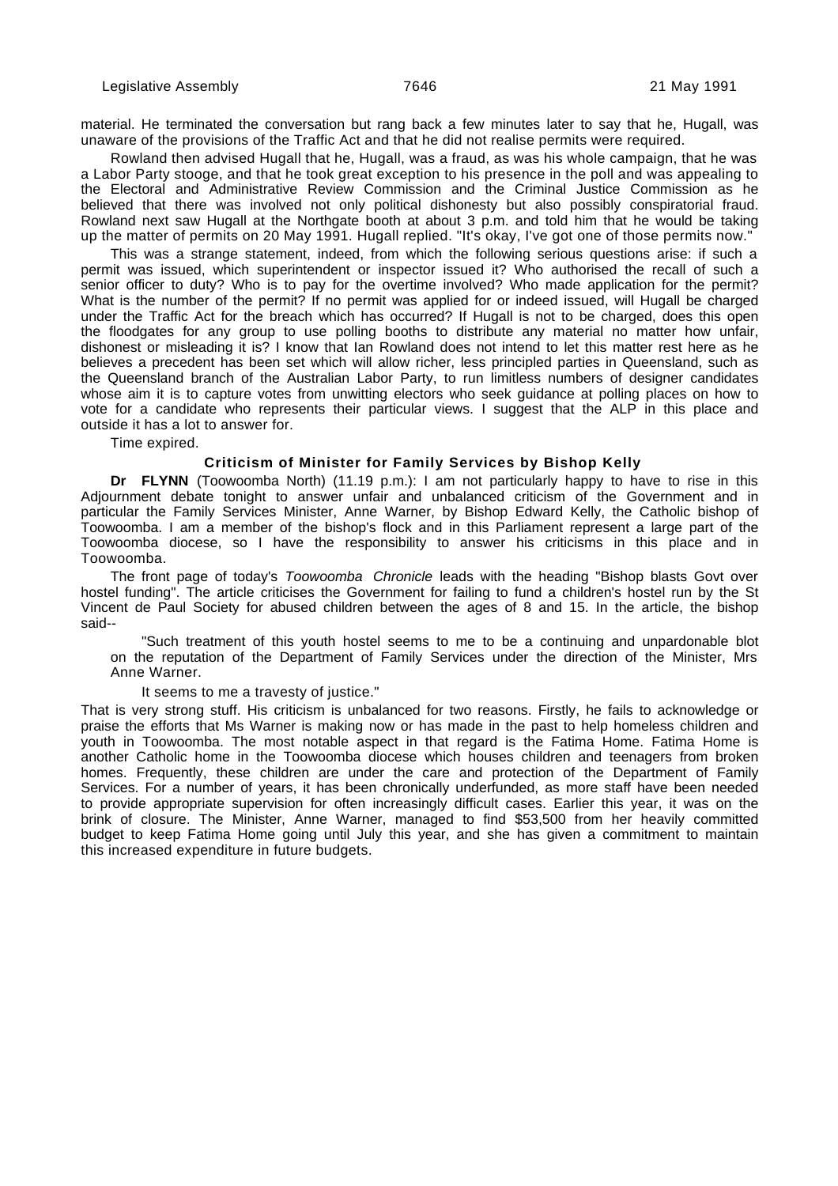material. He terminated the conversation but rang back a few minutes later to say that he, Hugall, was unaware of the provisions of the Traffic Act and that he did not realise permits were required.

Rowland then advised Hugall that he, Hugall, was a fraud, as was his whole campaign, that he was a Labor Party stooge, and that he took great exception to his presence in the poll and was appealing to the Electoral and Administrative Review Commission and the Criminal Justice Commission as he believed that there was involved not only political dishonesty but also possibly conspiratorial fraud. Rowland next saw Hugall at the Northgate booth at about 3 p.m. and told him that he would be taking up the matter of permits on 20 May 1991. Hugall replied. "It's okay, I've got one of those permits now."

This was a strange statement, indeed, from which the following serious questions arise: if such a permit was issued, which superintendent or inspector issued it? Who authorised the recall of such a senior officer to duty? Who is to pay for the overtime involved? Who made application for the permit? What is the number of the permit? If no permit was applied for or indeed issued, will Hugall be charged under the Traffic Act for the breach which has occurred? If Hugall is not to be charged, does this open the floodgates for any group to use polling booths to distribute any material no matter how unfair, dishonest or misleading it is? I know that Ian Rowland does not intend to let this matter rest here as he believes a precedent has been set which will allow richer, less principled parties in Queensland, such as the Queensland branch of the Australian Labor Party, to run limitless numbers of designer candidates whose aim it is to capture votes from unwitting electors who seek guidance at polling places on how to vote for a candidate who represents their particular views. I suggest that the ALP in this place and outside it has a lot to answer for.

Time expired.

### Criticism of Minister for Family Services by Bishop Kelly

**Dr FLYNN** (Toowoomba North) (11.19 p.m.): I am not particularly happy to have to rise in this Adjournment debate tonight to answer unfair and unbalanced criticism of the Government and in particular the Family Services Minister, Anne Warner, by Bishop Edward Kelly, the Catholic bishop of Toowoomba. I am a member of the bishop's flock and in this Parliament represent a large part of the Toowoomba diocese, so I have the responsibility to answer his criticisms in this place and in Toowoomba.

The front page of today's *Toowoomba Chronicle* leads with the heading "Bishop blasts Govt over hostel funding". The article criticises the Government for failing to fund a children's hostel run by the St Vincent de Paul Society for abused children between the ages of 8 and 15. In the article, the bishop said--

> "Such treatment of this youth hostel seems to me to be a continuing and unpardonable blot on the reputation of the Department of Family Services under the direction of the Minister, Mrs Anne Warner.
>
> It seems to me a travesty of justice."

That is very strong stuff. His criticism is unbalanced for two reasons. Firstly, he fails to acknowledge or praise the efforts that Ms Warner is making now or has made in the past to help homeless children and youth in Toowoomba. The most notable aspect in that regard is the Fatima Home. Fatima Home is another Catholic home in the Toowoomba diocese which houses children and teenagers from broken homes. Frequently, these children are under the care and protection of the Department of Family Services. For a number of years, it has been chronically underfunded, as more staff have been needed to provide appropriate supervision for often increasingly difficult cases. Earlier this year, it was on the brink of closure. The Minister, Anne Warner, managed to find $53,500 from her heavily committed budget to keep Fatima Home going until July this year, and she has given a commitment to maintain this increased expenditure in future budgets.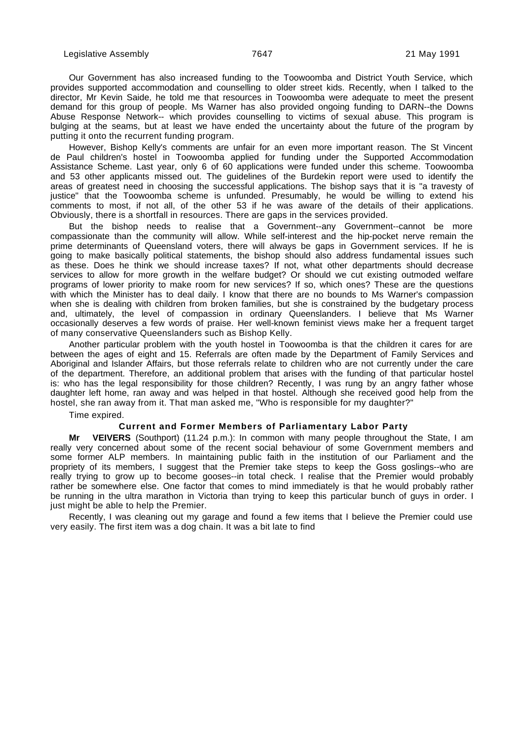Our Government has also increased funding to the Toowoomba and District Youth Service, which provides supported accommodation and counselling to older street kids. Recently, when I talked to the director, Mr Kevin Saide, he told me that resources in Toowoomba were adequate to meet the present demand for this group of people. Ms Warner has also provided ongoing funding to DARN--the Downs Abuse Response Network-- which provides counselling to victims of sexual abuse. This program is bulging at the seams, but at least we have ended the uncertainty about the future of the program by putting it onto the recurrent funding program.

However, Bishop Kelly's comments are unfair for an even more important reason. The St Vincent de Paul children's hostel in Toowoomba applied for funding under the Supported Accommodation Assistance Scheme. Last year, only 6 of 60 applications were funded under this scheme. Toowoomba and 53 other applicants missed out. The guidelines of the Burdekin report were used to identify the areas of greatest need in choosing the successful applications. The bishop says that it is "a travesty of justice" that the Toowoomba scheme is unfunded. Presumably, he would be willing to extend his comments to most, if not all, of the other 53 if he was aware of the details of their applications. Obviously, there is a shortfall in resources. There are gaps in the services provided.

But the bishop needs to realise that a Government--any Government--cannot be more compassionate than the community will allow. While self-interest and the hip-pocket nerve remain the prime determinants of Queensland voters, there will always be gaps in Government services. If he is going to make basically political statements, the bishop should also address fundamental issues such as these. Does he think we should increase taxes? If not, what other departments should decrease services to allow for more growth in the welfare budget? Or should we cut existing outmoded welfare programs of lower priority to make room for new services? If so, which ones? These are the questions with which the Minister has to deal daily. I know that there are no bounds to Ms Warner's compassion when she is dealing with children from broken families, but she is constrained by the budgetary process and, ultimately, the level of compassion in ordinary Queenslanders. I believe that Ms Warner occasionally deserves a few words of praise. Her well-known feminist views make her a frequent target of many conservative Queenslanders such as Bishop Kelly.

Another particular problem with the youth hostel in Toowoomba is that the children it cares for are between the ages of eight and 15. Referrals are often made by the Department of Family Services and Aboriginal and Islander Affairs, but those referrals relate to children who are not currently under the care of the department. Therefore, an additional problem that arises with the funding of that particular hostel is: who has the legal responsibility for those children? Recently, I was rung by an angry father whose daughter left home, ran away and was helped in that hostel. Although she received good help from the hostel, she ran away from it. That man asked me, "Who is responsible for my daughter?"

Time expired.

### Current and Former Members of Parliamentary Labor Party

**Mr VEIVERS** (Southport) (11.24 p.m.): In common with many people throughout the State, I am really very concerned about some of the recent social behaviour of some Government members and some former ALP members. In maintaining public faith in the institution of our Parliament and the propriety of its members, I suggest that the Premier take steps to keep the Goss goslings--who are really trying to grow up to become gooses--in total check. I realise that the Premier would probably rather be somewhere else. One factor that comes to mind immediately is that he would probably rather be running in the ultra marathon in Victoria than trying to keep this particular bunch of guys in order. I just might be able to help the Premier.

Recently, I was cleaning out my garage and found a few items that I believe the Premier could use very easily. The first item was a dog chain. It was a bit late to find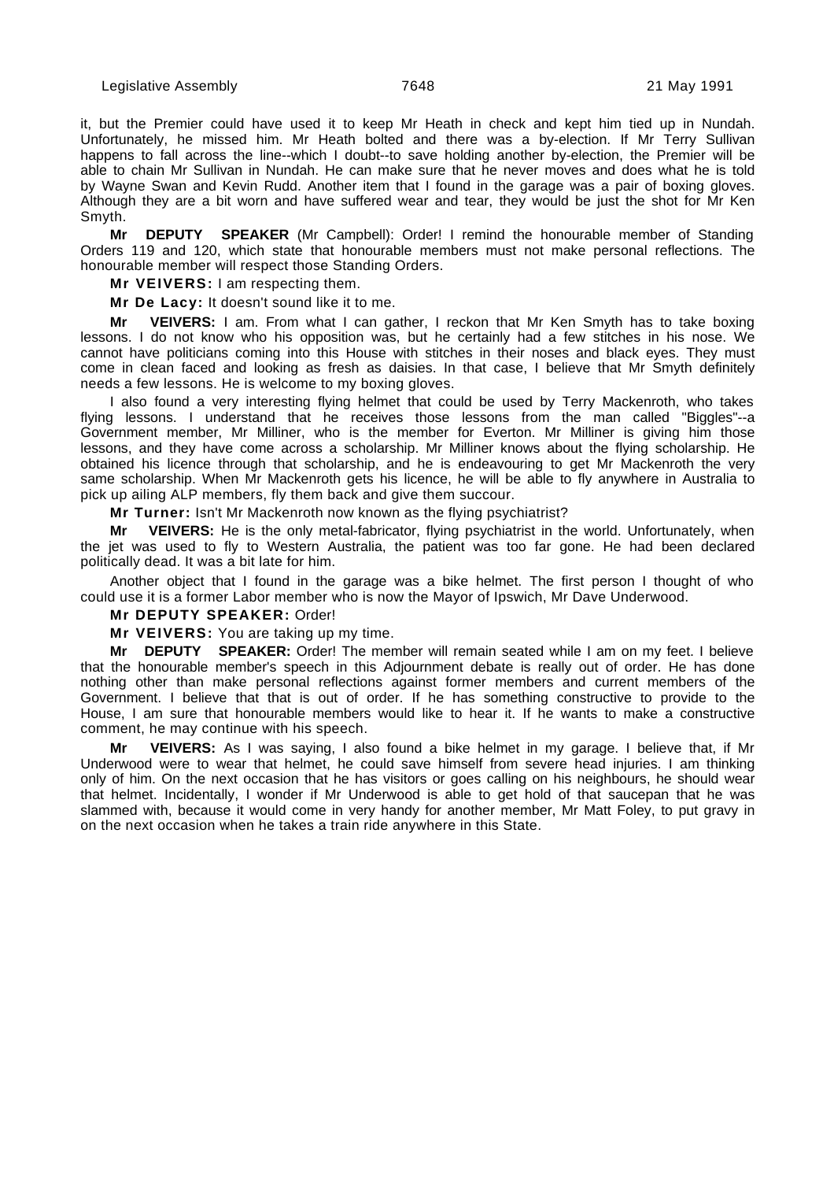it, but the Premier could have used it to keep Mr Heath in check and kept him tied up in Nundah. Unfortunately, he missed him. Mr Heath bolted and there was a by-election. If Mr Terry Sullivan happens to fall across the line--which I doubt--to save holding another by-election, the Premier will be able to chain Mr Sullivan in Nundah. He can make sure that he never moves and does what he is told by Wayne Swan and Kevin Rudd. Another item that I found in the garage was a pair of boxing gloves. Although they are a bit worn and have suffered wear and tear, they would be just the shot for Mr Ken Smyth.

**Mr DEPUTY SPEAKER** (Mr Campbell): Order! I remind the honourable member of Standing Orders 119 and 120, which state that honourable members must not make personal reflections. The honourable member will respect those Standing Orders.

**Mr VEIVERS:** I am respecting them.

**Mr De Lacy:** It doesn't sound like it to me.

**Mr VEIVERS:** I am. From what I can gather, I reckon that Mr Ken Smyth has to take boxing lessons. I do not know who his opposition was, but he certainly had a few stitches in his nose. We cannot have politicians coming into this House with stitches in their noses and black eyes. They must come in clean faced and looking as fresh as daisies. In that case, I believe that Mr Smyth definitely needs a few lessons. He is welcome to my boxing gloves.

I also found a very interesting flying helmet that could be used by Terry Mackenroth, who takes flying lessons. I understand that he receives those lessons from the man called "Biggles"--a Government member, Mr Milliner, who is the member for Everton. Mr Milliner is giving him those lessons, and they have come across a scholarship. Mr Milliner knows about the flying scholarship. He obtained his licence through that scholarship, and he is endeavouring to get Mr Mackenroth the very same scholarship. When Mr Mackenroth gets his licence, he will be able to fly anywhere in Australia to pick up ailing ALP members, fly them back and give them succour.

**Mr Turner:** Isn't Mr Mackenroth now known as the flying psychiatrist?

**Mr VEIVERS:** He is the only metal-fabricator, flying psychiatrist in the world. Unfortunately, when the jet was used to fly to Western Australia, the patient was too far gone. He had been declared politically dead. It was a bit late for him.

Another object that I found in the garage was a bike helmet. The first person I thought of who could use it is a former Labor member who is now the Mayor of Ipswich, Mr Dave Underwood.

**Mr DEPUTY SPEAKER:** Order!

**Mr VEIVERS:** You are taking up my time.

**Mr DEPUTY SPEAKER:** Order! The member will remain seated while I am on my feet. I believe that the honourable member's speech in this Adjournment debate is really out of order. He has done nothing other than make personal reflections against former members and current members of the Government. I believe that that is out of order. If he has something constructive to provide to the House, I am sure that honourable members would like to hear it. If he wants to make a constructive comment, he may continue with his speech.

**Mr VEIVERS:** As I was saying, I also found a bike helmet in my garage. I believe that, if Mr Underwood were to wear that helmet, he could save himself from severe head injuries. I am thinking only of him. On the next occasion that he has visitors or goes calling on his neighbours, he should wear that helmet. Incidentally, I wonder if Mr Underwood is able to get hold of that saucepan that he was slammed with, because it would come in very handy for another member, Mr Matt Foley, to put gravy in on the next occasion when he takes a train ride anywhere in this State.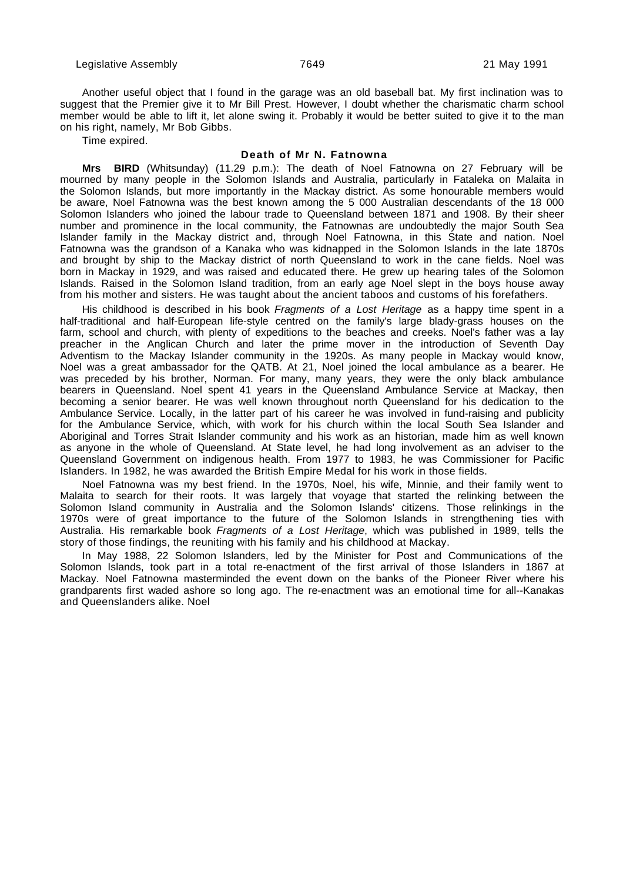Another useful object that I found in the garage was an old baseball bat. My first inclination was to suggest that the Premier give it to Mr Bill Prest. However, I doubt whether the charismatic charm school member would be able to lift it, let alone swing it. Probably it would be better suited to give it to the man on his right, namely, Mr Bob Gibbs.

Time expired.

### Death of Mr N. Fatnowna

**Mrs BIRD** (Whitsunday) (11.29 p.m.): The death of Noel Fatnowna on 27 February will be mourned by many people in the Solomon Islands and Australia, particularly in Fataleka on Malaita in the Solomon Islands, but more importantly in the Mackay district. As some honourable members would be aware, Noel Fatnowna was the best known among the 5 000 Australian descendants of the 18 000 Solomon Islanders who joined the labour trade to Queensland between 1871 and 1908. By their sheer number and prominence in the local community, the Fatnownas are undoubtedly the major South Sea Islander family in the Mackay district and, through Noel Fatnowna, in this State and nation. Noel Fatnowna was the grandson of a Kanaka who was kidnapped in the Solomon Islands in the late 1870s and brought by ship to the Mackay district of north Queensland to work in the cane fields. Noel was born in Mackay in 1929, and was raised and educated there. He grew up hearing tales of the Solomon Islands. Raised in the Solomon Island tradition, from an early age Noel slept in the boys house away from his mother and sisters. He was taught about the ancient taboos and customs of his forefathers.

His childhood is described in his book *Fragments of a Lost Heritage* as a happy time spent in a half-traditional and half-European life-style centred on the family's large blady-grass houses on the farm, school and church, with plenty of expeditions to the beaches and creeks. Noel's father was a lay preacher in the Anglican Church and later the prime mover in the introduction of Seventh Day Adventism to the Mackay Islander community in the 1920s. As many people in Mackay would know, Noel was a great ambassador for the QATB. At 21, Noel joined the local ambulance as a bearer. He was preceded by his brother, Norman. For many, many years, they were the only black ambulance bearers in Queensland. Noel spent 41 years in the Queensland Ambulance Service at Mackay, then becoming a senior bearer. He was well known throughout north Queensland for his dedication to the Ambulance Service. Locally, in the latter part of his career he was involved in fund-raising and publicity for the Ambulance Service, which, with work for his church within the local South Sea Islander and Aboriginal and Torres Strait Islander community and his work as an historian, made him as well known as anyone in the whole of Queensland. At State level, he had long involvement as an adviser to the Queensland Government on indigenous health. From 1977 to 1983, he was Commissioner for Pacific Islanders. In 1982, he was awarded the British Empire Medal for his work in those fields.

Noel Fatnowna was my best friend. In the 1970s, Noel, his wife, Minnie, and their family went to Malaita to search for their roots. It was largely that voyage that started the relinking between the Solomon Island community in Australia and the Solomon Islands' citizens. Those relinkings in the 1970s were of great importance to the future of the Solomon Islands in strengthening ties with Australia. His remarkable book *Fragments of a Lost Heritage*, which was published in 1989, tells the story of those findings, the reuniting with his family and his childhood at Mackay.

In May 1988, 22 Solomon Islanders, led by the Minister for Post and Communications of the Solomon Islands, took part in a total re-enactment of the first arrival of those Islanders in 1867 at Mackay. Noel Fatnowna masterminded the event down on the banks of the Pioneer River where his grandparents first waded ashore so long ago. The re-enactment was an emotional time for all--Kanakas and Queenslanders alike. Noel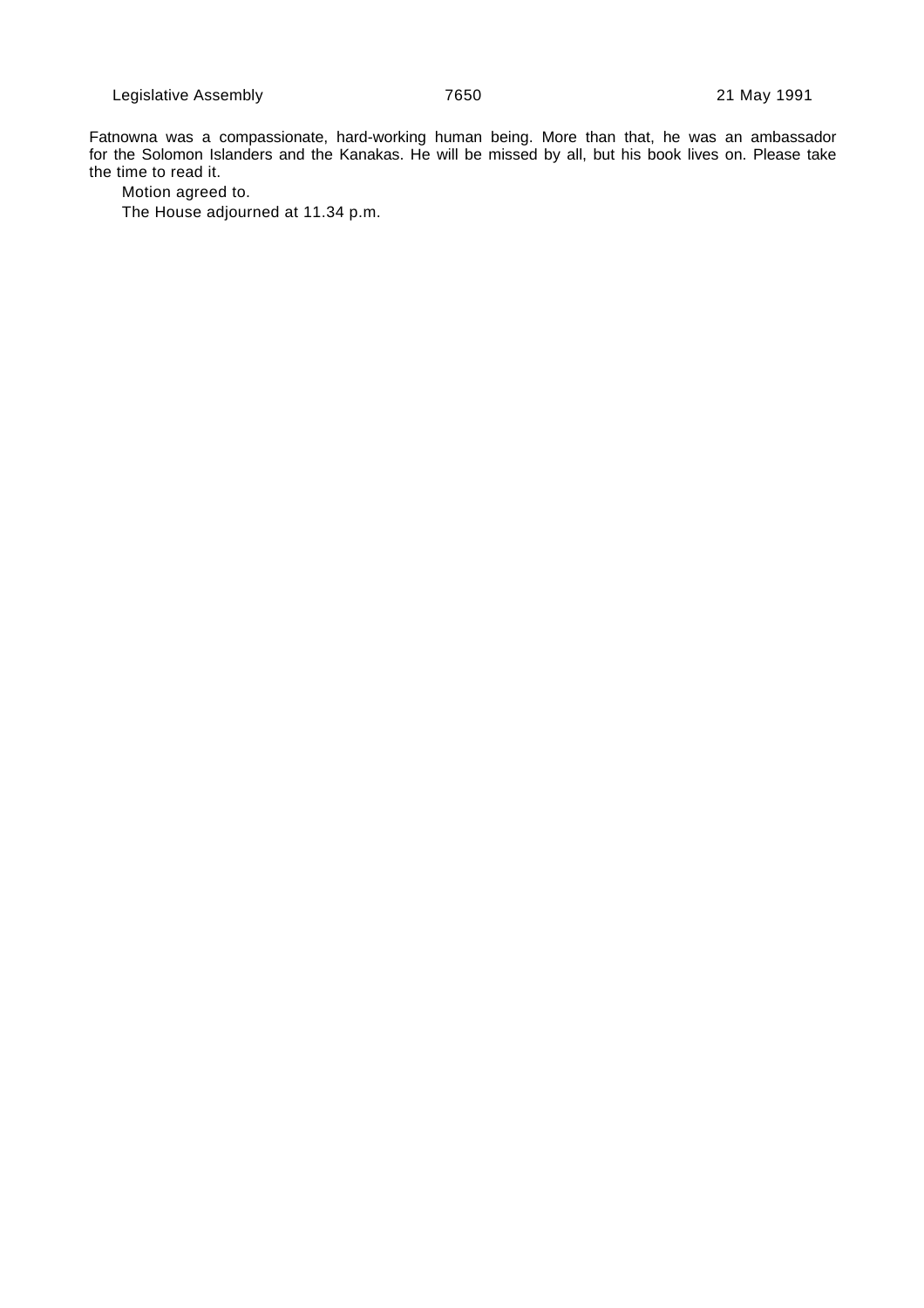Fatnowna was a compassionate, hard-working human being. More than that, he was an ambassador for the Solomon Islanders and the Kanakas. He will be missed by all, but his book lives on. Please take the time to read it.

Motion agreed to.

The House adjourned at 11.34 p.m.